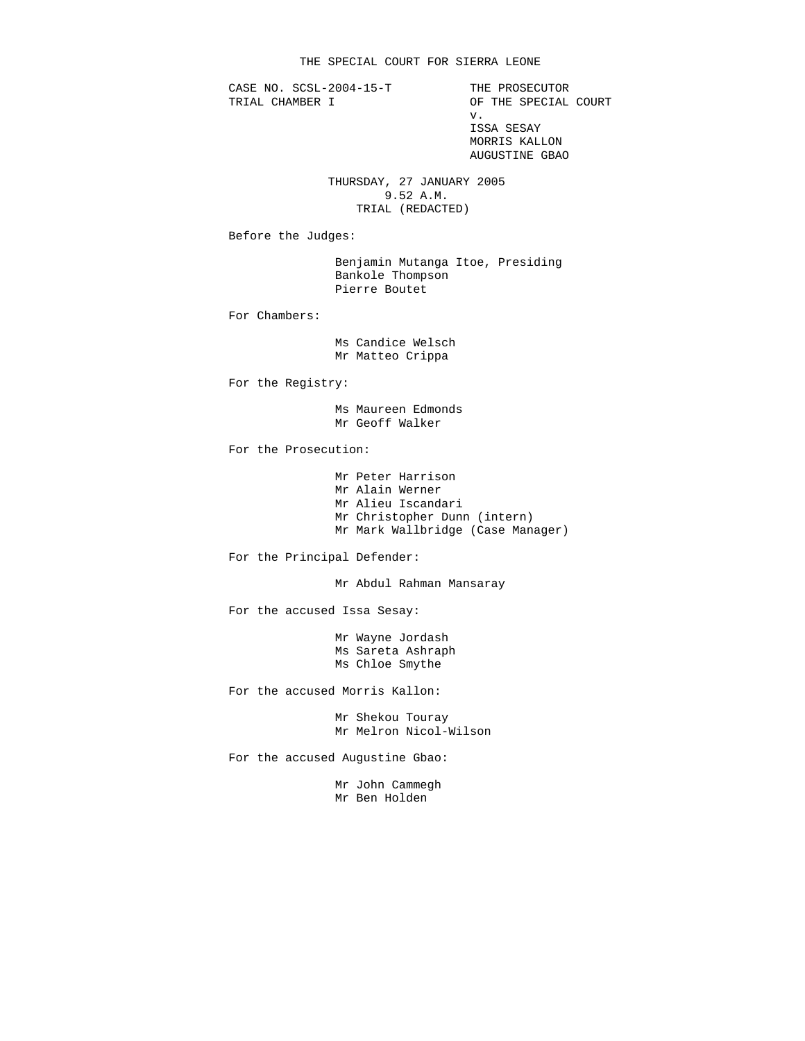# THE SPECIAL COURT FOR SIERRA LEONE

CASE NO. SCSL-2004-15-T
TRIAL CHAMBER I

THE PROSECUTOR
OF THE SPECIAL COURT
v.
ISSA SESAY
MORRIS KALLON
AUGUSTINE GBAO

THURSDAY, 27 JANUARY 2005
9.52 A.M.
TRIAL (REDACTED)

Before the Judges:

Benjamin Mutanga Itoe, Presiding
Bankole Thompson
Pierre Boutet

For Chambers:

Ms Candice Welsch
Mr Matteo Crippa

For the Registry:

Ms Maureen Edmonds
Mr Geoff Walker

For the Prosecution:

Mr Peter Harrison
Mr Alain Werner
Mr Alieu Iscandari
Mr Christopher Dunn (intern)
Mr Mark Wallbridge (Case Manager)

For the Principal Defender:

Mr Abdul Rahman Mansaray

For the accused Issa Sesay:

Mr Wayne Jordash
Ms Sareta Ashraph
Ms Chloe Smythe

For the accused Morris Kallon:

Mr Shekou Touray
Mr Melron Nicol-Wilson

For the accused Augustine Gbao:

Mr John Cammegh
Mr Ben Holden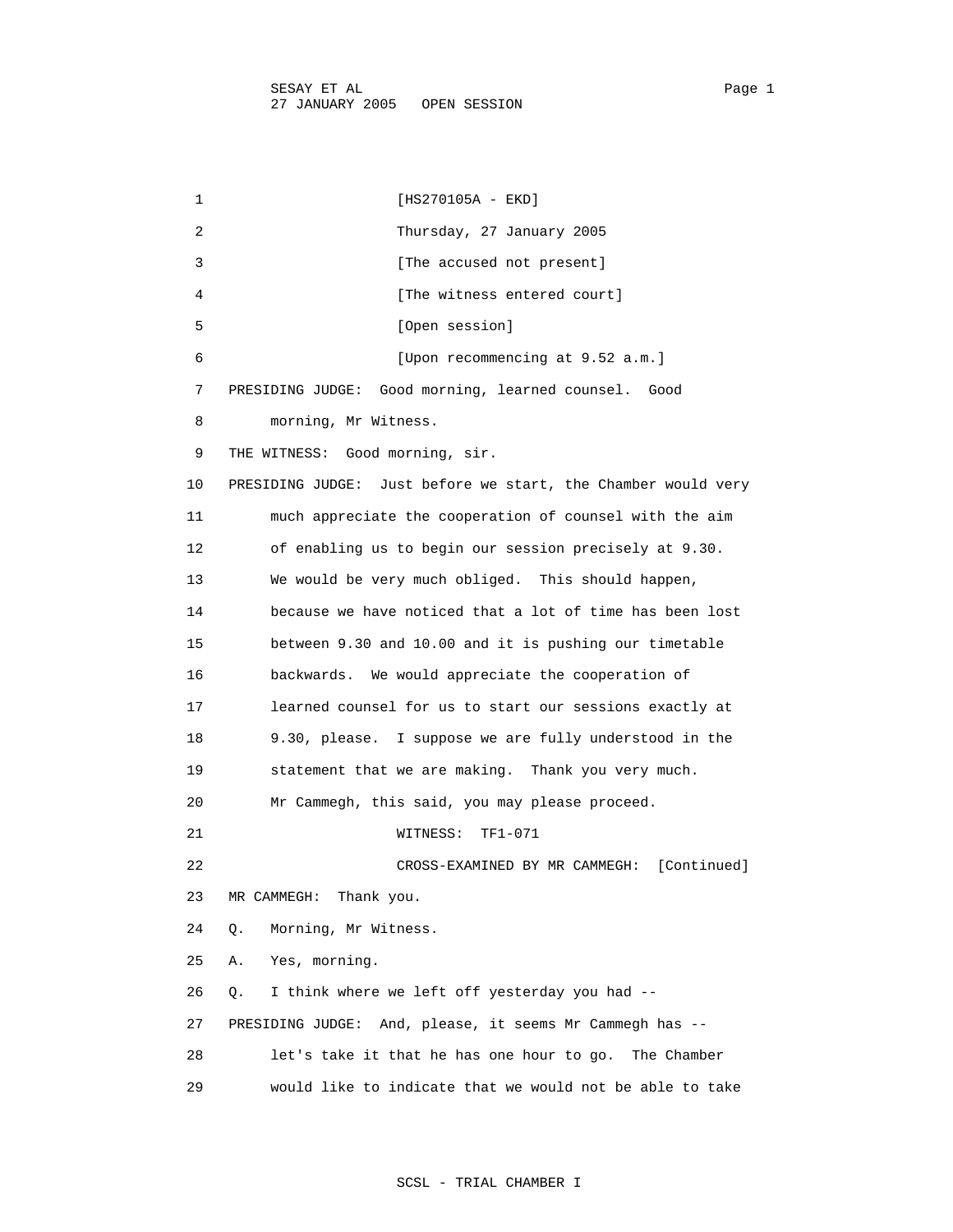1 [HS270105A - EKD]

2 Thursday, 27 January 2005

3 [The accused not present]

4 [The witness entered court]

5 [Open session]

6 [Upon recommencing at 9.52 a.m.]

7 PRESIDING JUDGE: Good morning, learned counsel. Good

8 morning, Mr Witness.

9 THE WITNESS: Good morning, sir.

10 PRESIDING JUDGE: Just before we start, the Chamber would very

11 much appreciate the cooperation of counsel with the aim

12 of enabling us to begin our session precisely at 9.30.

13 We would be very much obliged. This should happen,

14 because we have noticed that a lot of time has been lost

15 between 9.30 and 10.00 and it is pushing our timetable

16 backwards. We would appreciate the cooperation of

17 learned counsel for us to start our sessions exactly at

18 9.30, please. I suppose we are fully understood in the

19 statement that we are making. Thank you very much.

20 Mr Cammegh, this said, you may please proceed.

21 WITNESS: TF1-071

22 CROSS-EXAMINED BY MR CAMMEGH: [Continued]

23 MR CAMMEGH: Thank you.

24 Q. Morning, Mr Witness.

25 A. Yes, morning.

26 Q. I think where we left off yesterday you had --

27 PRESIDING JUDGE: And, please, it seems Mr Cammegh has --

28 let's take it that he has one hour to go. The Chamber

29 would like to indicate that we would not be able to take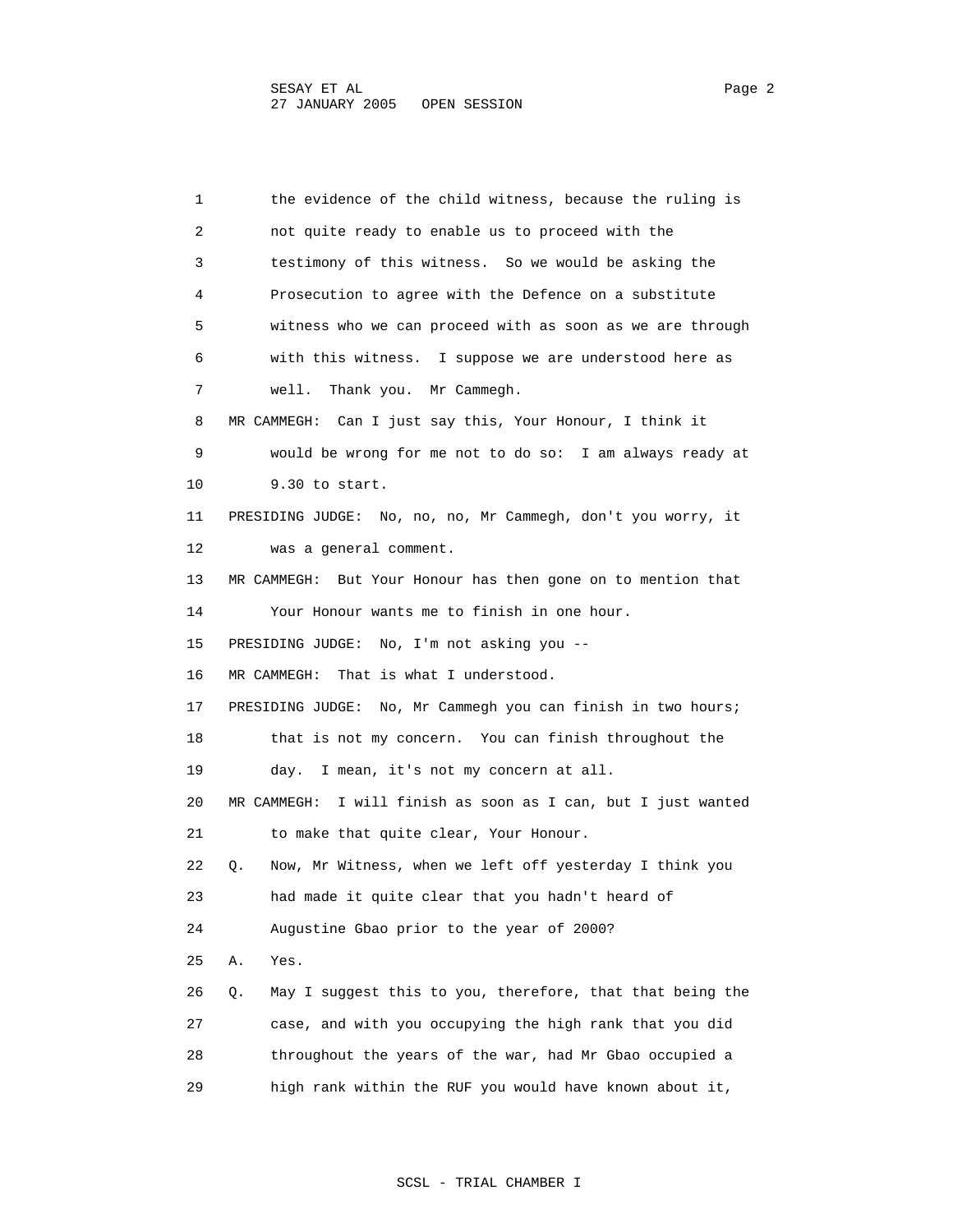the evidence of the child witness, because the ruling is not quite ready to enable us to proceed with the testimony of this witness. So we would be asking the Prosecution to agree with the Defence on a substitute witness who we can proceed with as soon as we are through with this witness. I suppose we are understood here as well. Thank you. Mr Cammegh.

MR CAMMEGH: Can I just say this, Your Honour, I think it would be wrong for me not to do so: I am always ready at 9.30 to start.

PRESIDING JUDGE: No, no, no, Mr Cammegh, don't you worry, it was a general comment.

MR CAMMEGH: But Your Honour has then gone on to mention that Your Honour wants me to finish in one hour.

PRESIDING JUDGE: No, I'm not asking you --

MR CAMMEGH: That is what I understood.

PRESIDING JUDGE: No, Mr Cammegh you can finish in two hours; that is not my concern. You can finish throughout the day. I mean, it's not my concern at all.

MR CAMMEGH: I will finish as soon as I can, but I just wanted to make that quite clear, Your Honour.

Q. Now, Mr Witness, when we left off yesterday I think you had made it quite clear that you hadn't heard of Augustine Gbao prior to the year of 2000?

A. Yes.

Q. May I suggest this to you, therefore, that that being the case, and with you occupying the high rank that you did throughout the years of the war, had Mr Gbao occupied a high rank within the RUF you would have known about it,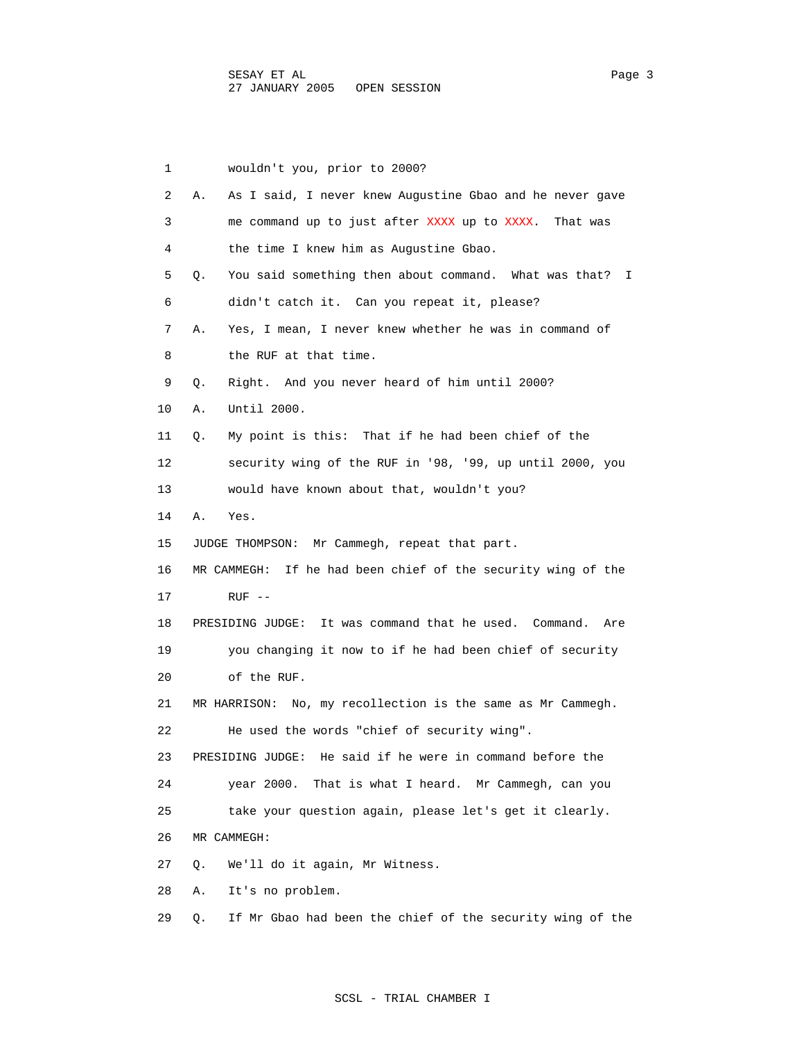1 wouldn't you, prior to 2000?

2 A. As I said, I never knew Augustine Gbao and he never gave

3 me command up to just after XXXX up to XXXX. That was

4 the time I knew him as Augustine Gbao.

5 Q. You said something then about command. What was that? I

6 didn't catch it. Can you repeat it, please?

7 A. Yes, I mean, I never knew whether he was in command of

8 the RUF at that time.

9 Q. Right. And you never heard of him until 2000?

10 A. Until 2000.

11 Q. My point is this: That if he had been chief of the

12 security wing of the RUF in '98, '99, up until 2000, you

13 would have known about that, wouldn't you?

14 A. Yes.

15 JUDGE THOMPSON: Mr Cammegh, repeat that part.

16 MR CAMMEGH: If he had been chief of the security wing of the

17 RUF --

18 PRESIDING JUDGE: It was command that he used. Command. Are

19 you changing it now to if he had been chief of security

20 of the RUF.

21 MR HARRISON: No, my recollection is the same as Mr Cammegh.

22 He used the words "chief of security wing".

23 PRESIDING JUDGE: He said if he were in command before the

24 year 2000. That is what I heard. Mr Cammegh, can you

25 take your question again, please let's get it clearly.

26 MR CAMMEGH:

27 Q. We'll do it again, Mr Witness.

28 A. It's no problem.

29 Q. If Mr Gbao had been the chief of the security wing of the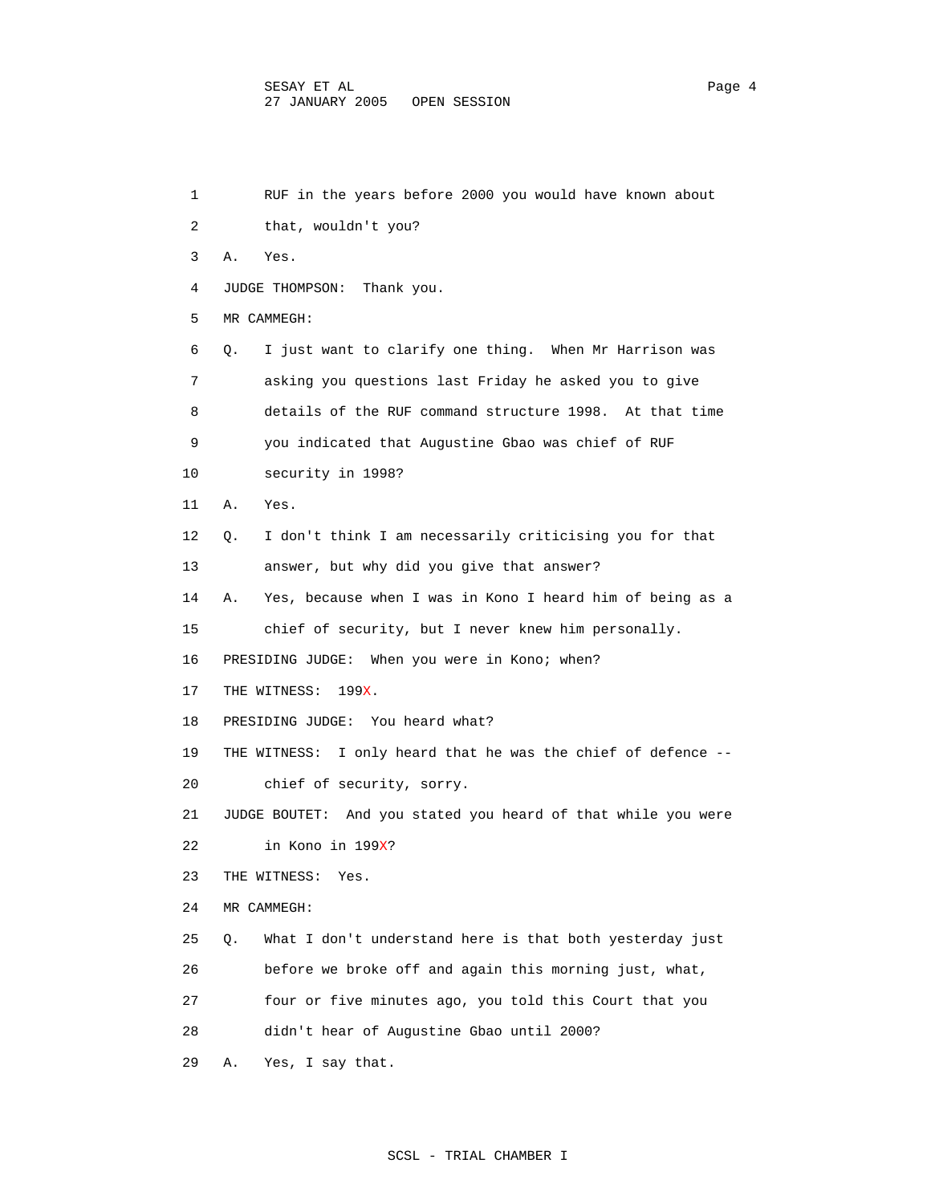1 RUF in the years before 2000 you would have known about
2 that, wouldn't you?
3 A. Yes.
4 JUDGE THOMPSON: Thank you.
5 MR CAMMEGH:
6 Q. I just want to clarify one thing. When Mr Harrison was
7 asking you questions last Friday he asked you to give
8 details of the RUF command structure 1998. At that time
9 you indicated that Augustine Gbao was chief of RUF
10 security in 1998?
11 A. Yes.
12 Q. I don't think I am necessarily criticising you for that
13 answer, but why did you give that answer?
14 A. Yes, because when I was in Kono I heard him of being as a
15 chief of security, but I never knew him personally.
16 PRESIDING JUDGE: When you were in Kono; when?
17 THE WITNESS: 199X.
18 PRESIDING JUDGE: You heard what?
19 THE WITNESS: I only heard that he was the chief of defence --
20 chief of security, sorry.
21 JUDGE BOUTET: And you stated you heard of that while you were
22 in Kono in 199X?
23 THE WITNESS: Yes.
24 MR CAMMEGH:
25 Q. What I don't understand here is that both yesterday just
26 before we broke off and again this morning just, what,
27 four or five minutes ago, you told this Court that you
28 didn't hear of Augustine Gbao until 2000?
29 A. Yes, I say that.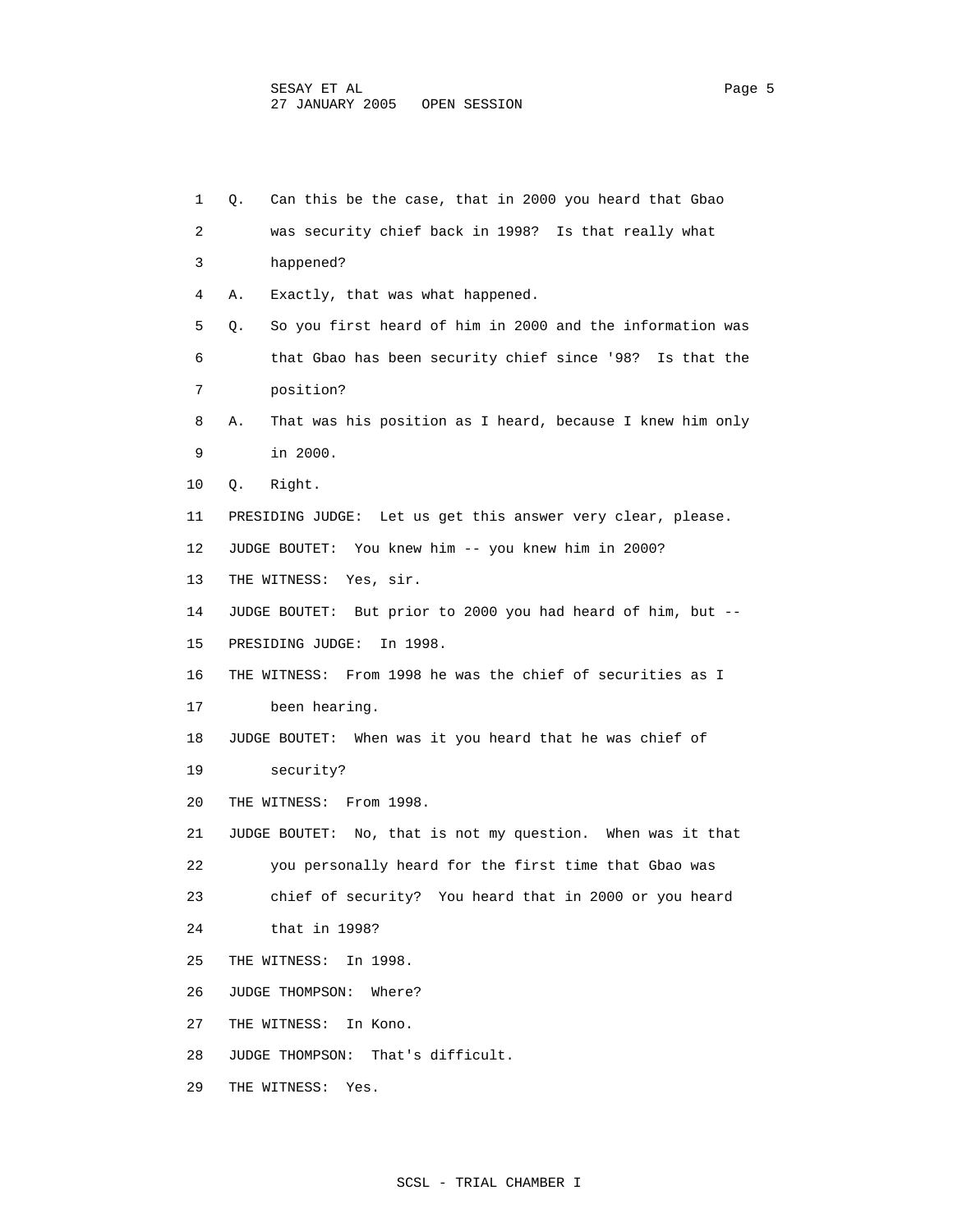Q. Can this be the case, that in 2000 you heard that Gbao was security chief back in 1998? Is that really what happened?

A. Exactly, that was what happened.

Q. So you first heard of him in 2000 and the information was that Gbao has been security chief since '98? Is that the position?

A. That was his position as I heard, because I knew him only in 2000.

Q. Right.

PRESIDING JUDGE: Let us get this answer very clear, please.

JUDGE BOUTET: You knew him -- you knew him in 2000?

THE WITNESS: Yes, sir.

JUDGE BOUTET: But prior to 2000 you had heard of him, but --

PRESIDING JUDGE: In 1998.

THE WITNESS: From 1998 he was the chief of securities as I been hearing.

JUDGE BOUTET: When was it you heard that he was chief of security?

THE WITNESS: From 1998.

JUDGE BOUTET: No, that is not my question. When was it that you personally heard for the first time that Gbao was chief of security? You heard that in 2000 or you heard that in 1998?

THE WITNESS: In 1998.

JUDGE THOMPSON: Where?

THE WITNESS: In Kono.

JUDGE THOMPSON: That's difficult.

THE WITNESS: Yes.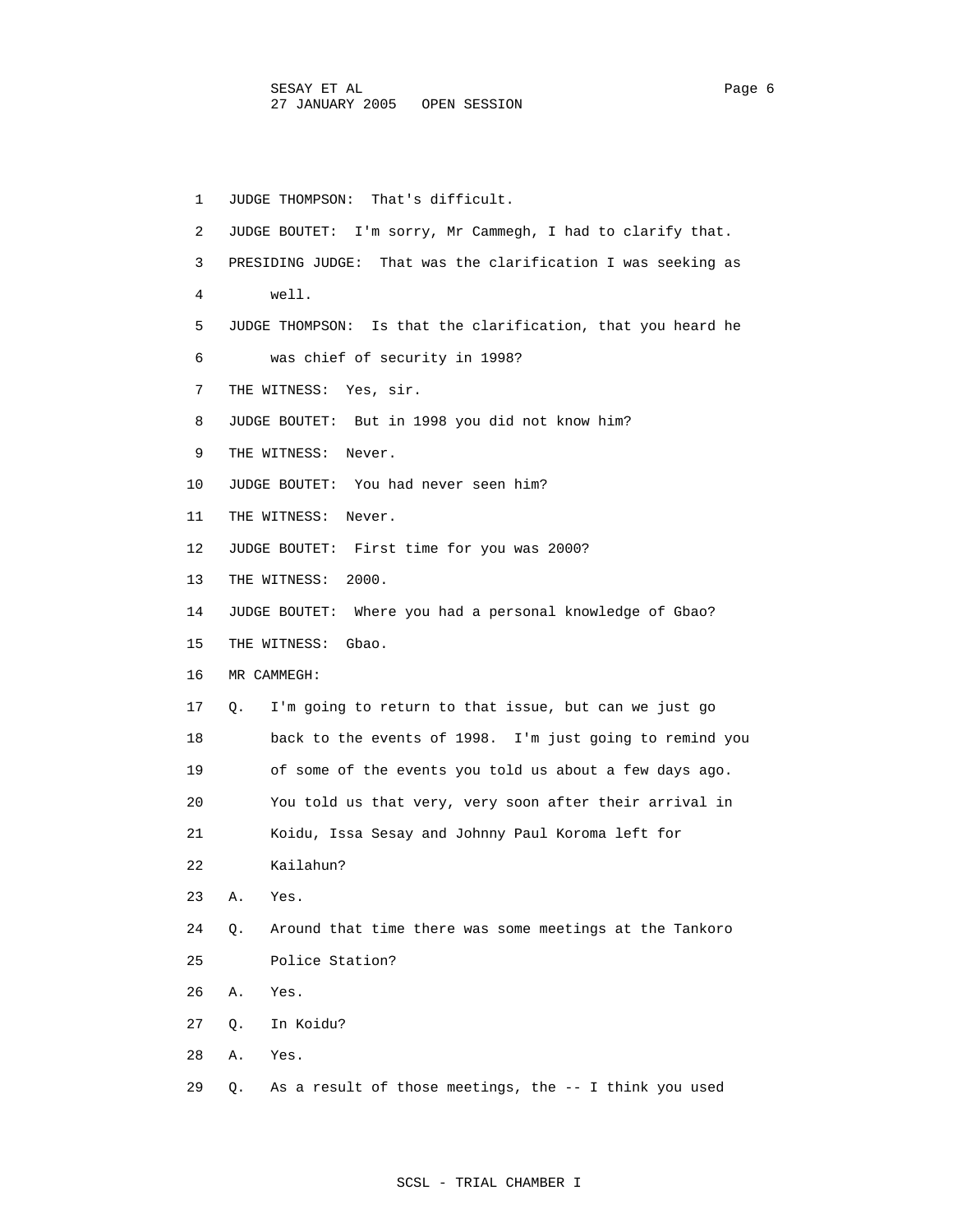1 JUDGE THOMPSON: That's difficult.

2 JUDGE BOUTET: I'm sorry, Mr Cammegh, I had to clarify that.

3 PRESIDING JUDGE: That was the clarification I was seeking as

4 well.

5 JUDGE THOMPSON: Is that the clarification, that you heard he

6 was chief of security in 1998?

7 THE WITNESS: Yes, sir.

8 JUDGE BOUTET: But in 1998 you did not know him?

9 THE WITNESS: Never.

10 JUDGE BOUTET: You had never seen him?

11 THE WITNESS: Never.

12 JUDGE BOUTET: First time for you was 2000?

13 THE WITNESS: 2000.

14 JUDGE BOUTET: Where you had a personal knowledge of Gbao?

15 THE WITNESS: Gbao.

16 MR CAMMEGH:

17 Q. I'm going to return to that issue, but can we just go

18 back to the events of 1998. I'm just going to remind you

19 of some of the events you told us about a few days ago.

20 You told us that very, very soon after their arrival in

21 Koidu, Issa Sesay and Johnny Paul Koroma left for

22 Kailahun?

23 A. Yes.

24 Q. Around that time there was some meetings at the Tankoro

25 Police Station?

26 A. Yes.

27 Q. In Koidu?

28 A. Yes.

29 Q. As a result of those meetings, the -- I think you used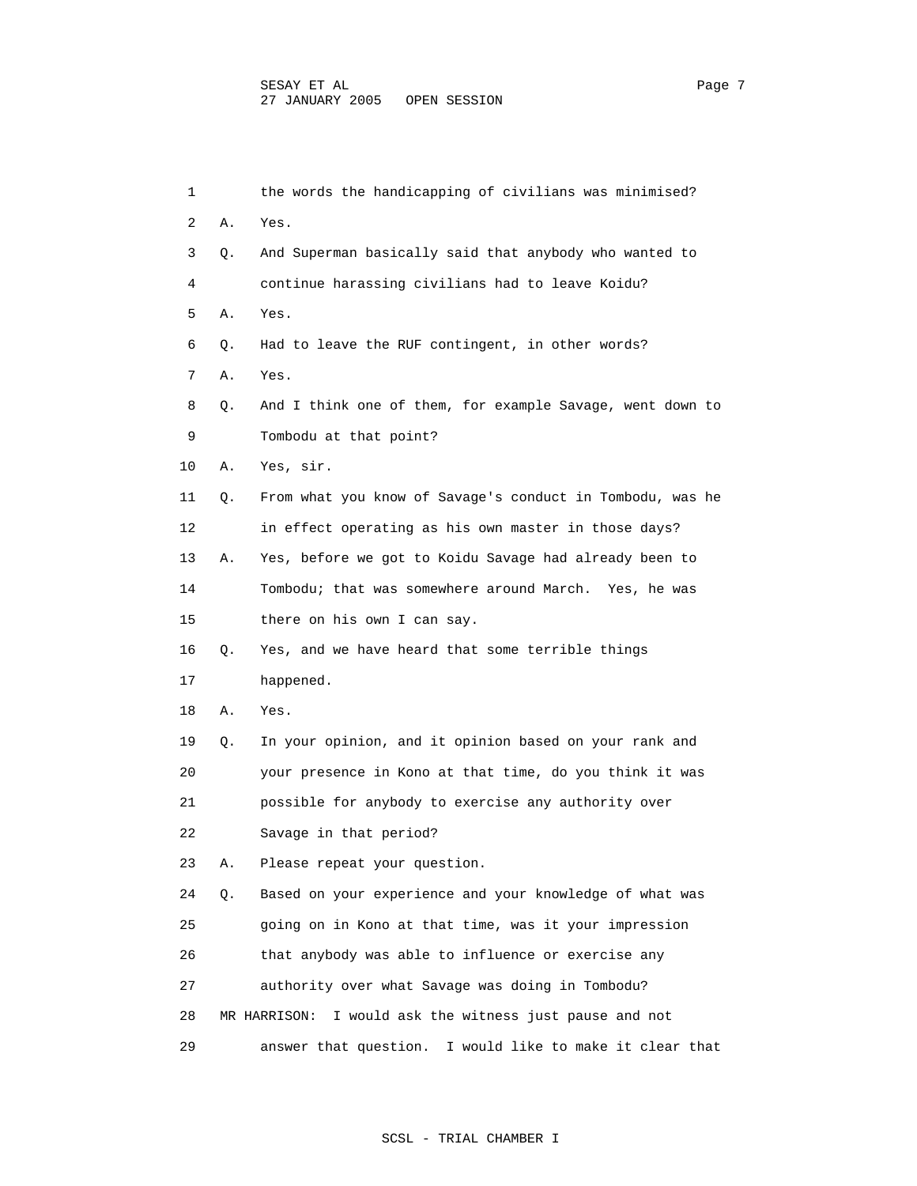1 the words the handicapping of civilians was minimised?

2 A. Yes.

3 Q. And Superman basically said that anybody who wanted to

4 continue harassing civilians had to leave Koidu?

5 A. Yes.

6 Q. Had to leave the RUF contingent, in other words?

7 A. Yes.

8 Q. And I think one of them, for example Savage, went down to

9 Tombodu at that point?

10 A. Yes, sir.

11 Q. From what you know of Savage's conduct in Tombodu, was he

12 in effect operating as his own master in those days?

13 A. Yes, before we got to Koidu Savage had already been to

14 Tombodu; that was somewhere around March. Yes, he was

15 there on his own I can say.

16 Q. Yes, and we have heard that some terrible things

17 happened.

18 A. Yes.

19 Q. In your opinion, and it opinion based on your rank and

20 your presence in Kono at that time, do you think it was

21 possible for anybody to exercise any authority over

22 Savage in that period?

23 A. Please repeat your question.

24 Q. Based on your experience and your knowledge of what was

25 going on in Kono at that time, was it your impression

26 that anybody was able to influence or exercise any

27 authority over what Savage was doing in Tombodu?

28 MR HARRISON: I would ask the witness just pause and not

29 answer that question. I would like to make it clear that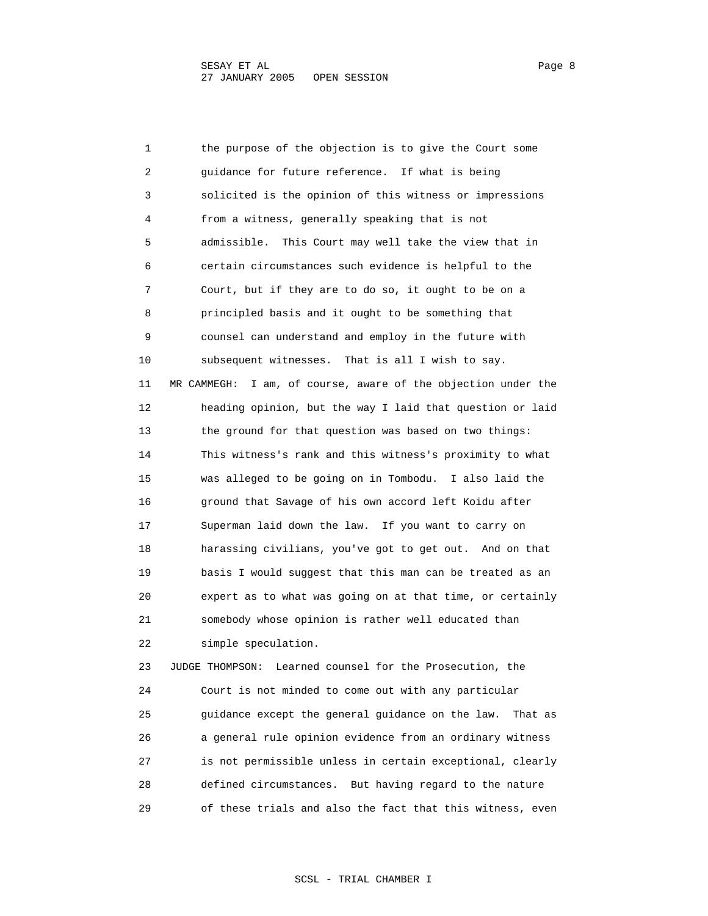the purpose of the objection is to give the Court some guidance for future reference. If what is being solicited is the opinion of this witness or impressions from a witness, generally speaking that is not admissible. This Court may well take the view that in certain circumstances such evidence is helpful to the Court, but if they are to do so, it ought to be on a principled basis and it ought to be something that counsel can understand and employ in the future with subsequent witnesses. That is all I wish to say.

MR CAMMEGH: I am, of course, aware of the objection under the heading opinion, but the way I laid that question or laid the ground for that question was based on two things: This witness's rank and this witness's proximity to what was alleged to be going on in Tombodu. I also laid the ground that Savage of his own accord left Koidu after Superman laid down the law. If you want to carry on harassing civilians, you've got to get out. And on that basis I would suggest that this man can be treated as an expert as to what was going on at that time, or certainly somebody whose opinion is rather well educated than simple speculation.

JUDGE THOMPSON: Learned counsel for the Prosecution, the Court is not minded to come out with any particular guidance except the general guidance on the law. That as a general rule opinion evidence from an ordinary witness is not permissible unless in certain exceptional, clearly defined circumstances. But having regard to the nature of these trials and also the fact that this witness, even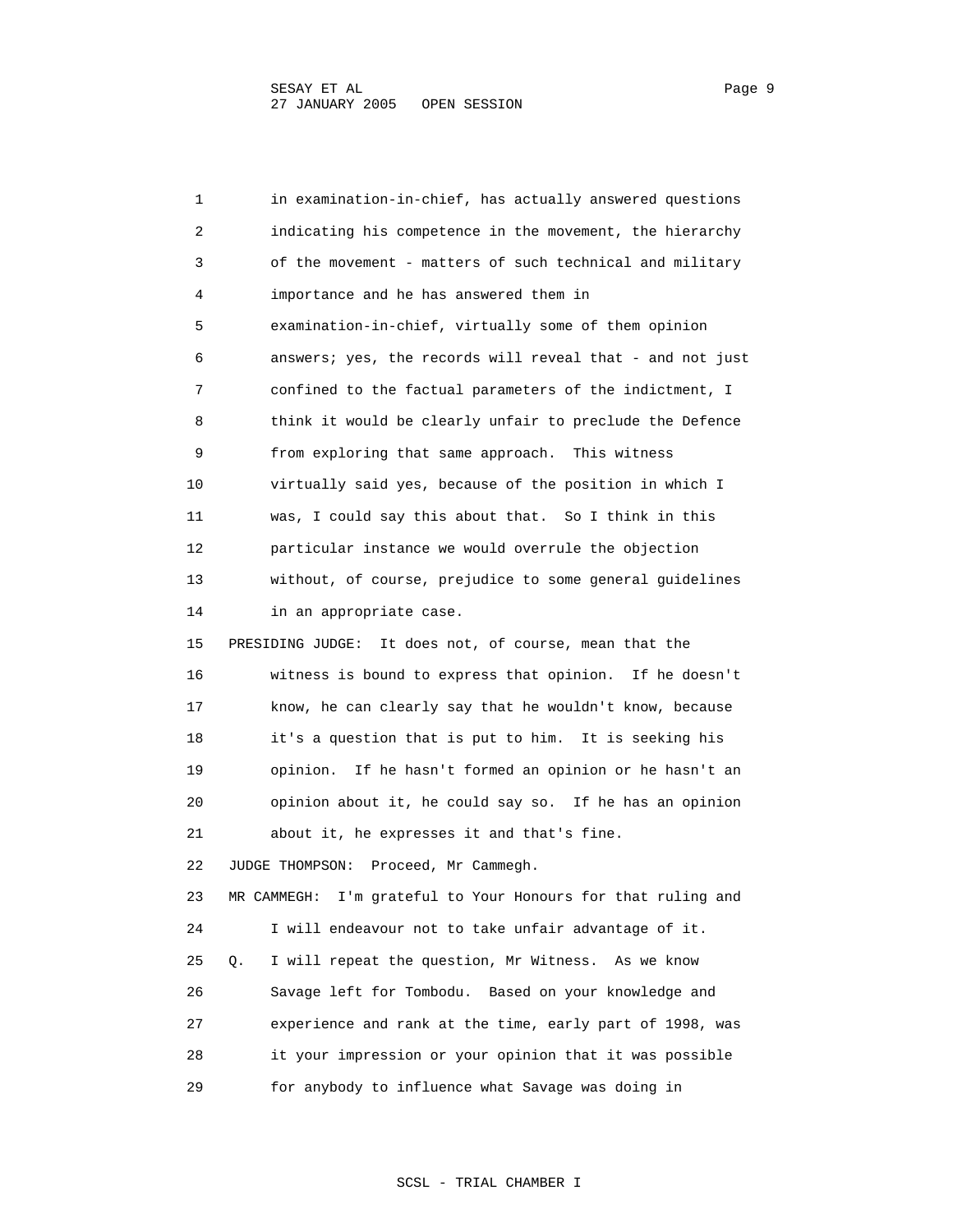in examination-in-chief, has actually answered questions indicating his competence in the movement, the hierarchy of the movement - matters of such technical and military importance and he has answered them in examination-in-chief, virtually some of them opinion answers; yes, the records will reveal that - and not just confined to the factual parameters of the indictment, I think it would be clearly unfair to preclude the Defence from exploring that same approach. This witness virtually said yes, because of the position in which I was, I could say this about that. So I think in this particular instance we would overrule the objection without, of course, prejudice to some general guidelines in an appropriate case.

PRESIDING JUDGE: It does not, of course, mean that the witness is bound to express that opinion. If he doesn't know, he can clearly say that he wouldn't know, because it's a question that is put to him. It is seeking his opinion. If he hasn't formed an opinion or he hasn't an opinion about it, he could say so. If he has an opinion about it, he expresses it and that's fine.

JUDGE THOMPSON: Proceed, Mr Cammegh.

MR CAMMEGH: I'm grateful to Your Honours for that ruling and I will endeavour not to take unfair advantage of it.

Q. I will repeat the question, Mr Witness. As we know Savage left for Tombodu. Based on your knowledge and experience and rank at the time, early part of 1998, was it your impression or your opinion that it was possible for anybody to influence what Savage was doing in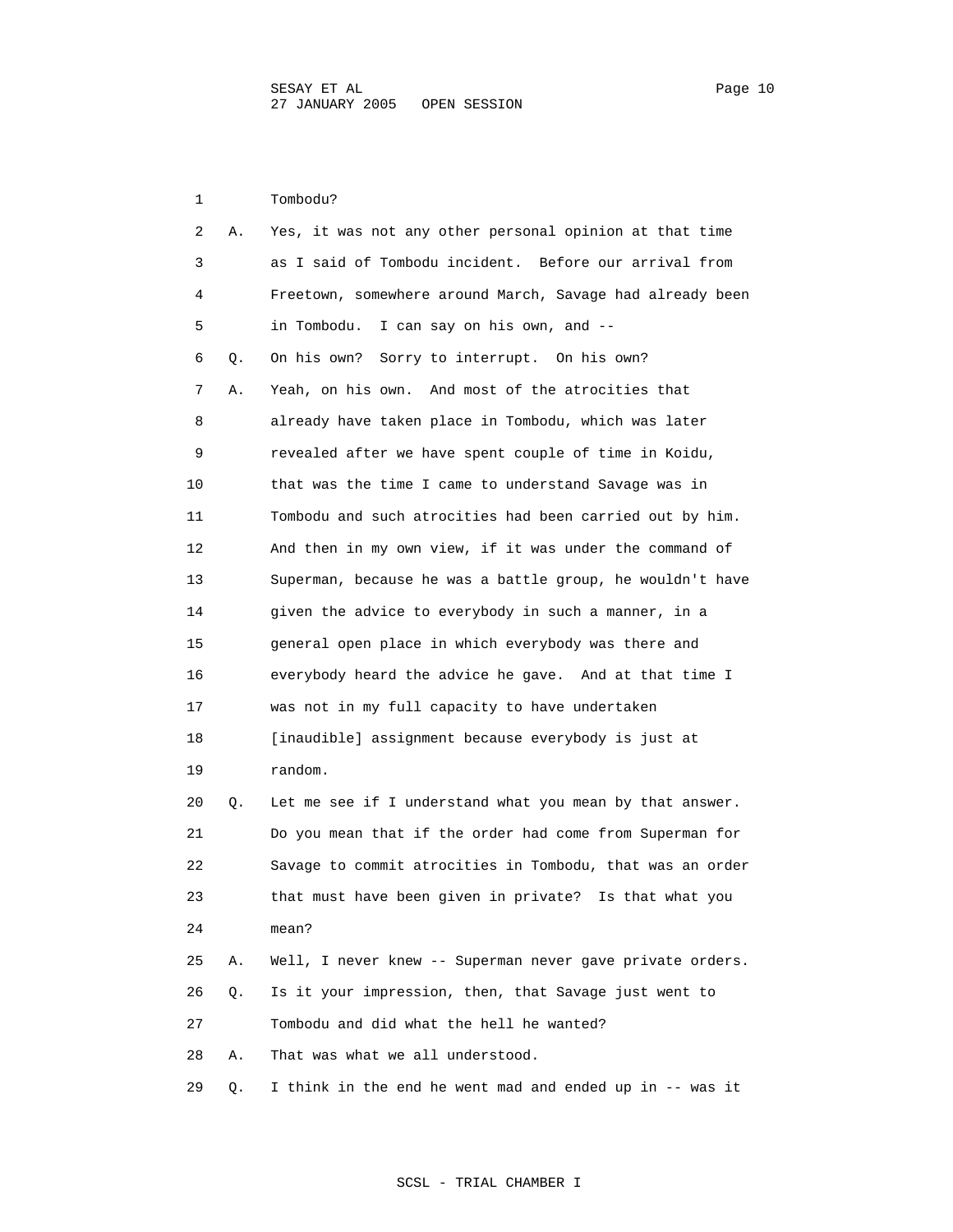1 Tombodu?

2 A. Yes, it was not any other personal opinion at that time

3 as I said of Tombodu incident. Before our arrival from

4 Freetown, somewhere around March, Savage had already been

5 in Tombodu. I can say on his own, and --

6 Q. On his own? Sorry to interrupt. On his own?

7 A. Yeah, on his own. And most of the atrocities that

8 already have taken place in Tombodu, which was later

9 revealed after we have spent couple of time in Koidu,

10 that was the time I came to understand Savage was in

11 Tombodu and such atrocities had been carried out by him.

12 And then in my own view, if it was under the command of

13 Superman, because he was a battle group, he wouldn't have

14 given the advice to everybody in such a manner, in a

15 general open place in which everybody was there and

16 everybody heard the advice he gave. And at that time I

17 was not in my full capacity to have undertaken

18 [inaudible] assignment because everybody is just at

19 random.

20 Q. Let me see if I understand what you mean by that answer.

21 Do you mean that if the order had come from Superman for

22 Savage to commit atrocities in Tombodu, that was an order

23 that must have been given in private? Is that what you

24 mean?

25 A. Well, I never knew -- Superman never gave private orders.

26 Q. Is it your impression, then, that Savage just went to

27 Tombodu and did what the hell he wanted?

28 A. That was what we all understood.

29 Q. I think in the end he went mad and ended up in -- was it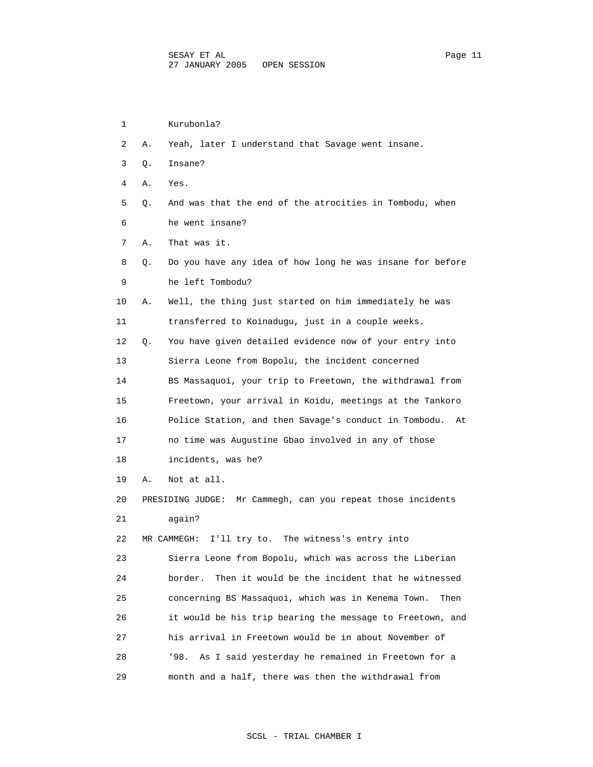Kurubonla?

A. Yeah, later I understand that Savage went insane.

Q. Insane?

A. Yes.

Q. And was that the end of the atrocities in Tombodu, when he went insane?

A. That was it.

Q. Do you have any idea of how long he was insane for before he left Tombodu?

A. Well, the thing just started on him immediately he was transferred to Koinadugu, just in a couple weeks.

Q. You have given detailed evidence now of your entry into Sierra Leone from Bopolu, the incident concerned BS Massaquoi, your trip to Freetown, the withdrawal from Freetown, your arrival in Koidu, meetings at the Tankoro Police Station, and then Savage's conduct in Tombodu. At no time was Augustine Gbao involved in any of those incidents, was he?

A. Not at all.

PRESIDING JUDGE: Mr Cammegh, can you repeat those incidents again?

MR CAMMEGH: I'll try to. The witness's entry into Sierra Leone from Bopolu, which was across the Liberian border. Then it would be the incident that he witnessed concerning BS Massaquoi, which was in Kenema Town. Then it would be his trip bearing the message to Freetown, and his arrival in Freetown would be in about November of '98. As I said yesterday he remained in Freetown for a month and a half, there was then the withdrawal from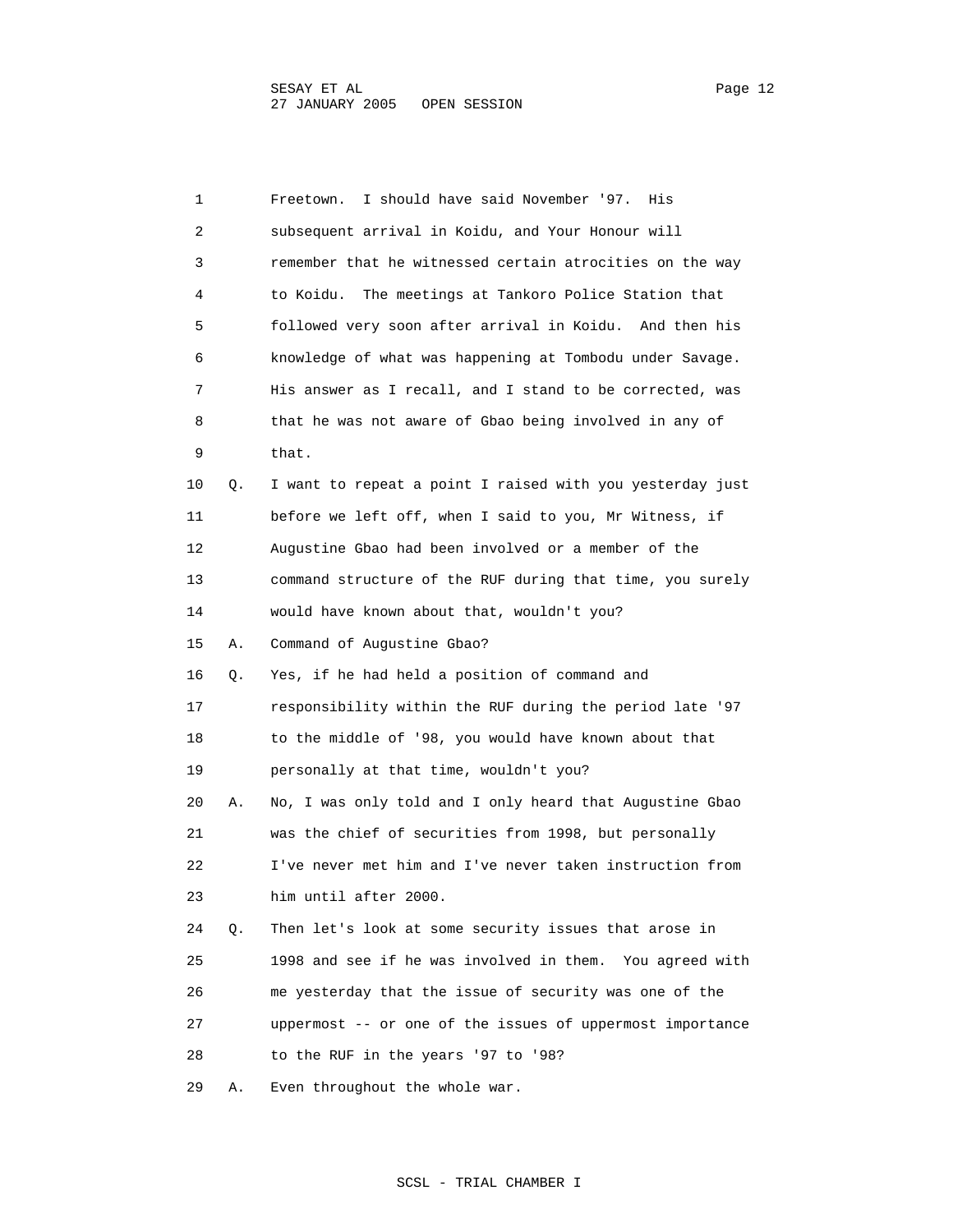1 Freetown. I should have said November '97. His
2 subsequent arrival in Koidu, and Your Honour will
3 remember that he witnessed certain atrocities on the way
4 to Koidu. The meetings at Tankoro Police Station that
5 followed very soon after arrival in Koidu. And then his
6 knowledge of what was happening at Tombodu under Savage.
7 His answer as I recall, and I stand to be corrected, was
8 that he was not aware of Gbao being involved in any of
9 that.

10 Q. I want to repeat a point I raised with you yesterday just
11 before we left off, when I said to you, Mr Witness, if
12 Augustine Gbao had been involved or a member of the
13 command structure of the RUF during that time, you surely
14 would have known about that, wouldn't you?

15 A. Command of Augustine Gbao?

16 Q. Yes, if he had held a position of command and
17 responsibility within the RUF during the period late '97
18 to the middle of '98, you would have known about that
19 personally at that time, wouldn't you?

20 A. No, I was only told and I only heard that Augustine Gbao
21 was the chief of securities from 1998, but personally
22 I've never met him and I've never taken instruction from
23 him until after 2000.

24 Q. Then let's look at some security issues that arose in
25 1998 and see if he was involved in them. You agreed with
26 me yesterday that the issue of security was one of the
27 uppermost -- or one of the issues of uppermost importance
28 to the RUF in the years '97 to '98?

29 A. Even throughout the whole war.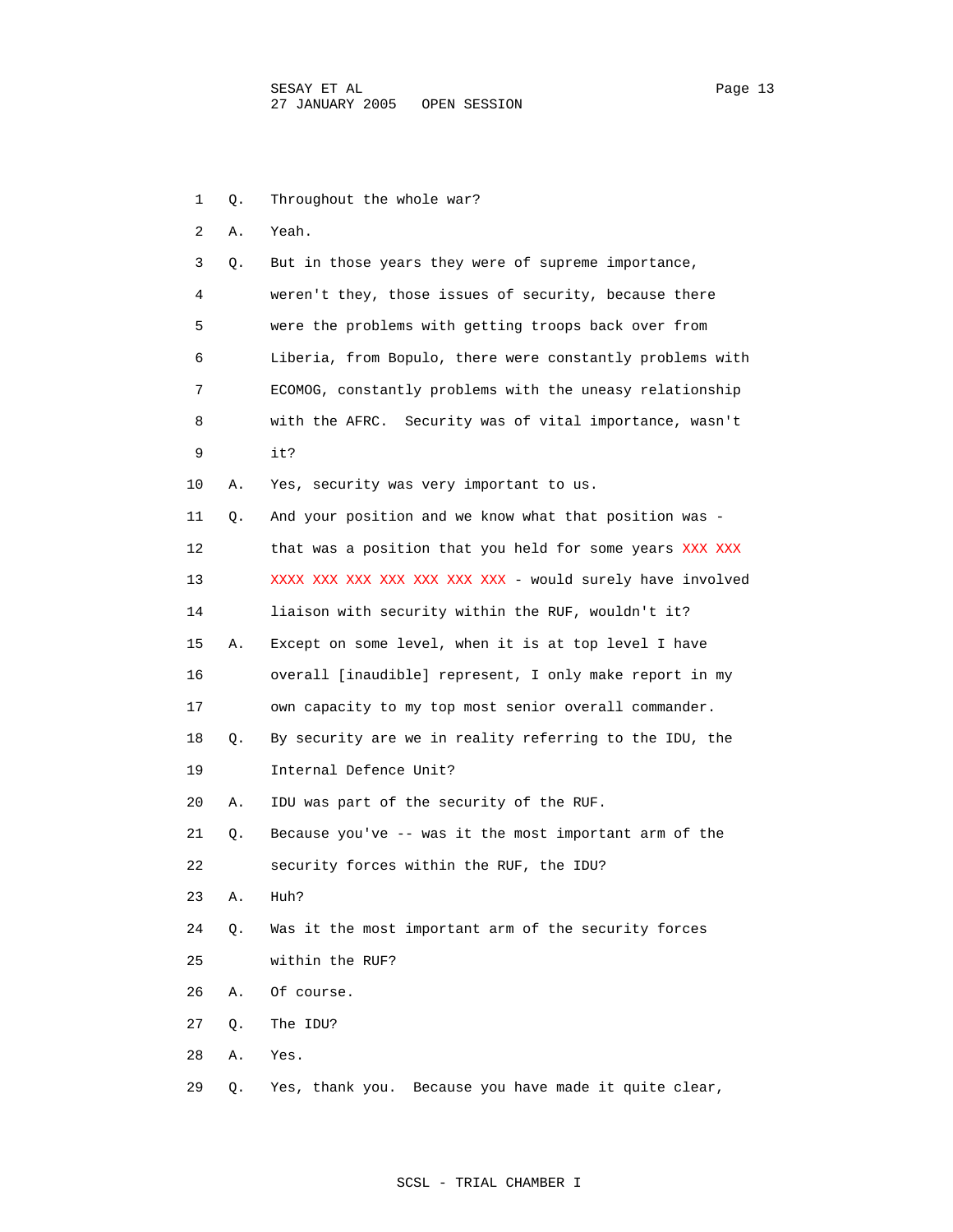1 Q. Throughout the whole war?

2 A. Yeah.

3 Q. But in those years they were of supreme importance,
4 weren't they, those issues of security, because there
5 were the problems with getting troops back over from
6 Liberia, from Bopulo, there were constantly problems with
7 ECOMOG, constantly problems with the uneasy relationship
8 with the AFRC. Security was of vital importance, wasn't
9 it?

10 A. Yes, security was very important to us.

11 Q. And your position and we know what that position was -
12 that was a position that you held for some years XXX XXX
13 XXXX XXX XXX XXX XXX XXX XXX - would surely have involved
14 liaison with security within the RUF, wouldn't it?

15 A. Except on some level, when it is at top level I have
16 overall [inaudible] represent, I only make report in my
17 own capacity to my top most senior overall commander.

18 Q. By security are we in reality referring to the IDU, the
19 Internal Defence Unit?

20 A. IDU was part of the security of the RUF.

21 Q. Because you've -- was it the most important arm of the
22 security forces within the RUF, the IDU?

23 A. Huh?

24 Q. Was it the most important arm of the security forces
25 within the RUF?

26 A. Of course.

27 Q. The IDU?

28 A. Yes.

29 Q. Yes, thank you. Because you have made it quite clear,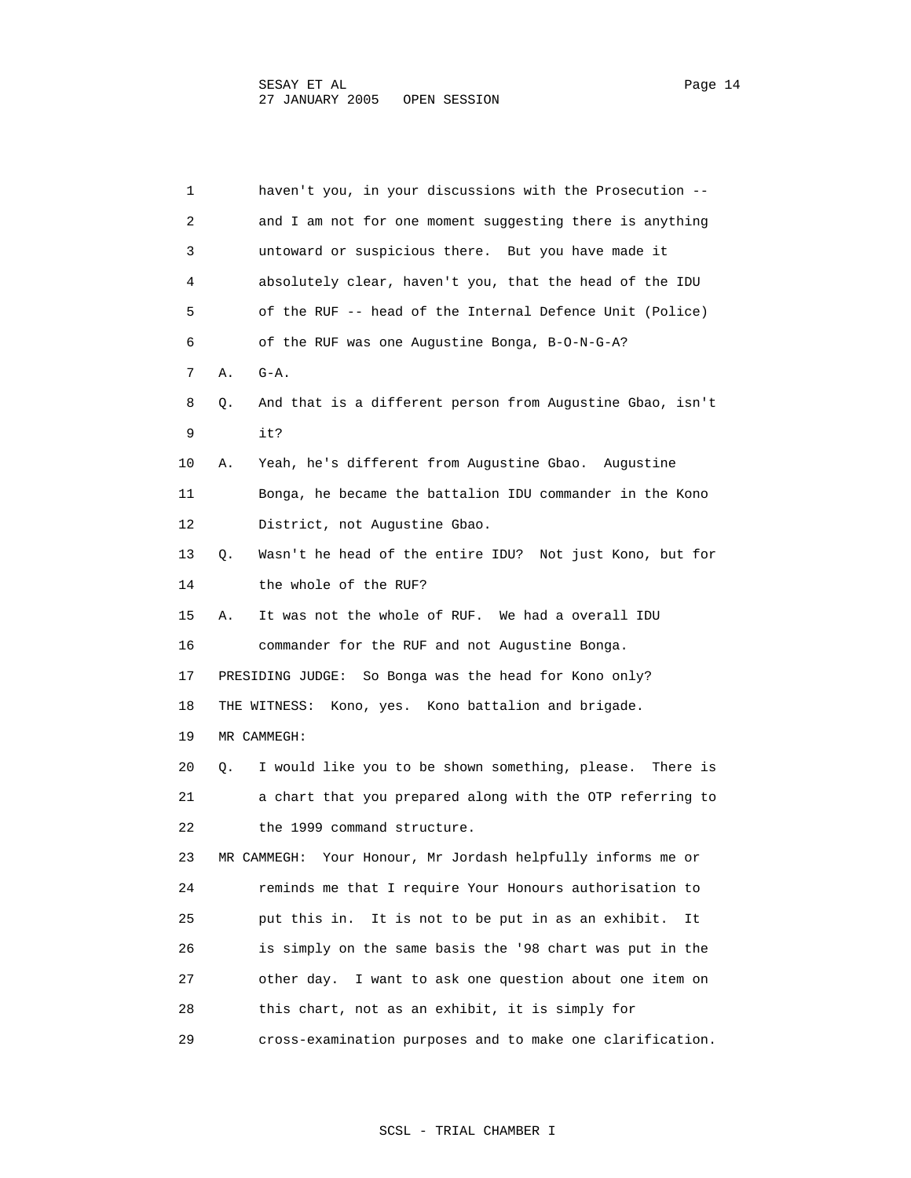haven't you, in your discussions with the Prosecution -- and I am not for one moment suggesting there is anything untoward or suspicious there. But you have made it absolutely clear, haven't you, that the head of the IDU of the RUF -- head of the Internal Defence Unit (Police) of the RUF was one Augustine Bonga, B-O-N-G-A?

A. G-A.

Q. And that is a different person from Augustine Gbao, isn't it?

A. Yeah, he's different from Augustine Gbao. Augustine Bonga, he became the battalion IDU commander in the Kono District, not Augustine Gbao.

Q. Wasn't he head of the entire IDU? Not just Kono, but for the whole of the RUF?

A. It was not the whole of RUF. We had a overall IDU commander for the RUF and not Augustine Bonga.

PRESIDING JUDGE: So Bonga was the head for Kono only?

THE WITNESS: Kono, yes. Kono battalion and brigade.

MR CAMMEGH:

Q. I would like you to be shown something, please. There is a chart that you prepared along with the OTP referring to the 1999 command structure.

MR CAMMEGH: Your Honour, Mr Jordash helpfully informs me or reminds me that I require Your Honours authorisation to put this in. It is not to be put in as an exhibit. It is simply on the same basis the '98 chart was put in the other day. I want to ask one question about one item on this chart, not as an exhibit, it is simply for cross-examination purposes and to make one clarification.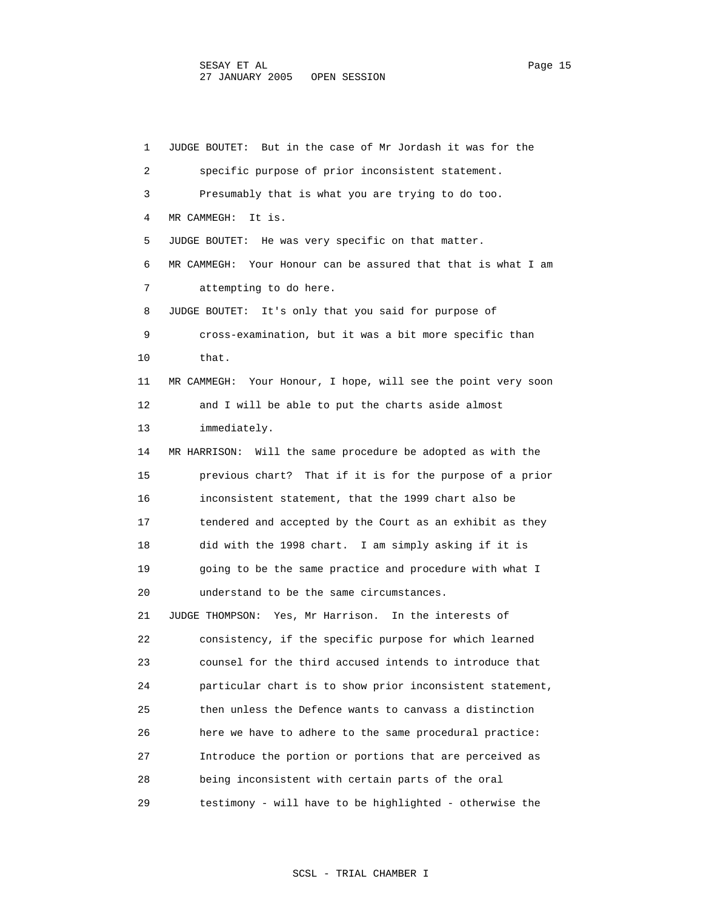1 JUDGE BOUTET: But in the case of Mr Jordash it was for the
2 specific purpose of prior inconsistent statement.
3 Presumably that is what you are trying to do too.
4 MR CAMMEGH: It is.
5 JUDGE BOUTET: He was very specific on that matter.
6 MR CAMMEGH: Your Honour can be assured that that is what I am
7 attempting to do here.
8 JUDGE BOUTET: It's only that you said for purpose of
9 cross-examination, but it was a bit more specific than
10 that.
11 MR CAMMEGH: Your Honour, I hope, will see the point very soon
12 and I will be able to put the charts aside almost
13 immediately.
14 MR HARRISON: Will the same procedure be adopted as with the
15 previous chart? That if it is for the purpose of a prior
16 inconsistent statement, that the 1999 chart also be
17 tendered and accepted by the Court as an exhibit as they
18 did with the 1998 chart. I am simply asking if it is
19 going to be the same practice and procedure with what I
20 understand to be the same circumstances.
21 JUDGE THOMPSON: Yes, Mr Harrison. In the interests of
22 consistency, if the specific purpose for which learned
23 counsel for the third accused intends to introduce that
24 particular chart is to show prior inconsistent statement,
25 then unless the Defence wants to canvass a distinction
26 here we have to adhere to the same procedural practice:
27 Introduce the portion or portions that are perceived as
28 being inconsistent with certain parts of the oral
29 testimony - will have to be highlighted - otherwise the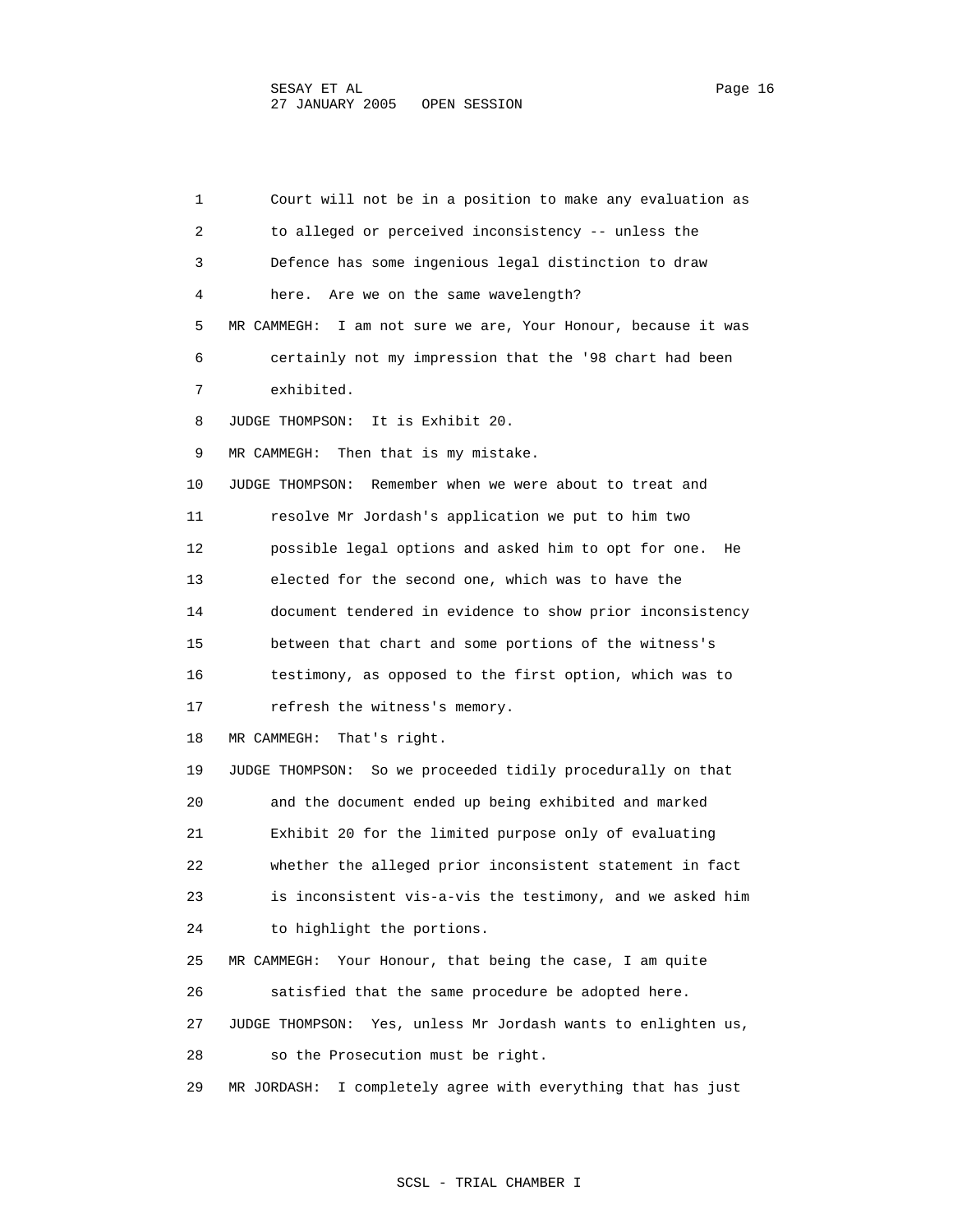Court will not be in a position to make any evaluation as to alleged or perceived inconsistency -- unless the Defence has some ingenious legal distinction to draw here. Are we on the same wavelength?

MR CAMMEGH: I am not sure we are, Your Honour, because it was certainly not my impression that the '98 chart had been exhibited.

JUDGE THOMPSON: It is Exhibit 20.

MR CAMMEGH: Then that is my mistake.

JUDGE THOMPSON: Remember when we were about to treat and resolve Mr Jordash's application we put to him two possible legal options and asked him to opt for one. He elected for the second one, which was to have the document tendered in evidence to show prior inconsistency between that chart and some portions of the witness's testimony, as opposed to the first option, which was to refresh the witness's memory.

MR CAMMEGH: That's right.

JUDGE THOMPSON: So we proceeded tidily procedurally on that and the document ended up being exhibited and marked Exhibit 20 for the limited purpose only of evaluating whether the alleged prior inconsistent statement in fact is inconsistent vis-a-vis the testimony, and we asked him to highlight the portions.

MR CAMMEGH: Your Honour, that being the case, I am quite satisfied that the same procedure be adopted here.

JUDGE THOMPSON: Yes, unless Mr Jordash wants to enlighten us, so the Prosecution must be right.

MR JORDASH: I completely agree with everything that has just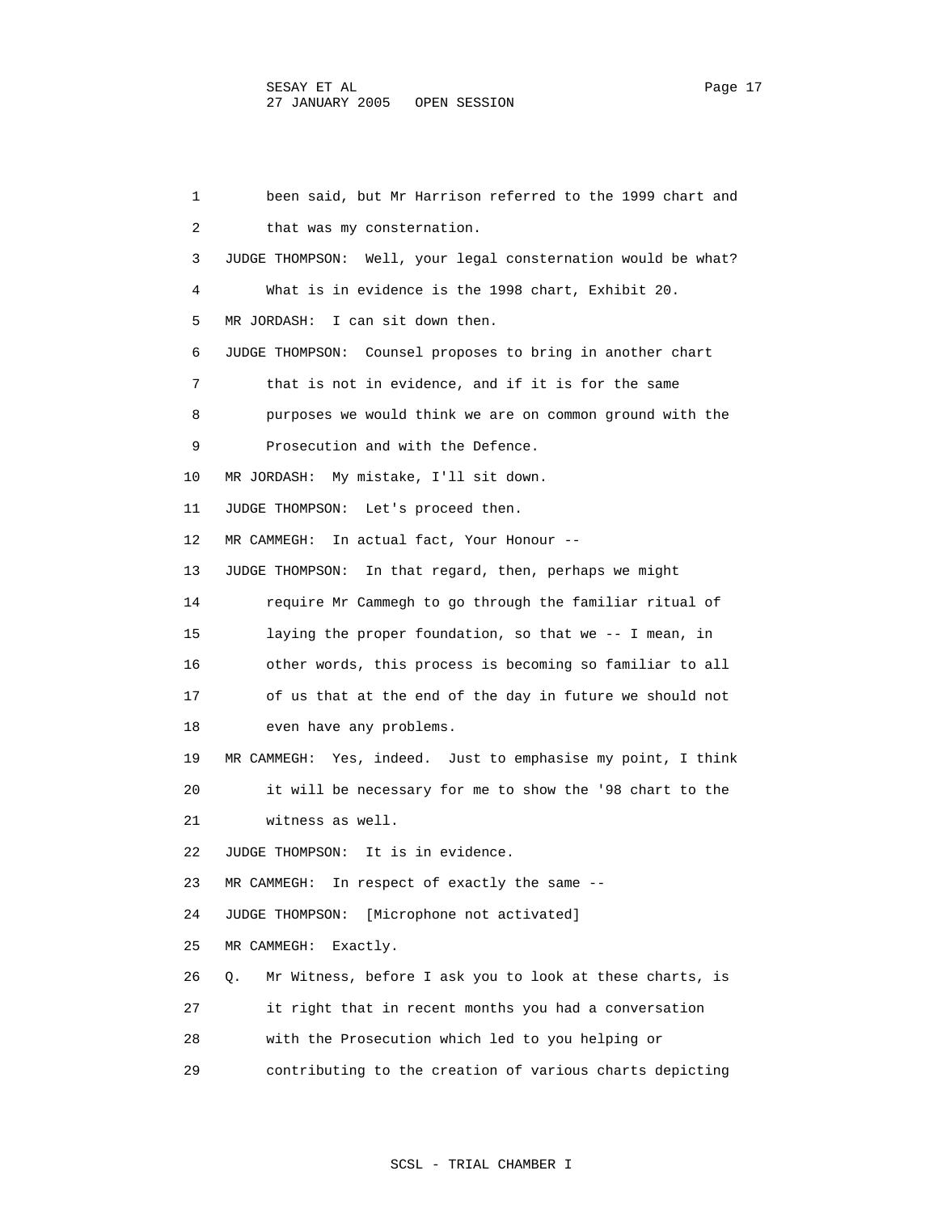been said, but Mr Harrison referred to the 1999 chart and that was my consternation.

JUDGE THOMPSON: Well, your legal consternation would be what? What is in evidence is the 1998 chart, Exhibit 20.

MR JORDASH: I can sit down then.

JUDGE THOMPSON: Counsel proposes to bring in another chart that is not in evidence, and if it is for the same purposes we would think we are on common ground with the Prosecution and with the Defence.

MR JORDASH: My mistake, I'll sit down.

JUDGE THOMPSON: Let's proceed then.

MR CAMMEGH: In actual fact, Your Honour --

JUDGE THOMPSON: In that regard, then, perhaps we might require Mr Cammegh to go through the familiar ritual of laying the proper foundation, so that we -- I mean, in other words, this process is becoming so familiar to all of us that at the end of the day in future we should not even have any problems.

MR CAMMEGH: Yes, indeed. Just to emphasise my point, I think it will be necessary for me to show the '98 chart to the witness as well.

JUDGE THOMPSON: It is in evidence.

MR CAMMEGH: In respect of exactly the same --

JUDGE THOMPSON: [Microphone not activated]

MR CAMMEGH: Exactly.

Q. Mr Witness, before I ask you to look at these charts, is it right that in recent months you had a conversation with the Prosecution which led to you helping or contributing to the creation of various charts depicting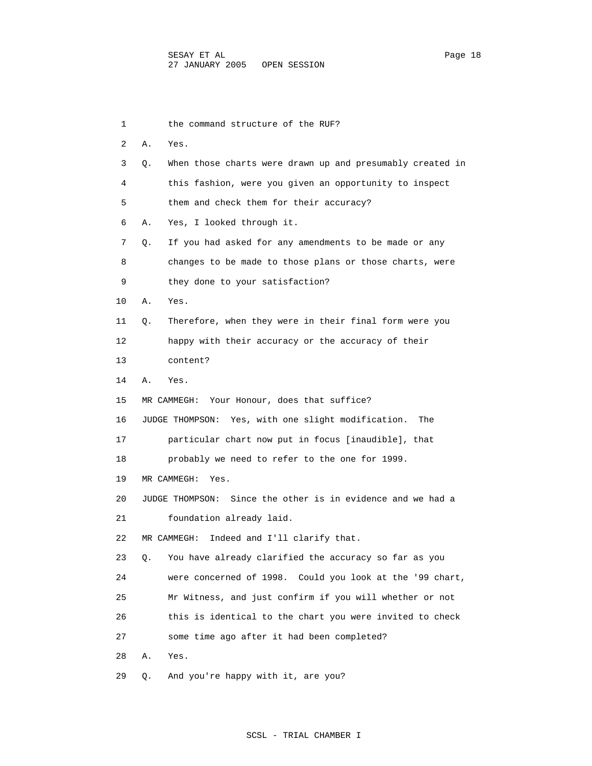1 the command structure of the RUF?

2 A. Yes.

3 Q. When those charts were drawn up and presumably created in

4 this fashion, were you given an opportunity to inspect

5 them and check them for their accuracy?

6 A. Yes, I looked through it.

7 Q. If you had asked for any amendments to be made or any

8 changes to be made to those plans or those charts, were

9 they done to your satisfaction?

10 A. Yes.

11 Q. Therefore, when they were in their final form were you

12 happy with their accuracy or the accuracy of their

13 content?

14 A. Yes.

15 MR CAMMEGH: Your Honour, does that suffice?

16 JUDGE THOMPSON: Yes, with one slight modification. The

17 particular chart now put in focus [inaudible], that

18 probably we need to refer to the one for 1999.

19 MR CAMMEGH: Yes.

20 JUDGE THOMPSON: Since the other is in evidence and we had a

21 foundation already laid.

22 MR CAMMEGH: Indeed and I'll clarify that.

23 Q. You have already clarified the accuracy so far as you

24 were concerned of 1998. Could you look at the '99 chart,

25 Mr Witness, and just confirm if you will whether or not

26 this is identical to the chart you were invited to check

27 some time ago after it had been completed?

28 A. Yes.

29 Q. And you're happy with it, are you?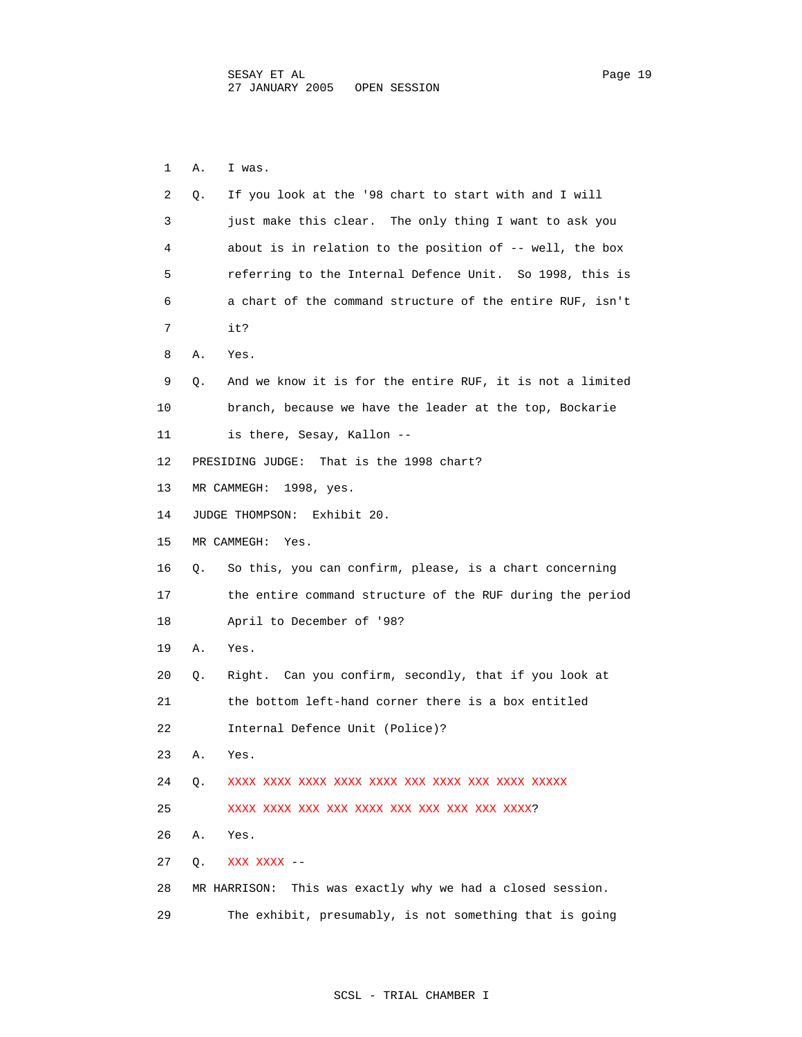1 A. I was.

2 Q. If you look at the '98 chart to start with and I will

3 just make this clear. The only thing I want to ask you

4 about is in relation to the position of -- well, the box

5 referring to the Internal Defence Unit. So 1998, this is

6 a chart of the command structure of the entire RUF, isn't

7 it?

8 A. Yes.

9 Q. And we know it is for the entire RUF, it is not a limited

10 branch, because we have the leader at the top, Bockarie

11 is there, Sesay, Kallon --

12 PRESIDING JUDGE: That is the 1998 chart?

13 MR CAMMEGH: 1998, yes.

14 JUDGE THOMPSON: Exhibit 20.

15 MR CAMMEGH: Yes.

16 Q. So this, you can confirm, please, is a chart concerning

17 the entire command structure of the RUF during the period

18 April to December of '98?

19 A. Yes.

20 Q. Right. Can you confirm, secondly, that if you look at

21 the bottom left-hand corner there is a box entitled

22 Internal Defence Unit (Police)?

23 A. Yes.

24 Q. XXXX XXXX XXXX XXXX XXXX XXX XXXX XXX XXXX XXXXX

25 XXXX XXXX XXX XXX XXXX XXX XXX XXX XXX XXXX?

26 A. Yes.

27 Q. XXX XXXX --

28 MR HARRISON: This was exactly why we had a closed session.

29 The exhibit, presumably, is not something that is going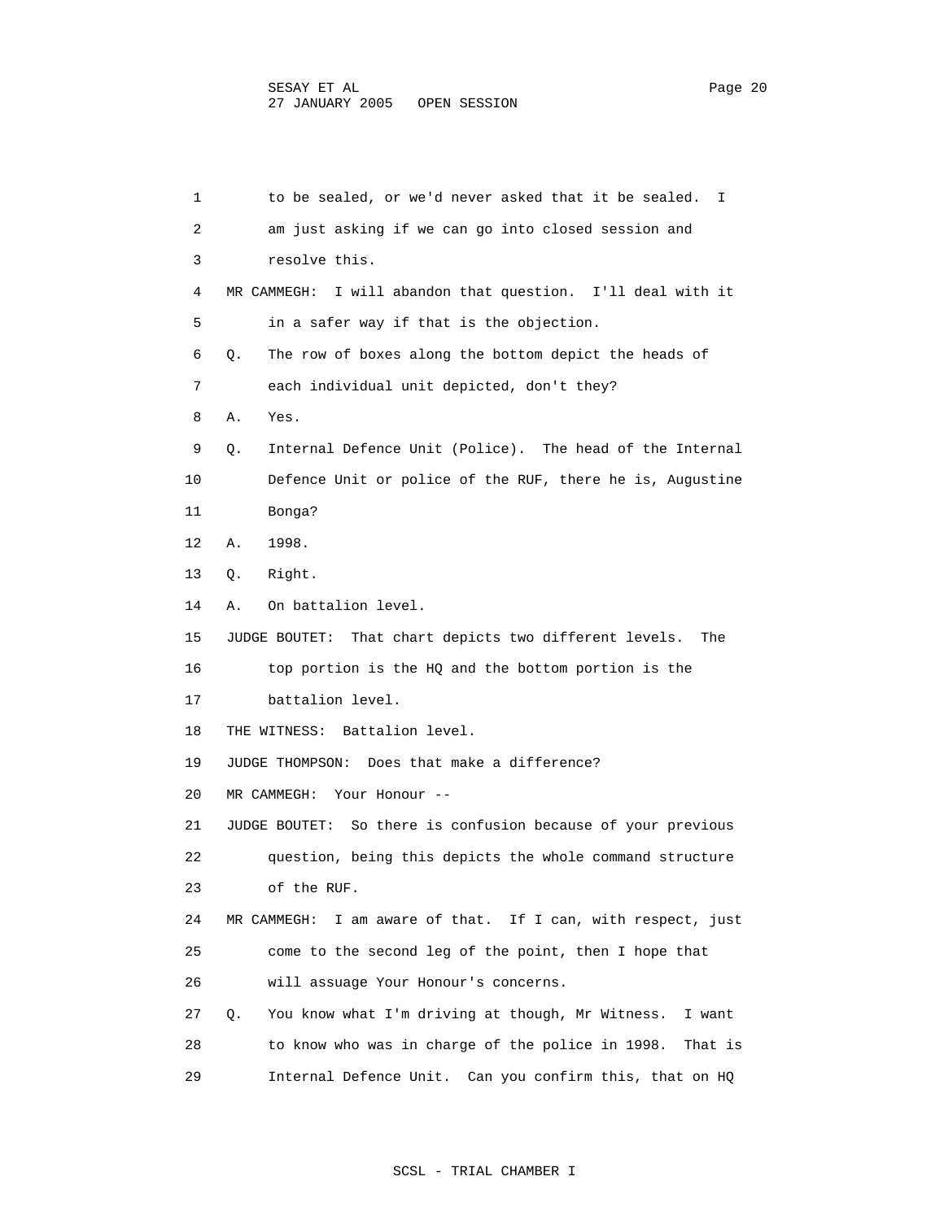1 to be sealed, or we'd never asked that it be sealed. I
2 am just asking if we can go into closed session and
3 resolve this.

4 MR CAMMEGH: I will abandon that question. I'll deal with it
5 in a safer way if that is the objection.

6 Q. The row of boxes along the bottom depict the heads of
7 each individual unit depicted, don't they?

8 A. Yes.

9 Q. Internal Defence Unit (Police). The head of the Internal
10 Defence Unit or police of the RUF, there he is, Augustine
11 Bonga?

12 A. 1998.

13 Q. Right.

14 A. On battalion level.

15 JUDGE BOUTET: That chart depicts two different levels. The
16 top portion is the HQ and the bottom portion is the
17 battalion level.

18 THE WITNESS: Battalion level.

19 JUDGE THOMPSON: Does that make a difference?

20 MR CAMMEGH: Your Honour --

21 JUDGE BOUTET: So there is confusion because of your previous
22 question, being this depicts the whole command structure
23 of the RUF.

24 MR CAMMEGH: I am aware of that. If I can, with respect, just
25 come to the second leg of the point, then I hope that
26 will assuage Your Honour's concerns.

27 Q. You know what I'm driving at though, Mr Witness. I want
28 to know who was in charge of the police in 1998. That is
29 Internal Defence Unit. Can you confirm this, that on HQ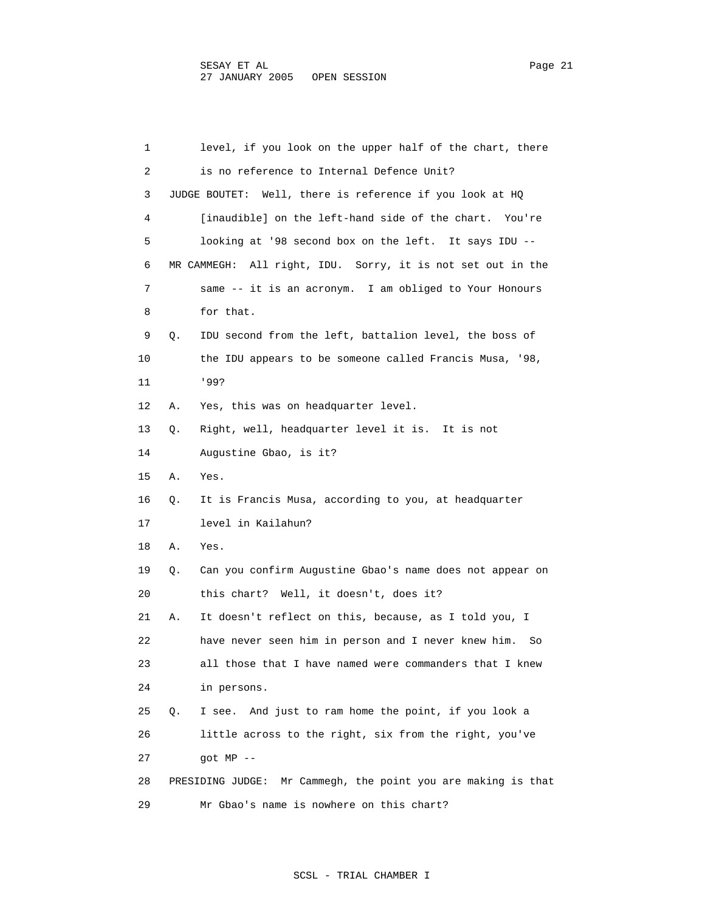1 level, if you look on the upper half of the chart, there
2 is no reference to Internal Defence Unit?
3 JUDGE BOUTET: Well, there is reference if you look at HQ
4 [inaudible] on the left-hand side of the chart. You're
5 looking at '98 second box on the left. It says IDU --
6 MR CAMMEGH: All right, IDU. Sorry, it is not set out in the
7 same -- it is an acronym. I am obliged to Your Honours
8 for that.
9 Q. IDU second from the left, battalion level, the boss of
10 the IDU appears to be someone called Francis Musa, '98,
11 '99?
12 A. Yes, this was on headquarter level.
13 Q. Right, well, headquarter level it is. It is not
14 Augustine Gbao, is it?
15 A. Yes.
16 Q. It is Francis Musa, according to you, at headquarter
17 level in Kailahun?
18 A. Yes.
19 Q. Can you confirm Augustine Gbao's name does not appear on
20 this chart? Well, it doesn't, does it?
21 A. It doesn't reflect on this, because, as I told you, I
22 have never seen him in person and I never knew him. So
23 all those that I have named were commanders that I knew
24 in persons.
25 Q. I see. And just to ram home the point, if you look a
26 little across to the right, six from the right, you've
27 got MP --
28 PRESIDING JUDGE: Mr Cammegh, the point you are making is that
29 Mr Gbao's name is nowhere on this chart?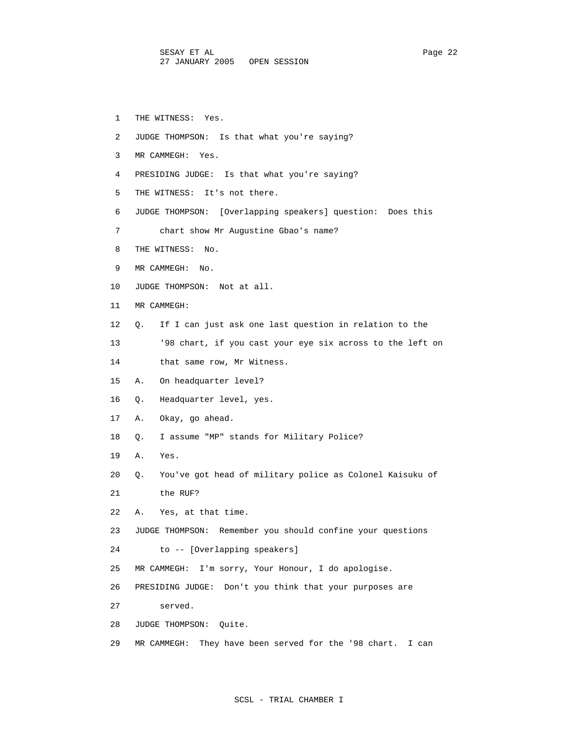THE WITNESS: Yes.

JUDGE THOMPSON: Is that what you're saying?

MR CAMMEGH: Yes.

PRESIDING JUDGE: Is that what you're saying?

THE WITNESS: It's not there.

JUDGE THOMPSON: [Overlapping speakers] question: Does this chart show Mr Augustine Gbao's name?

THE WITNESS: No.

MR CAMMEGH: No.

JUDGE THOMPSON: Not at all.

MR CAMMEGH:

Q. If I can just ask one last question in relation to the '98 chart, if you cast your eye six across to the left on that same row, Mr Witness.

A. On headquarter level?

Q. Headquarter level, yes.

A. Okay, go ahead.

Q. I assume "MP" stands for Military Police?

A. Yes.

Q. You've got head of military police as Colonel Kaisuku of the RUF?

A. Yes, at that time.

JUDGE THOMPSON: Remember you should confine your questions to -- [Overlapping speakers]

MR CAMMEGH: I'm sorry, Your Honour, I do apologise.

PRESIDING JUDGE: Don't you think that your purposes are served.

JUDGE THOMPSON: Quite.

MR CAMMEGH: They have been served for the '98 chart. I can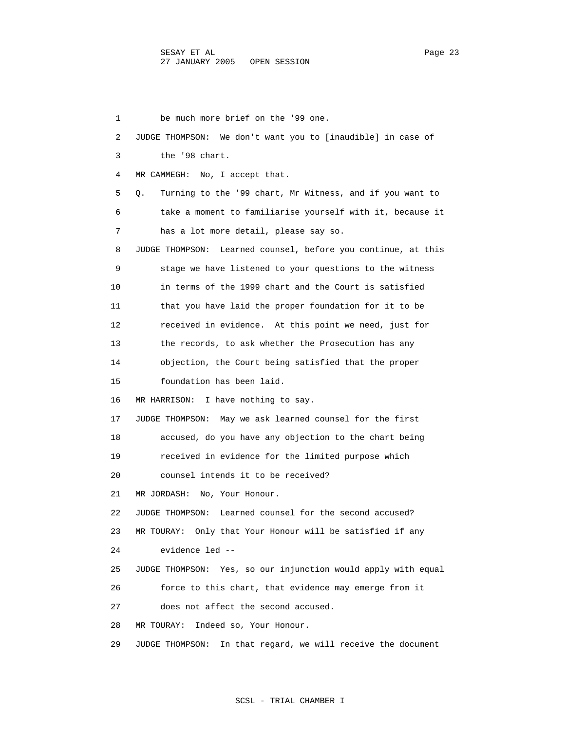1 be much more brief on the '99 one.

2 JUDGE THOMPSON: We don't want you to [inaudible] in case of

3 the '98 chart.

4 MR CAMMEGH: No, I accept that.

5 Q. Turning to the '99 chart, Mr Witness, and if you want to

6 take a moment to familiarise yourself with it, because it

7 has a lot more detail, please say so.

8 JUDGE THOMPSON: Learned counsel, before you continue, at this

9 stage we have listened to your questions to the witness

10 in terms of the 1999 chart and the Court is satisfied

11 that you have laid the proper foundation for it to be

12 received in evidence. At this point we need, just for

13 the records, to ask whether the Prosecution has any

14 objection, the Court being satisfied that the proper

15 foundation has been laid.

16 MR HARRISON: I have nothing to say.

17 JUDGE THOMPSON: May we ask learned counsel for the first

18 accused, do you have any objection to the chart being

19 received in evidence for the limited purpose which

20 counsel intends it to be received?

21 MR JORDASH: No, Your Honour.

22 JUDGE THOMPSON: Learned counsel for the second accused?

23 MR TOURAY: Only that Your Honour will be satisfied if any

24 evidence led --

25 JUDGE THOMPSON: Yes, so our injunction would apply with equal

26 force to this chart, that evidence may emerge from it

27 does not affect the second accused.

28 MR TOURAY: Indeed so, Your Honour.

29 JUDGE THOMPSON: In that regard, we will receive the document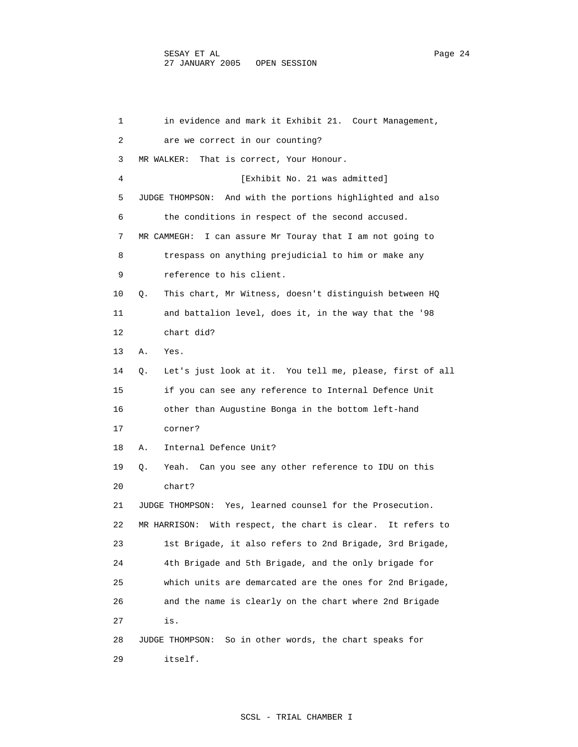in evidence and mark it Exhibit 21. Court Management, are we correct in our counting?

MR WALKER: That is correct, Your Honour.

[Exhibit No. 21 was admitted]

JUDGE THOMPSON: And with the portions highlighted and also the conditions in respect of the second accused.

MR CAMMEGH: I can assure Mr Touray that I am not going to trespass on anything prejudicial to him or make any reference to his client.

Q. This chart, Mr Witness, doesn't distinguish between HQ and battalion level, does it, in the way that the '98 chart did?

A. Yes.

Q. Let's just look at it. You tell me, please, first of all if you can see any reference to Internal Defence Unit other than Augustine Bonga in the bottom left-hand corner?

A. Internal Defence Unit?

Q. Yeah. Can you see any other reference to IDU on this chart?

JUDGE THOMPSON: Yes, learned counsel for the Prosecution.

MR HARRISON: With respect, the chart is clear. It refers to 1st Brigade, it also refers to 2nd Brigade, 3rd Brigade, 4th Brigade and 5th Brigade, and the only brigade for which units are demarcated are the ones for 2nd Brigade, and the name is clearly on the chart where 2nd Brigade is.

JUDGE THOMPSON: So in other words, the chart speaks for itself.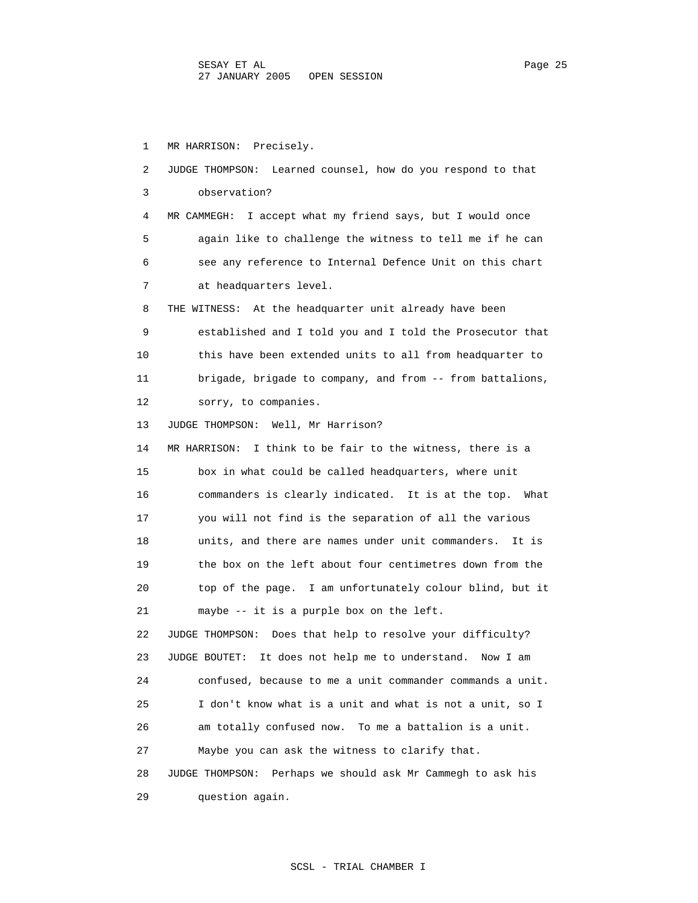MR HARRISON: Precisely.

JUDGE THOMPSON: Learned counsel, how do you respond to that observation?

MR CAMMEGH: I accept what my friend says, but I would once again like to challenge the witness to tell me if he can see any reference to Internal Defence Unit on this chart at headquarters level.

THE WITNESS: At the headquarter unit already have been established and I told you and I told the Prosecutor that this have been extended units to all from headquarter to brigade, brigade to company, and from -- from battalions, sorry, to companies.

JUDGE THOMPSON: Well, Mr Harrison?

MR HARRISON: I think to be fair to the witness, there is a box in what could be called headquarters, where unit commanders is clearly indicated. It is at the top. What you will not find is the separation of all the various units, and there are names under unit commanders. It is the box on the left about four centimetres down from the top of the page. I am unfortunately colour blind, but it maybe -- it is a purple box on the left.

JUDGE THOMPSON: Does that help to resolve your difficulty?

JUDGE BOUTET: It does not help me to understand. Now I am confused, because to me a unit commander commands a unit. I don't know what is a unit and what is not a unit, so I am totally confused now. To me a battalion is a unit. Maybe you can ask the witness to clarify that.

JUDGE THOMPSON: Perhaps we should ask Mr Cammegh to ask his question again.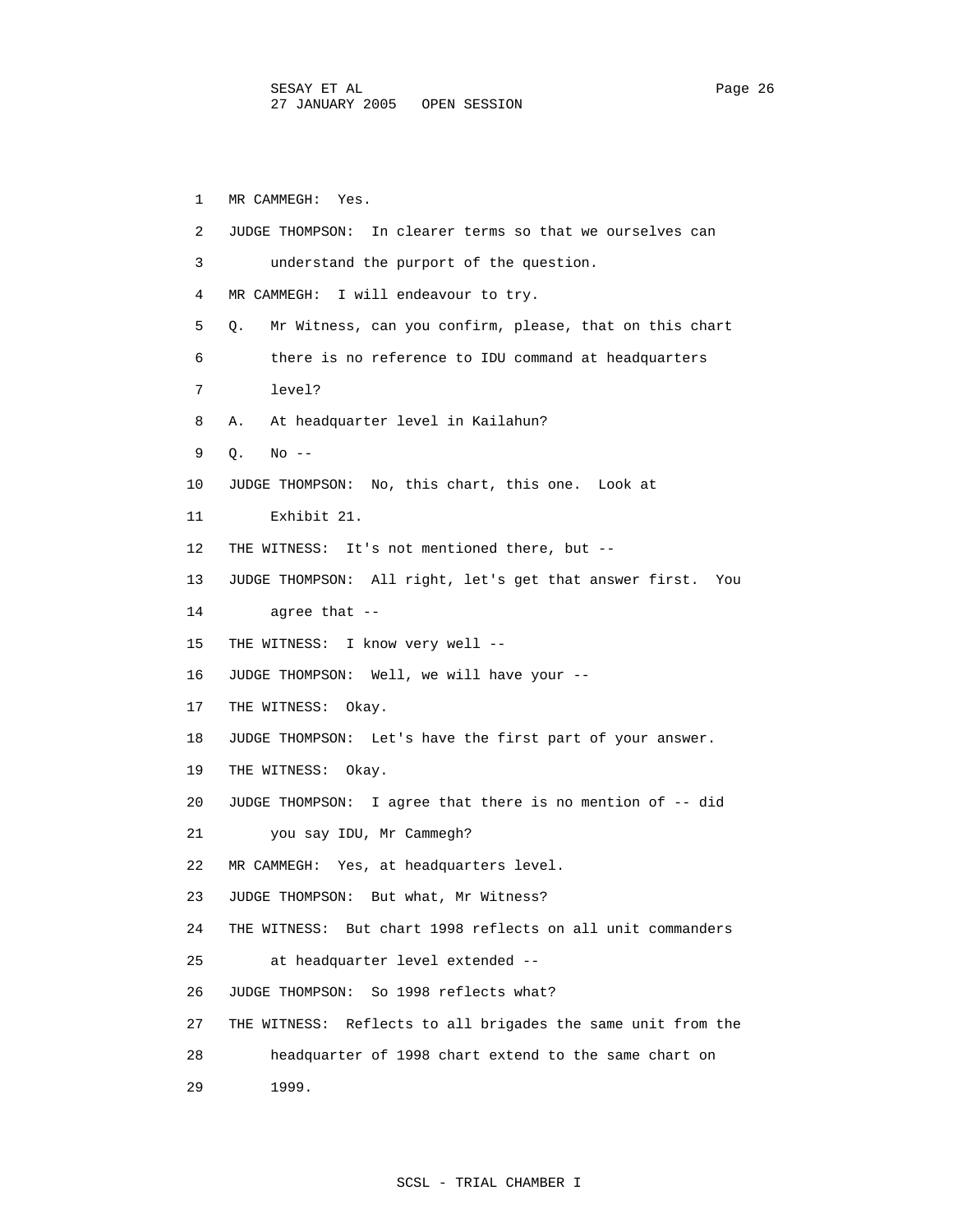1 MR CAMMEGH: Yes.

2 JUDGE THOMPSON: In clearer terms so that we ourselves can

3 understand the purport of the question.

4 MR CAMMEGH: I will endeavour to try.

5 Q. Mr Witness, can you confirm, please, that on this chart

6 there is no reference to IDU command at headquarters

7 level?

8 A. At headquarter level in Kailahun?

9 Q. No --

10 JUDGE THOMPSON: No, this chart, this one. Look at

11 Exhibit 21.

12 THE WITNESS: It's not mentioned there, but --

13 JUDGE THOMPSON: All right, let's get that answer first. You

14 agree that --

15 THE WITNESS: I know very well --

16 JUDGE THOMPSON: Well, we will have your --

17 THE WITNESS: Okay.

18 JUDGE THOMPSON: Let's have the first part of your answer.

19 THE WITNESS: Okay.

20 JUDGE THOMPSON: I agree that there is no mention of -- did

21 you say IDU, Mr Cammegh?

22 MR CAMMEGH: Yes, at headquarters level.

23 JUDGE THOMPSON: But what, Mr Witness?

24 THE WITNESS: But chart 1998 reflects on all unit commanders

25 at headquarter level extended --

26 JUDGE THOMPSON: So 1998 reflects what?

27 THE WITNESS: Reflects to all brigades the same unit from the

28 headquarter of 1998 chart extend to the same chart on

29 1999.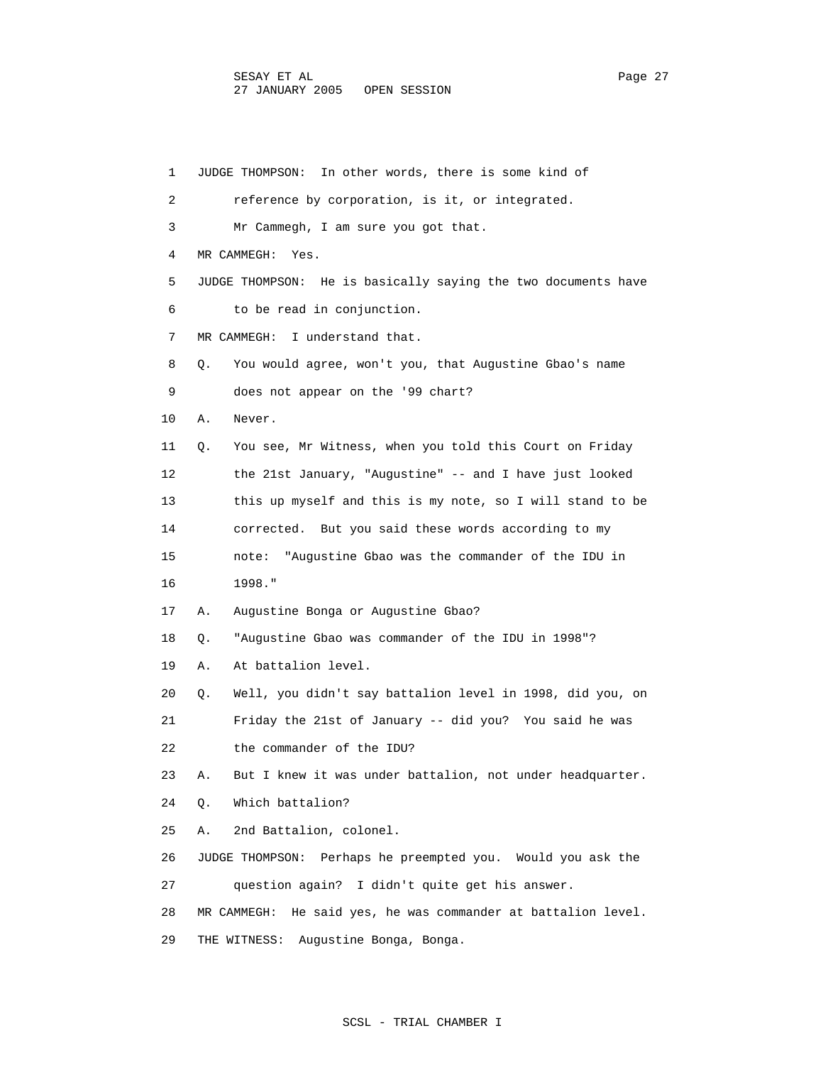1 JUDGE THOMPSON: In other words, there is some kind of
2 reference by corporation, is it, or integrated.
3 Mr Cammegh, I am sure you got that.
4 MR CAMMEGH: Yes.
5 JUDGE THOMPSON: He is basically saying the two documents have
6 to be read in conjunction.
7 MR CAMMEGH: I understand that.
8 Q. You would agree, won't you, that Augustine Gbao's name
9 does not appear on the '99 chart?
10 A. Never.
11 Q. You see, Mr Witness, when you told this Court on Friday
12 the 21st January, "Augustine" -- and I have just looked
13 this up myself and this is my note, so I will stand to be
14 corrected. But you said these words according to my
15 note: "Augustine Gbao was the commander of the IDU in
16 1998."
17 A. Augustine Bonga or Augustine Gbao?
18 Q. "Augustine Gbao was commander of the IDU in 1998"?
19 A. At battalion level.
20 Q. Well, you didn't say battalion level in 1998, did you, on
21 Friday the 21st of January -- did you? You said he was
22 the commander of the IDU?
23 A. But I knew it was under battalion, not under headquarter.
24 Q. Which battalion?
25 A. 2nd Battalion, colonel.
26 JUDGE THOMPSON: Perhaps he preempted you. Would you ask the
27 question again? I didn't quite get his answer.
28 MR CAMMEGH: He said yes, he was commander at battalion level.
29 THE WITNESS: Augustine Bonga, Bonga.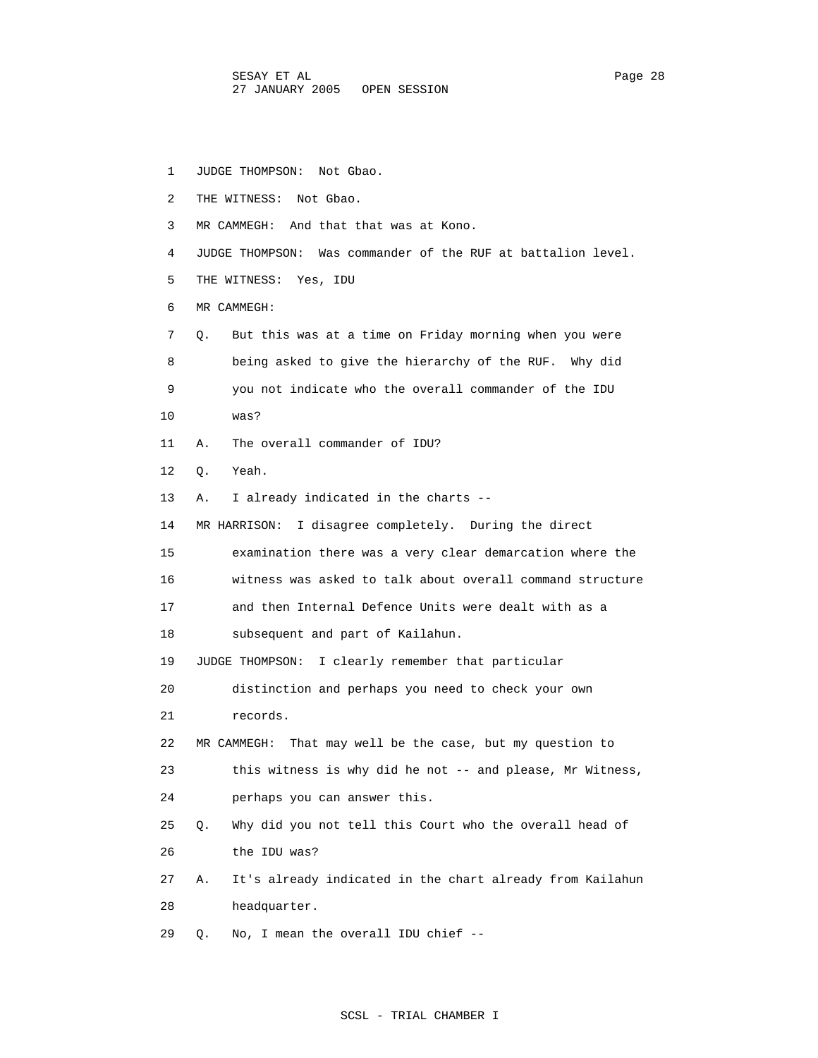1 JUDGE THOMPSON: Not Gbao.

2 THE WITNESS: Not Gbao.

3 MR CAMMEGH: And that that was at Kono.

4 JUDGE THOMPSON: Was commander of the RUF at battalion level.

5 THE WITNESS: Yes, IDU

6 MR CAMMEGH:

7 Q. But this was at a time on Friday morning when you were

8 being asked to give the hierarchy of the RUF. Why did

9 you not indicate who the overall commander of the IDU

10 was?

11 A. The overall commander of IDU?

12 Q. Yeah.

13 A. I already indicated in the charts --

14 MR HARRISON: I disagree completely. During the direct

15 examination there was a very clear demarcation where the

16 witness was asked to talk about overall command structure

17 and then Internal Defence Units were dealt with as a

18 subsequent and part of Kailahun.

19 JUDGE THOMPSON: I clearly remember that particular

20 distinction and perhaps you need to check your own

21 records.

22 MR CAMMEGH: That may well be the case, but my question to

23 this witness is why did he not -- and please, Mr Witness,

24 perhaps you can answer this.

25 Q. Why did you not tell this Court who the overall head of

26 the IDU was?

27 A. It's already indicated in the chart already from Kailahun

28 headquarter.

29 Q. No, I mean the overall IDU chief --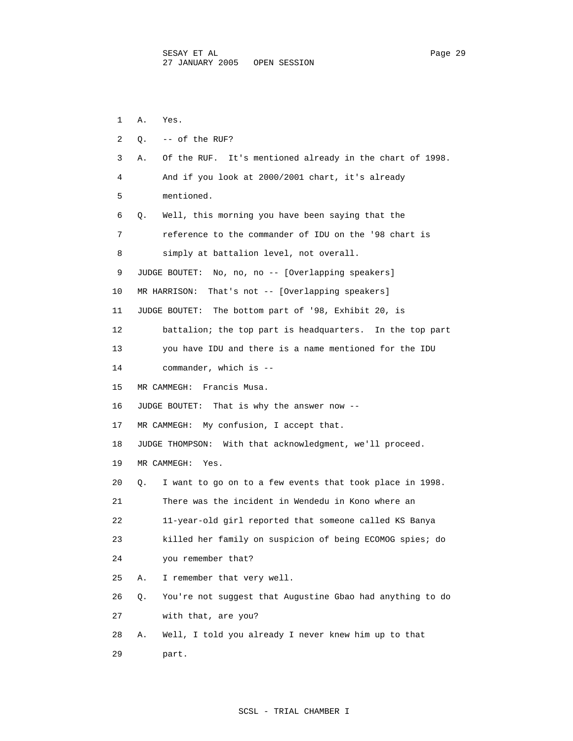1 A. Yes.

2 Q. -- of the RUF?

3 A. Of the RUF. It's mentioned already in the chart of 1998.

4 And if you look at 2000/2001 chart, it's already

5 mentioned.

6 Q. Well, this morning you have been saying that the

7 reference to the commander of IDU on the '98 chart is

8 simply at battalion level, not overall.

9 JUDGE BOUTET: No, no, no -- [Overlapping speakers]

10 MR HARRISON: That's not -- [Overlapping speakers]

11 JUDGE BOUTET: The bottom part of '98, Exhibit 20, is

12 battalion; the top part is headquarters. In the top part

13 you have IDU and there is a name mentioned for the IDU

14 commander, which is --

15 MR CAMMEGH: Francis Musa.

16 JUDGE BOUTET: That is why the answer now --

17 MR CAMMEGH: My confusion, I accept that.

18 JUDGE THOMPSON: With that acknowledgment, we'll proceed.

19 MR CAMMEGH: Yes.

20 Q. I want to go on to a few events that took place in 1998.

21 There was the incident in Wendedu in Kono where an

22 11-year-old girl reported that someone called KS Banya

23 killed her family on suspicion of being ECOMOG spies; do

24 you remember that?

25 A. I remember that very well.

26 Q. You're not suggest that Augustine Gbao had anything to do

27 with that, are you?

28 A. Well, I told you already I never knew him up to that

29 part.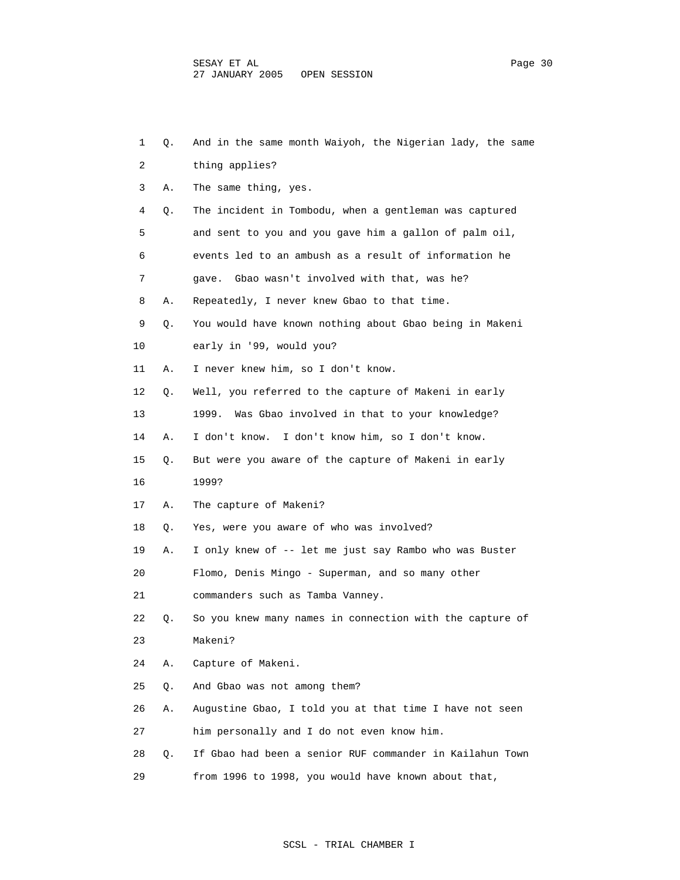1 Q. And in the same month Waiyoh, the Nigerian lady, the same

2 thing applies?

3 A. The same thing, yes.

4 Q. The incident in Tombodu, when a gentleman was captured

5 and sent to you and you gave him a gallon of palm oil,

6 events led to an ambush as a result of information he

7 gave. Gbao wasn't involved with that, was he?

8 A. Repeatedly, I never knew Gbao to that time.

9 Q. You would have known nothing about Gbao being in Makeni

10 early in '99, would you?

11 A. I never knew him, so I don't know.

12 Q. Well, you referred to the capture of Makeni in early

13 1999. Was Gbao involved in that to your knowledge?

14 A. I don't know. I don't know him, so I don't know.

15 Q. But were you aware of the capture of Makeni in early

16 1999?

17 A. The capture of Makeni?

18 Q. Yes, were you aware of who was involved?

19 A. I only knew of -- let me just say Rambo who was Buster

20 Flomo, Denis Mingo - Superman, and so many other

21 commanders such as Tamba Vanney.

22 Q. So you knew many names in connection with the capture of

23 Makeni?

24 A. Capture of Makeni.

25 Q. And Gbao was not among them?

26 A. Augustine Gbao, I told you at that time I have not seen

27 him personally and I do not even know him.

28 Q. If Gbao had been a senior RUF commander in Kailahun Town

29 from 1996 to 1998, you would have known about that,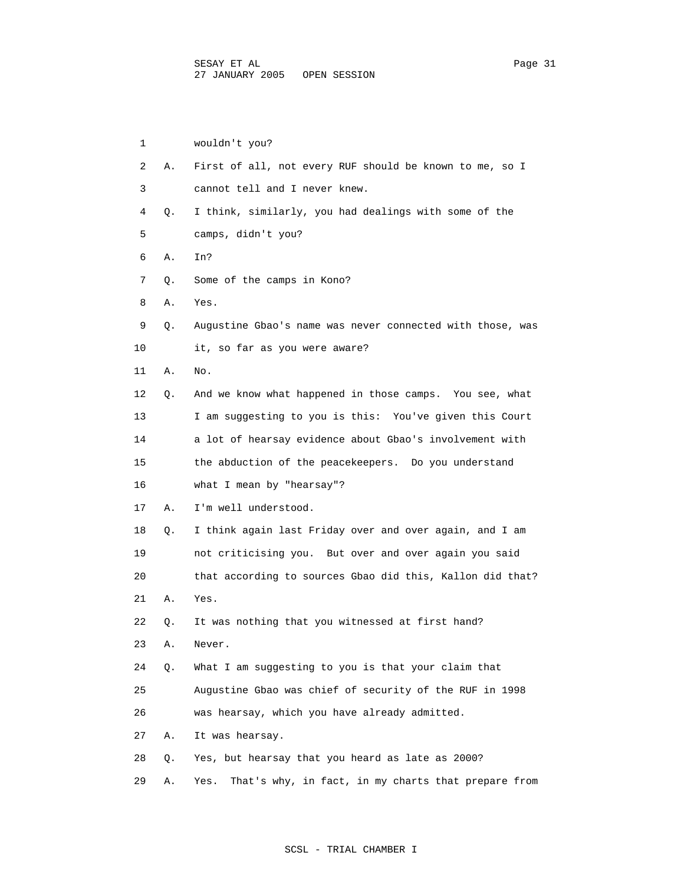1 wouldn't you?

2 A. First of all, not every RUF should be known to me, so I

3 cannot tell and I never knew.

4 Q. I think, similarly, you had dealings with some of the

5 camps, didn't you?

6 A. In?

7 Q. Some of the camps in Kono?

8 A. Yes.

9 Q. Augustine Gbao's name was never connected with those, was

10 it, so far as you were aware?

11 A. No.

12 Q. And we know what happened in those camps. You see, what

13 I am suggesting to you is this: You've given this Court

14 a lot of hearsay evidence about Gbao's involvement with

15 the abduction of the peacekeepers. Do you understand

16 what I mean by "hearsay"?

17 A. I'm well understood.

18 Q. I think again last Friday over and over again, and I am

19 not criticising you. But over and over again you said

20 that according to sources Gbao did this, Kallon did that?

21 A. Yes.

22 Q. It was nothing that you witnessed at first hand?

23 A. Never.

24 Q. What I am suggesting to you is that your claim that

25 Augustine Gbao was chief of security of the RUF in 1998

26 was hearsay, which you have already admitted.

27 A. It was hearsay.

28 Q. Yes, but hearsay that you heard as late as 2000?

29 A. Yes. That's why, in fact, in my charts that prepare from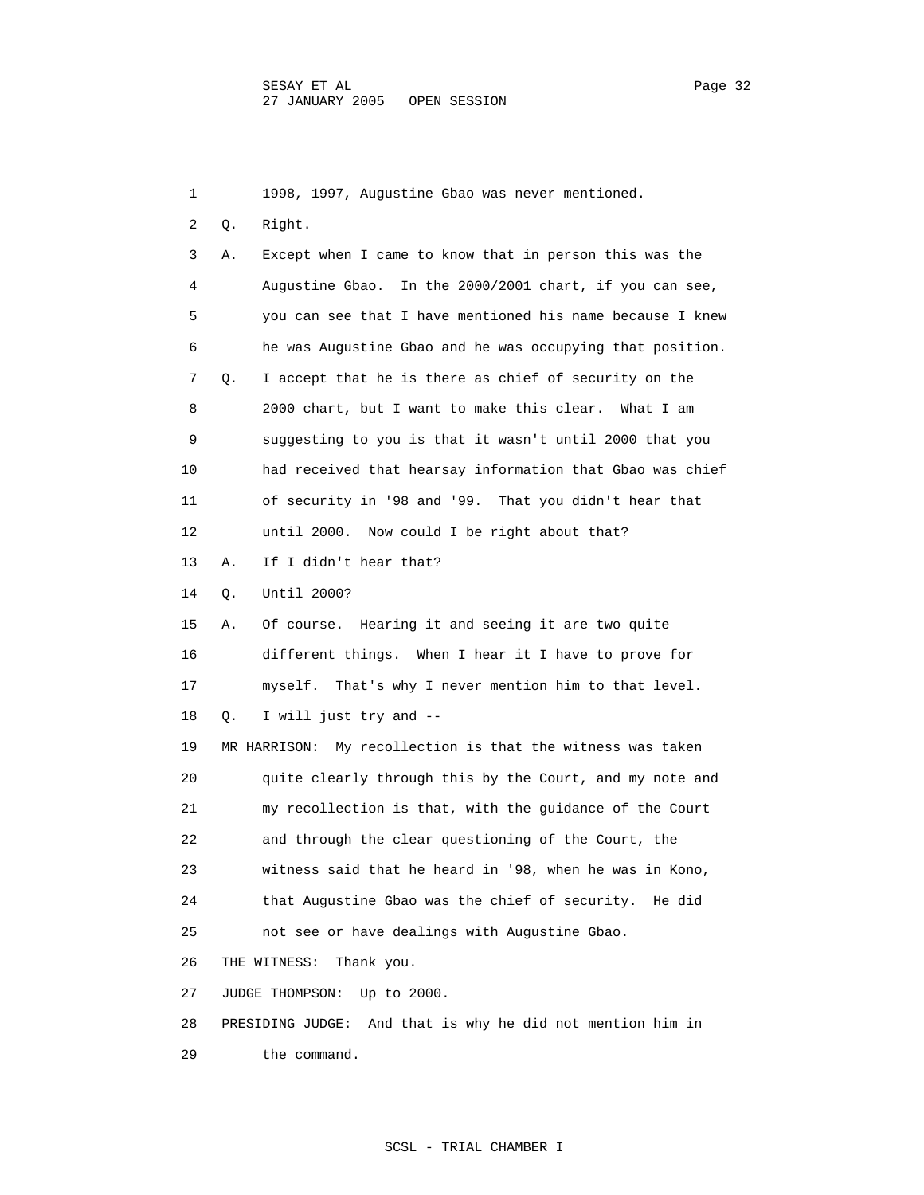1 1998, 1997, Augustine Gbao was never mentioned.

2 Q. Right.

3 A. Except when I came to know that in person this was the

4 Augustine Gbao. In the 2000/2001 chart, if you can see,

5 you can see that I have mentioned his name because I knew

6 he was Augustine Gbao and he was occupying that position.

7 Q. I accept that he is there as chief of security on the

8 2000 chart, but I want to make this clear. What I am

9 suggesting to you is that it wasn't until 2000 that you

10 had received that hearsay information that Gbao was chief

11 of security in '98 and '99. That you didn't hear that

12 until 2000. Now could I be right about that?

13 A. If I didn't hear that?

14 Q. Until 2000?

15 A. Of course. Hearing it and seeing it are two quite

16 different things. When I hear it I have to prove for

17 myself. That's why I never mention him to that level.

18 Q. I will just try and --

19 MR HARRISON: My recollection is that the witness was taken

20 quite clearly through this by the Court, and my note and

21 my recollection is that, with the guidance of the Court

22 and through the clear questioning of the Court, the

23 witness said that he heard in '98, when he was in Kono,

24 that Augustine Gbao was the chief of security. He did

25 not see or have dealings with Augustine Gbao.

26 THE WITNESS: Thank you.

27 JUDGE THOMPSON: Up to 2000.

28 PRESIDING JUDGE: And that is why he did not mention him in

29 the command.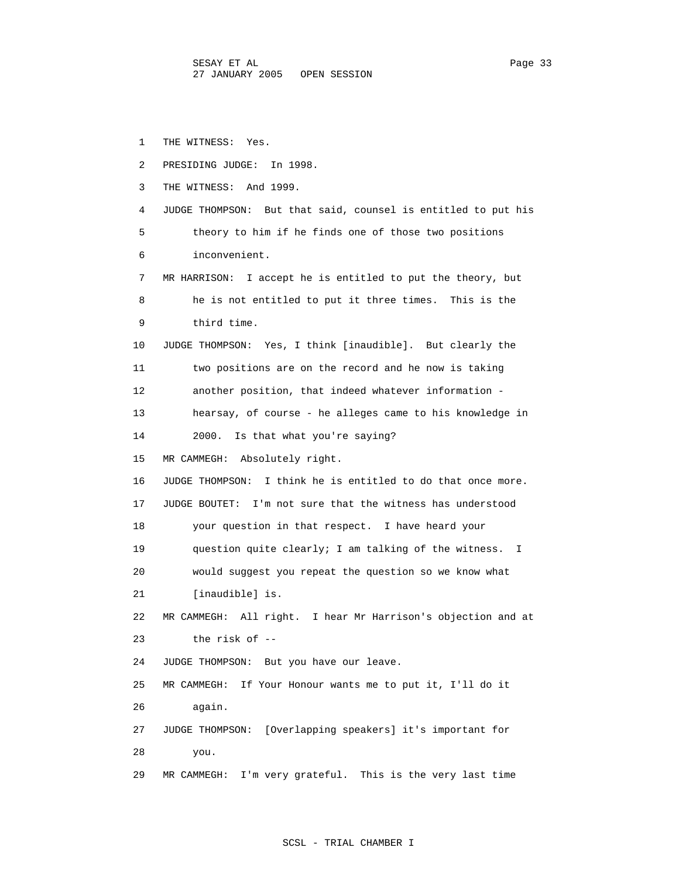THE WITNESS: Yes.

PRESIDING JUDGE: In 1998.

THE WITNESS: And 1999.

JUDGE THOMPSON: But that said, counsel is entitled to put his theory to him if he finds one of those two positions inconvenient.

MR HARRISON: I accept he is entitled to put the theory, but he is not entitled to put it three times. This is the third time.

JUDGE THOMPSON: Yes, I think [inaudible]. But clearly the two positions are on the record and he now is taking another position, that indeed whatever information - hearsay, of course - he alleges came to his knowledge in 2000. Is that what you're saying?

MR CAMMEGH: Absolutely right.

JUDGE THOMPSON: I think he is entitled to do that once more.

JUDGE BOUTET: I'm not sure that the witness has understood your question in that respect. I have heard your question quite clearly; I am talking of the witness. I would suggest you repeat the question so we know what [inaudible] is.

MR CAMMEGH: All right. I hear Mr Harrison's objection and at the risk of --

JUDGE THOMPSON: But you have our leave.

MR CAMMEGH: If Your Honour wants me to put it, I'll do it again.

JUDGE THOMPSON: [Overlapping speakers] it's important for you.

MR CAMMEGH: I'm very grateful. This is the very last time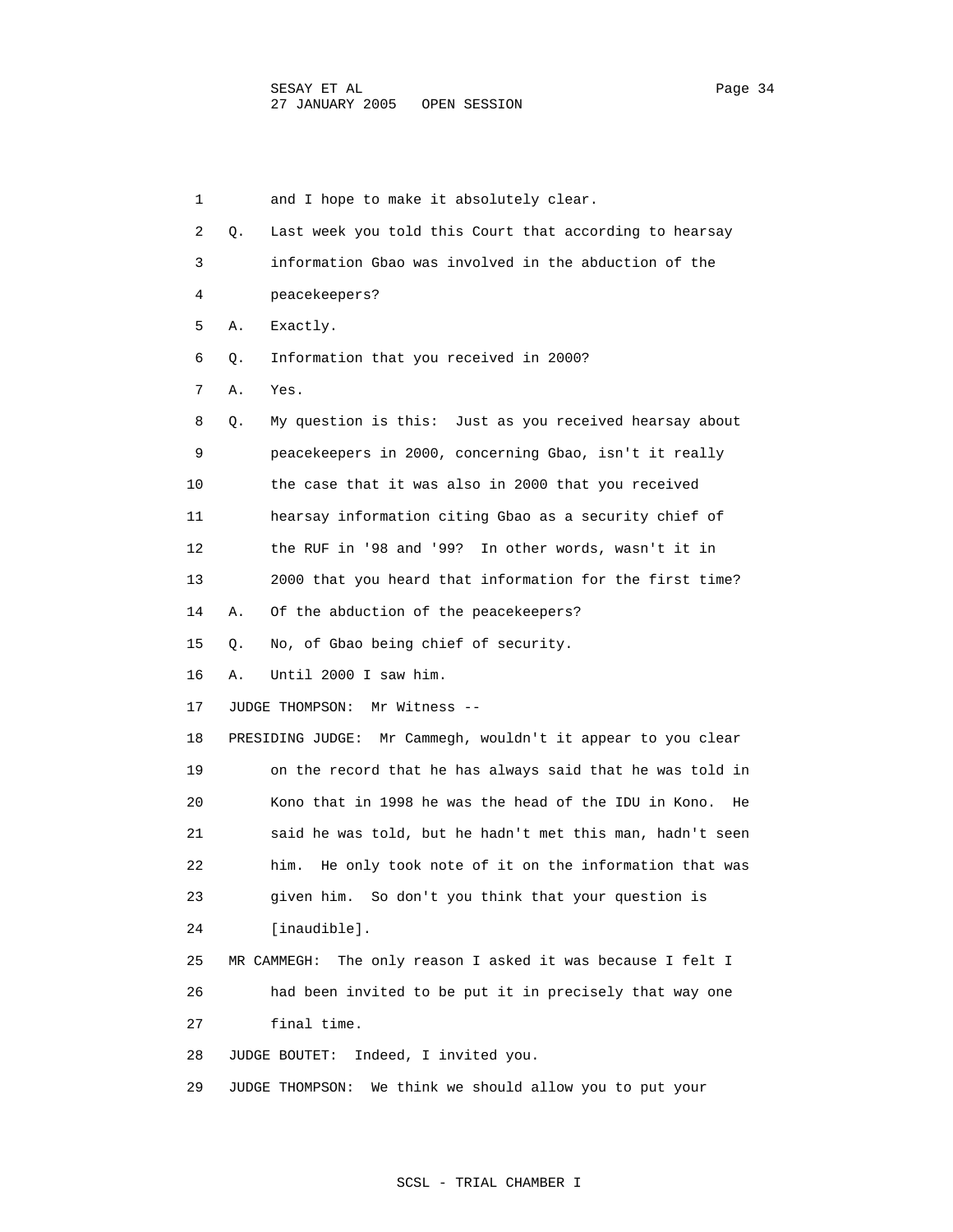1 and I hope to make it absolutely clear.

2 Q. Last week you told this Court that according to hearsay

3 information Gbao was involved in the abduction of the

4 peacekeepers?

5 A. Exactly.

6 Q. Information that you received in 2000?

7 A. Yes.

8 Q. My question is this: Just as you received hearsay about

9 peacekeepers in 2000, concerning Gbao, isn't it really

10 the case that it was also in 2000 that you received

11 hearsay information citing Gbao as a security chief of

12 the RUF in '98 and '99? In other words, wasn't it in

13 2000 that you heard that information for the first time?

14 A. Of the abduction of the peacekeepers?

15 Q. No, of Gbao being chief of security.

16 A. Until 2000 I saw him.

17 JUDGE THOMPSON: Mr Witness --

18 PRESIDING JUDGE: Mr Cammegh, wouldn't it appear to you clear

19 on the record that he has always said that he was told in

20 Kono that in 1998 he was the head of the IDU in Kono. He

21 said he was told, but he hadn't met this man, hadn't seen

22 him. He only took note of it on the information that was

23 given him. So don't you think that your question is

24 [inaudible].

25 MR CAMMEGH: The only reason I asked it was because I felt I

26 had been invited to be put it in precisely that way one

27 final time.

28 JUDGE BOUTET: Indeed, I invited you.

29 JUDGE THOMPSON: We think we should allow you to put your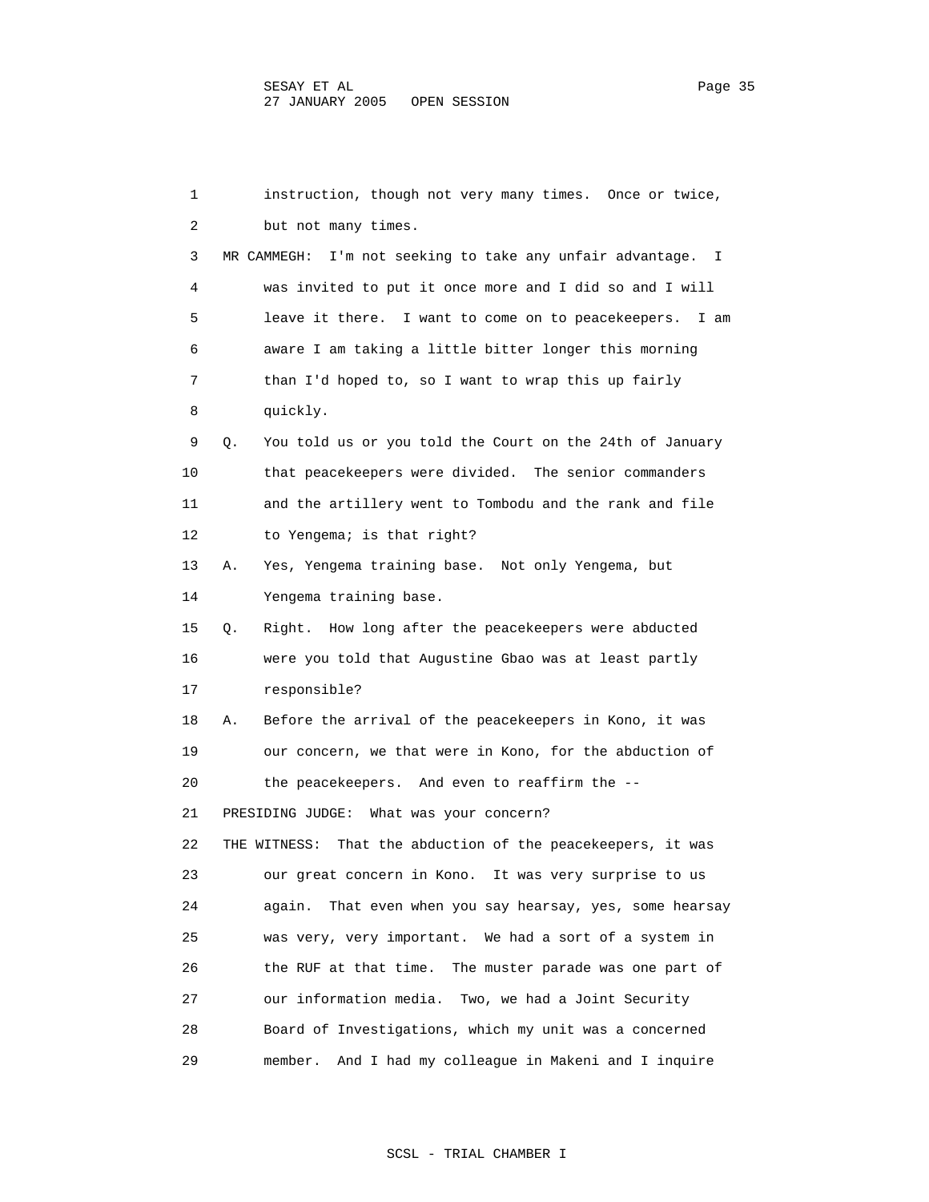1 instruction, though not very many times. Once or twice,
2 but not many times.
3 MR CAMMEGH: I'm not seeking to take any unfair advantage. I
4 was invited to put it once more and I did so and I will
5 leave it there. I want to come on to peacekeepers. I am
6 aware I am taking a little bitter longer this morning
7 than I'd hoped to, so I want to wrap this up fairly
8 quickly.
9 Q. You told us or you told the Court on the 24th of January
10 that peacekeepers were divided. The senior commanders
11 and the artillery went to Tombodu and the rank and file
12 to Yengema; is that right?
13 A. Yes, Yengema training base. Not only Yengema, but
14 Yengema training base.
15 Q. Right. How long after the peacekeepers were abducted
16 were you told that Augustine Gbao was at least partly
17 responsible?
18 A. Before the arrival of the peacekeepers in Kono, it was
19 our concern, we that were in Kono, for the abduction of
20 the peacekeepers. And even to reaffirm the --
21 PRESIDING JUDGE: What was your concern?
22 THE WITNESS: That the abduction of the peacekeepers, it was
23 our great concern in Kono. It was very surprise to us
24 again. That even when you say hearsay, yes, some hearsay
25 was very, very important. We had a sort of a system in
26 the RUF at that time. The muster parade was one part of
27 our information media. Two, we had a Joint Security
28 Board of Investigations, which my unit was a concerned
29 member. And I had my colleague in Makeni and I inquire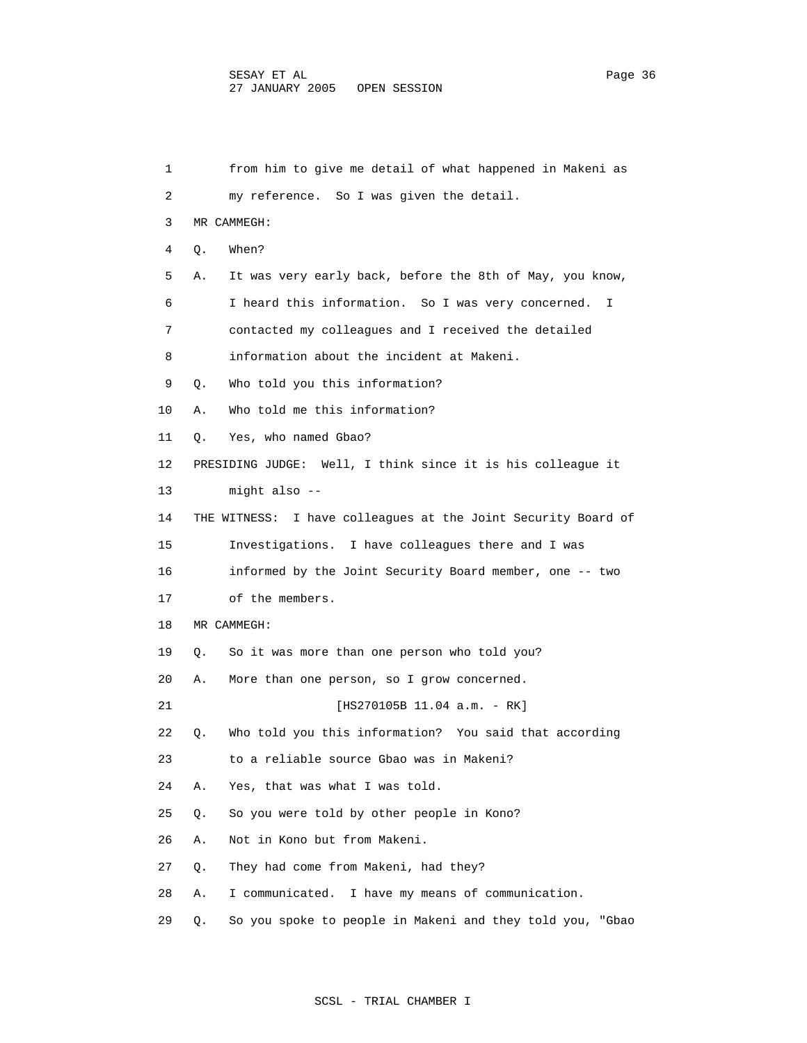1 from him to give me detail of what happened in Makeni as

2 my reference. So I was given the detail.

3 MR CAMMEGH:

4 Q. When?

5 A. It was very early back, before the 8th of May, you know,

6 I heard this information. So I was very concerned. I

7 contacted my colleagues and I received the detailed

8 information about the incident at Makeni.

9 Q. Who told you this information?

10 A. Who told me this information?

11 Q. Yes, who named Gbao?

12 PRESIDING JUDGE: Well, I think since it is his colleague it

13 might also --

14 THE WITNESS: I have colleagues at the Joint Security Board of

15 Investigations. I have colleagues there and I was

16 informed by the Joint Security Board member, one -- two

17 of the members.

18 MR CAMMEGH:

19 Q. So it was more than one person who told you?

20 A. More than one person, so I grow concerned.

21 [HS270105B 11.04 a.m. - RK]

22 Q. Who told you this information? You said that according

23 to a reliable source Gbao was in Makeni?

24 A. Yes, that was what I was told.

25 Q. So you were told by other people in Kono?

26 A. Not in Kono but from Makeni.

27 Q. They had come from Makeni, had they?

28 A. I communicated. I have my means of communication.

29 Q. So you spoke to people in Makeni and they told you, "Gbao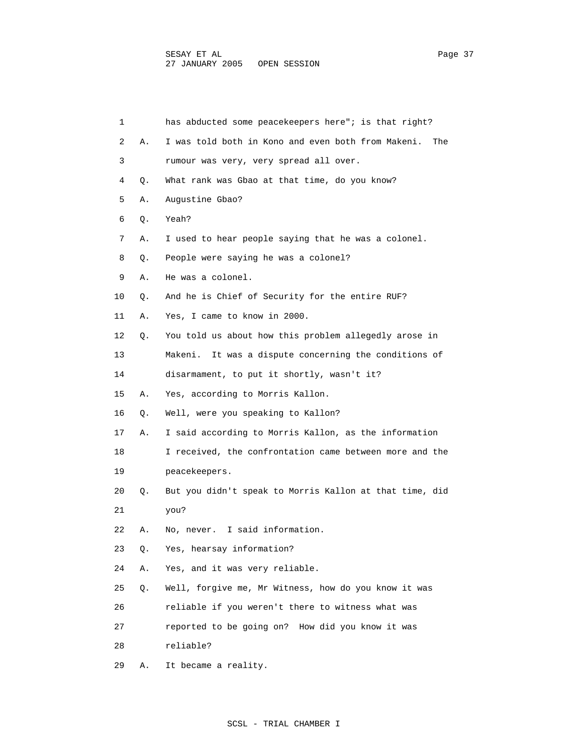1 has abducted some peacekeepers here"; is that right?

2 A. I was told both in Kono and even both from Makeni. The

3 rumour was very, very spread all over.

4 Q. What rank was Gbao at that time, do you know?

5 A. Augustine Gbao?

6 Q. Yeah?

7 A. I used to hear people saying that he was a colonel.

8 Q. People were saying he was a colonel?

9 A. He was a colonel.

10 Q. And he is Chief of Security for the entire RUF?

11 A. Yes, I came to know in 2000.

12 Q. You told us about how this problem allegedly arose in

13 Makeni. It was a dispute concerning the conditions of

14 disarmament, to put it shortly, wasn't it?

15 A. Yes, according to Morris Kallon.

16 Q. Well, were you speaking to Kallon?

17 A. I said according to Morris Kallon, as the information

18 I received, the confrontation came between more and the

19 peacekeepers.

20 Q. But you didn't speak to Morris Kallon at that time, did

21 you?

22 A. No, never. I said information.

23 Q. Yes, hearsay information?

24 A. Yes, and it was very reliable.

25 Q. Well, forgive me, Mr Witness, how do you know it was

26 reliable if you weren't there to witness what was

27 reported to be going on? How did you know it was

28 reliable?

29 A. It became a reality.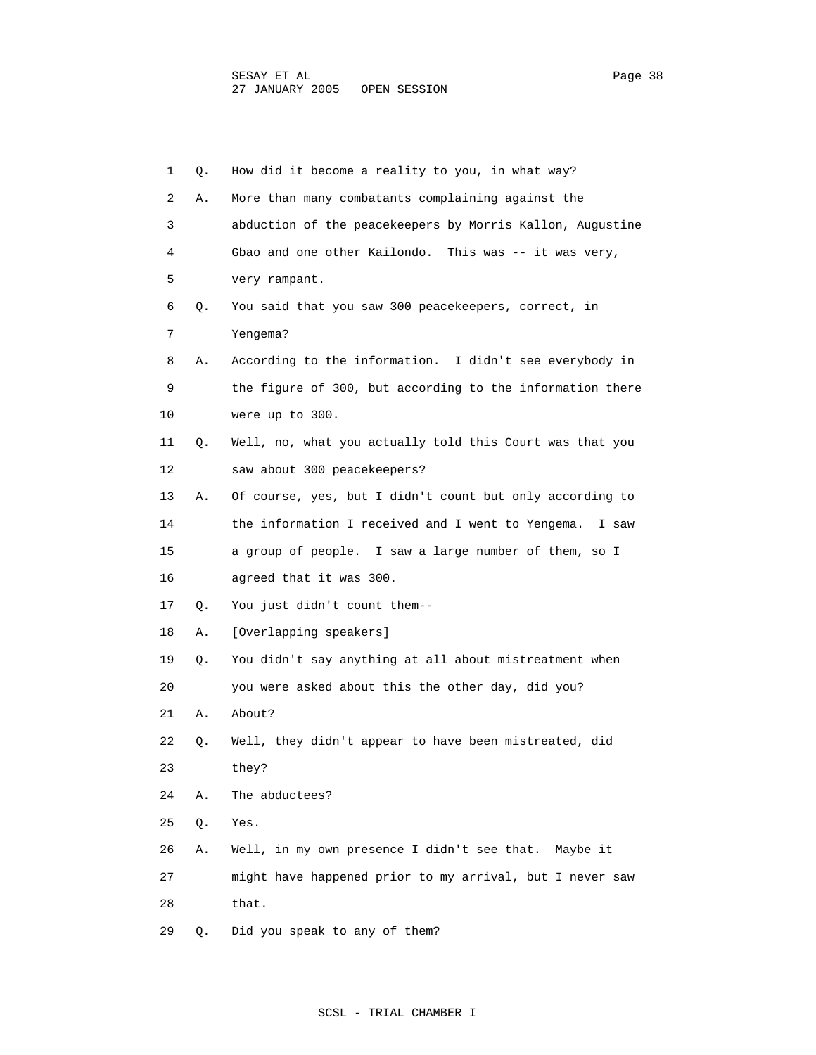1 Q. How did it become a reality to you, in what way?

2 A. More than many combatants complaining against the

3 abduction of the peacekeepers by Morris Kallon, Augustine

4 Gbao and one other Kailondo. This was -- it was very,

5 very rampant.

6 Q. You said that you saw 300 peacekeepers, correct, in

7 Yengema?

8 A. According to the information. I didn't see everybody in

9 the figure of 300, but according to the information there

10 were up to 300.

11 Q. Well, no, what you actually told this Court was that you

12 saw about 300 peacekeepers?

13 A. Of course, yes, but I didn't count but only according to

14 the information I received and I went to Yengema. I saw

15 a group of people. I saw a large number of them, so I

16 agreed that it was 300.

17 Q. You just didn't count them--

18 A. [Overlapping speakers]

19 Q. You didn't say anything at all about mistreatment when

20 you were asked about this the other day, did you?

21 A. About?

22 Q. Well, they didn't appear to have been mistreated, did

23 they?

24 A. The abductees?

25 Q. Yes.

26 A. Well, in my own presence I didn't see that. Maybe it

27 might have happened prior to my arrival, but I never saw

28 that.

29 Q. Did you speak to any of them?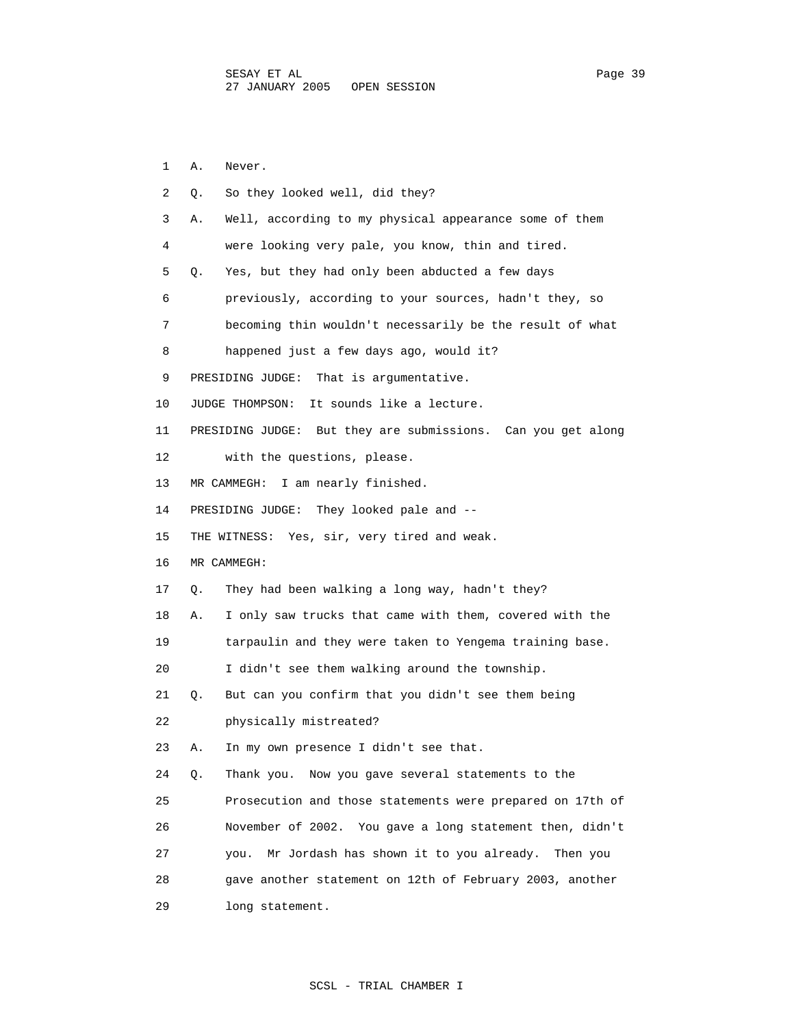1 A. Never.

2 Q. So they looked well, did they?

3 A. Well, according to my physical appearance some of them

4 were looking very pale, you know, thin and tired.

5 Q. Yes, but they had only been abducted a few days

6 previously, according to your sources, hadn't they, so

7 becoming thin wouldn't necessarily be the result of what

8 happened just a few days ago, would it?

9 PRESIDING JUDGE: That is argumentative.

10 JUDGE THOMPSON: It sounds like a lecture.

11 PRESIDING JUDGE: But they are submissions. Can you get along

12 with the questions, please.

13 MR CAMMEGH: I am nearly finished.

14 PRESIDING JUDGE: They looked pale and --

15 THE WITNESS: Yes, sir, very tired and weak.

16 MR CAMMEGH:

17 Q. They had been walking a long way, hadn't they?

18 A. I only saw trucks that came with them, covered with the

19 tarpaulin and they were taken to Yengema training base.

20 I didn't see them walking around the township.

21 Q. But can you confirm that you didn't see them being

22 physically mistreated?

23 A. In my own presence I didn't see that.

24 Q. Thank you. Now you gave several statements to the

25 Prosecution and those statements were prepared on 17th of

26 November of 2002. You gave a long statement then, didn't

27 you. Mr Jordash has shown it to you already. Then you

28 gave another statement on 12th of February 2003, another

29 long statement.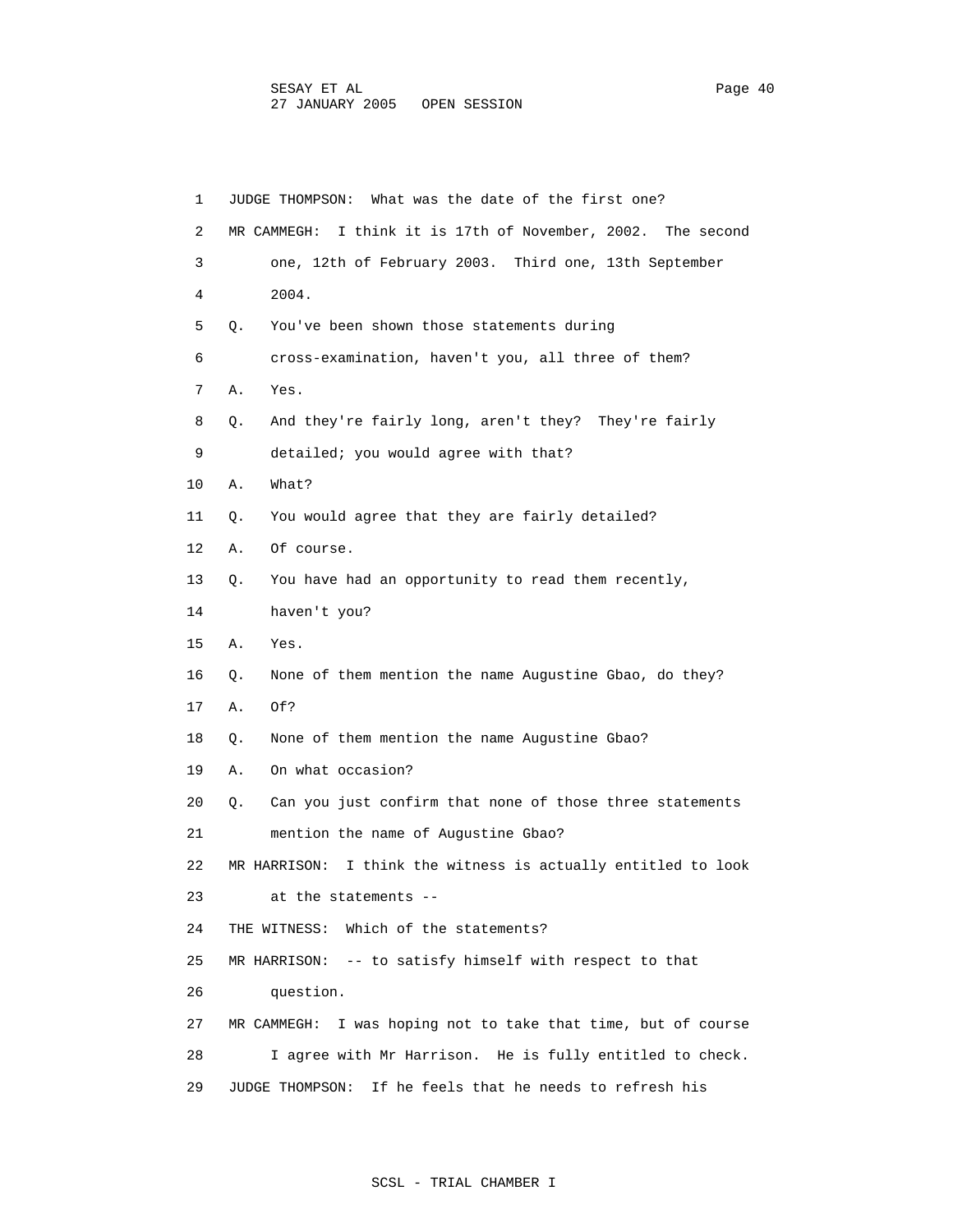1 JUDGE THOMPSON: What was the date of the first one?

2 MR CAMMEGH: I think it is 17th of November, 2002. The second

3 one, 12th of February 2003. Third one, 13th September

4 2004.

5 Q. You've been shown those statements during

6 cross-examination, haven't you, all three of them?

7 A. Yes.

8 Q. And they're fairly long, aren't they? They're fairly

9 detailed; you would agree with that?

10 A. What?

11 Q. You would agree that they are fairly detailed?

12 A. Of course.

13 Q. You have had an opportunity to read them recently,

14 haven't you?

15 A. Yes.

16 Q. None of them mention the name Augustine Gbao, do they?

17 A. Of?

18 Q. None of them mention the name Augustine Gbao?

19 A. On what occasion?

20 Q. Can you just confirm that none of those three statements

21 mention the name of Augustine Gbao?

22 MR HARRISON: I think the witness is actually entitled to look

23 at the statements --

24 THE WITNESS: Which of the statements?

25 MR HARRISON: -- to satisfy himself with respect to that

26 question.

27 MR CAMMEGH: I was hoping not to take that time, but of course

28 I agree with Mr Harrison. He is fully entitled to check.

29 JUDGE THOMPSON: If he feels that he needs to refresh his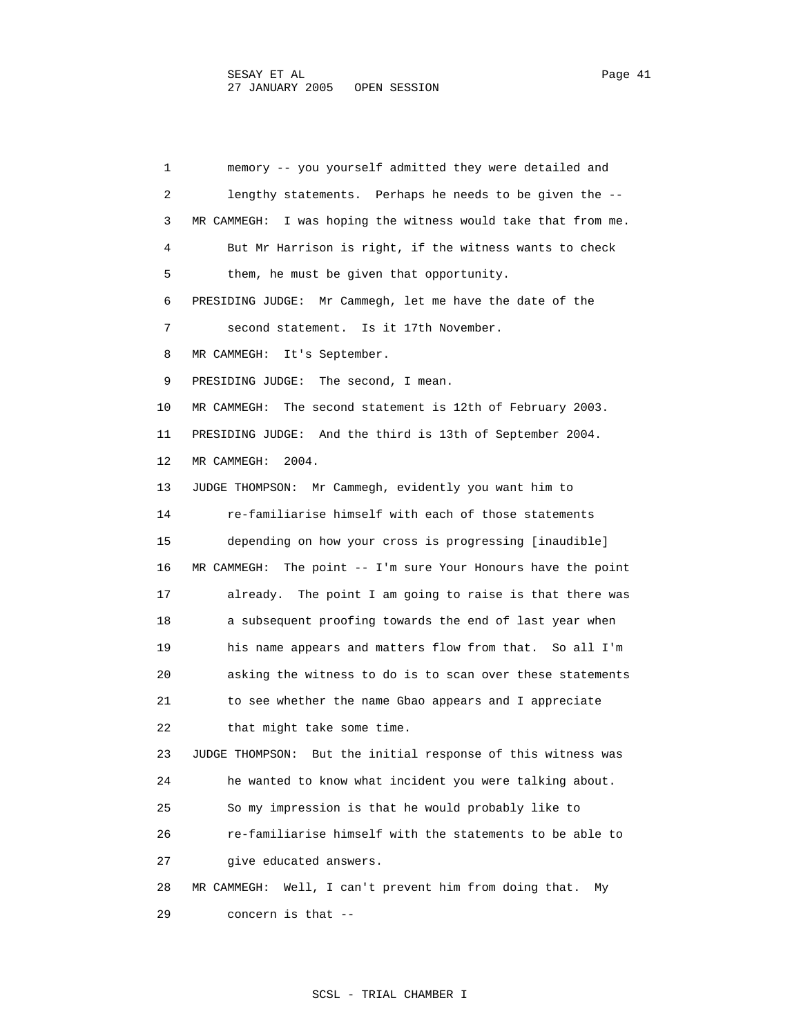1 memory -- you yourself admitted they were detailed and

2 lengthy statements. Perhaps he needs to be given the --

3 MR CAMMEGH: I was hoping the witness would take that from me.

4 But Mr Harrison is right, if the witness wants to check

5 them, he must be given that opportunity.

6 PRESIDING JUDGE: Mr Cammegh, let me have the date of the

7 second statement. Is it 17th November.

8 MR CAMMEGH: It's September.

9 PRESIDING JUDGE: The second, I mean.

10 MR CAMMEGH: The second statement is 12th of February 2003.

11 PRESIDING JUDGE: And the third is 13th of September 2004.

12 MR CAMMEGH: 2004.

13 JUDGE THOMPSON: Mr Cammegh, evidently you want him to

14 re-familiarise himself with each of those statements

15 depending on how your cross is progressing [inaudible]

16 MR CAMMEGH: The point -- I'm sure Your Honours have the point

17 already. The point I am going to raise is that there was

18 a subsequent proofing towards the end of last year when

19 his name appears and matters flow from that. So all I'm

20 asking the witness to do is to scan over these statements

21 to see whether the name Gbao appears and I appreciate

22 that might take some time.

23 JUDGE THOMPSON: But the initial response of this witness was

24 he wanted to know what incident you were talking about.

25 So my impression is that he would probably like to

26 re-familiarise himself with the statements to be able to

27 give educated answers.

28 MR CAMMEGH: Well, I can't prevent him from doing that. My

29 concern is that --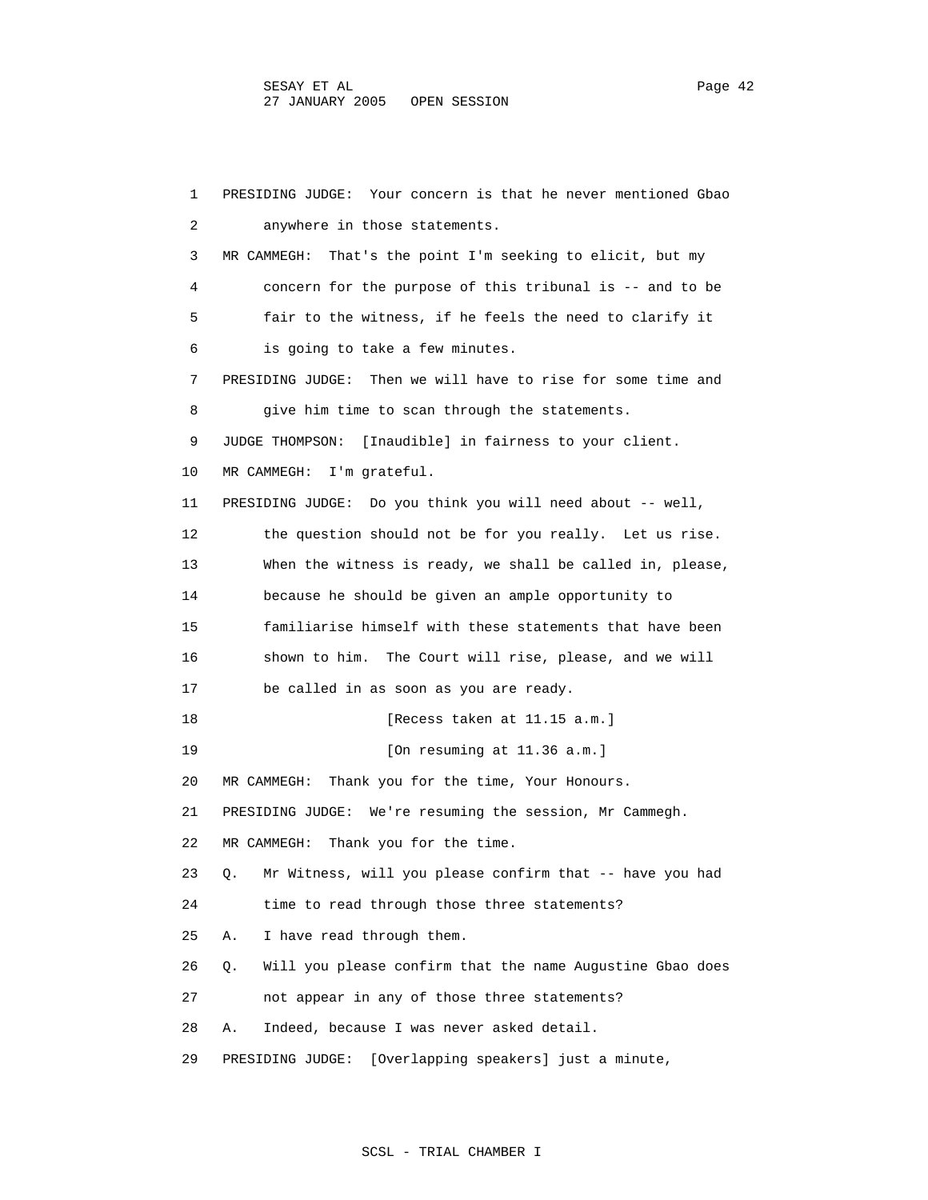1 PRESIDING JUDGE: Your concern is that he never mentioned Gbao
2 anywhere in those statements.
3 MR CAMMEGH: That's the point I'm seeking to elicit, but my
4 concern for the purpose of this tribunal is -- and to be
5 fair to the witness, if he feels the need to clarify it
6 is going to take a few minutes.
7 PRESIDING JUDGE: Then we will have to rise for some time and
8 give him time to scan through the statements.
9 JUDGE THOMPSON: [Inaudible] in fairness to your client.
10 MR CAMMEGH: I'm grateful.
11 PRESIDING JUDGE: Do you think you will need about -- well,
12 the question should not be for you really. Let us rise.
13 When the witness is ready, we shall be called in, please,
14 because he should be given an ample opportunity to
15 familiarise himself with these statements that have been
16 shown to him. The Court will rise, please, and we will
17 be called in as soon as you are ready.
18 [Recess taken at 11.15 a.m.]
19 [On resuming at 11.36 a.m.]
20 MR CAMMEGH: Thank you for the time, Your Honours.
21 PRESIDING JUDGE: We're resuming the session, Mr Cammegh.
22 MR CAMMEGH: Thank you for the time.
23 Q. Mr Witness, will you please confirm that -- have you had
24 time to read through those three statements?
25 A. I have read through them.
26 Q. Will you please confirm that the name Augustine Gbao does
27 not appear in any of those three statements?
28 A. Indeed, because I was never asked detail.
29 PRESIDING JUDGE: [Overlapping speakers] just a minute,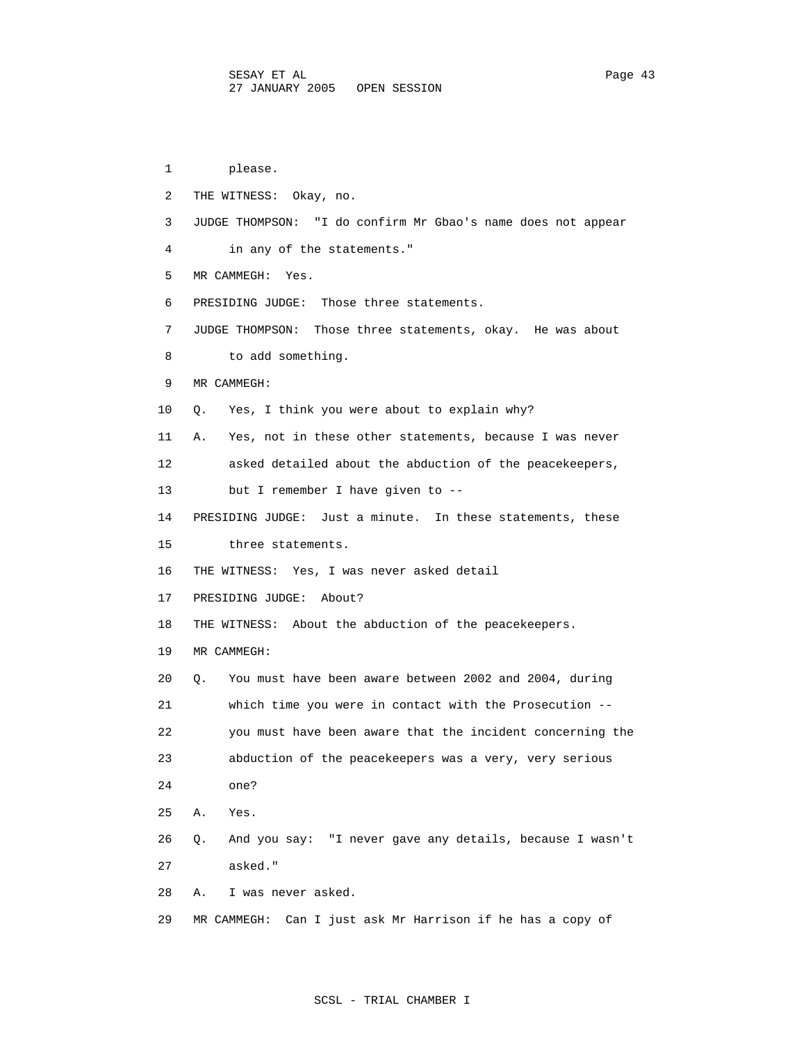1 please.

2 THE WITNESS: Okay, no.

3 JUDGE THOMPSON: "I do confirm Mr Gbao's name does not appear

4 in any of the statements."

5 MR CAMMEGH: Yes.

6 PRESIDING JUDGE: Those three statements.

7 JUDGE THOMPSON: Those three statements, okay. He was about

8 to add something.

9 MR CAMMEGH:

10 Q. Yes, I think you were about to explain why?

11 A. Yes, not in these other statements, because I was never

12 asked detailed about the abduction of the peacekeepers,

13 but I remember I have given to --

14 PRESIDING JUDGE: Just a minute. In these statements, these

15 three statements.

16 THE WITNESS: Yes, I was never asked detail

17 PRESIDING JUDGE: About?

18 THE WITNESS: About the abduction of the peacekeepers.

19 MR CAMMEGH:

20 Q. You must have been aware between 2002 and 2004, during

21 which time you were in contact with the Prosecution --

22 you must have been aware that the incident concerning the

23 abduction of the peacekeepers was a very, very serious

24 one?

25 A. Yes.

26 Q. And you say: "I never gave any details, because I wasn't

27 asked."

28 A. I was never asked.

29 MR CAMMEGH: Can I just ask Mr Harrison if he has a copy of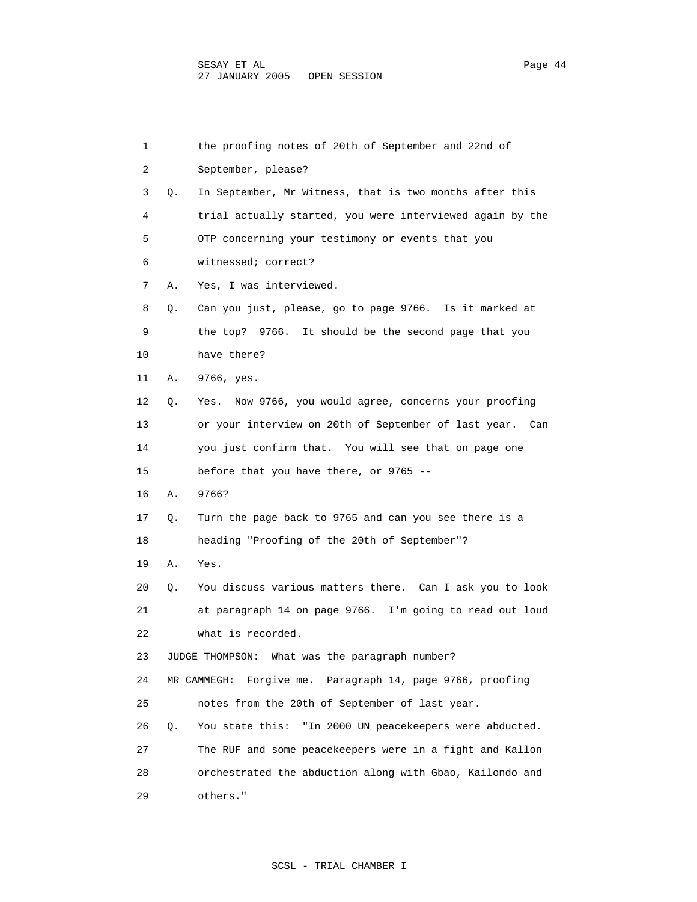1 the proofing notes of 20th of September and 22nd of

2 September, please?

3 Q. In September, Mr Witness, that is two months after this

4 trial actually started, you were interviewed again by the

5 OTP concerning your testimony or events that you

6 witnessed; correct?

7 A. Yes, I was interviewed.

8 Q. Can you just, please, go to page 9766. Is it marked at

9 the top? 9766. It should be the second page that you

10 have there?

11 A. 9766, yes.

12 Q. Yes. Now 9766, you would agree, concerns your proofing

13 or your interview on 20th of September of last year. Can

14 you just confirm that. You will see that on page one

15 before that you have there, or 9765 --

16 A. 9766?

17 Q. Turn the page back to 9765 and can you see there is a

18 heading "Proofing of the 20th of September"?

19 A. Yes.

20 Q. You discuss various matters there. Can I ask you to look

21 at paragraph 14 on page 9766. I'm going to read out loud

22 what is recorded.

23 JUDGE THOMPSON: What was the paragraph number?

24 MR CAMMEGH: Forgive me. Paragraph 14, page 9766, proofing

25 notes from the 20th of September of last year.

26 Q. You state this: "In 2000 UN peacekeepers were abducted.

27 The RUF and some peacekeepers were in a fight and Kallon

28 orchestrated the abduction along with Gbao, Kailondo and

29 others."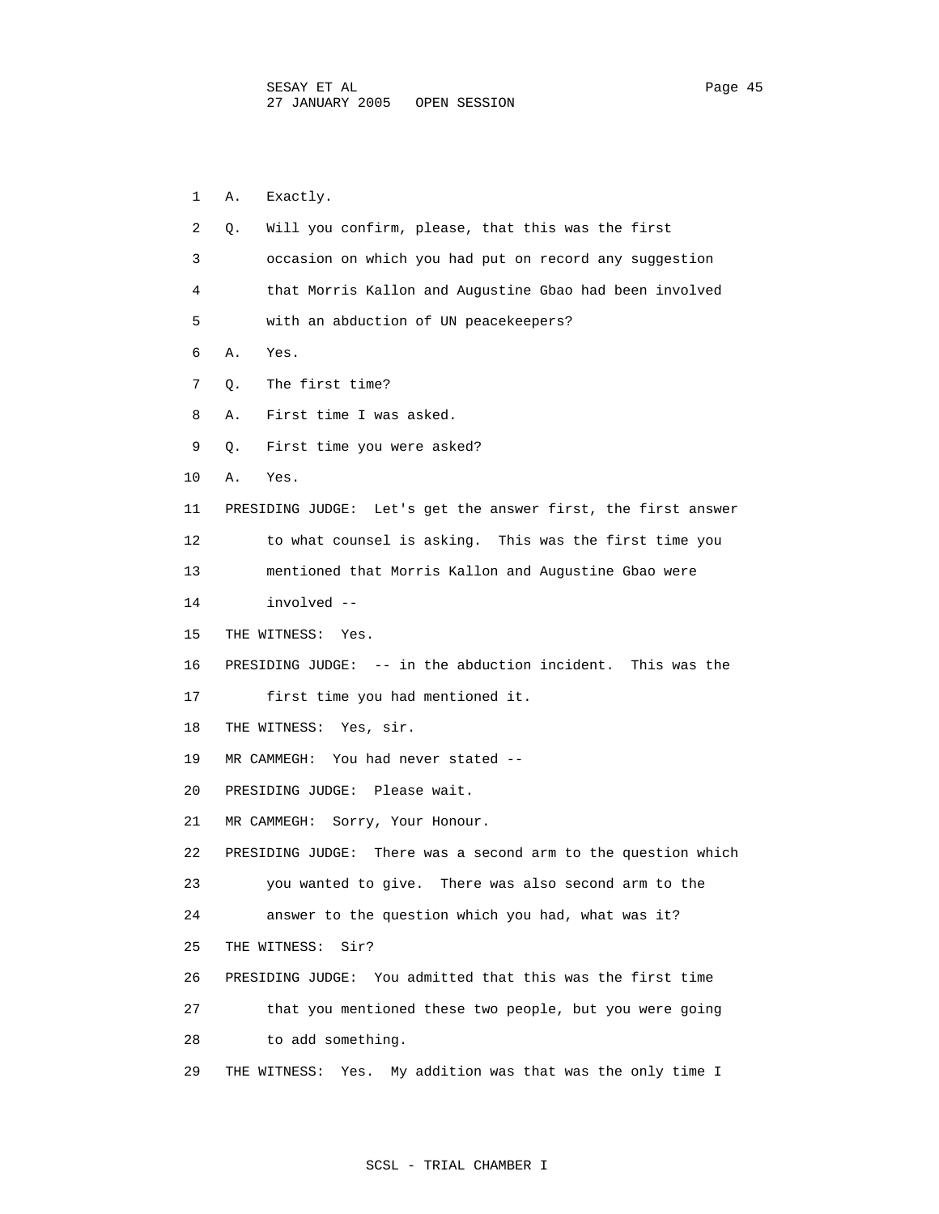1 A. Exactly.

2 Q. Will you confirm, please, that this was the first

3 occasion on which you had put on record any suggestion

4 that Morris Kallon and Augustine Gbao had been involved

5 with an abduction of UN peacekeepers?

6 A. Yes.

7 Q. The first time?

8 A. First time I was asked.

9 Q. First time you were asked?

10 A. Yes.

11 PRESIDING JUDGE: Let's get the answer first, the first answer

12 to what counsel is asking. This was the first time you

13 mentioned that Morris Kallon and Augustine Gbao were

14 involved --

15 THE WITNESS: Yes.

16 PRESIDING JUDGE: -- in the abduction incident. This was the

17 first time you had mentioned it.

18 THE WITNESS: Yes, sir.

19 MR CAMMEGH: You had never stated --

20 PRESIDING JUDGE: Please wait.

21 MR CAMMEGH: Sorry, Your Honour.

22 PRESIDING JUDGE: There was a second arm to the question which

23 you wanted to give. There was also second arm to the

24 answer to the question which you had, what was it?

25 THE WITNESS: Sir?

26 PRESIDING JUDGE: You admitted that this was the first time

27 that you mentioned these two people, but you were going

28 to add something.

29 THE WITNESS: Yes. My addition was that was the only time I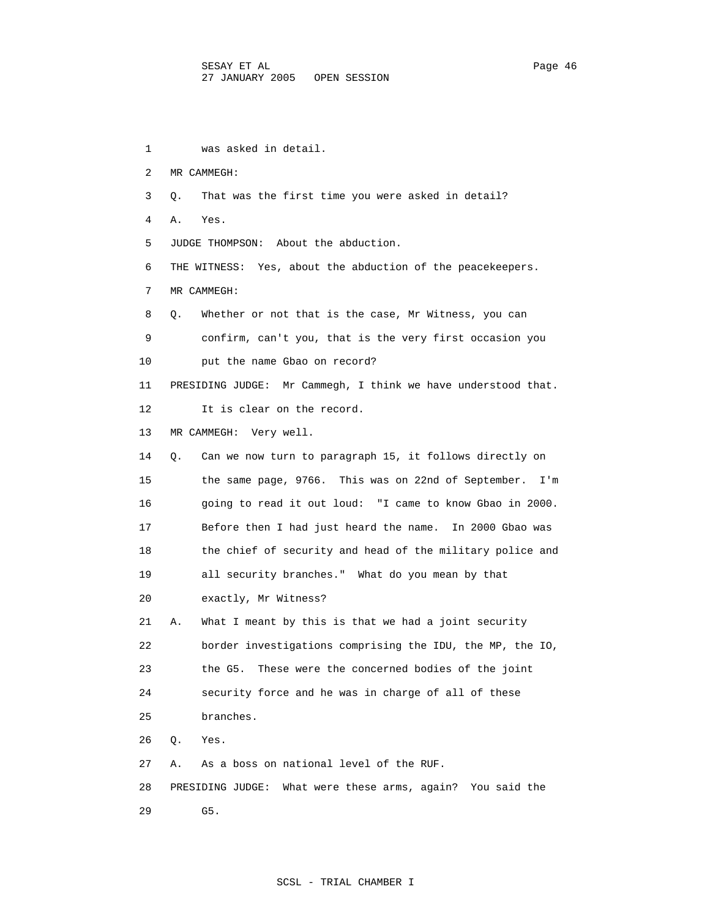1 was asked in detail.

2 MR CAMMEGH:

3 Q. That was the first time you were asked in detail?

4 A. Yes.

5 JUDGE THOMPSON: About the abduction.

6 THE WITNESS: Yes, about the abduction of the peacekeepers.

7 MR CAMMEGH:

8 Q. Whether or not that is the case, Mr Witness, you can

9 confirm, can't you, that is the very first occasion you

10 put the name Gbao on record?

11 PRESIDING JUDGE: Mr Cammegh, I think we have understood that.

12 It is clear on the record.

13 MR CAMMEGH: Very well.

14 Q. Can we now turn to paragraph 15, it follows directly on

15 the same page, 9766. This was on 22nd of September. I'm

16 going to read it out loud: "I came to know Gbao in 2000.

17 Before then I had just heard the name. In 2000 Gbao was

18 the chief of security and head of the military police and

19 all security branches." What do you mean by that

20 exactly, Mr Witness?

21 A. What I meant by this is that we had a joint security

22 border investigations comprising the IDU, the MP, the IO,

23 the G5. These were the concerned bodies of the joint

24 security force and he was in charge of all of these

25 branches.

26 Q. Yes.

27 A. As a boss on national level of the RUF.

28 PRESIDING JUDGE: What were these arms, again? You said the

29 G5.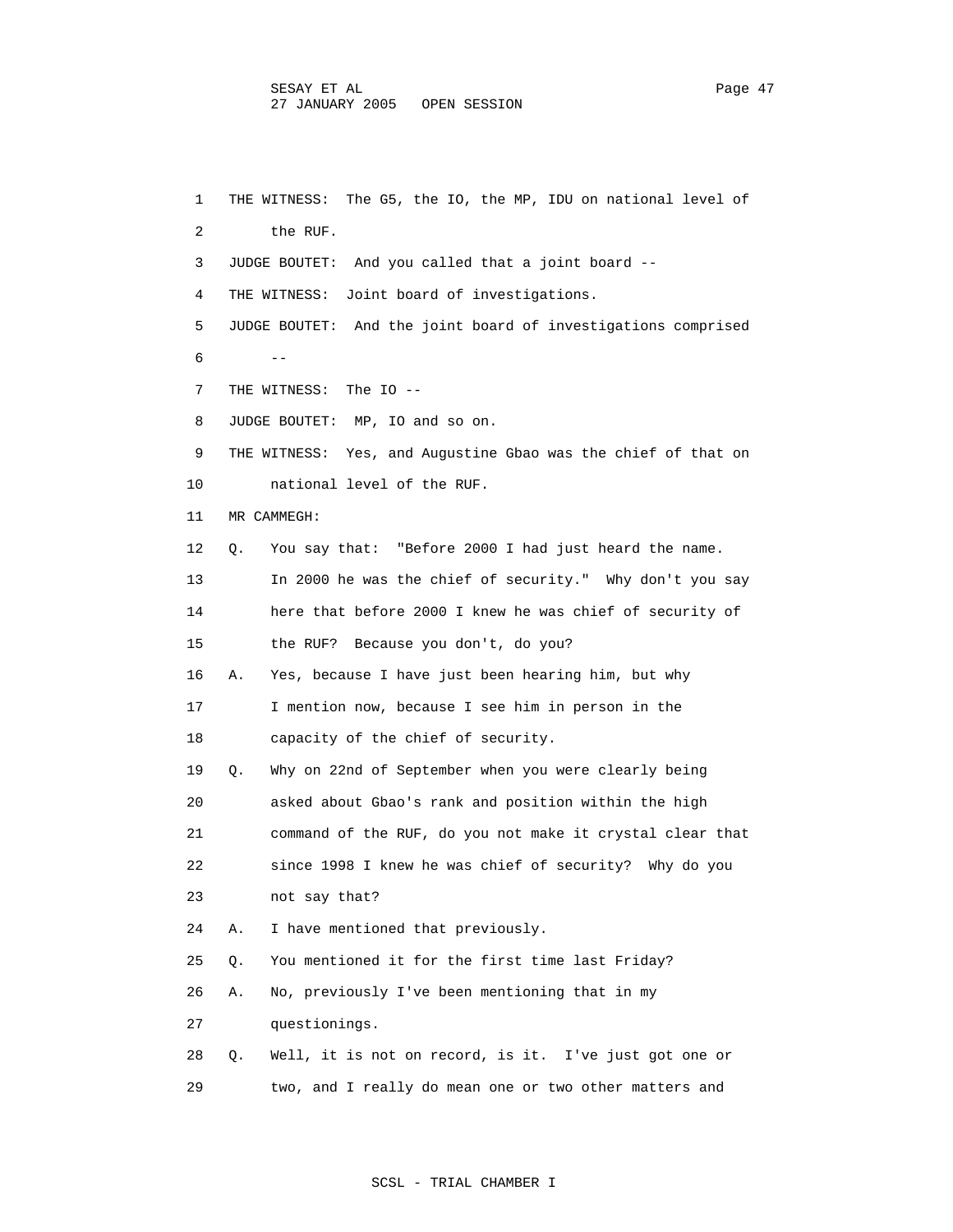1 THE WITNESS: The G5, the IO, the MP, IDU on national level of
2 the RUF.
3 JUDGE BOUTET: And you called that a joint board --
4 THE WITNESS: Joint board of investigations.
5 JUDGE BOUTET: And the joint board of investigations comprised
6 --
7 THE WITNESS: The IO --
8 JUDGE BOUTET: MP, IO and so on.
9 THE WITNESS: Yes, and Augustine Gbao was the chief of that on
10 national level of the RUF.
11 MR CAMMEGH:
12 Q. You say that: "Before 2000 I had just heard the name.
13 In 2000 he was the chief of security." Why don't you say
14 here that before 2000 I knew he was chief of security of
15 the RUF? Because you don't, do you?
16 A. Yes, because I have just been hearing him, but why
17 I mention now, because I see him in person in the
18 capacity of the chief of security.
19 Q. Why on 22nd of September when you were clearly being
20 asked about Gbao's rank and position within the high
21 command of the RUF, do you not make it crystal clear that
22 since 1998 I knew he was chief of security? Why do you
23 not say that?
24 A. I have mentioned that previously.
25 Q. You mentioned it for the first time last Friday?
26 A. No, previously I've been mentioning that in my
27 questionings.
28 Q. Well, it is not on record, is it. I've just got one or
29 two, and I really do mean one or two other matters and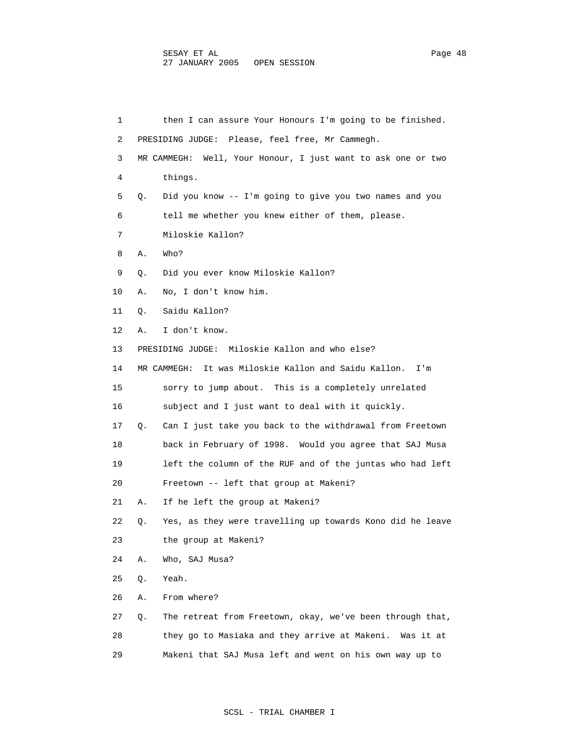1 then I can assure Your Honours I'm going to be finished.

2 PRESIDING JUDGE: Please, feel free, Mr Cammegh.

3 MR CAMMEGH: Well, Your Honour, I just want to ask one or two

4 things.

5 Q. Did you know -- I'm going to give you two names and you

6 tell me whether you knew either of them, please.

7 Miloskie Kallon?

8 A. Who?

9 Q. Did you ever know Miloskie Kallon?

10 A. No, I don't know him.

11 Q. Saidu Kallon?

12 A. I don't know.

13 PRESIDING JUDGE: Miloskie Kallon and who else?

14 MR CAMMEGH: It was Miloskie Kallon and Saidu Kallon. I'm

15 sorry to jump about. This is a completely unrelated

16 subject and I just want to deal with it quickly.

17 Q. Can I just take you back to the withdrawal from Freetown

18 back in February of 1998. Would you agree that SAJ Musa

19 left the column of the RUF and of the juntas who had left

20 Freetown -- left that group at Makeni?

21 A. If he left the group at Makeni?

22 Q. Yes, as they were travelling up towards Kono did he leave

23 the group at Makeni?

24 A. Who, SAJ Musa?

25 Q. Yeah.

26 A. From where?

27 Q. The retreat from Freetown, okay, we've been through that,

28 they go to Masiaka and they arrive at Makeni. Was it at

29 Makeni that SAJ Musa left and went on his own way up to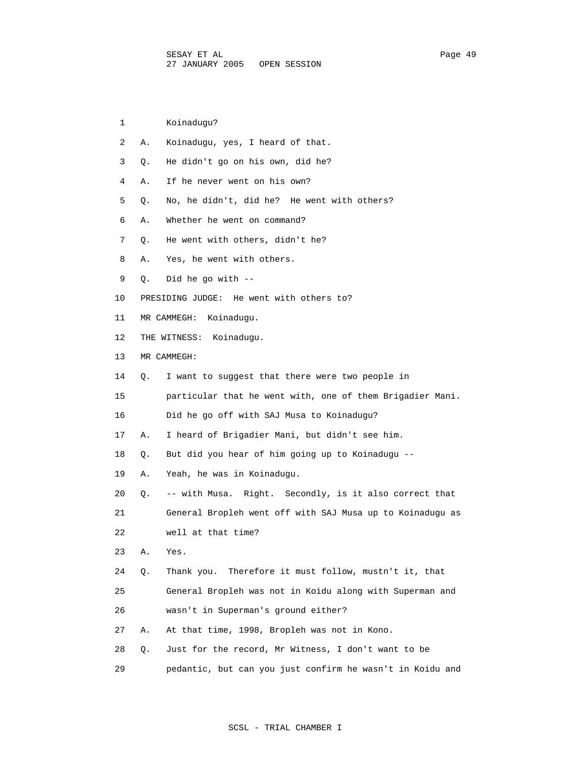1 Koinadugu?

2 A. Koinadugu, yes, I heard of that.

3 Q. He didn't go on his own, did he?

4 A. If he never went on his own?

5 Q. No, he didn't, did he? He went with others?

6 A. Whether he went on command?

7 Q. He went with others, didn't he?

8 A. Yes, he went with others.

9 Q. Did he go with --

10 PRESIDING JUDGE: He went with others to?

11 MR CAMMEGH: Koinadugu.

12 THE WITNESS: Koinadugu.

13 MR CAMMEGH:

14 Q. I want to suggest that there were two people in

15 particular that he went with, one of them Brigadier Mani.

16 Did he go off with SAJ Musa to Koinadugu?

17 A. I heard of Brigadier Mani, but didn't see him.

18 Q. But did you hear of him going up to Koinadugu --

19 A. Yeah, he was in Koinadugu.

20 Q. -- with Musa. Right. Secondly, is it also correct that

21 General Bropleh went off with SAJ Musa up to Koinadugu as

22 well at that time?

23 A. Yes.

24 Q. Thank you. Therefore it must follow, mustn't it, that

25 General Bropleh was not in Koidu along with Superman and

26 wasn't in Superman's ground either?

27 A. At that time, 1998, Bropleh was not in Kono.

28 Q. Just for the record, Mr Witness, I don't want to be

29 pedantic, but can you just confirm he wasn't in Koidu and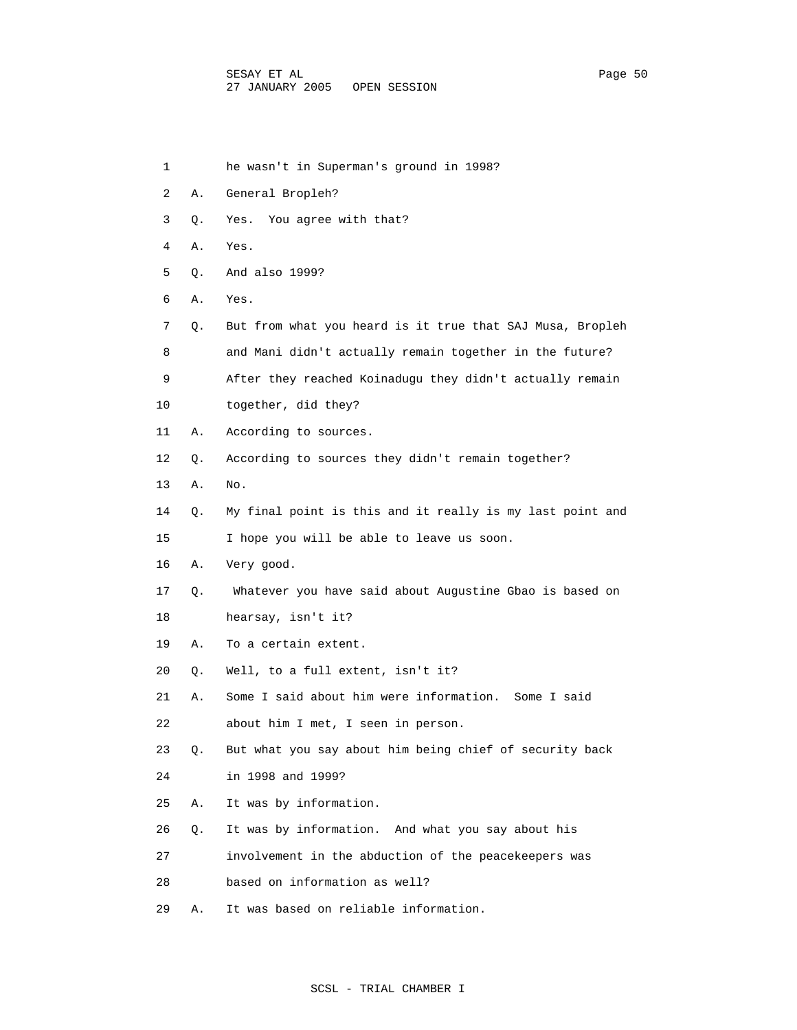1 he wasn't in Superman's ground in 1998?

2 A. General Bropleh?

3 Q. Yes. You agree with that?

4 A. Yes.

5 Q. And also 1999?

6 A. Yes.

7 Q. But from what you heard is it true that SAJ Musa, Bropleh

8 and Mani didn't actually remain together in the future?

9 After they reached Koinadugu they didn't actually remain

10 together, did they?

11 A. According to sources.

12 Q. According to sources they didn't remain together?

13 A. No.

14 Q. My final point is this and it really is my last point and

15 I hope you will be able to leave us soon.

16 A. Very good.

17 Q. Whatever you have said about Augustine Gbao is based on

18 hearsay, isn't it?

19 A. To a certain extent.

20 Q. Well, to a full extent, isn't it?

21 A. Some I said about him were information. Some I said

22 about him I met, I seen in person.

23 Q. But what you say about him being chief of security back

24 in 1998 and 1999?

25 A. It was by information.

26 Q. It was by information. And what you say about his

27 involvement in the abduction of the peacekeepers was

28 based on information as well?

29 A. It was based on reliable information.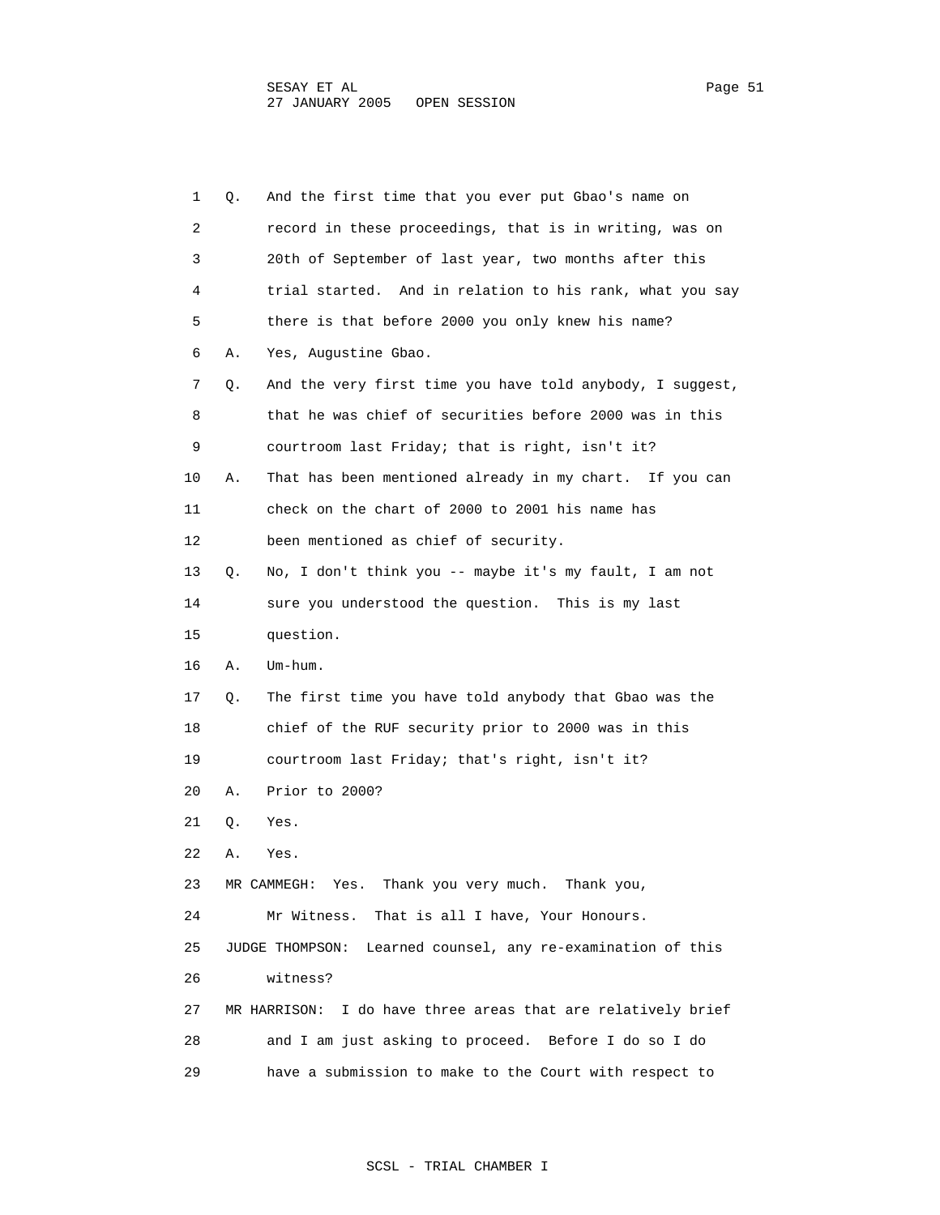1 Q. And the first time that you ever put Gbao's name on
2 record in these proceedings, that is in writing, was on
3 20th of September of last year, two months after this
4 trial started. And in relation to his rank, what you say
5 there is that before 2000 you only knew his name?
6 A. Yes, Augustine Gbao.
7 Q. And the very first time you have told anybody, I suggest,
8 that he was chief of securities before 2000 was in this
9 courtroom last Friday; that is right, isn't it?
10 A. That has been mentioned already in my chart. If you can
11 check on the chart of 2000 to 2001 his name has
12 been mentioned as chief of security.
13 Q. No, I don't think you -- maybe it's my fault, I am not
14 sure you understood the question. This is my last
15 question.
16 A. Um-hum.
17 Q. The first time you have told anybody that Gbao was the
18 chief of the RUF security prior to 2000 was in this
19 courtroom last Friday; that's right, isn't it?
20 A. Prior to 2000?
21 Q. Yes.
22 A. Yes.
23 MR CAMMEGH: Yes. Thank you very much. Thank you,
24 Mr Witness. That is all I have, Your Honours.
25 JUDGE THOMPSON: Learned counsel, any re-examination of this
26 witness?
27 MR HARRISON: I do have three areas that are relatively brief
28 and I am just asking to proceed. Before I do so I do
29 have a submission to make to the Court with respect to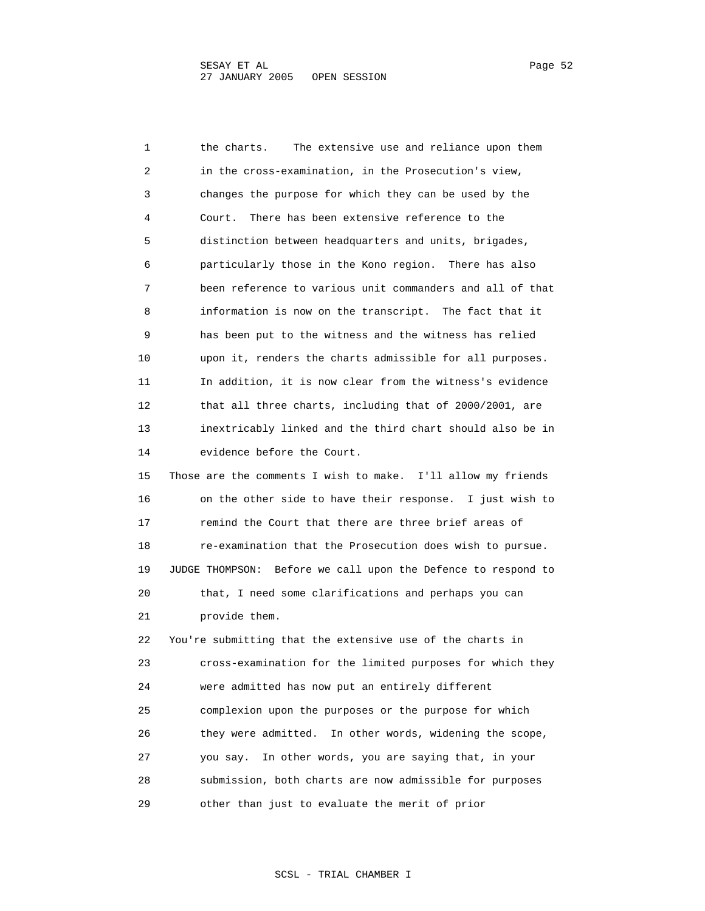the charts. The extensive use and reliance upon them in the cross-examination, in the Prosecution's view, changes the purpose for which they can be used by the Court. There has been extensive reference to the distinction between headquarters and units, brigades, particularly those in the Kono region. There has also been reference to various unit commanders and all of that information is now on the transcript. The fact that it has been put to the witness and the witness has relied upon it, renders the charts admissible for all purposes. In addition, it is now clear from the witness's evidence that all three charts, including that of 2000/2001, are inextricably linked and the third chart should also be in evidence before the Court.

Those are the comments I wish to make. I'll allow my friends on the other side to have their response. I just wish to remind the Court that there are three brief areas of re-examination that the Prosecution does wish to pursue.

JUDGE THOMPSON: Before we call upon the Defence to respond to that, I need some clarifications and perhaps you can provide them.

You're submitting that the extensive use of the charts in cross-examination for the limited purposes for which they were admitted has now put an entirely different complexion upon the purposes or the purpose for which they were admitted. In other words, widening the scope, you say. In other words, you are saying that, in your submission, both charts are now admissible for purposes other than just to evaluate the merit of prior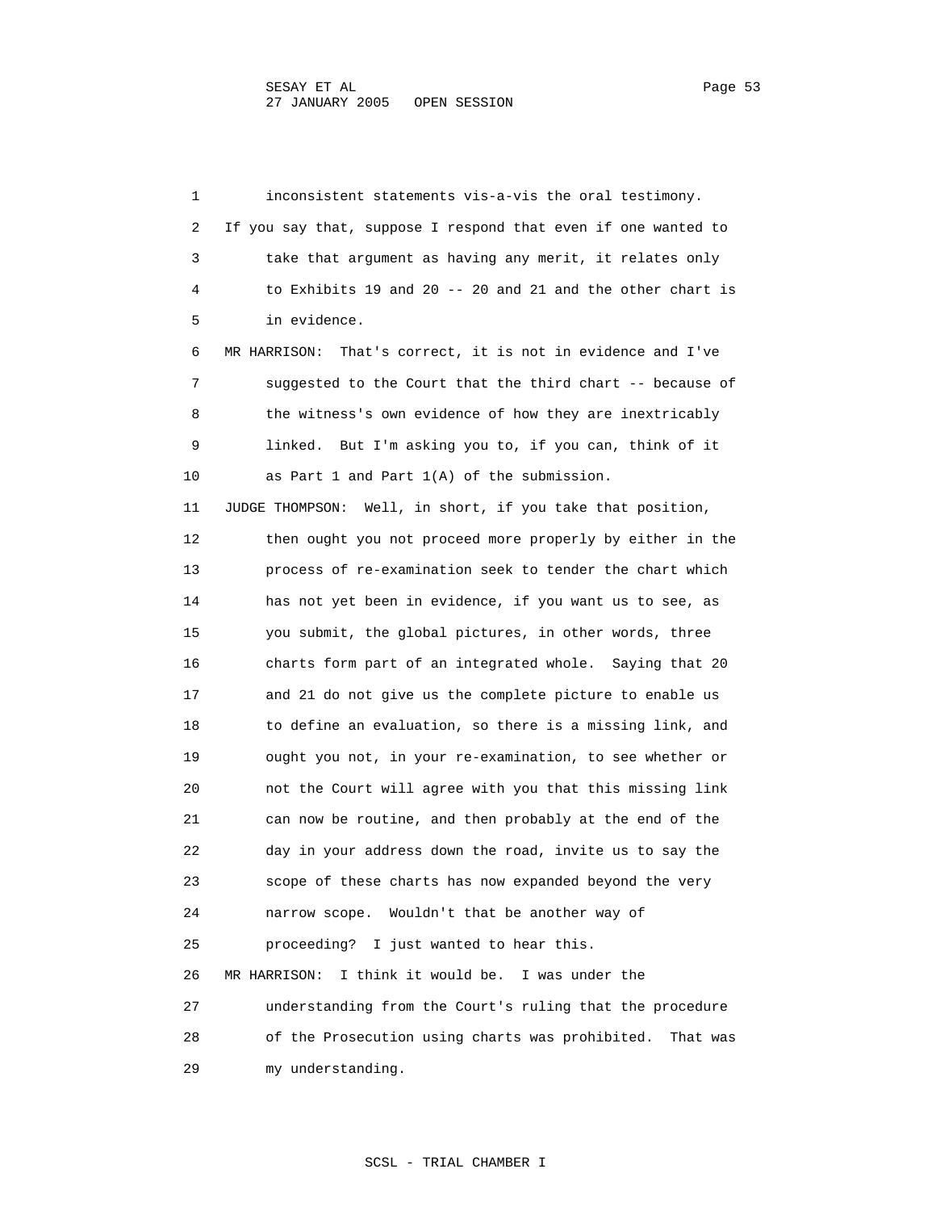inconsistent statements vis-a-vis the oral testimony.

If you say that, suppose I respond that even if one wanted to take that argument as having any merit, it relates only to Exhibits 19 and 20 -- 20 and 21 and the other chart is in evidence.

MR HARRISON: That's correct, it is not in evidence and I've suggested to the Court that the third chart -- because of the witness's own evidence of how they are inextricably linked. But I'm asking you to, if you can, think of it as Part 1 and Part 1(A) of the submission.

JUDGE THOMPSON: Well, in short, if you take that position, then ought you not proceed more properly by either in the process of re-examination seek to tender the chart which has not yet been in evidence, if you want us to see, as you submit, the global pictures, in other words, three charts form part of an integrated whole. Saying that 20 and 21 do not give us the complete picture to enable us to define an evaluation, so there is a missing link, and ought you not, in your re-examination, to see whether or not the Court will agree with you that this missing link can now be routine, and then probably at the end of the day in your address down the road, invite us to say the scope of these charts has now expanded beyond the very narrow scope. Wouldn't that be another way of proceeding? I just wanted to hear this.

MR HARRISON: I think it would be. I was under the understanding from the Court's ruling that the procedure of the Prosecution using charts was prohibited. That was my understanding.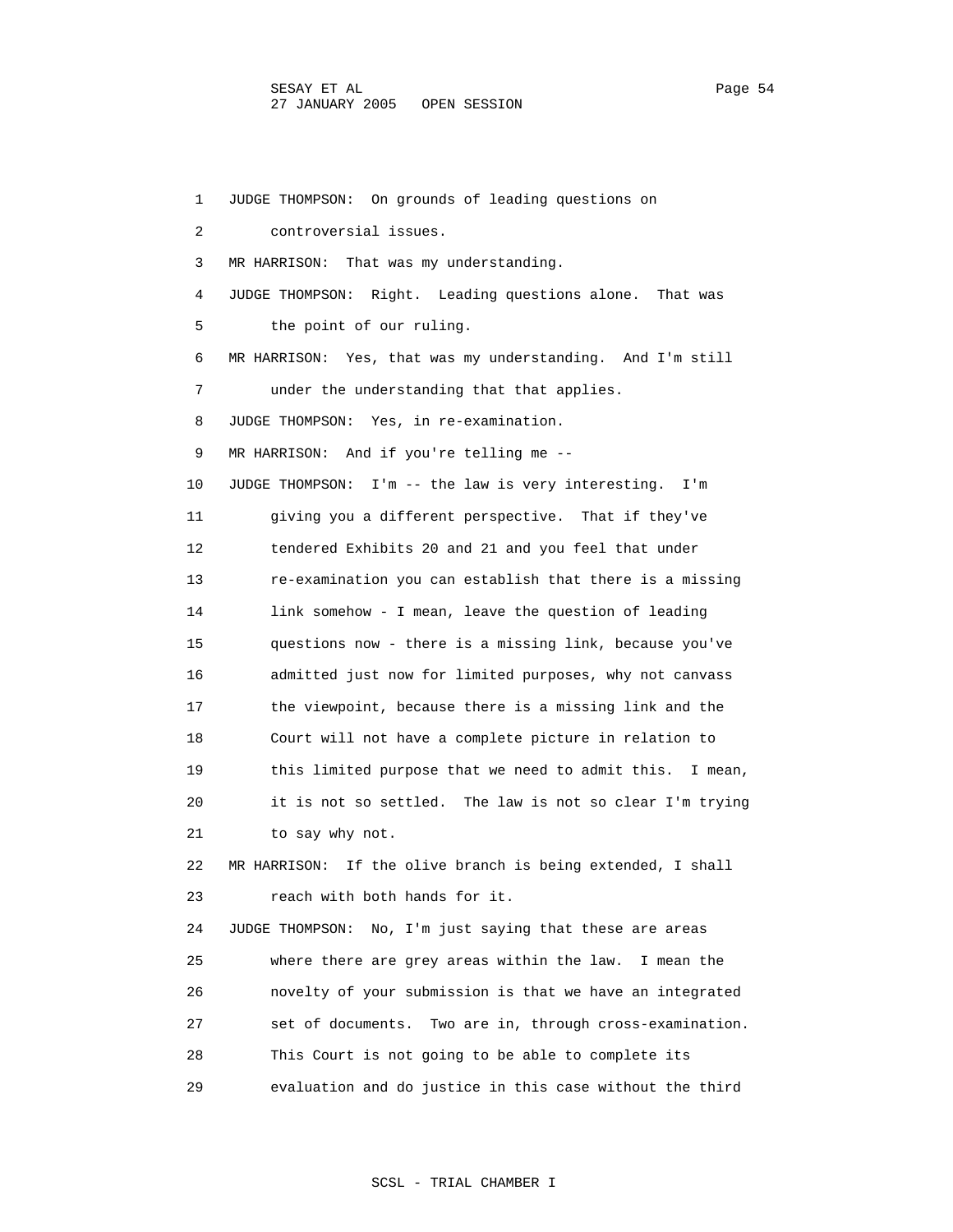1 JUDGE THOMPSON: On grounds of leading questions on
2 controversial issues.
3 MR HARRISON: That was my understanding.
4 JUDGE THOMPSON: Right. Leading questions alone. That was
5 the point of our ruling.
6 MR HARRISON: Yes, that was my understanding. And I'm still
7 under the understanding that that applies.
8 JUDGE THOMPSON: Yes, in re-examination.
9 MR HARRISON: And if you're telling me --
10 JUDGE THOMPSON: I'm -- the law is very interesting. I'm
11 giving you a different perspective. That if they've
12 tendered Exhibits 20 and 21 and you feel that under
13 re-examination you can establish that there is a missing
14 link somehow - I mean, leave the question of leading
15 questions now - there is a missing link, because you've
16 admitted just now for limited purposes, why not canvass
17 the viewpoint, because there is a missing link and the
18 Court will not have a complete picture in relation to
19 this limited purpose that we need to admit this. I mean,
20 it is not so settled. The law is not so clear I'm trying
21 to say why not.
22 MR HARRISON: If the olive branch is being extended, I shall
23 reach with both hands for it.
24 JUDGE THOMPSON: No, I'm just saying that these are areas
25 where there are grey areas within the law. I mean the
26 novelty of your submission is that we have an integrated
27 set of documents. Two are in, through cross-examination.
28 This Court is not going to be able to complete its
29 evaluation and do justice in this case without the third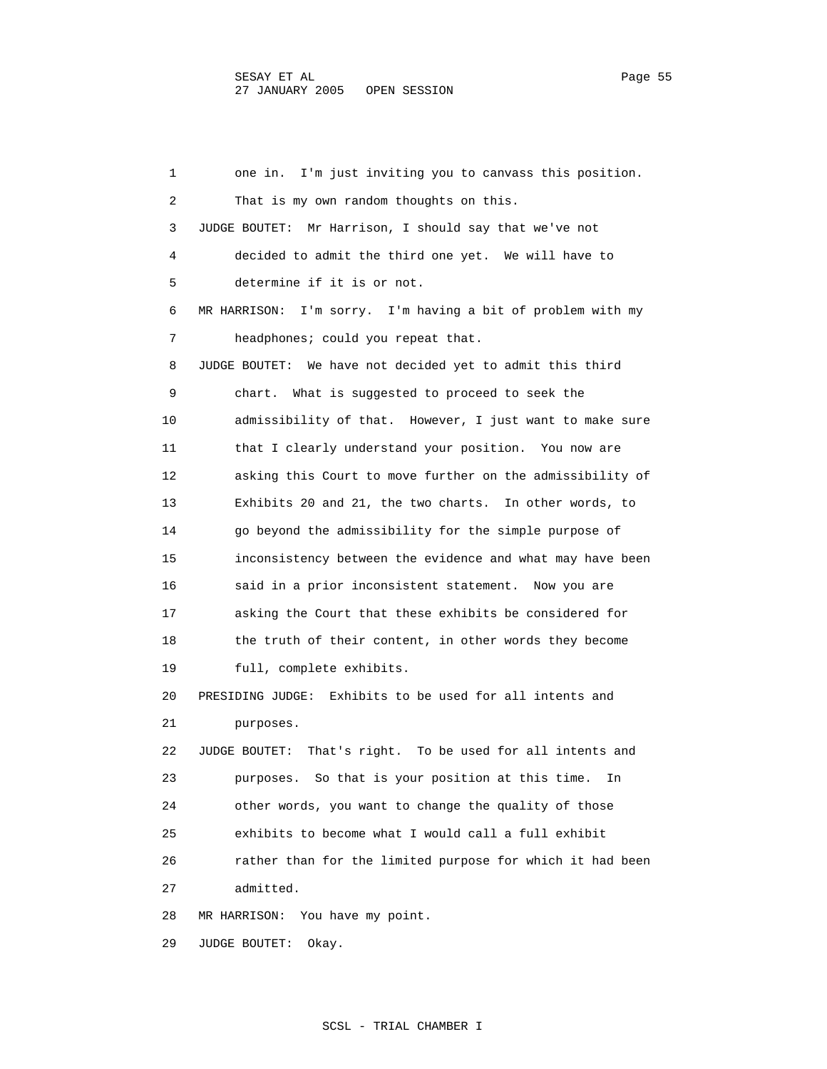one in. I'm just inviting you to canvass this position. That is my own random thoughts on this.

JUDGE BOUTET: Mr Harrison, I should say that we've not decided to admit the third one yet. We will have to determine if it is or not.

MR HARRISON: I'm sorry. I'm having a bit of problem with my headphones; could you repeat that.

JUDGE BOUTET: We have not decided yet to admit this third chart. What is suggested to proceed to seek the admissibility of that. However, I just want to make sure that I clearly understand your position. You now are asking this Court to move further on the admissibility of Exhibits 20 and 21, the two charts. In other words, to go beyond the admissibility for the simple purpose of inconsistency between the evidence and what may have been said in a prior inconsistent statement. Now you are asking the Court that these exhibits be considered for the truth of their content, in other words they become full, complete exhibits.

PRESIDING JUDGE: Exhibits to be used for all intents and purposes.

JUDGE BOUTET: That's right. To be used for all intents and purposes. So that is your position at this time. In other words, you want to change the quality of those exhibits to become what I would call a full exhibit rather than for the limited purpose for which it had been admitted.

MR HARRISON: You have my point.

JUDGE BOUTET: Okay.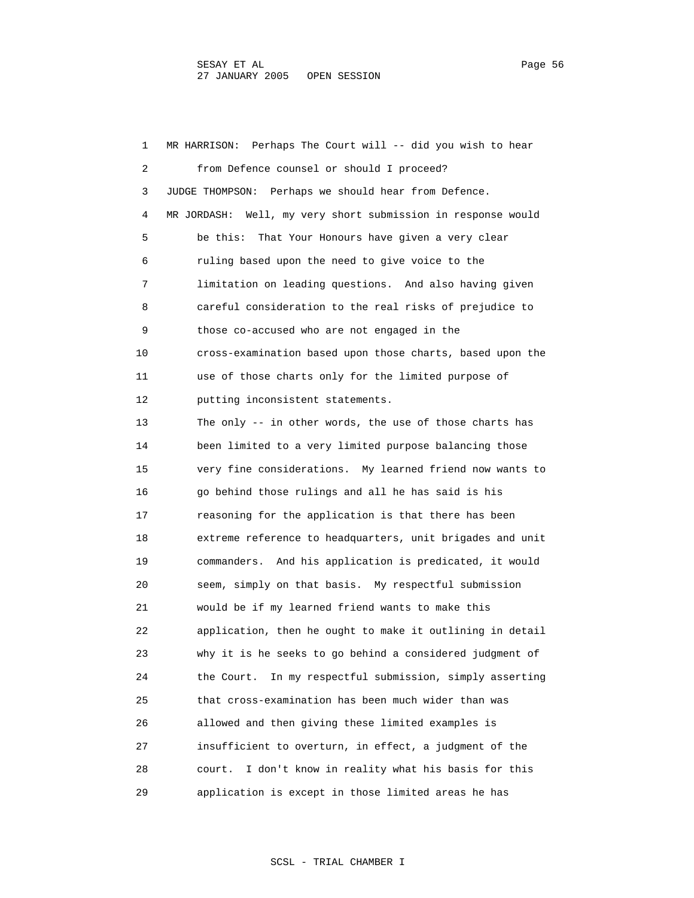MR HARRISON: Perhaps The Court will -- did you wish to hear from Defence counsel or should I proceed?

JUDGE THOMPSON: Perhaps we should hear from Defence.

MR JORDASH: Well, my very short submission in response would be this: That Your Honours have given a very clear ruling based upon the need to give voice to the limitation on leading questions. And also having given careful consideration to the real risks of prejudice to those co-accused who are not engaged in the cross-examination based upon those charts, based upon the use of those charts only for the limited purpose of putting inconsistent statements.

The only -- in other words, the use of those charts has been limited to a very limited purpose balancing those very fine considerations. My learned friend now wants to go behind those rulings and all he has said is his reasoning for the application is that there has been extreme reference to headquarters, unit brigades and unit commanders. And his application is predicated, it would seem, simply on that basis. My respectful submission would be if my learned friend wants to make this application, then he ought to make it outlining in detail why it is he seeks to go behind a considered judgment of the Court. In my respectful submission, simply asserting that cross-examination has been much wider than was allowed and then giving these limited examples is insufficient to overturn, in effect, a judgment of the court. I don't know in reality what his basis for this application is except in those limited areas he has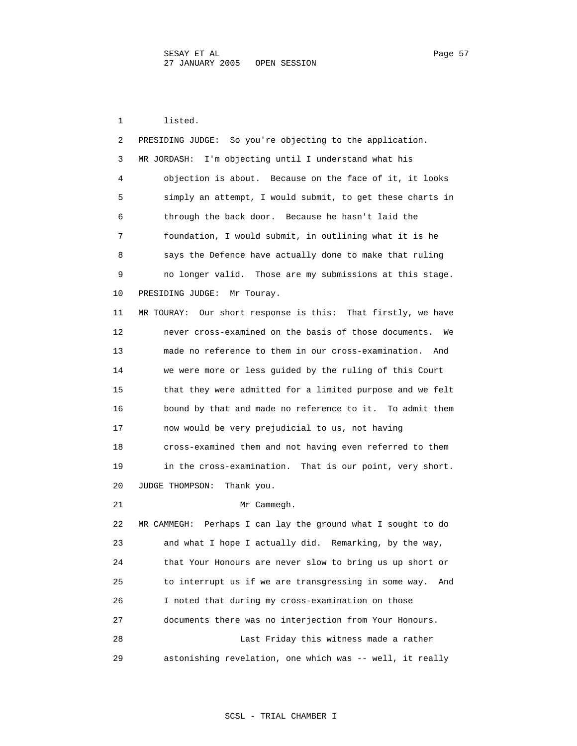1 listed.

2 PRESIDING JUDGE: So you're objecting to the application.

3 MR JORDASH: I'm objecting until I understand what his

4 objection is about. Because on the face of it, it looks

5 simply an attempt, I would submit, to get these charts in

6 through the back door. Because he hasn't laid the

7 foundation, I would submit, in outlining what it is he

8 says the Defence have actually done to make that ruling

9 no longer valid. Those are my submissions at this stage.

10 PRESIDING JUDGE: Mr Touray.

11 MR TOURAY: Our short response is this: That firstly, we have

12 never cross-examined on the basis of those documents. We

13 made no reference to them in our cross-examination. And

14 we were more or less guided by the ruling of this Court

15 that they were admitted for a limited purpose and we felt

16 bound by that and made no reference to it. To admit them

17 now would be very prejudicial to us, not having

18 cross-examined them and not having even referred to them

19 in the cross-examination. That is our point, very short.

20 JUDGE THOMPSON: Thank you.

21 Mr Cammegh.

22 MR CAMMEGH: Perhaps I can lay the ground what I sought to do

23 and what I hope I actually did. Remarking, by the way,

24 that Your Honours are never slow to bring us up short or

25 to interrupt us if we are transgressing in some way. And

26 I noted that during my cross-examination on those

27 documents there was no interjection from Your Honours.

28 Last Friday this witness made a rather

29 astonishing revelation, one which was -- well, it really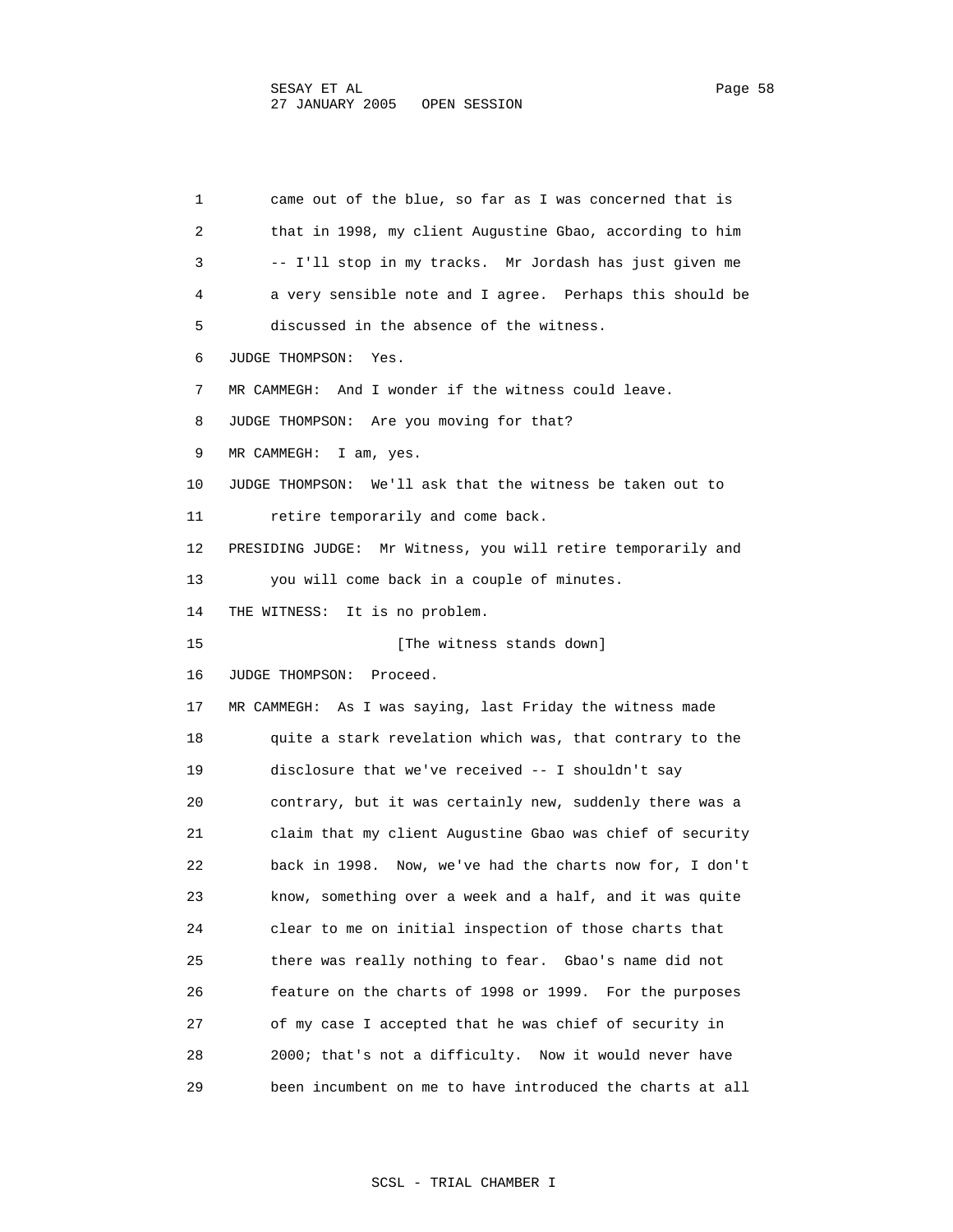came out of the blue, so far as I was concerned that is that in 1998, my client Augustine Gbao, according to him -- I'll stop in my tracks. Mr Jordash has just given me a very sensible note and I agree. Perhaps this should be discussed in the absence of the witness.

JUDGE THOMPSON: Yes.

MR CAMMEGH: And I wonder if the witness could leave.

JUDGE THOMPSON: Are you moving for that?

MR CAMMEGH: I am, yes.

JUDGE THOMPSON: We'll ask that the witness be taken out to retire temporarily and come back.

PRESIDING JUDGE: Mr Witness, you will retire temporarily and you will come back in a couple of minutes.

THE WITNESS: It is no problem.

[The witness stands down]

JUDGE THOMPSON: Proceed.

MR CAMMEGH: As I was saying, last Friday the witness made quite a stark revelation which was, that contrary to the disclosure that we've received -- I shouldn't say contrary, but it was certainly new, suddenly there was a claim that my client Augustine Gbao was chief of security back in 1998. Now, we've had the charts now for, I don't know, something over a week and a half, and it was quite clear to me on initial inspection of those charts that there was really nothing to fear. Gbao's name did not feature on the charts of 1998 or 1999. For the purposes of my case I accepted that he was chief of security in 2000; that's not a difficulty. Now it would never have been incumbent on me to have introduced the charts at all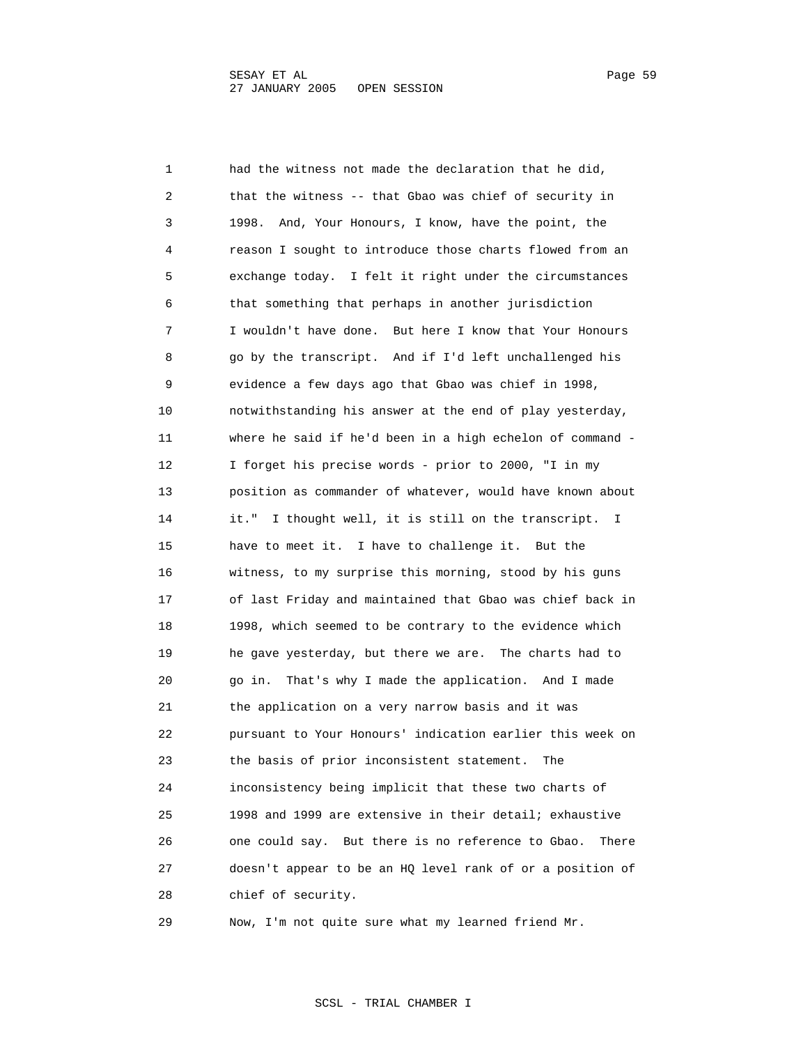had the witness not made the declaration that he did, that the witness -- that Gbao was chief of security in 1998. And, Your Honours, I know, have the point, the reason I sought to introduce those charts flowed from an exchange today. I felt it right under the circumstances that something that perhaps in another jurisdiction I wouldn't have done. But here I know that Your Honours go by the transcript. And if I'd left unchallenged his evidence a few days ago that Gbao was chief in 1998, notwithstanding his answer at the end of play yesterday, where he said if he'd been in a high echelon of command - I forget his precise words - prior to 2000, "I in my position as commander of whatever, would have known about it." I thought well, it is still on the transcript. I have to meet it. I have to challenge it. But the witness, to my surprise this morning, stood by his guns of last Friday and maintained that Gbao was chief back in 1998, which seemed to be contrary to the evidence which he gave yesterday, but there we are. The charts had to go in. That's why I made the application. And I made the application on a very narrow basis and it was pursuant to Your Honours' indication earlier this week on the basis of prior inconsistent statement. The inconsistency being implicit that these two charts of 1998 and 1999 are extensive in their detail; exhaustive one could say. But there is no reference to Gbao. There doesn't appear to be an HQ level rank of or a position of chief of security.

Now, I'm not quite sure what my learned friend Mr.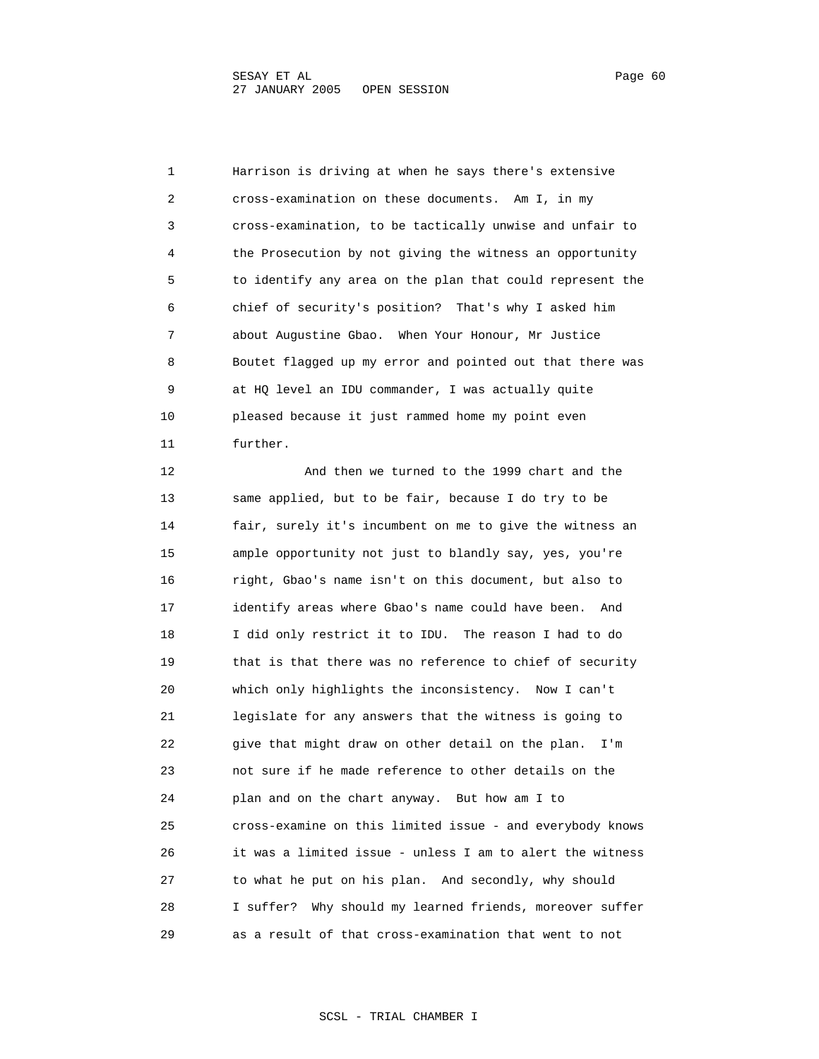Harrison is driving at when he says there's extensive cross-examination on these documents. Am I, in my cross-examination, to be tactically unwise and unfair to the Prosecution by not giving the witness an opportunity to identify any area on the plan that could represent the chief of security's position? That's why I asked him about Augustine Gbao. When Your Honour, Mr Justice Boutet flagged up my error and pointed out that there was at HQ level an IDU commander, I was actually quite pleased because it just rammed home my point even further.

And then we turned to the 1999 chart and the same applied, but to be fair, because I do try to be fair, surely it's incumbent on me to give the witness an ample opportunity not just to blandly say, yes, you're right, Gbao's name isn't on this document, but also to identify areas where Gbao's name could have been. And I did only restrict it to IDU. The reason I had to do that is that there was no reference to chief of security which only highlights the inconsistency. Now I can't legislate for any answers that the witness is going to give that might draw on other detail on the plan. I'm not sure if he made reference to other details on the plan and on the chart anyway. But how am I to cross-examine on this limited issue - and everybody knows it was a limited issue - unless I am to alert the witness to what he put on his plan. And secondly, why should I suffer? Why should my learned friends, moreover suffer as a result of that cross-examination that went to not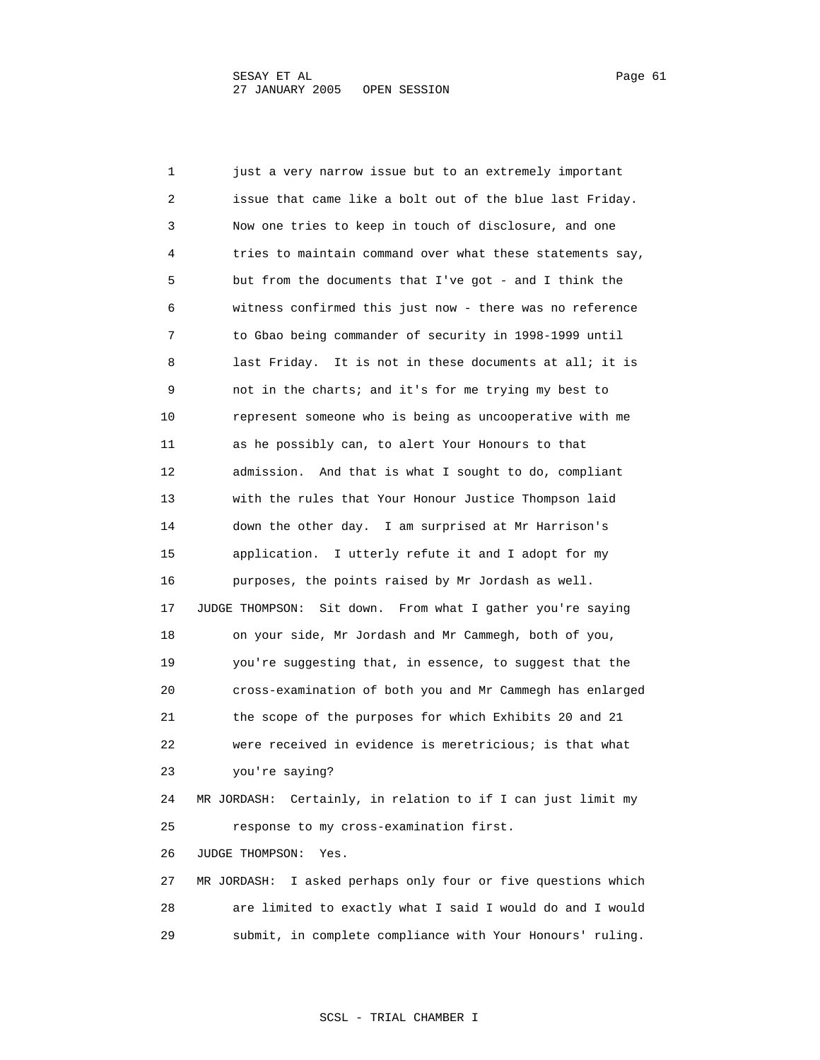just a very narrow issue but to an extremely important issue that came like a bolt out of the blue last Friday. Now one tries to keep in touch of disclosure, and one tries to maintain command over what these statements say, but from the documents that I've got - and I think the witness confirmed this just now - there was no reference to Gbao being commander of security in 1998-1999 until last Friday. It is not in these documents at all; it is not in the charts; and it's for me trying my best to represent someone who is being as uncooperative with me as he possibly can, to alert Your Honours to that admission. And that is what I sought to do, compliant with the rules that Your Honour Justice Thompson laid down the other day. I am surprised at Mr Harrison's application. I utterly refute it and I adopt for my purposes, the points raised by Mr Jordash as well.

JUDGE THOMPSON: Sit down. From what I gather you're saying on your side, Mr Jordash and Mr Cammegh, both of you, you're suggesting that, in essence, to suggest that the cross-examination of both you and Mr Cammegh has enlarged the scope of the purposes for which Exhibits 20 and 21 were received in evidence is meretricious; is that what you're saying?

MR JORDASH: Certainly, in relation to if I can just limit my response to my cross-examination first.

JUDGE THOMPSON: Yes.

MR JORDASH: I asked perhaps only four or five questions which are limited to exactly what I said I would do and I would submit, in complete compliance with Your Honours' ruling.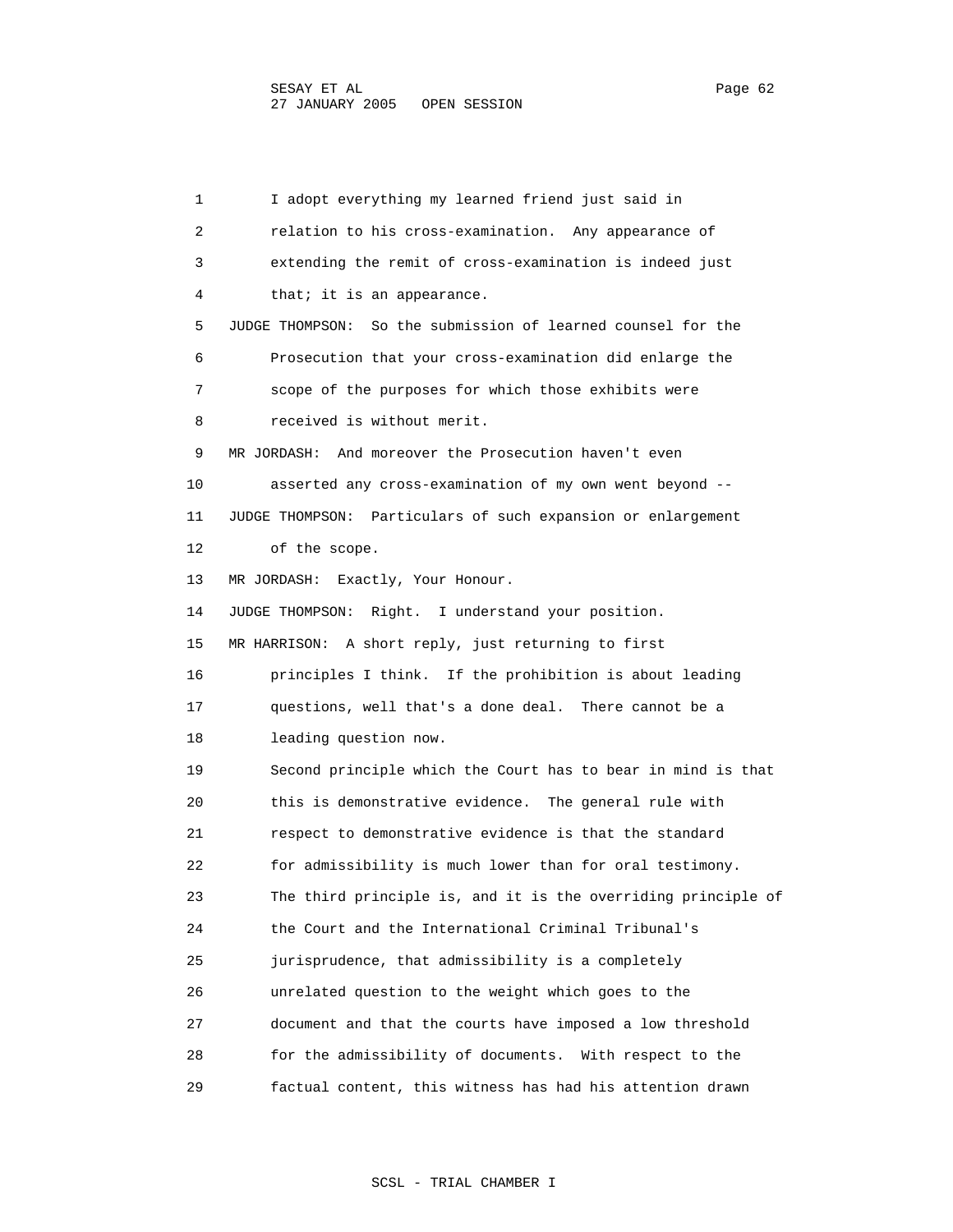I adopt everything my learned friend just said in relation to his cross-examination. Any appearance of extending the remit of cross-examination is indeed just that; it is an appearance.

JUDGE THOMPSON: So the submission of learned counsel for the Prosecution that your cross-examination did enlarge the scope of the purposes for which those exhibits were received is without merit.

MR JORDASH: And moreover the Prosecution haven't even asserted any cross-examination of my own went beyond --

JUDGE THOMPSON: Particulars of such expansion or enlargement of the scope.

MR JORDASH: Exactly, Your Honour.

JUDGE THOMPSON: Right. I understand your position.

MR HARRISON: A short reply, just returning to first principles I think. If the prohibition is about leading questions, well that's a done deal. There cannot be a leading question now.

Second principle which the Court has to bear in mind is that this is demonstrative evidence. The general rule with respect to demonstrative evidence is that the standard for admissibility is much lower than for oral testimony. The third principle is, and it is the overriding principle of the Court and the International Criminal Tribunal's jurisprudence, that admissibility is a completely unrelated question to the weight which goes to the document and that the courts have imposed a low threshold for the admissibility of documents. With respect to the factual content, this witness has had his attention drawn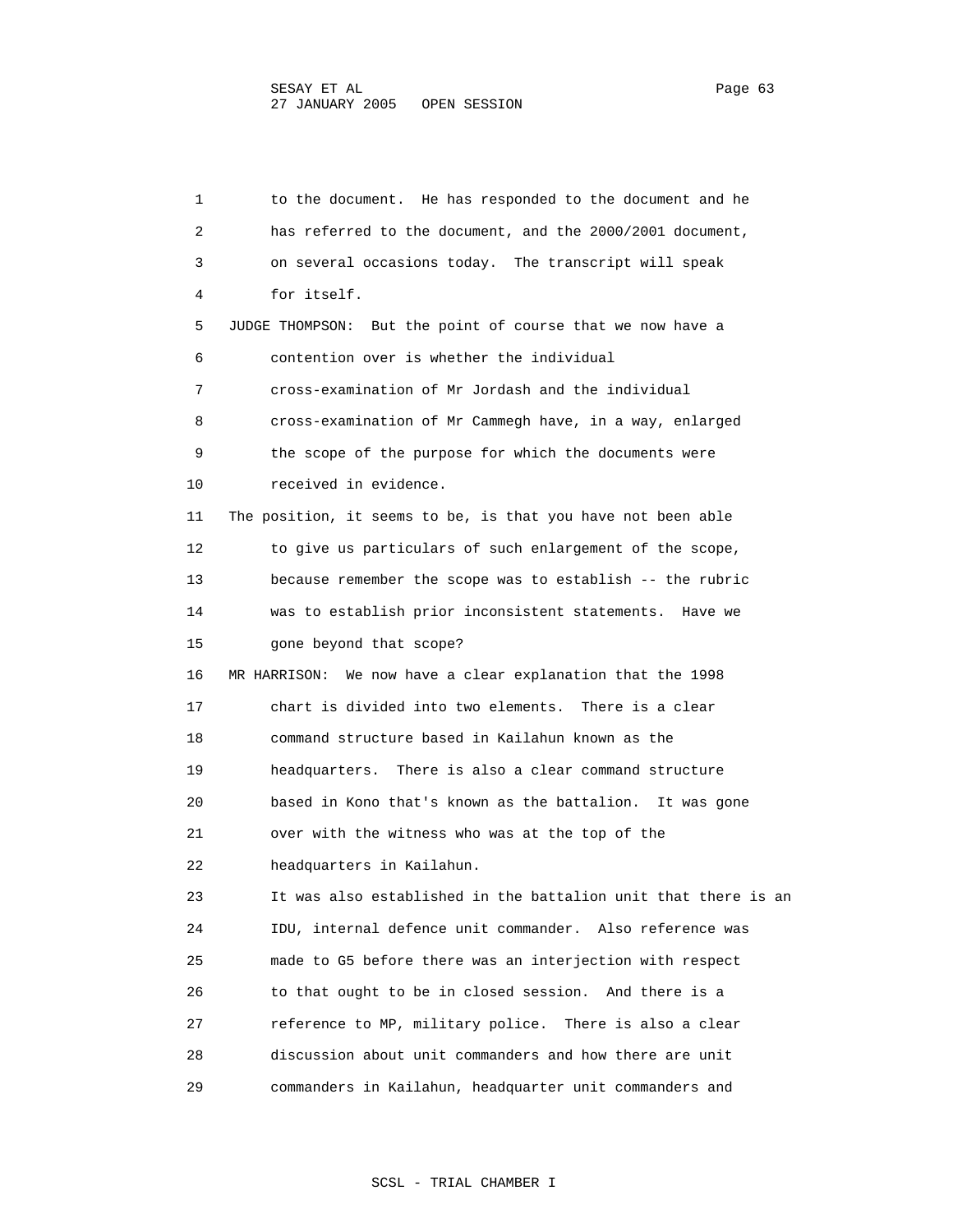1 to the document. He has responded to the document and he
2 has referred to the document, and the 2000/2001 document,
3 on several occasions today. The transcript will speak
4 for itself.

5 JUDGE THOMPSON: But the point of course that we now have a
6 contention over is whether the individual
7 cross-examination of Mr Jordash and the individual
8 cross-examination of Mr Cammegh have, in a way, enlarged
9 the scope of the purpose for which the documents were
10 received in evidence.

11 The position, it seems to be, is that you have not been able
12 to give us particulars of such enlargement of the scope,
13 because remember the scope was to establish -- the rubric
14 was to establish prior inconsistent statements. Have we
15 gone beyond that scope?

16 MR HARRISON: We now have a clear explanation that the 1998
17 chart is divided into two elements. There is a clear
18 command structure based in Kailahun known as the
19 headquarters. There is also a clear command structure
20 based in Kono that's known as the battalion. It was gone
21 over with the witness who was at the top of the
22 headquarters in Kailahun.

23 It was also established in the battalion unit that there is an
24 IDU, internal defence unit commander. Also reference was
25 made to G5 before there was an interjection with respect
26 to that ought to be in closed session. And there is a
27 reference to MP, military police. There is also a clear
28 discussion about unit commanders and how there are unit
29 commanders in Kailahun, headquarter unit commanders and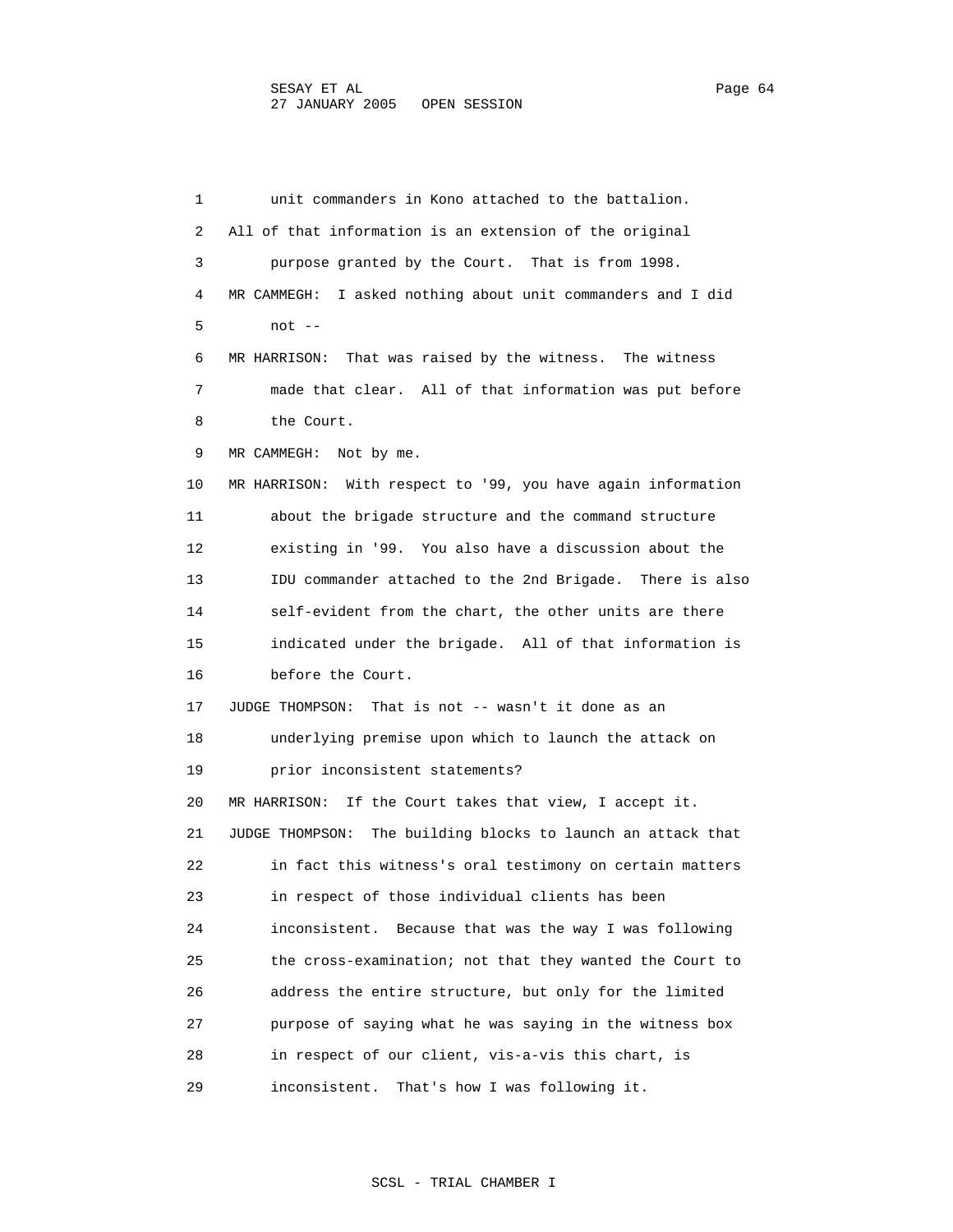1 unit commanders in Kono attached to the battalion.
2 All of that information is an extension of the original
3 purpose granted by the Court. That is from 1998.
4 MR CAMMEGH: I asked nothing about unit commanders and I did
5 not --
6 MR HARRISON: That was raised by the witness. The witness
7 made that clear. All of that information was put before
8 the Court.
9 MR CAMMEGH: Not by me.
10 MR HARRISON: With respect to '99, you have again information
11 about the brigade structure and the command structure
12 existing in '99. You also have a discussion about the
13 IDU commander attached to the 2nd Brigade. There is also
14 self-evident from the chart, the other units are there
15 indicated under the brigade. All of that information is
16 before the Court.
17 JUDGE THOMPSON: That is not -- wasn't it done as an
18 underlying premise upon which to launch the attack on
19 prior inconsistent statements?
20 MR HARRISON: If the Court takes that view, I accept it.
21 JUDGE THOMPSON: The building blocks to launch an attack that
22 in fact this witness's oral testimony on certain matters
23 in respect of those individual clients has been
24 inconsistent. Because that was the way I was following
25 the cross-examination; not that they wanted the Court to
26 address the entire structure, but only for the limited
27 purpose of saying what he was saying in the witness box
28 in respect of our client, vis-a-vis this chart, is
29 inconsistent. That's how I was following it.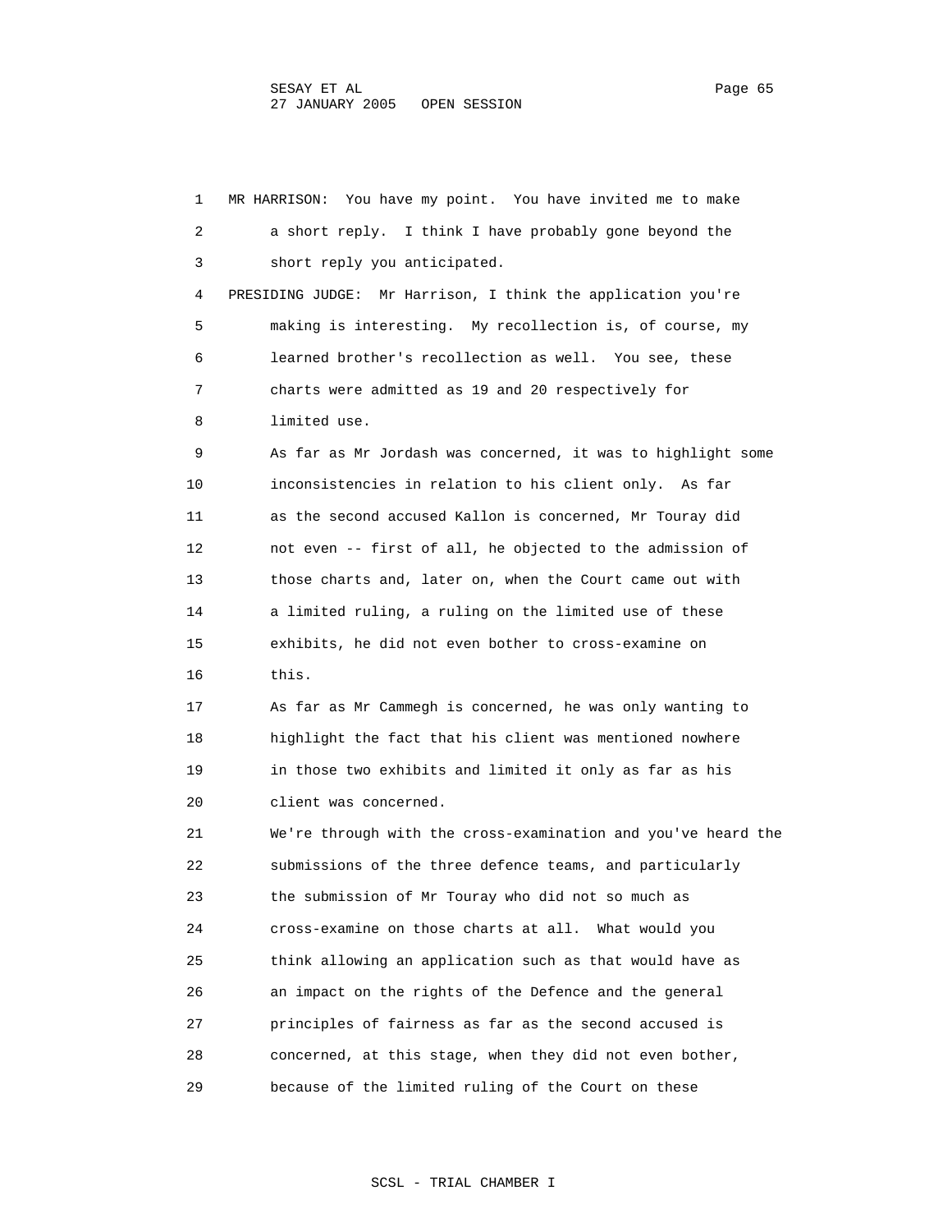MR HARRISON: You have my point. You have invited me to make a short reply. I think I have probably gone beyond the short reply you anticipated.

PRESIDING JUDGE: Mr Harrison, I think the application you're making is interesting. My recollection is, of course, my learned brother's recollection as well. You see, these charts were admitted as 19 and 20 respectively for limited use.

As far as Mr Jordash was concerned, it was to highlight some inconsistencies in relation to his client only. As far as the second accused Kallon is concerned, Mr Touray did not even -- first of all, he objected to the admission of those charts and, later on, when the Court came out with a limited ruling, a ruling on the limited use of these exhibits, he did not even bother to cross-examine on this.

As far as Mr Cammegh is concerned, he was only wanting to highlight the fact that his client was mentioned nowhere in those two exhibits and limited it only as far as his client was concerned.

We're through with the cross-examination and you've heard the submissions of the three defence teams, and particularly the submission of Mr Touray who did not so much as cross-examine on those charts at all. What would you think allowing an application such as that would have as an impact on the rights of the Defence and the general principles of fairness as far as the second accused is concerned, at this stage, when they did not even bother, because of the limited ruling of the Court on these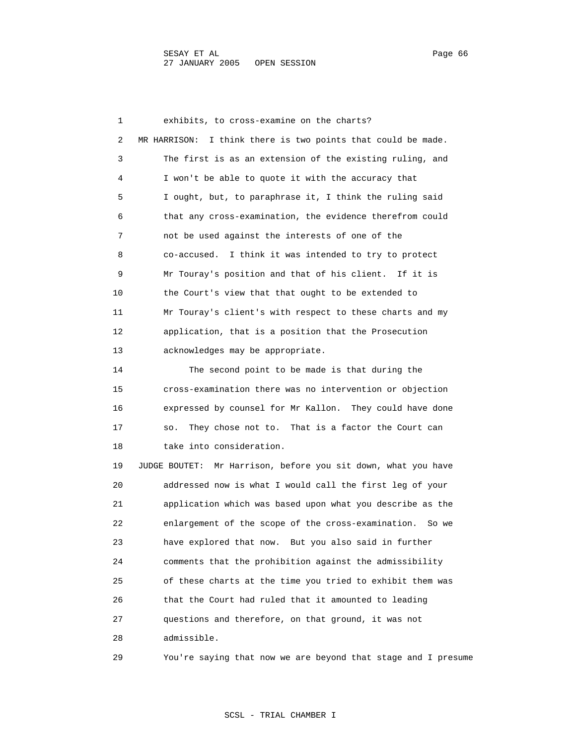exhibits, to cross-examine on the charts?

MR HARRISON: I think there is two points that could be made. The first is as an extension of the existing ruling, and I won't be able to quote it with the accuracy that I ought, but, to paraphrase it, I think the ruling said that any cross-examination, the evidence therefrom could not be used against the interests of one of the co-accused. I think it was intended to try to protect Mr Touray's position and that of his client. If it is the Court's view that that ought to be extended to Mr Touray's client's with respect to these charts and my application, that is a position that the Prosecution acknowledges may be appropriate.

The second point to be made is that during the cross-examination there was no intervention or objection expressed by counsel for Mr Kallon. They could have done so. They chose not to. That is a factor the Court can take into consideration.

JUDGE BOUTET: Mr Harrison, before you sit down, what you have addressed now is what I would call the first leg of your application which was based upon what you describe as the enlargement of the scope of the cross-examination. So we have explored that now. But you also said in further comments that the prohibition against the admissibility of these charts at the time you tried to exhibit them was that the Court had ruled that it amounted to leading questions and therefore, on that ground, it was not admissible.

You're saying that now we are beyond that stage and I presume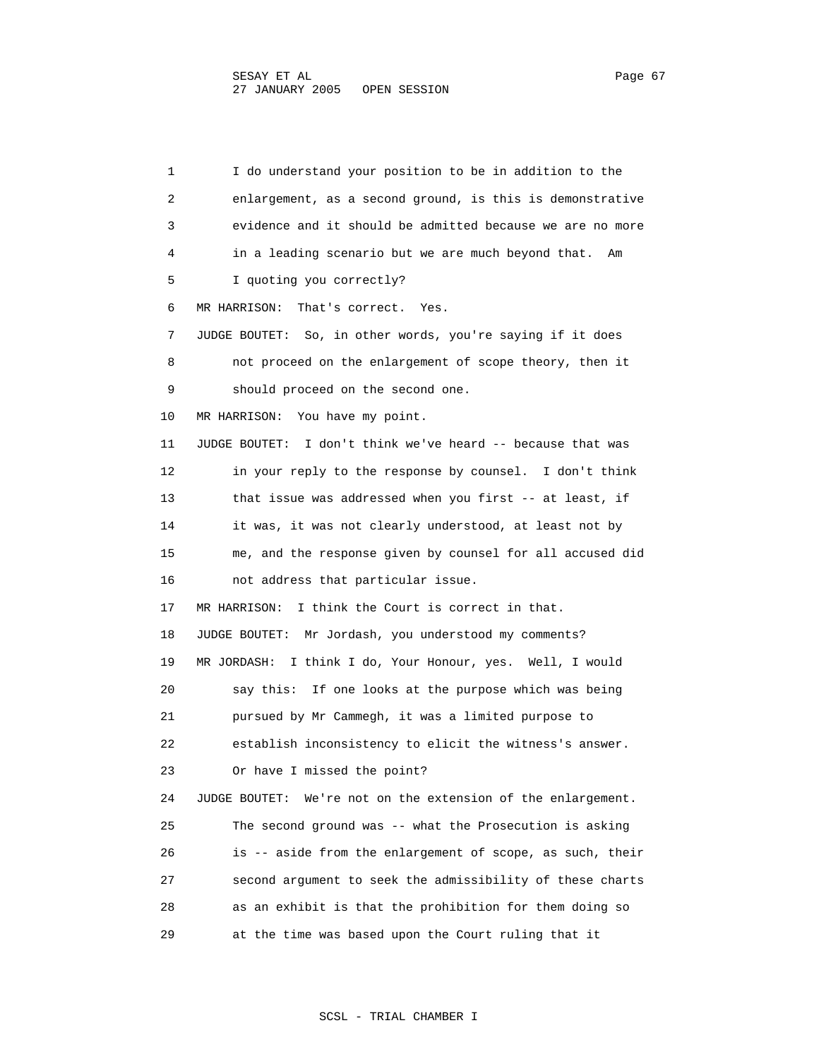1 I do understand your position to be in addition to the
2 enlargement, as a second ground, is this is demonstrative
3 evidence and it should be admitted because we are no more
4 in a leading scenario but we are much beyond that. Am
5 I quoting you correctly?
6 MR HARRISON: That's correct. Yes.
7 JUDGE BOUTET: So, in other words, you're saying if it does
8 not proceed on the enlargement of scope theory, then it
9 should proceed on the second one.
10 MR HARRISON: You have my point.
11 JUDGE BOUTET: I don't think we've heard -- because that was
12 in your reply to the response by counsel. I don't think
13 that issue was addressed when you first -- at least, if
14 it was, it was not clearly understood, at least not by
15 me, and the response given by counsel for all accused did
16 not address that particular issue.
17 MR HARRISON: I think the Court is correct in that.
18 JUDGE BOUTET: Mr Jordash, you understood my comments?
19 MR JORDASH: I think I do, Your Honour, yes. Well, I would
20 say this: If one looks at the purpose which was being
21 pursued by Mr Cammegh, it was a limited purpose to
22 establish inconsistency to elicit the witness's answer.
23 Or have I missed the point?
24 JUDGE BOUTET: We're not on the extension of the enlargement.
25 The second ground was -- what the Prosecution is asking
26 is -- aside from the enlargement of scope, as such, their
27 second argument to seek the admissibility of these charts
28 as an exhibit is that the prohibition for them doing so
29 at the time was based upon the Court ruling that it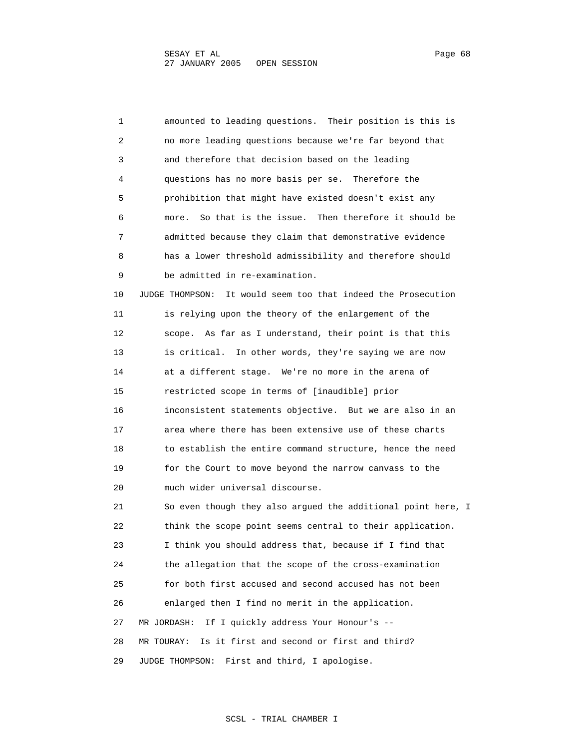amounted to leading questions. Their position is this is no more leading questions because we're far beyond that and therefore that decision based on the leading questions has no more basis per se. Therefore the prohibition that might have existed doesn't exist any more. So that is the issue. Then therefore it should be admitted because they claim that demonstrative evidence has a lower threshold admissibility and therefore should be admitted in re-examination.

JUDGE THOMPSON: It would seem too that indeed the Prosecution is relying upon the theory of the enlargement of the scope. As far as I understand, their point is that this is critical. In other words, they're saying we are now at a different stage. We're no more in the arena of restricted scope in terms of [inaudible] prior inconsistent statements objective. But we are also in an area where there has been extensive use of these charts to establish the entire command structure, hence the need for the Court to move beyond the narrow canvass to the much wider universal discourse.

So even though they also argued the additional point here, I think the scope point seems central to their application. I think you should address that, because if I find that the allegation that the scope of the cross-examination for both first accused and second accused has not been enlarged then I find no merit in the application.

MR JORDASH: If I quickly address Your Honour's --

MR TOURAY: Is it first and second or first and third?

JUDGE THOMPSON: First and third, I apologise.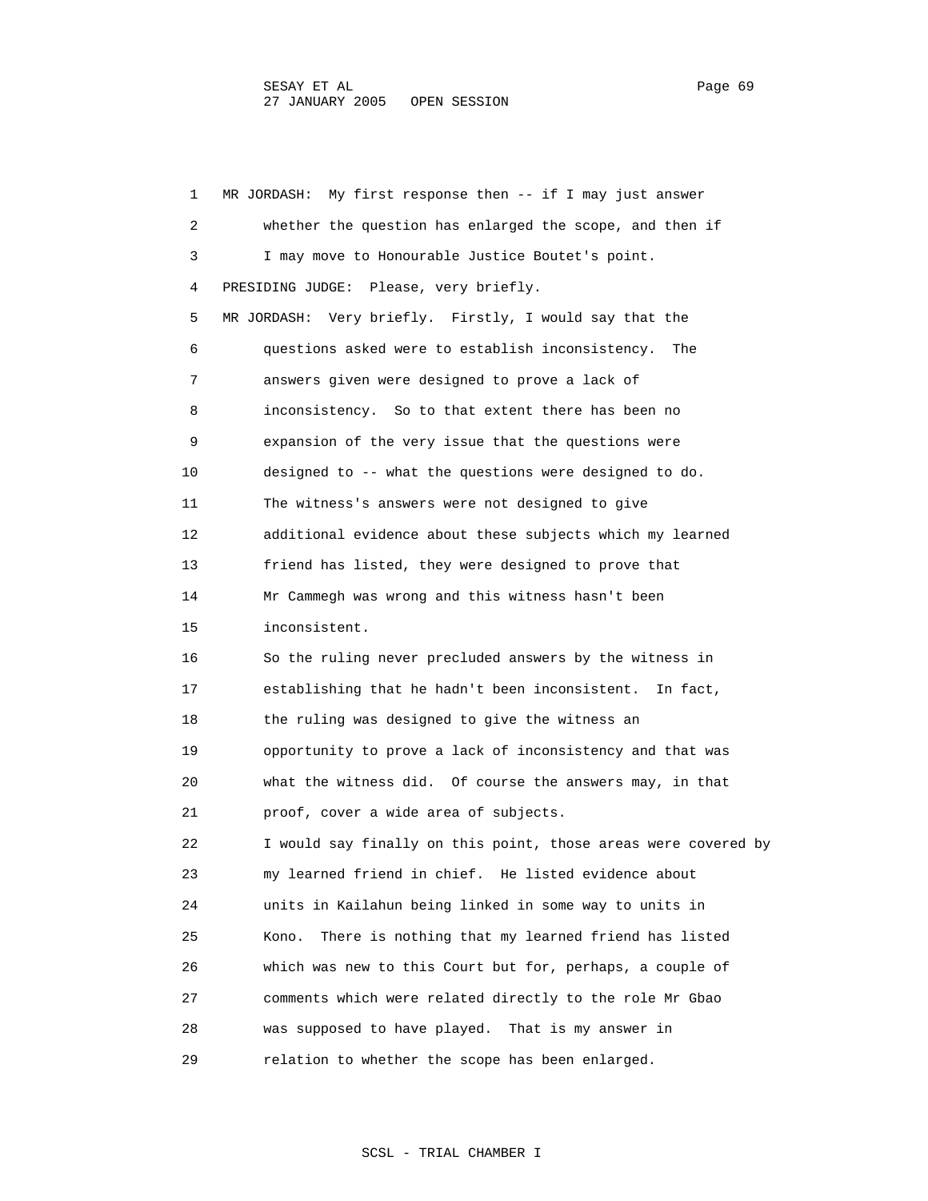MR JORDASH: My first response then -- if I may just answer whether the question has enlarged the scope, and then if I may move to Honourable Justice Boutet's point.

PRESIDING JUDGE: Please, very briefly.

MR JORDASH: Very briefly. Firstly, I would say that the questions asked were to establish inconsistency. The answers given were designed to prove a lack of inconsistency. So to that extent there has been no expansion of the very issue that the questions were designed to -- what the questions were designed to do. The witness's answers were not designed to give additional evidence about these subjects which my learned friend has listed, they were designed to prove that Mr Cammegh was wrong and this witness hasn't been inconsistent.

So the ruling never precluded answers by the witness in establishing that he hadn't been inconsistent. In fact, the ruling was designed to give the witness an opportunity to prove a lack of inconsistency and that was what the witness did. Of course the answers may, in that proof, cover a wide area of subjects.

I would say finally on this point, those areas were covered by my learned friend in chief. He listed evidence about units in Kailahun being linked in some way to units in Kono. There is nothing that my learned friend has listed which was new to this Court but for, perhaps, a couple of comments which were related directly to the role Mr Gbao was supposed to have played. That is my answer in relation to whether the scope has been enlarged.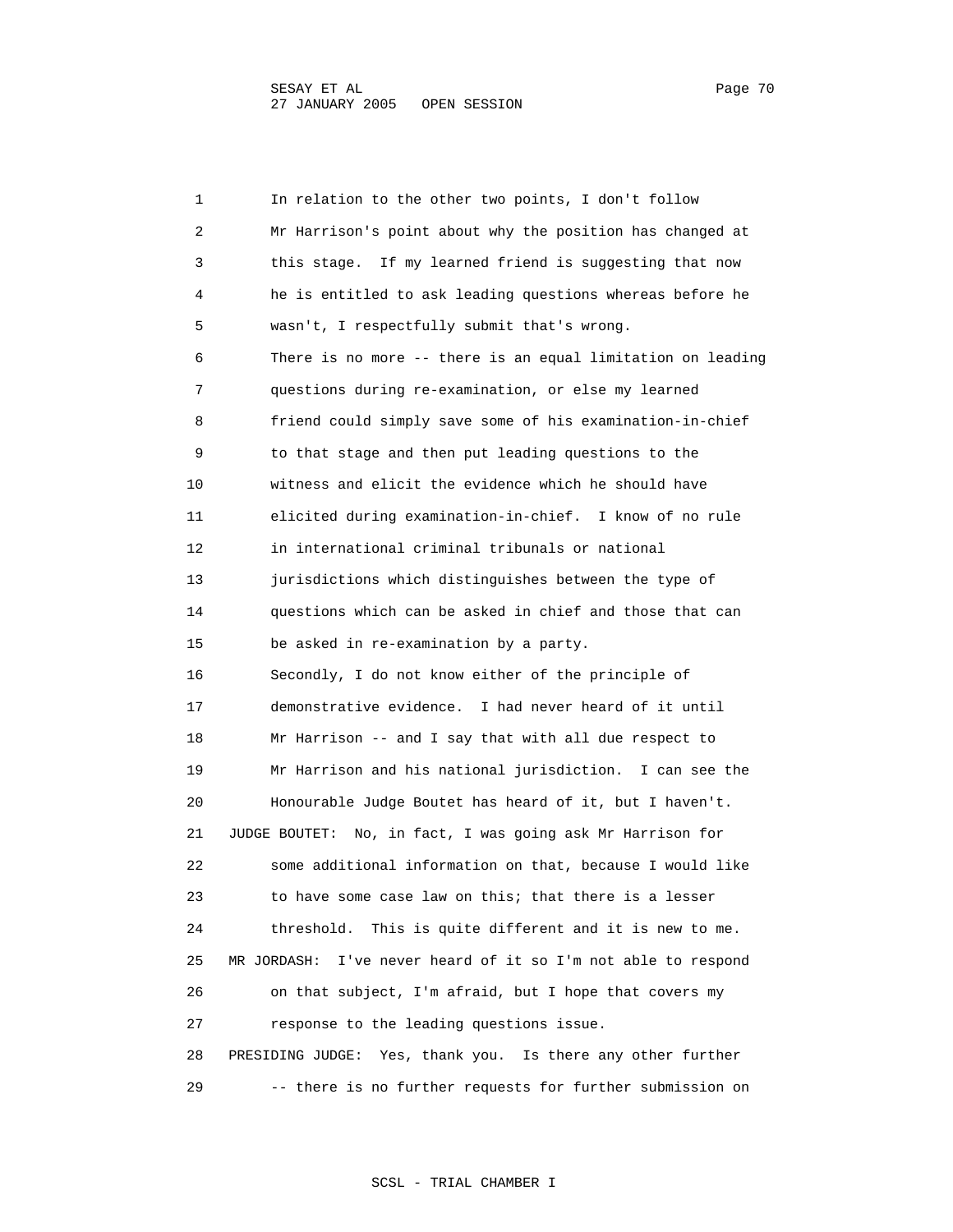In relation to the other two points, I don't follow Mr Harrison's point about why the position has changed at this stage. If my learned friend is suggesting that now he is entitled to ask leading questions whereas before he wasn't, I respectfully submit that's wrong.

There is no more -- there is an equal limitation on leading questions during re-examination, or else my learned friend could simply save some of his examination-in-chief to that stage and then put leading questions to the witness and elicit the evidence which he should have elicited during examination-in-chief. I know of no rule in international criminal tribunals or national jurisdictions which distinguishes between the type of questions which can be asked in chief and those that can be asked in re-examination by a party.

Secondly, I do not know either of the principle of demonstrative evidence. I had never heard of it until Mr Harrison -- and I say that with all due respect to Mr Harrison and his national jurisdiction. I can see the Honourable Judge Boutet has heard of it, but I haven't.

JUDGE BOUTET: No, in fact, I was going ask Mr Harrison for some additional information on that, because I would like to have some case law on this; that there is a lesser threshold. This is quite different and it is new to me.

MR JORDASH: I've never heard of it so I'm not able to respond on that subject, I'm afraid, but I hope that covers my response to the leading questions issue.

PRESIDING JUDGE: Yes, thank you. Is there any other further -- there is no further requests for further submission on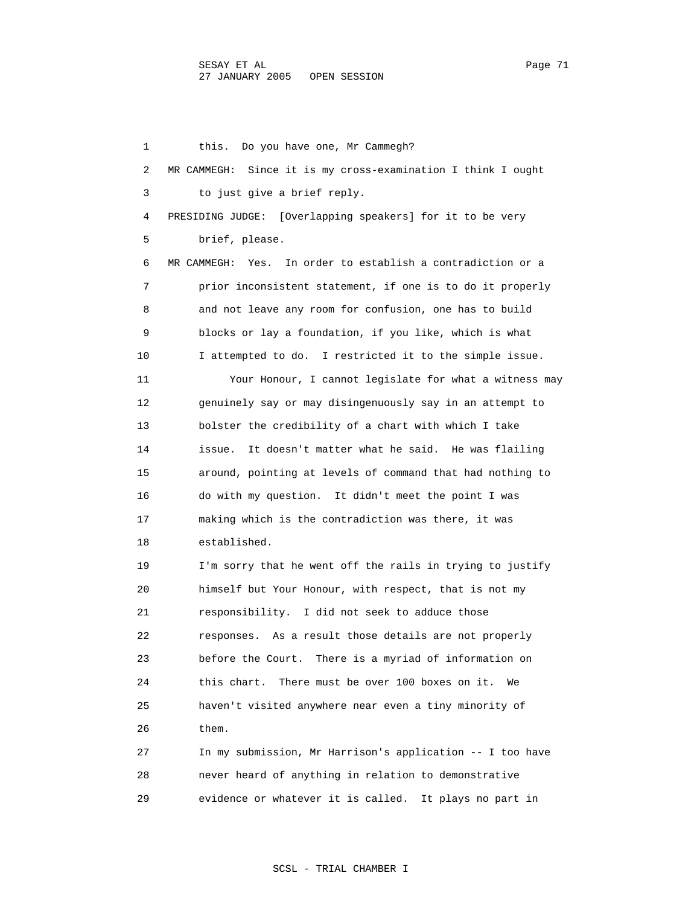this. Do you have one, Mr Cammegh?

MR CAMMEGH: Since it is my cross-examination I think I ought to just give a brief reply.

PRESIDING JUDGE: [Overlapping speakers] for it to be very brief, please.

MR CAMMEGH: Yes. In order to establish a contradiction or a prior inconsistent statement, if one is to do it properly and not leave any room for confusion, one has to build blocks or lay a foundation, if you like, which is what I attempted to do. I restricted it to the simple issue.

Your Honour, I cannot legislate for what a witness may genuinely say or may disingenuously say in an attempt to bolster the credibility of a chart with which I take issue. It doesn't matter what he said. He was flailing around, pointing at levels of command that had nothing to do with my question. It didn't meet the point I was making which is the contradiction was there, it was established.

I'm sorry that he went off the rails in trying to justify himself but Your Honour, with respect, that is not my responsibility. I did not seek to adduce those responses. As a result those details are not properly before the Court. There is a myriad of information on this chart. There must be over 100 boxes on it. We haven't visited anywhere near even a tiny minority of them.

In my submission, Mr Harrison's application -- I too have never heard of anything in relation to demonstrative evidence or whatever it is called. It plays no part in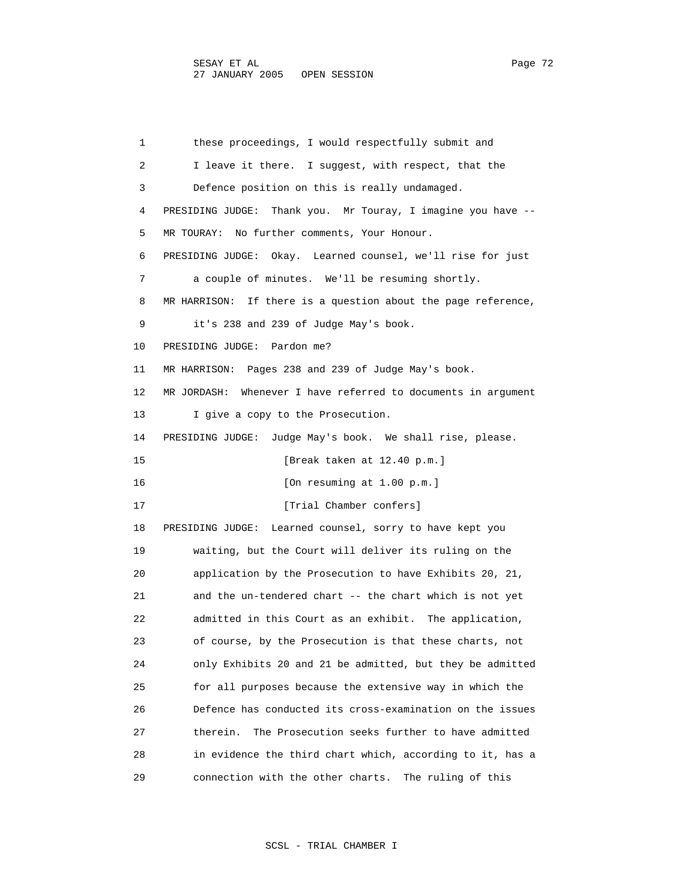these proceedings, I would respectfully submit and I leave it there. I suggest, with respect, that the Defence position on this is really undamaged.

PRESIDING JUDGE: Thank you. Mr Touray, I imagine you have --

MR TOURAY: No further comments, Your Honour.

PRESIDING JUDGE: Okay. Learned counsel, we'll rise for just a couple of minutes. We'll be resuming shortly.

MR HARRISON: If there is a question about the page reference, it's 238 and 239 of Judge May's book.

PRESIDING JUDGE: Pardon me?

MR HARRISON: Pages 238 and 239 of Judge May's book.

MR JORDASH: Whenever I have referred to documents in argument I give a copy to the Prosecution.

PRESIDING JUDGE: Judge May's book. We shall rise, please.

[Break taken at 12.40 p.m.]

[On resuming at 1.00 p.m.]

[Trial Chamber confers]

PRESIDING JUDGE: Learned counsel, sorry to have kept you waiting, but the Court will deliver its ruling on the application by the Prosecution to have Exhibits 20, 21, and the un-tendered chart -- the chart which is not yet admitted in this Court as an exhibit. The application, of course, by the Prosecution is that these charts, not only Exhibits 20 and 21 be admitted, but they be admitted for all purposes because the extensive way in which the Defence has conducted its cross-examination on the issues therein. The Prosecution seeks further to have admitted in evidence the third chart which, according to it, has a connection with the other charts. The ruling of this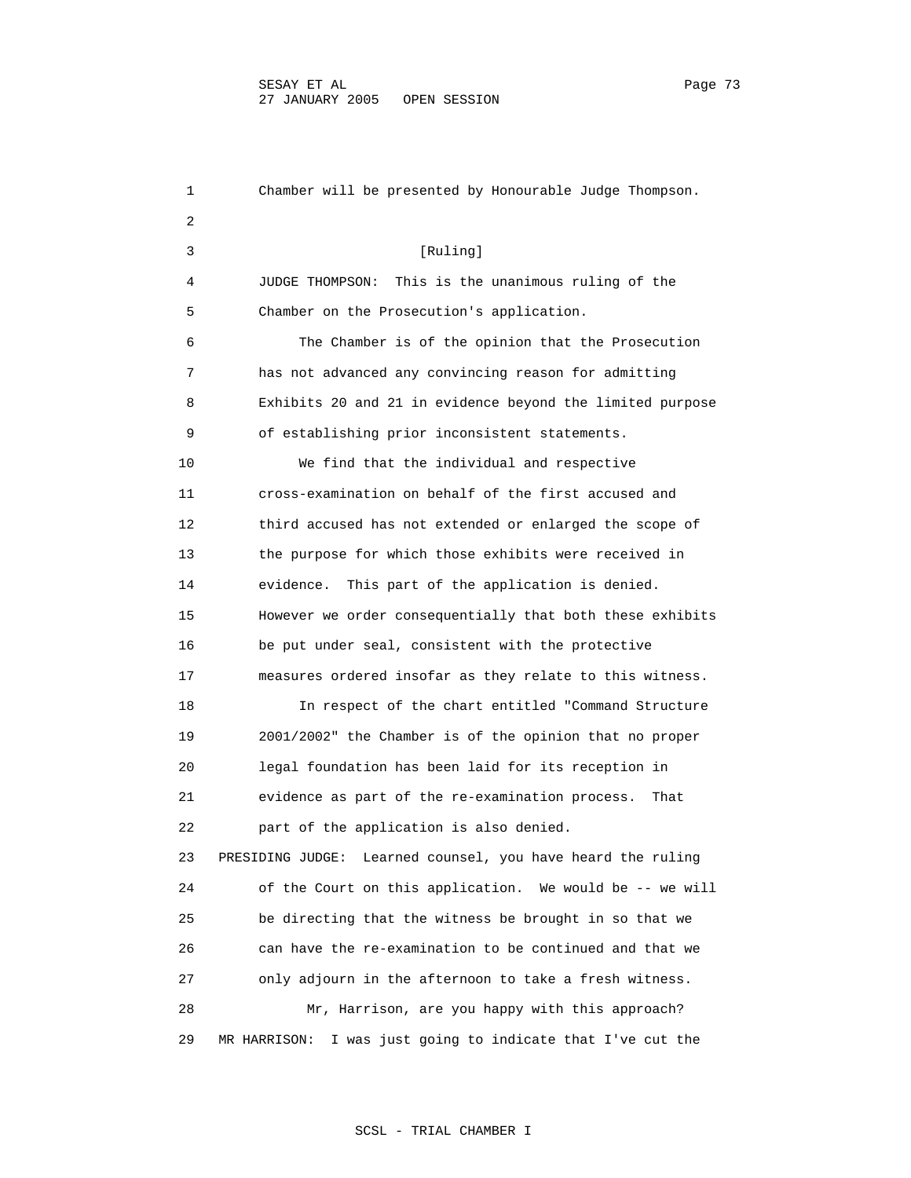Chamber will be presented by Honourable Judge Thompson.

[Ruling]

JUDGE THOMPSON: This is the unanimous ruling of the Chamber on the Prosecution's application.

The Chamber is of the opinion that the Prosecution has not advanced any convincing reason for admitting Exhibits 20 and 21 in evidence beyond the limited purpose of establishing prior inconsistent statements.

We find that the individual and respective cross-examination on behalf of the first accused and third accused has not extended or enlarged the scope of the purpose for which those exhibits were received in evidence. This part of the application is denied. However we order consequentially that both these exhibits be put under seal, consistent with the protective measures ordered insofar as they relate to this witness.

In respect of the chart entitled "Command Structure 2001/2002" the Chamber is of the opinion that no proper legal foundation has been laid for its reception in evidence as part of the re-examination process. That part of the application is also denied.

PRESIDING JUDGE: Learned counsel, you have heard the ruling of the Court on this application. We would be -- we will be directing that the witness be brought in so that we can have the re-examination to be continued and that we only adjourn in the afternoon to take a fresh witness.

Mr, Harrison, are you happy with this approach?

MR HARRISON: I was just going to indicate that I've cut the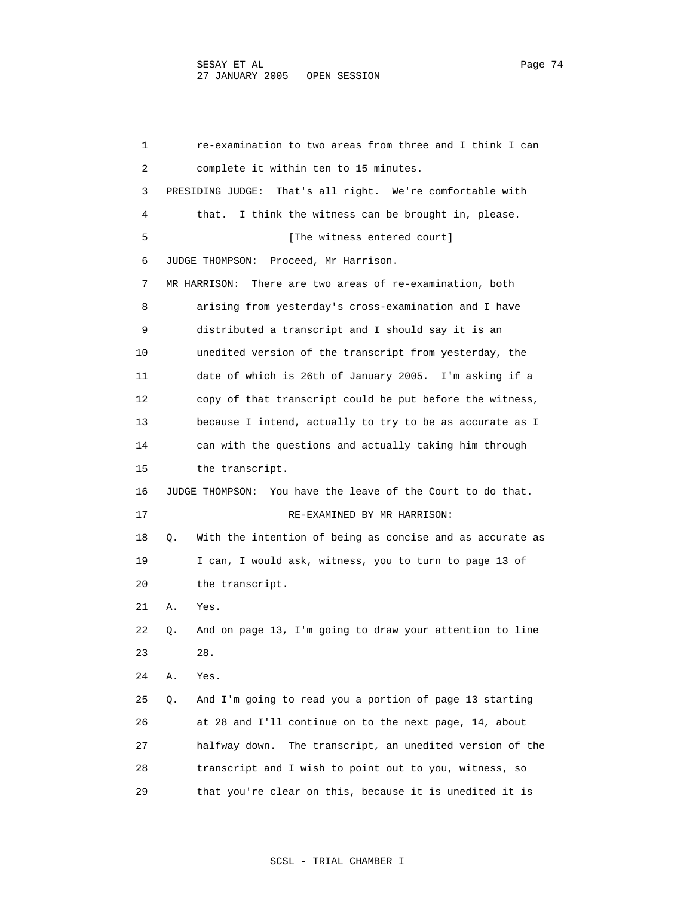1 re-examination to two areas from three and I think I can
2 complete it within ten to 15 minutes.
3 PRESIDING JUDGE: That's all right. We're comfortable with
4 that. I think the witness can be brought in, please.
5 [The witness entered court]
6 JUDGE THOMPSON: Proceed, Mr Harrison.
7 MR HARRISON: There are two areas of re-examination, both
8 arising from yesterday's cross-examination and I have
9 distributed a transcript and I should say it is an
10 unedited version of the transcript from yesterday, the
11 date of which is 26th of January 2005. I'm asking if a
12 copy of that transcript could be put before the witness,
13 because I intend, actually to try to be as accurate as I
14 can with the questions and actually taking him through
15 the transcript.
16 JUDGE THOMPSON: You have the leave of the Court to do that.
17 RE-EXAMINED BY MR HARRISON:
18 Q. With the intention of being as concise and as accurate as
19 I can, I would ask, witness, you to turn to page 13 of
20 the transcript.
21 A. Yes.
22 Q. And on page 13, I'm going to draw your attention to line
23 28.
24 A. Yes.
25 Q. And I'm going to read you a portion of page 13 starting
26 at 28 and I'll continue on to the next page, 14, about
27 halfway down. The transcript, an unedited version of the
28 transcript and I wish to point out to you, witness, so
29 that you're clear on this, because it is unedited it is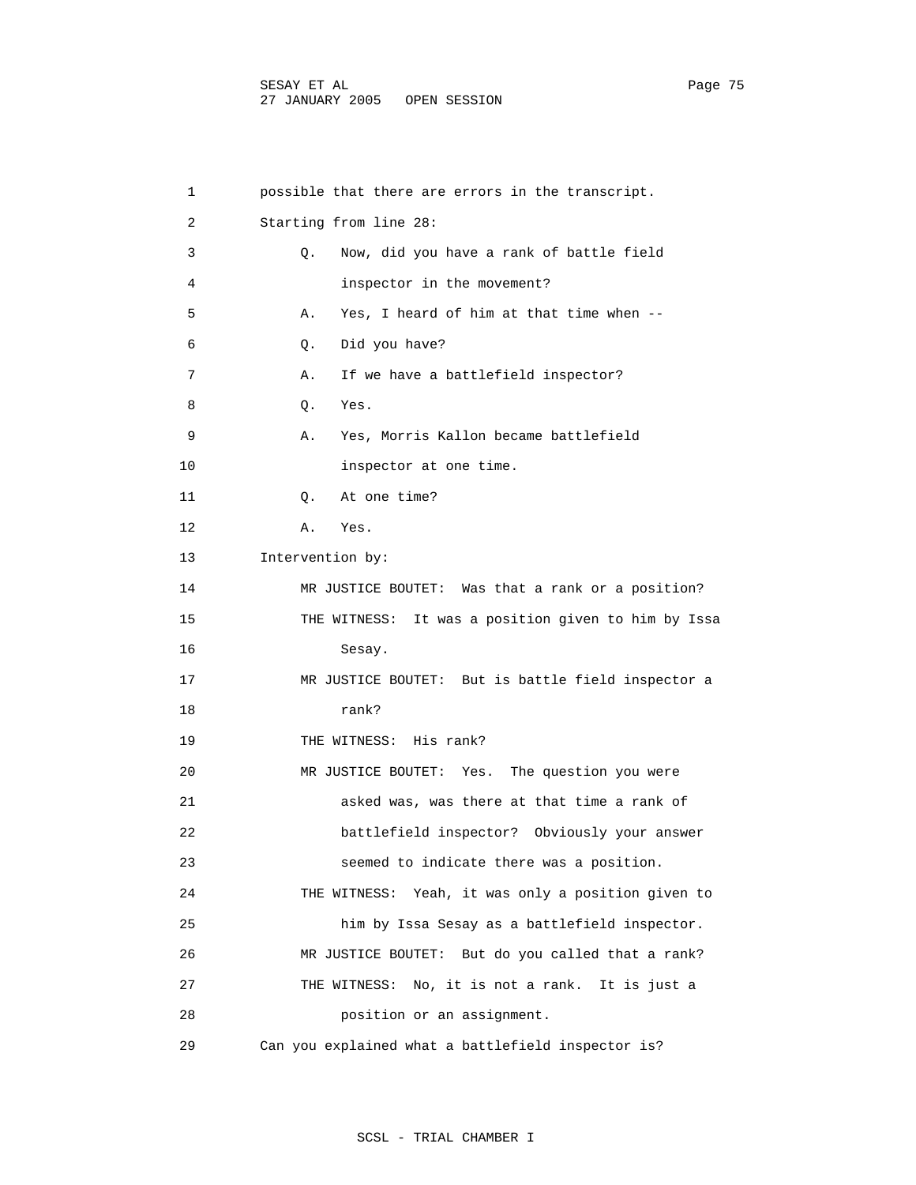1 possible that there are errors in the transcript.

2 Starting from line 28:

3 Q. Now, did you have a rank of battle field

4 inspector in the movement?

5 A. Yes, I heard of him at that time when --

6 Q. Did you have?

7 A. If we have a battlefield inspector?

8 Q. Yes.

9 A. Yes, Morris Kallon became battlefield

10 inspector at one time.

11 Q. At one time?

12 A. Yes.

13 Intervention by:

14 MR JUSTICE BOUTET: Was that a rank or a position?

15 THE WITNESS: It was a position given to him by Issa

16 Sesay.

17 MR JUSTICE BOUTET: But is battle field inspector a

18 rank?

19 THE WITNESS: His rank?

20 MR JUSTICE BOUTET: Yes. The question you were

21 asked was, was there at that time a rank of

22 battlefield inspector? Obviously your answer

23 seemed to indicate there was a position.

24 THE WITNESS: Yeah, it was only a position given to

25 him by Issa Sesay as a battlefield inspector.

26 MR JUSTICE BOUTET: But do you called that a rank?

27 THE WITNESS: No, it is not a rank. It is just a

28 position or an assignment.

29 Can you explained what a battlefield inspector is?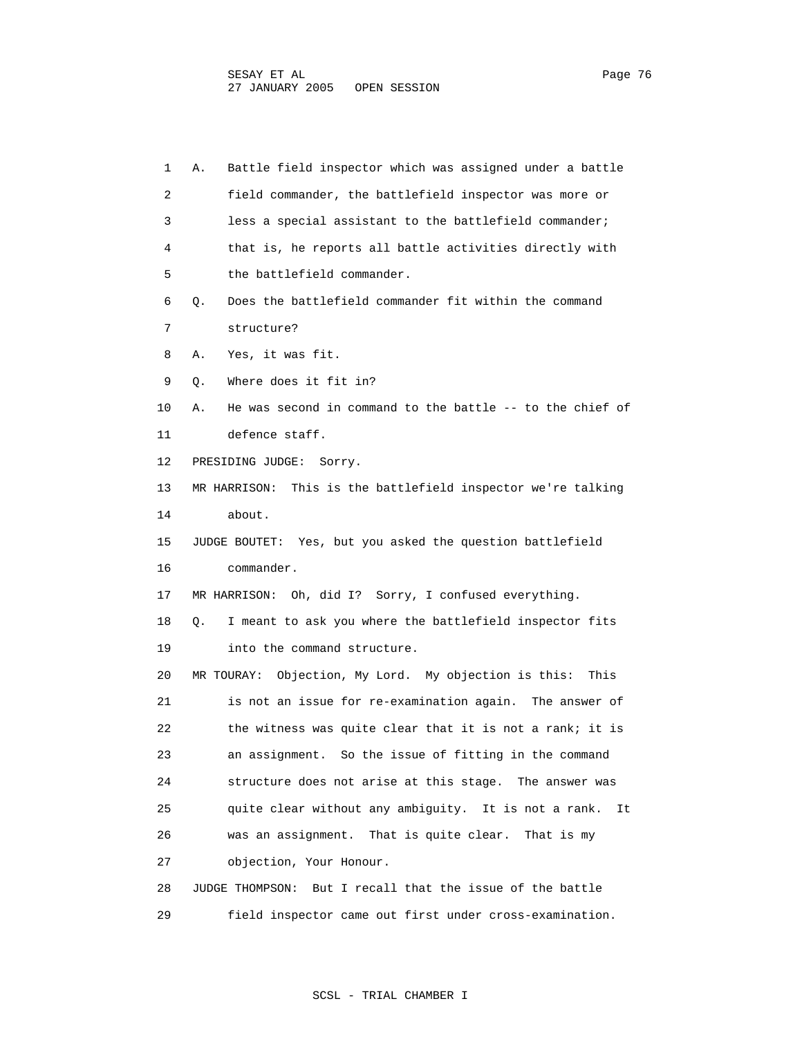A. Battle field inspector which was assigned under a battle field commander, the battlefield inspector was more or less a special assistant to the battlefield commander; that is, he reports all battle activities directly with the battlefield commander.

Q. Does the battlefield commander fit within the command structure?

A. Yes, it was fit.

Q. Where does it fit in?

A. He was second in command to the battle -- to the chief of defence staff.

PRESIDING JUDGE: Sorry.

MR HARRISON: This is the battlefield inspector we're talking about.

JUDGE BOUTET: Yes, but you asked the question battlefield commander.

MR HARRISON: Oh, did I? Sorry, I confused everything.

Q. I meant to ask you where the battlefield inspector fits into the command structure.

MR TOURAY: Objection, My Lord. My objection is this: This is not an issue for re-examination again. The answer of the witness was quite clear that it is not a rank; it is an assignment. So the issue of fitting in the command structure does not arise at this stage. The answer was quite clear without any ambiguity. It is not a rank. It was an assignment. That is quite clear. That is my objection, Your Honour.

JUDGE THOMPSON: But I recall that the issue of the battle field inspector came out first under cross-examination.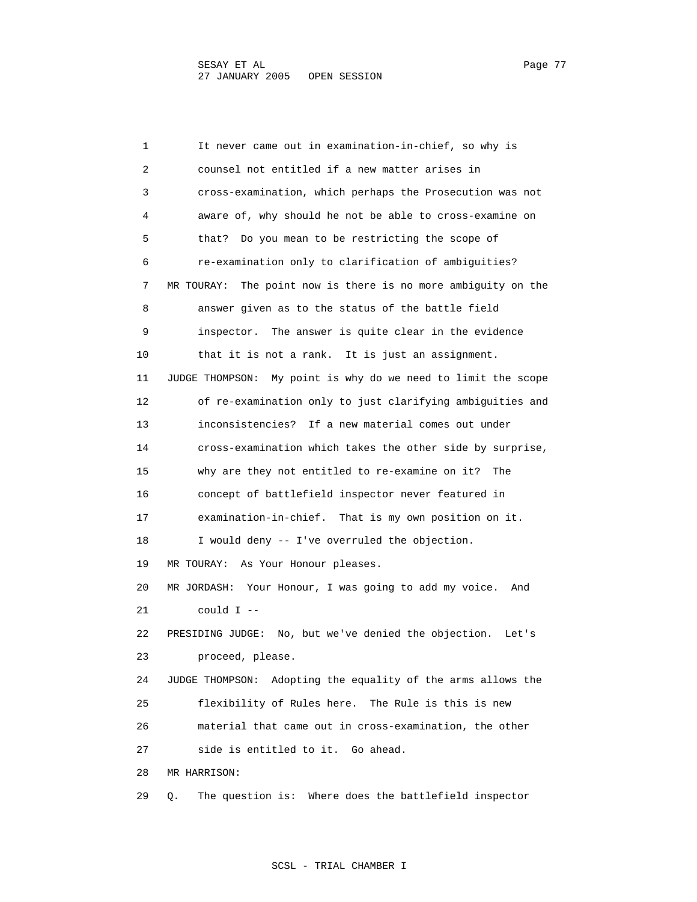1 It never came out in examination-in-chief, so why is
2 counsel not entitled if a new matter arises in
3 cross-examination, which perhaps the Prosecution was not
4 aware of, why should he not be able to cross-examine on
5 that? Do you mean to be restricting the scope of
6 re-examination only to clarification of ambiguities?
7 MR TOURAY: The point now is there is no more ambiguity on the
8 answer given as to the status of the battle field
9 inspector. The answer is quite clear in the evidence
10 that it is not a rank. It is just an assignment.
11 JUDGE THOMPSON: My point is why do we need to limit the scope
12 of re-examination only to just clarifying ambiguities and
13 inconsistencies? If a new material comes out under
14 cross-examination which takes the other side by surprise,
15 why are they not entitled to re-examine on it? The
16 concept of battlefield inspector never featured in
17 examination-in-chief. That is my own position on it.
18 I would deny -- I've overruled the objection.
19 MR TOURAY: As Your Honour pleases.
20 MR JORDASH: Your Honour, I was going to add my voice. And
21 could I --
22 PRESIDING JUDGE: No, but we've denied the objection. Let's
23 proceed, please.
24 JUDGE THOMPSON: Adopting the equality of the arms allows the
25 flexibility of Rules here. The Rule is this is new
26 material that came out in cross-examination, the other
27 side is entitled to it. Go ahead.
28 MR HARRISON:
29 Q. The question is: Where does the battlefield inspector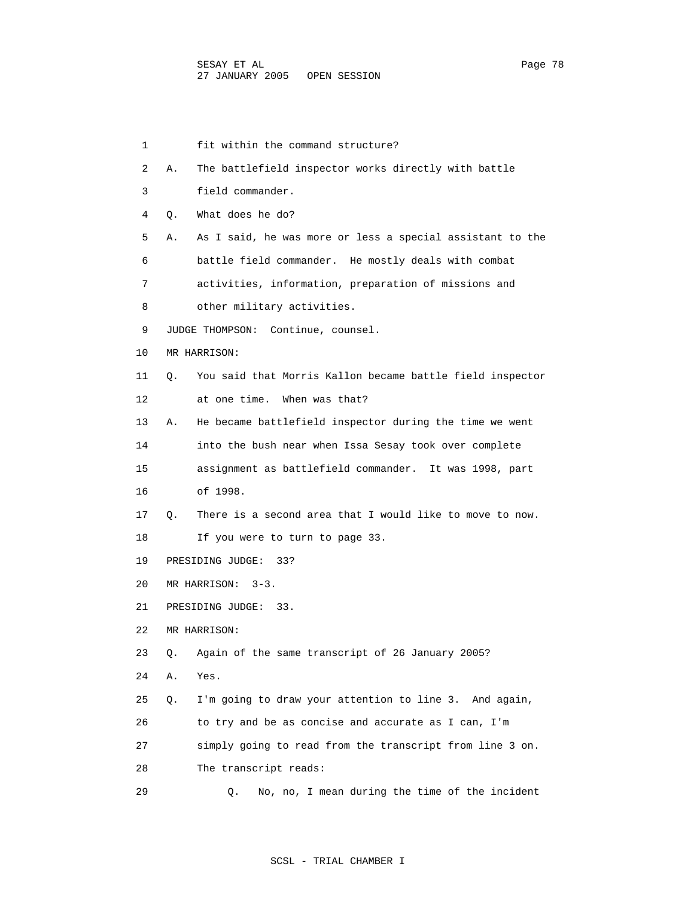fit within the command structure?

A. The battlefield inspector works directly with battle field commander.

Q. What does he do?

A. As I said, he was more or less a special assistant to the battle field commander. He mostly deals with combat activities, information, preparation of missions and other military activities.

JUDGE THOMPSON: Continue, counsel.

MR HARRISON:

Q. You said that Morris Kallon became battle field inspector at one time. When was that?

A. He became battlefield inspector during the time we went into the bush near when Issa Sesay took over complete assignment as battlefield commander. It was 1998, part of 1998.

Q. There is a second area that I would like to move to now. If you were to turn to page 33.

PRESIDING JUDGE: 33?

MR HARRISON: 3-3.

PRESIDING JUDGE: 33.

MR HARRISON:

Q. Again of the same transcript of 26 January 2005?

A. Yes.

Q. I'm going to draw your attention to line 3. And again, to try and be as concise and accurate as I can, I'm simply going to read from the transcript from line 3 on. The transcript reads:

> Q. No, no, I mean during the time of the incident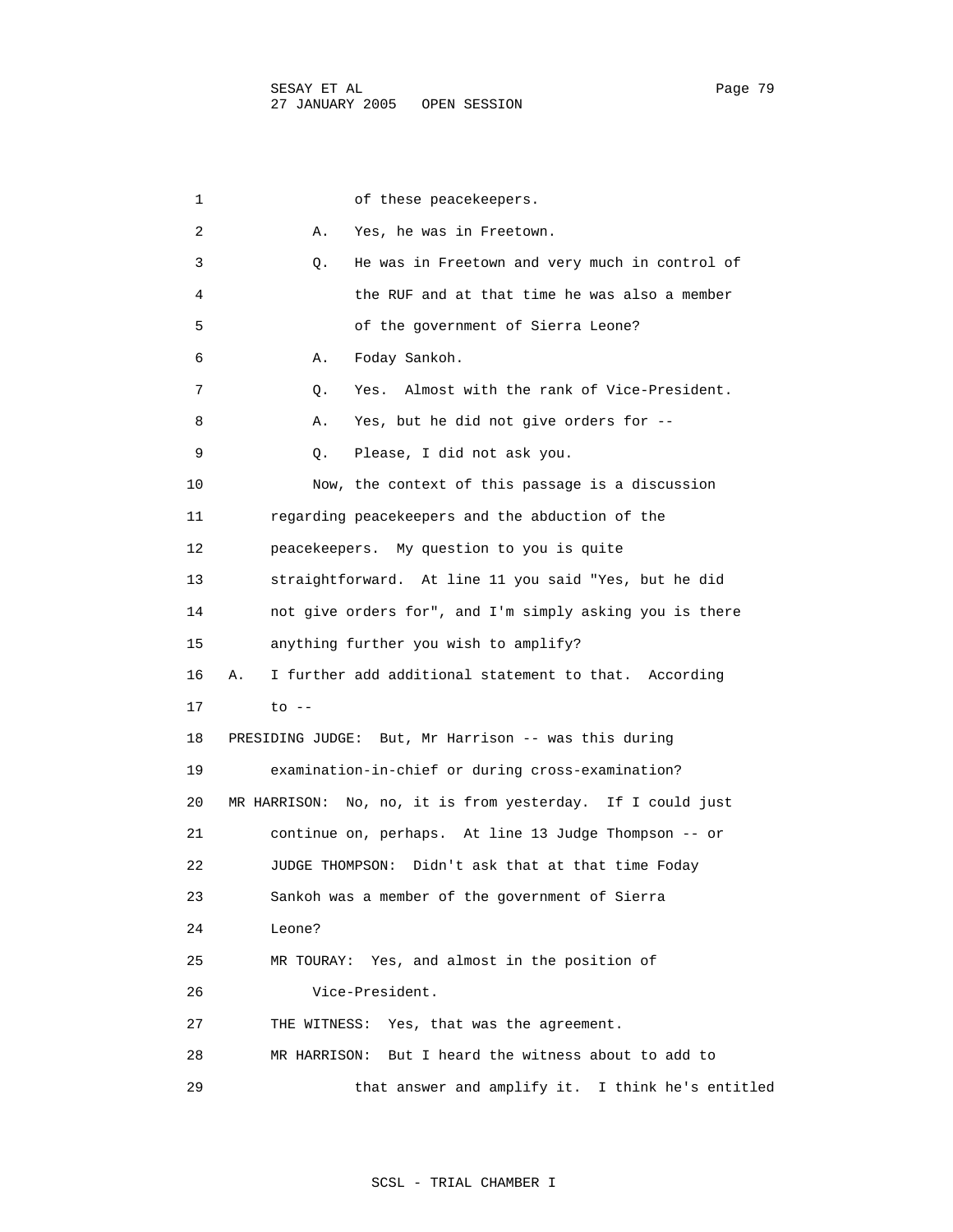1 of these peacekeepers.

2 A. Yes, he was in Freetown.

3 Q. He was in Freetown and very much in control of

4 the RUF and at that time he was also a member

5 of the government of Sierra Leone?

6 A. Foday Sankoh.

7 Q. Yes. Almost with the rank of Vice-President.

8 A. Yes, but he did not give orders for --

9 Q. Please, I did not ask you.

10 Now, the context of this passage is a discussion

11 regarding peacekeepers and the abduction of the

12 peacekeepers. My question to you is quite

13 straightforward. At line 11 you said "Yes, but he did

14 not give orders for", and I'm simply asking you is there

15 anything further you wish to amplify?

16 A. I further add additional statement to that. According

17 to --

18 PRESIDING JUDGE: But, Mr Harrison -- was this during

19 examination-in-chief or during cross-examination?

20 MR HARRISON: No, no, it is from yesterday. If I could just

21 continue on, perhaps. At line 13 Judge Thompson -- or

22 JUDGE THOMPSON: Didn't ask that at that time Foday

23 Sankoh was a member of the government of Sierra

24 Leone?

25 MR TOURAY: Yes, and almost in the position of

26 Vice-President.

27 THE WITNESS: Yes, that was the agreement.

28 MR HARRISON: But I heard the witness about to add to

29 that answer and amplify it. I think he's entitled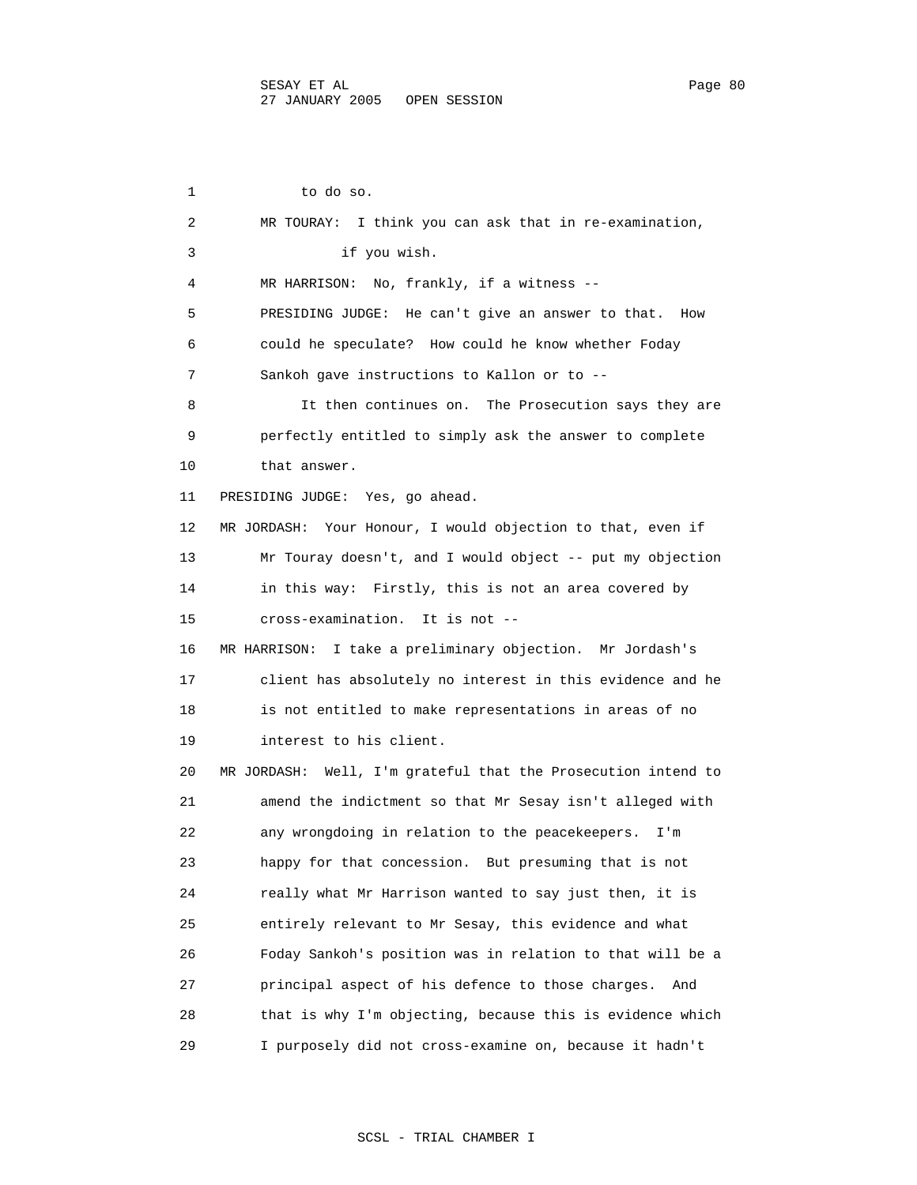1 to do so.

2 MR TOURAY: I think you can ask that in re-examination,

3 if you wish.

4 MR HARRISON: No, frankly, if a witness --

5 PRESIDING JUDGE: He can't give an answer to that. How

6 could he speculate? How could he know whether Foday

7 Sankoh gave instructions to Kallon or to --

8 It then continues on. The Prosecution says they are

9 perfectly entitled to simply ask the answer to complete

10 that answer.

11 PRESIDING JUDGE: Yes, go ahead.

12 MR JORDASH: Your Honour, I would objection to that, even if

13 Mr Touray doesn't, and I would object -- put my objection

14 in this way: Firstly, this is not an area covered by

15 cross-examination. It is not --

16 MR HARRISON: I take a preliminary objection. Mr Jordash's

17 client has absolutely no interest in this evidence and he

18 is not entitled to make representations in areas of no

19 interest to his client.

20 MR JORDASH: Well, I'm grateful that the Prosecution intend to

21 amend the indictment so that Mr Sesay isn't alleged with

22 any wrongdoing in relation to the peacekeepers. I'm

23 happy for that concession. But presuming that is not

24 really what Mr Harrison wanted to say just then, it is

25 entirely relevant to Mr Sesay, this evidence and what

26 Foday Sankoh's position was in relation to that will be a

27 principal aspect of his defence to those charges. And

28 that is why I'm objecting, because this is evidence which

29 I purposely did not cross-examine on, because it hadn't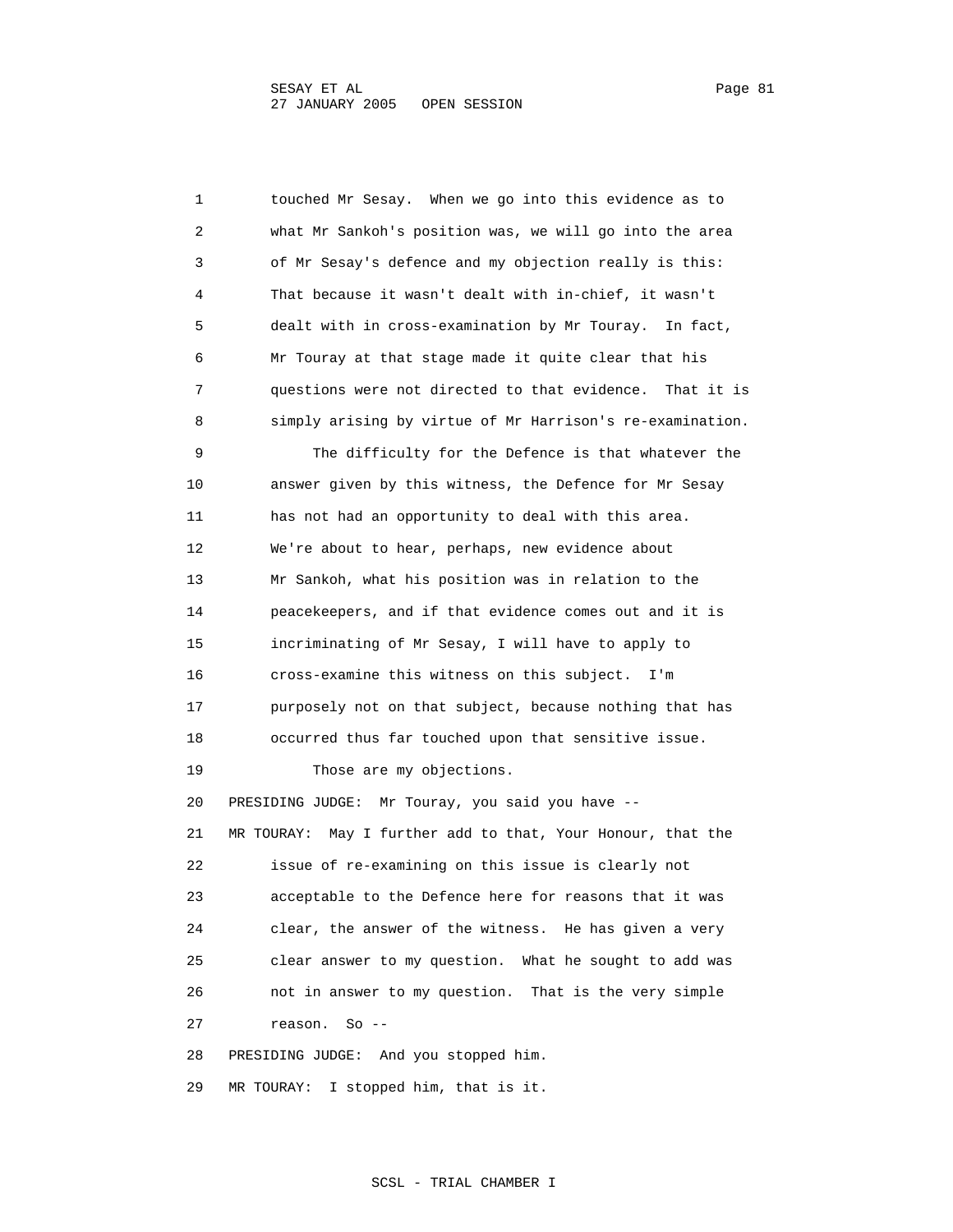touched Mr Sesay. When we go into this evidence as to what Mr Sankoh's position was, we will go into the area of Mr Sesay's defence and my objection really is this: That because it wasn't dealt with in-chief, it wasn't dealt with in cross-examination by Mr Touray. In fact, Mr Touray at that stage made it quite clear that his questions were not directed to that evidence. That it is simply arising by virtue of Mr Harrison's re-examination.

The difficulty for the Defence is that whatever the answer given by this witness, the Defence for Mr Sesay has not had an opportunity to deal with this area. We're about to hear, perhaps, new evidence about Mr Sankoh, what his position was in relation to the peacekeepers, and if that evidence comes out and it is incriminating of Mr Sesay, I will have to apply to cross-examine this witness on this subject. I'm purposely not on that subject, because nothing that has occurred thus far touched upon that sensitive issue.

Those are my objections.

PRESIDING JUDGE: Mr Touray, you said you have --

MR TOURAY: May I further add to that, Your Honour, that the issue of re-examining on this issue is clearly not acceptable to the Defence here for reasons that it was clear, the answer of the witness. He has given a very clear answer to my question. What he sought to add was not in answer to my question. That is the very simple reason. So --

PRESIDING JUDGE: And you stopped him.

MR TOURAY: I stopped him, that is it.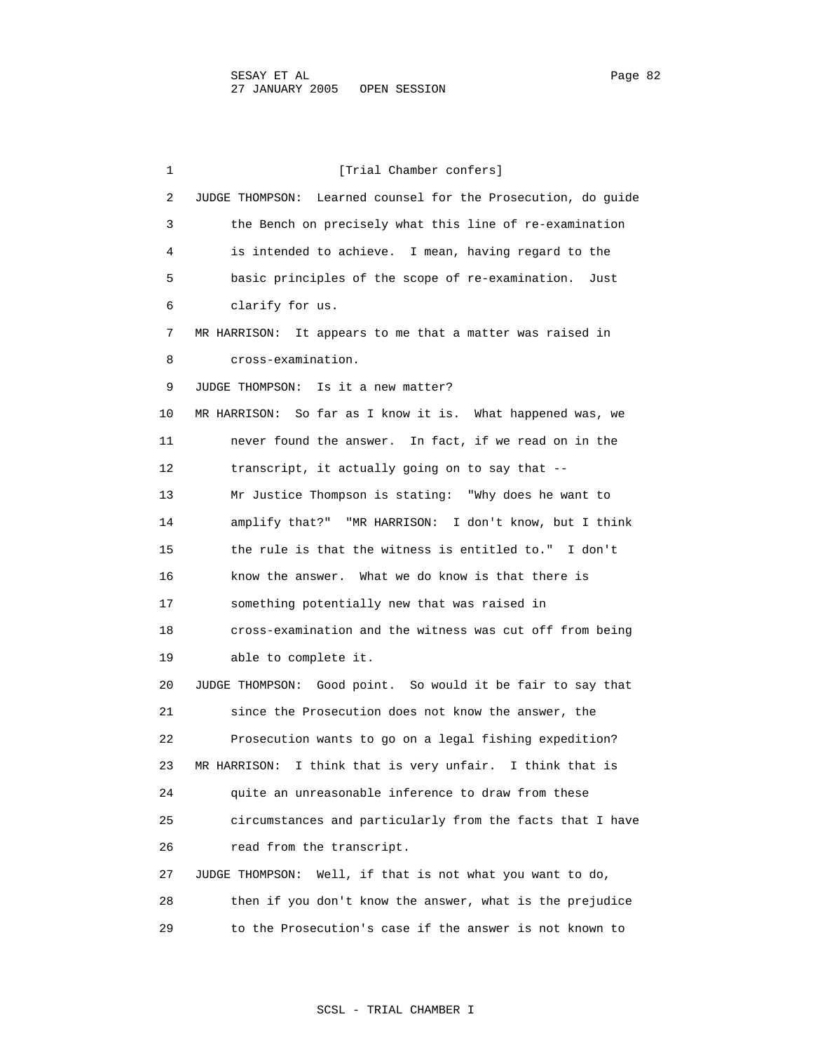[Trial Chamber confers]

JUDGE THOMPSON: Learned counsel for the Prosecution, do guide the Bench on precisely what this line of re-examination is intended to achieve. I mean, having regard to the basic principles of the scope of re-examination. Just clarify for us.

MR HARRISON: It appears to me that a matter was raised in cross-examination.

JUDGE THOMPSON: Is it a new matter?

MR HARRISON: So far as I know it is. What happened was, we never found the answer. In fact, if we read on in the transcript, it actually going on to say that -- Mr Justice Thompson is stating: "Why does he want to amplify that?" "MR HARRISON: I don't know, but I think the rule is that the witness is entitled to." I don't know the answer. What we do know is that there is something potentially new that was raised in cross-examination and the witness was cut off from being able to complete it.

JUDGE THOMPSON: Good point. So would it be fair to say that since the Prosecution does not know the answer, the Prosecution wants to go on a legal fishing expedition?

MR HARRISON: I think that is very unfair. I think that is quite an unreasonable inference to draw from these circumstances and particularly from the facts that I have read from the transcript.

JUDGE THOMPSON: Well, if that is not what you want to do, then if you don't know the answer, what is the prejudice to the Prosecution's case if the answer is not known to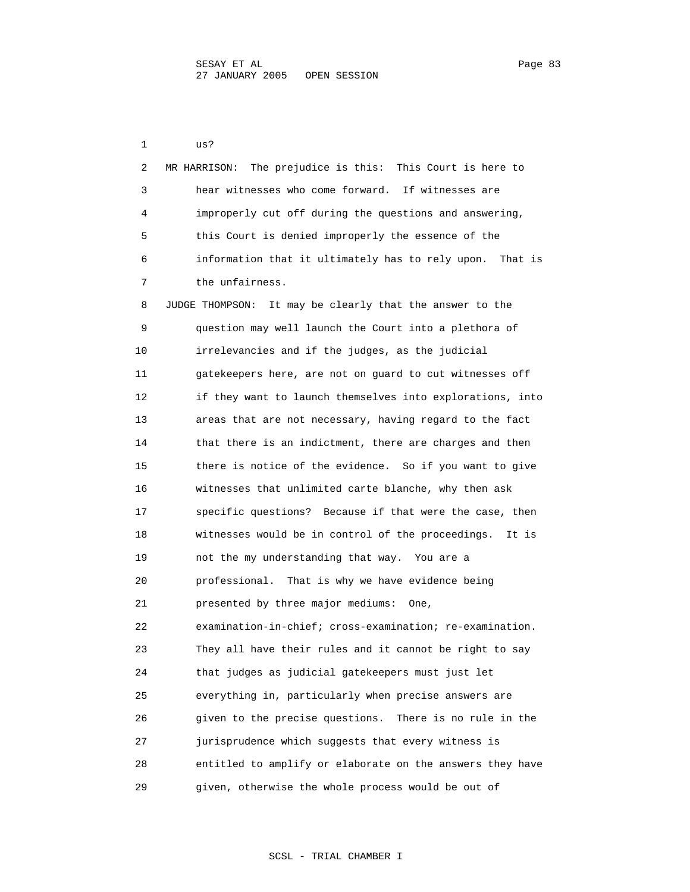us?

MR HARRISON: The prejudice is this: This Court is here to hear witnesses who come forward. If witnesses are improperly cut off during the questions and answering, this Court is denied improperly the essence of the information that it ultimately has to rely upon. That is the unfairness.

JUDGE THOMPSON: It may be clearly that the answer to the question may well launch the Court into a plethora of irrelevancies and if the judges, as the judicial gatekeepers here, are not on guard to cut witnesses off if they want to launch themselves into explorations, into areas that are not necessary, having regard to the fact that there is an indictment, there are charges and then there is notice of the evidence. So if you want to give witnesses that unlimited carte blanche, why then ask specific questions? Because if that were the case, then witnesses would be in control of the proceedings. It is not the my understanding that way. You are a professional. That is why we have evidence being presented by three major mediums: One, examination-in-chief; cross-examination; re-examination. They all have their rules and it cannot be right to say that judges as judicial gatekeepers must just let everything in, particularly when precise answers are given to the precise questions. There is no rule in the jurisprudence which suggests that every witness is entitled to amplify or elaborate on the answers they have given, otherwise the whole process would be out of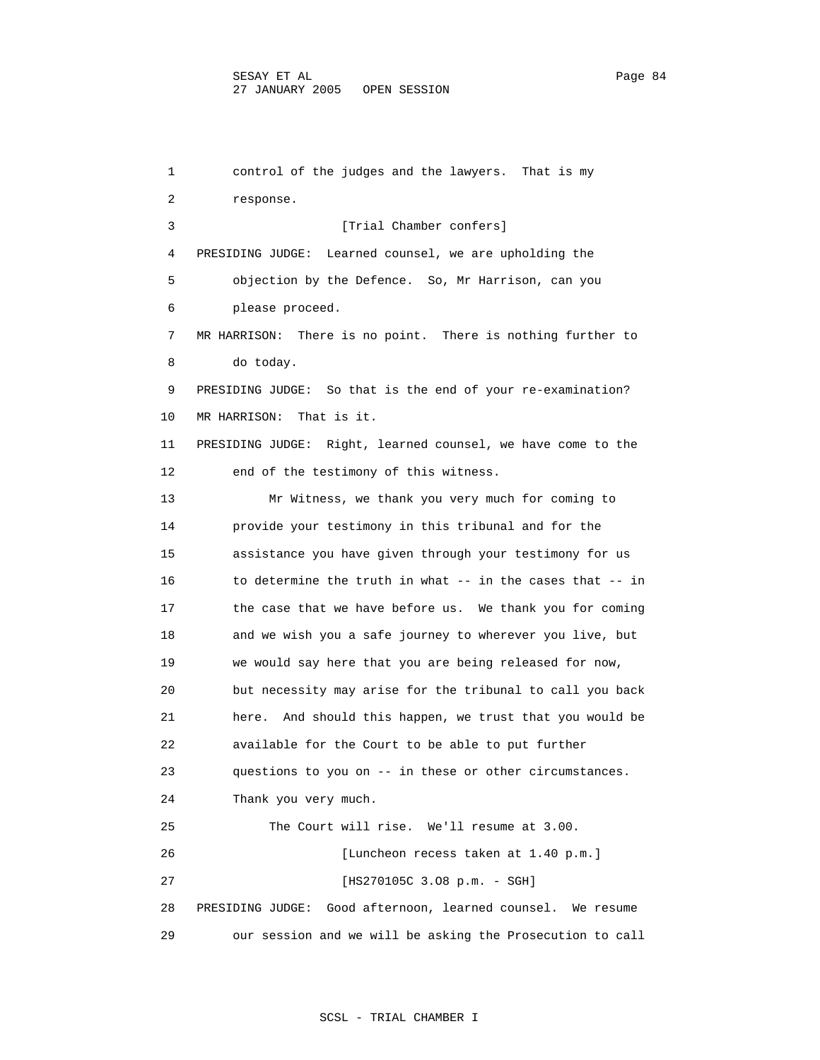1 control of the judges and the lawyers. That is my
2 response.
3 [Trial Chamber confers]
4 PRESIDING JUDGE: Learned counsel, we are upholding the
5 objection by the Defence. So, Mr Harrison, can you
6 please proceed.
7 MR HARRISON: There is no point. There is nothing further to
8 do today.
9 PRESIDING JUDGE: So that is the end of your re-examination?
10 MR HARRISON: That is it.
11 PRESIDING JUDGE: Right, learned counsel, we have come to the
12 end of the testimony of this witness.
13 Mr Witness, we thank you very much for coming to
14 provide your testimony in this tribunal and for the
15 assistance you have given through your testimony for us
16 to determine the truth in what -- in the cases that -- in
17 the case that we have before us. We thank you for coming
18 and we wish you a safe journey to wherever you live, but
19 we would say here that you are being released for now,
20 but necessity may arise for the tribunal to call you back
21 here. And should this happen, we trust that you would be
22 available for the Court to be able to put further
23 questions to you on -- in these or other circumstances.
24 Thank you very much.
25 The Court will rise. We'll resume at 3.00.
26 [Luncheon recess taken at 1.40 p.m.]
27 [HS270105C 3.O8 p.m. - SGH]
28 PRESIDING JUDGE: Good afternoon, learned counsel. We resume
29 our session and we will be asking the Prosecution to call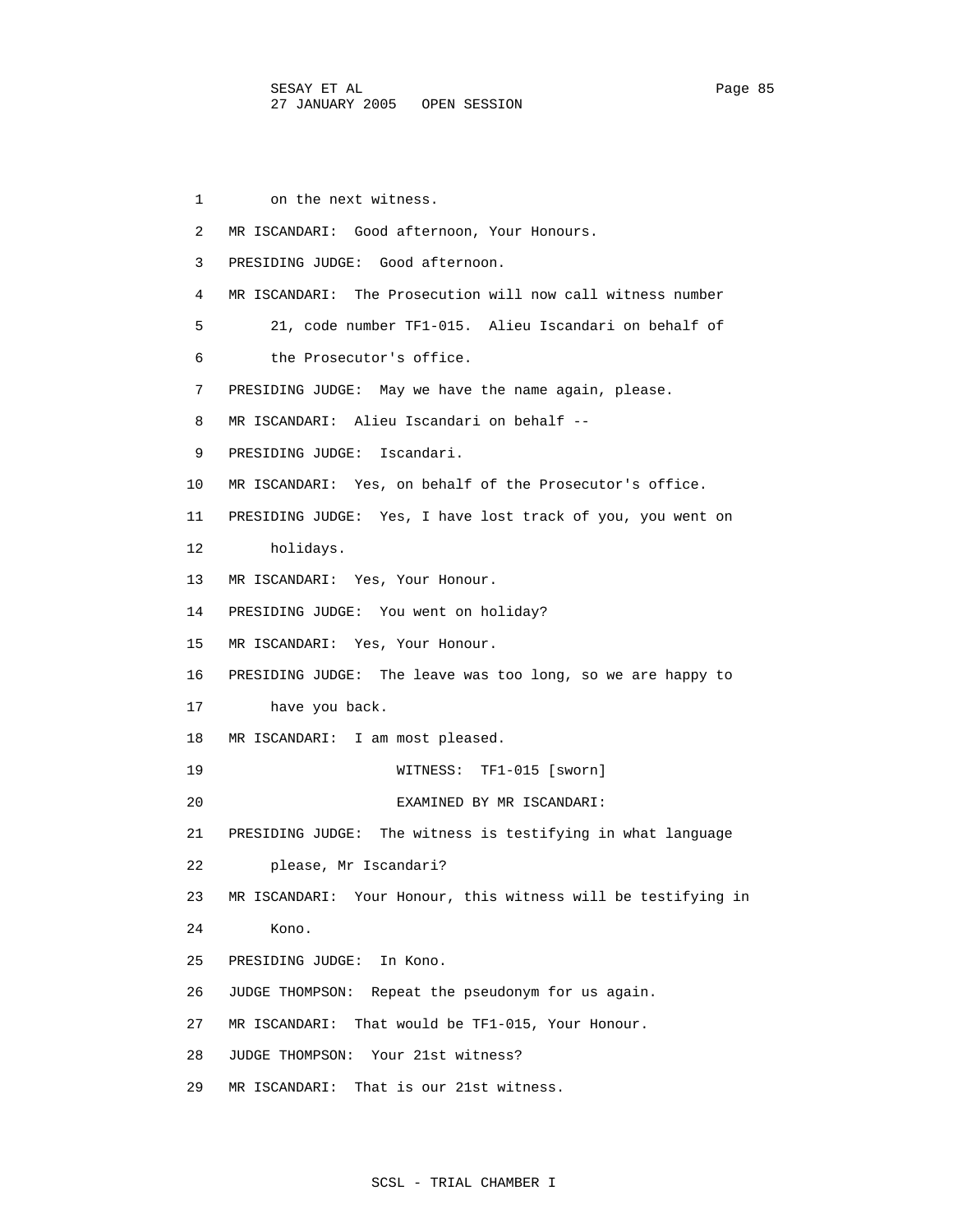1 on the next witness.

2 MR ISCANDARI: Good afternoon, Your Honours.

3 PRESIDING JUDGE: Good afternoon.

4 MR ISCANDARI: The Prosecution will now call witness number

5 21, code number TF1-015. Alieu Iscandari on behalf of

6 the Prosecutor's office.

7 PRESIDING JUDGE: May we have the name again, please.

8 MR ISCANDARI: Alieu Iscandari on behalf --

9 PRESIDING JUDGE: Iscandari.

10 MR ISCANDARI: Yes, on behalf of the Prosecutor's office.

11 PRESIDING JUDGE: Yes, I have lost track of you, you went on

12 holidays.

13 MR ISCANDARI: Yes, Your Honour.

14 PRESIDING JUDGE: You went on holiday?

15 MR ISCANDARI: Yes, Your Honour.

16 PRESIDING JUDGE: The leave was too long, so we are happy to

17 have you back.

18 MR ISCANDARI: I am most pleased.

19 WITNESS: TF1-015 [sworn]

20 EXAMINED BY MR ISCANDARI:

21 PRESIDING JUDGE: The witness is testifying in what language

22 please, Mr Iscandari?

23 MR ISCANDARI: Your Honour, this witness will be testifying in

24 Kono.

25 PRESIDING JUDGE: In Kono.

26 JUDGE THOMPSON: Repeat the pseudonym for us again.

27 MR ISCANDARI: That would be TF1-015, Your Honour.

28 JUDGE THOMPSON: Your 21st witness?

29 MR ISCANDARI: That is our 21st witness.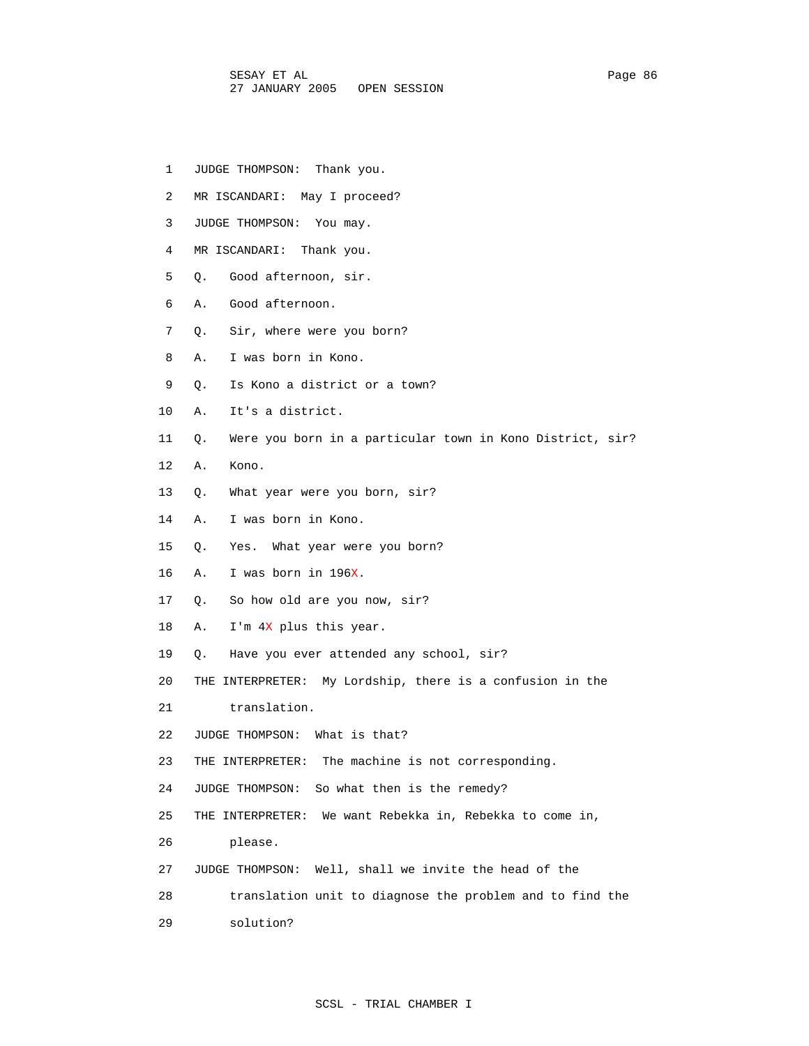1 JUDGE THOMPSON: Thank you.

2 MR ISCANDARI: May I proceed?

3 JUDGE THOMPSON: You may.

4 MR ISCANDARI: Thank you.

5 Q. Good afternoon, sir.

6 A. Good afternoon.

7 Q. Sir, where were you born?

8 A. I was born in Kono.

9 Q. Is Kono a district or a town?

10 A. It's a district.

11 Q. Were you born in a particular town in Kono District, sir?

12 A. Kono.

13 Q. What year were you born, sir?

14 A. I was born in Kono.

15 Q. Yes. What year were you born?

16 A. I was born in 196X.

17 Q. So how old are you now, sir?

18 A. I'm 4X plus this year.

19 Q. Have you ever attended any school, sir?

20 THE INTERPRETER: My Lordship, there is a confusion in the

21 translation.

22 JUDGE THOMPSON: What is that?

23 THE INTERPRETER: The machine is not corresponding.

24 JUDGE THOMPSON: So what then is the remedy?

25 THE INTERPRETER: We want Rebekka in, Rebekka to come in,

26 please.

27 JUDGE THOMPSON: Well, shall we invite the head of the

28 translation unit to diagnose the problem and to find the

29 solution?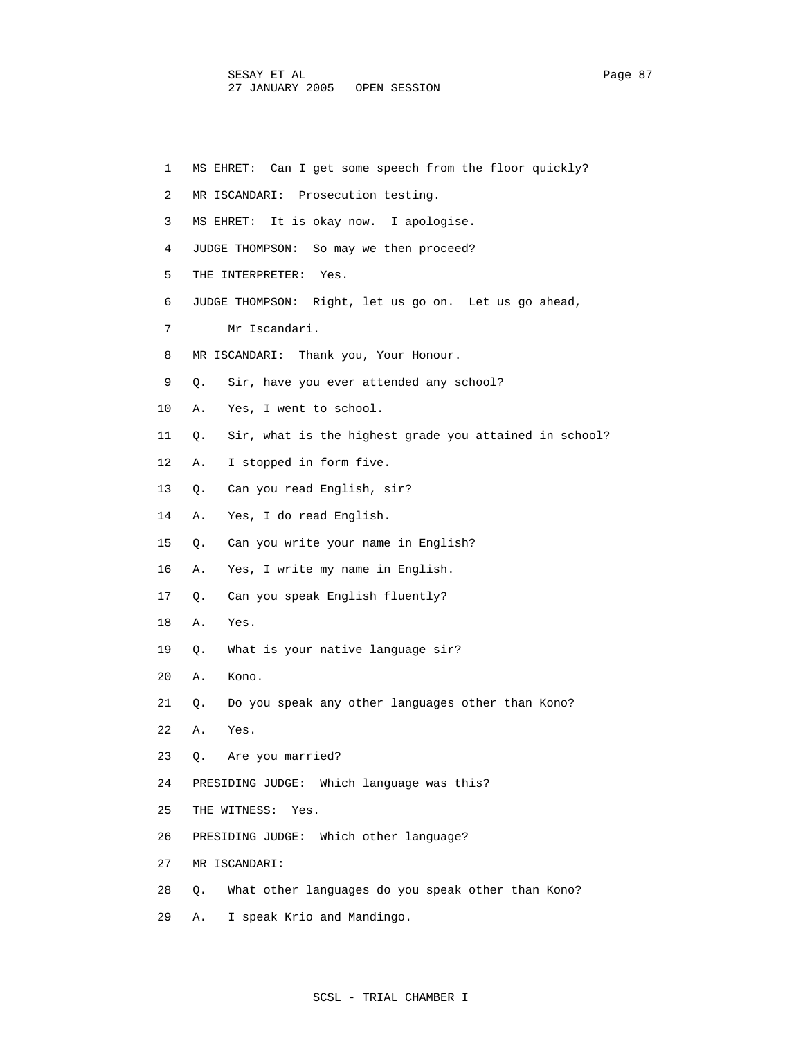1 MS EHRET: Can I get some speech from the floor quickly?

2 MR ISCANDARI: Prosecution testing.

3 MS EHRET: It is okay now. I apologise.

4 JUDGE THOMPSON: So may we then proceed?

5 THE INTERPRETER: Yes.

6 JUDGE THOMPSON: Right, let us go on. Let us go ahead,

7 Mr Iscandari.

8 MR ISCANDARI: Thank you, Your Honour.

9 Q. Sir, have you ever attended any school?

10 A. Yes, I went to school.

11 Q. Sir, what is the highest grade you attained in school?

12 A. I stopped in form five.

13 Q. Can you read English, sir?

14 A. Yes, I do read English.

15 Q. Can you write your name in English?

16 A. Yes, I write my name in English.

17 Q. Can you speak English fluently?

18 A. Yes.

19 Q. What is your native language sir?

20 A. Kono.

21 Q. Do you speak any other languages other than Kono?

22 A. Yes.

23 Q. Are you married?

24 PRESIDING JUDGE: Which language was this?

25 THE WITNESS: Yes.

26 PRESIDING JUDGE: Which other language?

27 MR ISCANDARI:

28 Q. What other languages do you speak other than Kono?

29 A. I speak Krio and Mandingo.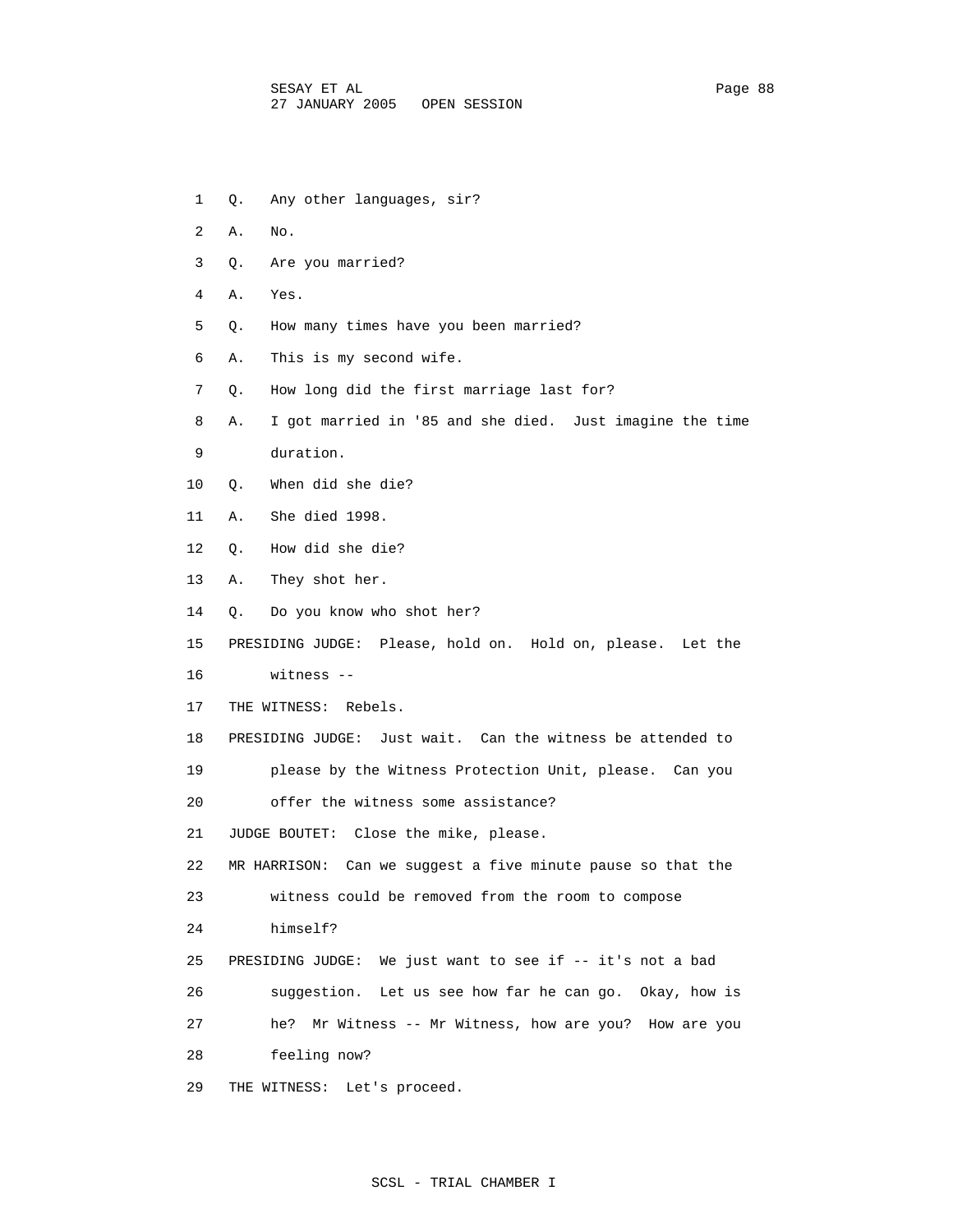1 Q. Any other languages, sir?

2 A. No.

3 Q. Are you married?

4 A. Yes.

5 Q. How many times have you been married?

6 A. This is my second wife.

7 Q. How long did the first marriage last for?

8 A. I got married in '85 and she died. Just imagine the time

9 duration.

10 Q. When did she die?

11 A. She died 1998.

12 Q. How did she die?

13 A. They shot her.

14 Q. Do you know who shot her?

15 PRESIDING JUDGE: Please, hold on. Hold on, please. Let the

16 witness --

17 THE WITNESS: Rebels.

18 PRESIDING JUDGE: Just wait. Can the witness be attended to

19 please by the Witness Protection Unit, please. Can you

20 offer the witness some assistance?

21 JUDGE BOUTET: Close the mike, please.

22 MR HARRISON: Can we suggest a five minute pause so that the

23 witness could be removed from the room to compose

24 himself?

25 PRESIDING JUDGE: We just want to see if -- it's not a bad

26 suggestion. Let us see how far he can go. Okay, how is

27 he? Mr Witness -- Mr Witness, how are you? How are you

28 feeling now?

29 THE WITNESS: Let's proceed.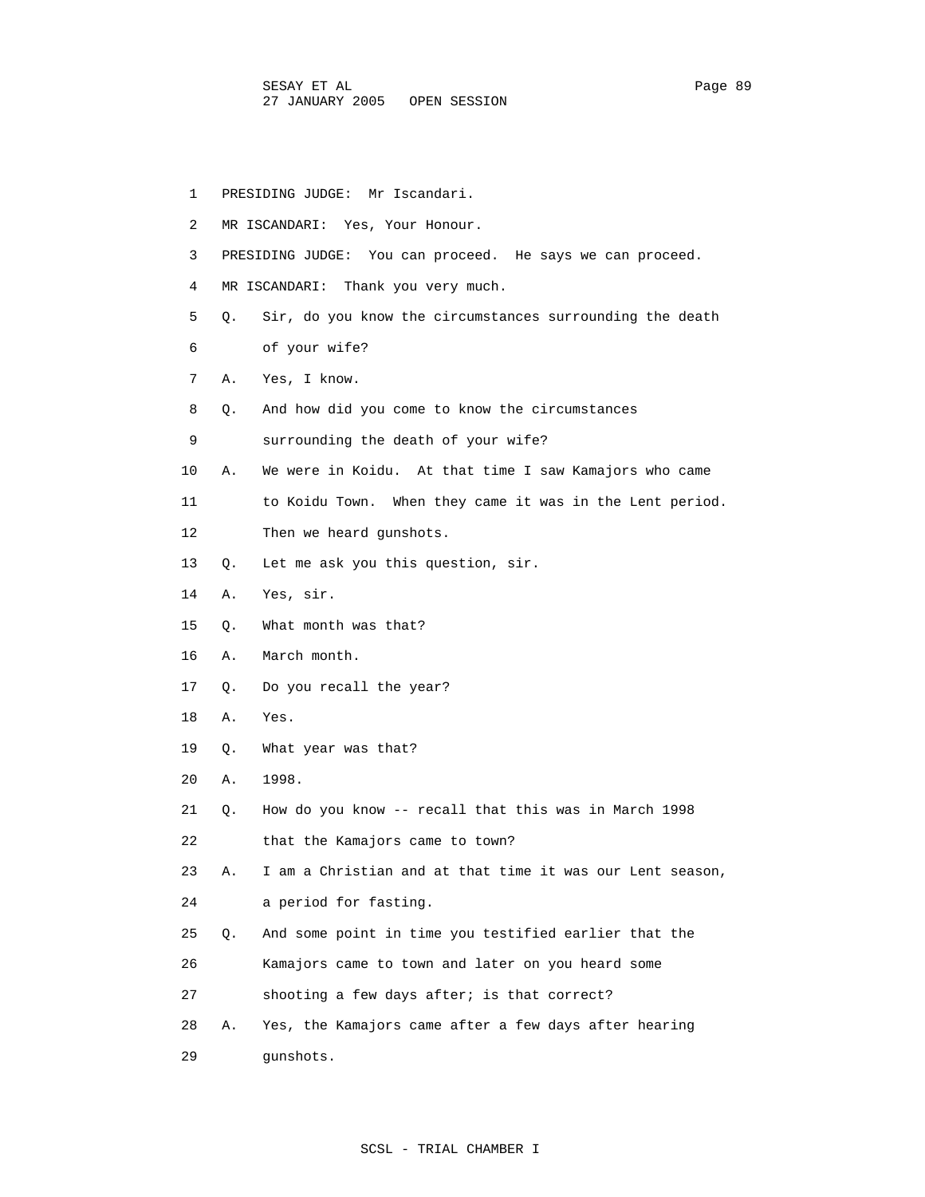PRESIDING JUDGE: Mr Iscandari.

MR ISCANDARI: Yes, Your Honour.

PRESIDING JUDGE: You can proceed. He says we can proceed.

MR ISCANDARI: Thank you very much.

Q. Sir, do you know the circumstances surrounding the death of your wife?

A. Yes, I know.

Q. And how did you come to know the circumstances surrounding the death of your wife?

A. We were in Koidu. At that time I saw Kamajors who came to Koidu Town. When they came it was in the Lent period. Then we heard gunshots.

Q. Let me ask you this question, sir.

A. Yes, sir.

Q. What month was that?

A. March month.

Q. Do you recall the year?

A. Yes.

Q. What year was that?

A. 1998.

Q. How do you know -- recall that this was in March 1998 that the Kamajors came to town?

A. I am a Christian and at that time it was our Lent season, a period for fasting.

Q. And some point in time you testified earlier that the Kamajors came to town and later on you heard some shooting a few days after; is that correct?

A. Yes, the Kamajors came after a few days after hearing gunshots.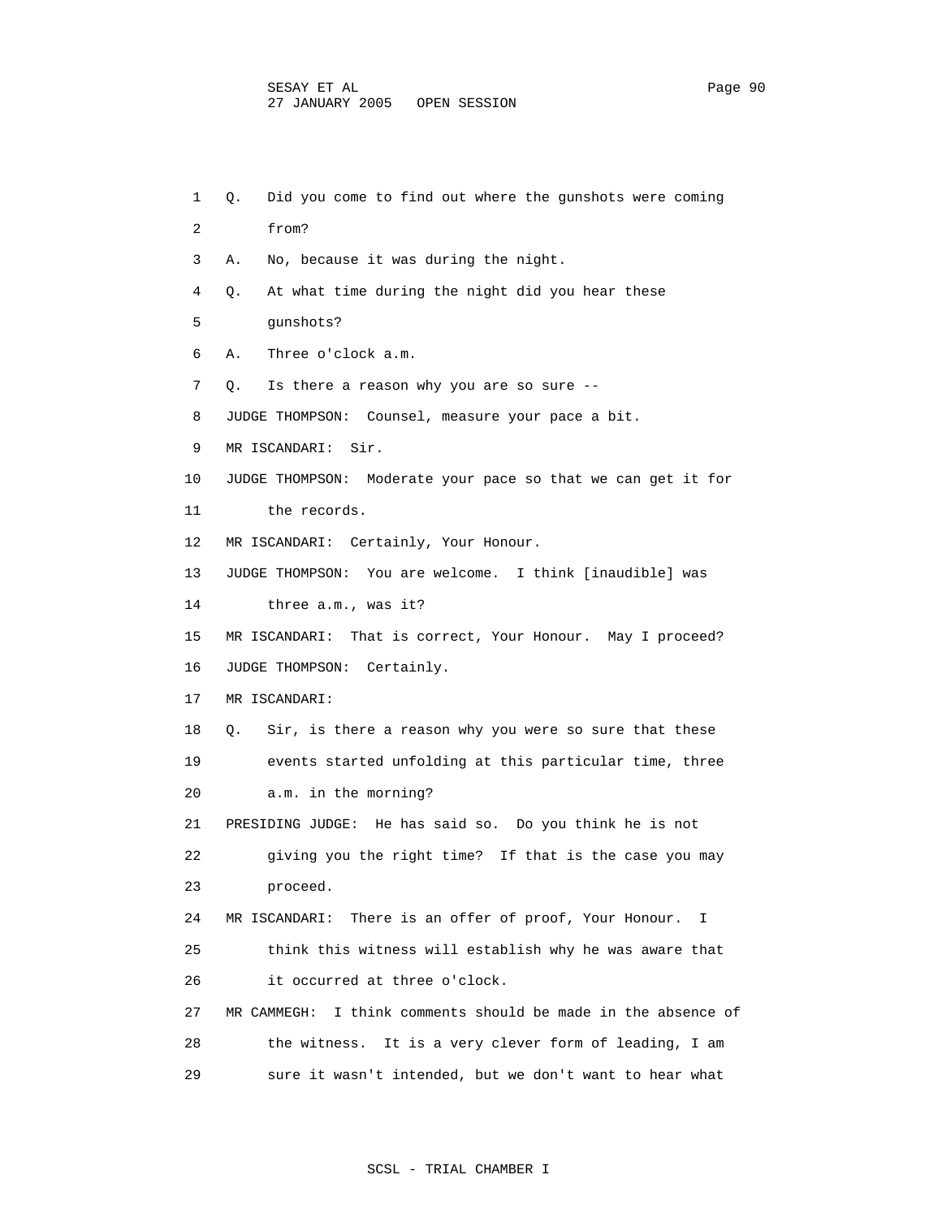1 Q. Did you come to find out where the gunshots were coming
2 from?
3 A. No, because it was during the night.
4 Q. At what time during the night did you hear these
5 gunshots?
6 A. Three o'clock a.m.
7 Q. Is there a reason why you are so sure --
8 JUDGE THOMPSON: Counsel, measure your pace a bit.
9 MR ISCANDARI: Sir.
10 JUDGE THOMPSON: Moderate your pace so that we can get it for
11 the records.
12 MR ISCANDARI: Certainly, Your Honour.
13 JUDGE THOMPSON: You are welcome. I think [inaudible] was
14 three a.m., was it?
15 MR ISCANDARI: That is correct, Your Honour. May I proceed?
16 JUDGE THOMPSON: Certainly.
17 MR ISCANDARI:
18 Q. Sir, is there a reason why you were so sure that these
19 events started unfolding at this particular time, three
20 a.m. in the morning?
21 PRESIDING JUDGE: He has said so. Do you think he is not
22 giving you the right time? If that is the case you may
23 proceed.
24 MR ISCANDARI: There is an offer of proof, Your Honour. I
25 think this witness will establish why he was aware that
26 it occurred at three o'clock.
27 MR CAMMEGH: I think comments should be made in the absence of
28 the witness. It is a very clever form of leading, I am
29 sure it wasn't intended, but we don't want to hear what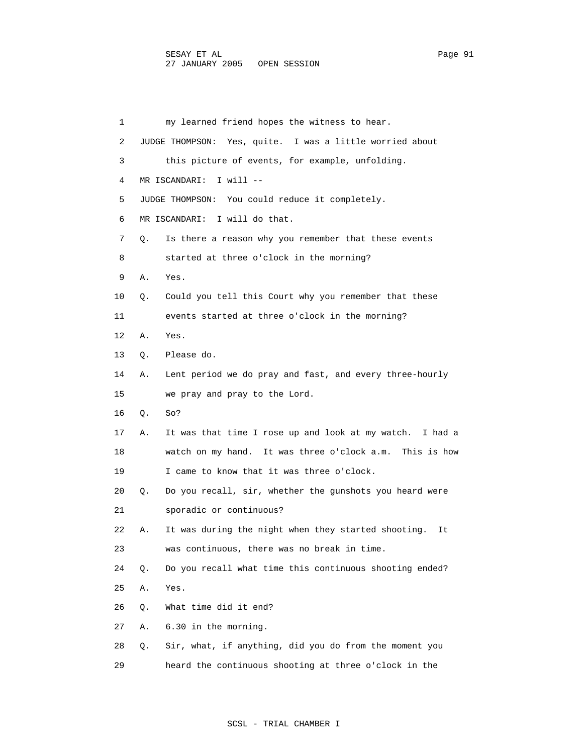my learned friend hopes the witness to hear.

JUDGE THOMPSON: Yes, quite. I was a little worried about this picture of events, for example, unfolding.

MR ISCANDARI: I will --

JUDGE THOMPSON: You could reduce it completely.

MR ISCANDARI: I will do that.

Q. Is there a reason why you remember that these events started at three o'clock in the morning?

A. Yes.

Q. Could you tell this Court why you remember that these events started at three o'clock in the morning?

A. Yes.

Q. Please do.

A. Lent period we do pray and fast, and every three-hourly we pray and pray to the Lord.

Q. So?

A. It was that time I rose up and look at my watch. I had a watch on my hand. It was three o'clock a.m. This is how I came to know that it was three o'clock.

Q. Do you recall, sir, whether the gunshots you heard were sporadic or continuous?

A. It was during the night when they started shooting. It was continuous, there was no break in time.

Q. Do you recall what time this continuous shooting ended?

A. Yes.

Q. What time did it end?

A. 6.30 in the morning.

Q. Sir, what, if anything, did you do from the moment you heard the continuous shooting at three o'clock in the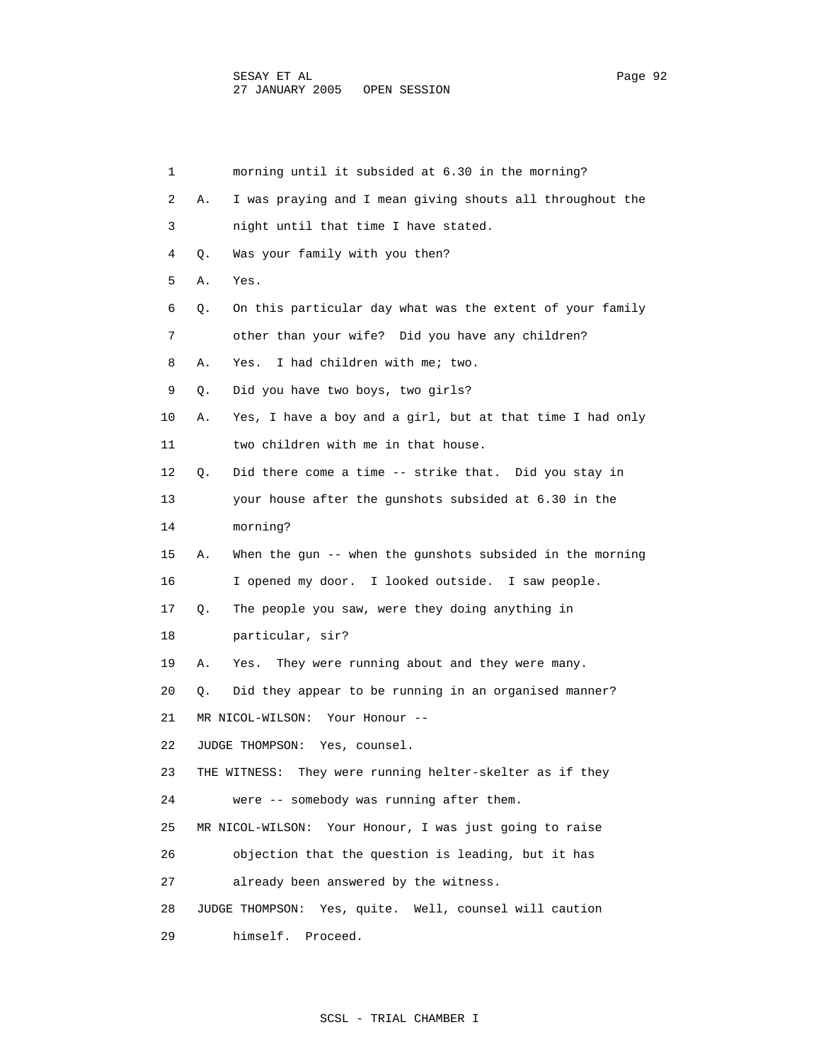1 morning until it subsided at 6.30 in the morning?

2 A. I was praying and I mean giving shouts all throughout the

3 night until that time I have stated.

4 Q. Was your family with you then?

5 A. Yes.

6 Q. On this particular day what was the extent of your family

7 other than your wife? Did you have any children?

8 A. Yes. I had children with me; two.

9 Q. Did you have two boys, two girls?

10 A. Yes, I have a boy and a girl, but at that time I had only

11 two children with me in that house.

12 Q. Did there come a time -- strike that. Did you stay in

13 your house after the gunshots subsided at 6.30 in the

14 morning?

15 A. When the gun -- when the gunshots subsided in the morning

16 I opened my door. I looked outside. I saw people.

17 Q. The people you saw, were they doing anything in

18 particular, sir?

19 A. Yes. They were running about and they were many.

20 Q. Did they appear to be running in an organised manner?

21 MR NICOL-WILSON: Your Honour --

22 JUDGE THOMPSON: Yes, counsel.

23 THE WITNESS: They were running helter-skelter as if they

24 were -- somebody was running after them.

25 MR NICOL-WILSON: Your Honour, I was just going to raise

26 objection that the question is leading, but it has

27 already been answered by the witness.

28 JUDGE THOMPSON: Yes, quite. Well, counsel will caution

29 himself. Proceed.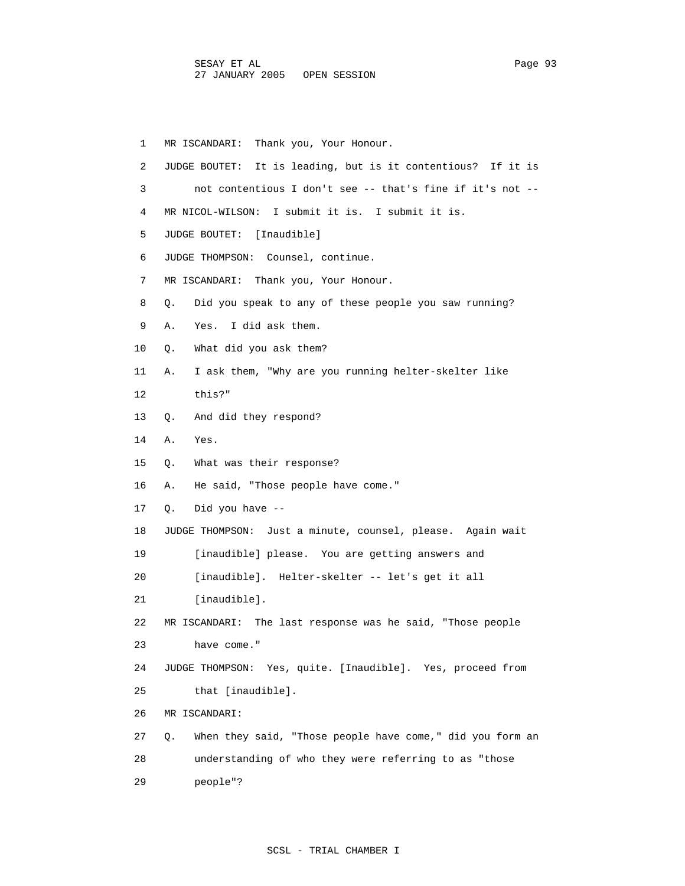1 MR ISCANDARI: Thank you, Your Honour.

2 JUDGE BOUTET: It is leading, but is it contentious? If it is

3 not contentious I don't see -- that's fine if it's not --

4 MR NICOL-WILSON: I submit it is. I submit it is.

5 JUDGE BOUTET: [Inaudible]

6 JUDGE THOMPSON: Counsel, continue.

7 MR ISCANDARI: Thank you, Your Honour.

8 Q. Did you speak to any of these people you saw running?

9 A. Yes. I did ask them.

10 Q. What did you ask them?

11 A. I ask them, "Why are you running helter-skelter like

12 this?"

13 Q. And did they respond?

14 A. Yes.

15 Q. What was their response?

16 A. He said, "Those people have come."

17 Q. Did you have --

18 JUDGE THOMPSON: Just a minute, counsel, please. Again wait

19 [inaudible] please. You are getting answers and

20 [inaudible]. Helter-skelter -- let's get it all

21 [inaudible].

22 MR ISCANDARI: The last response was he said, "Those people

23 have come."

24 JUDGE THOMPSON: Yes, quite. [Inaudible]. Yes, proceed from

25 that [inaudible].

26 MR ISCANDARI:

27 Q. When they said, "Those people have come," did you form an

28 understanding of who they were referring to as "those

29 people"?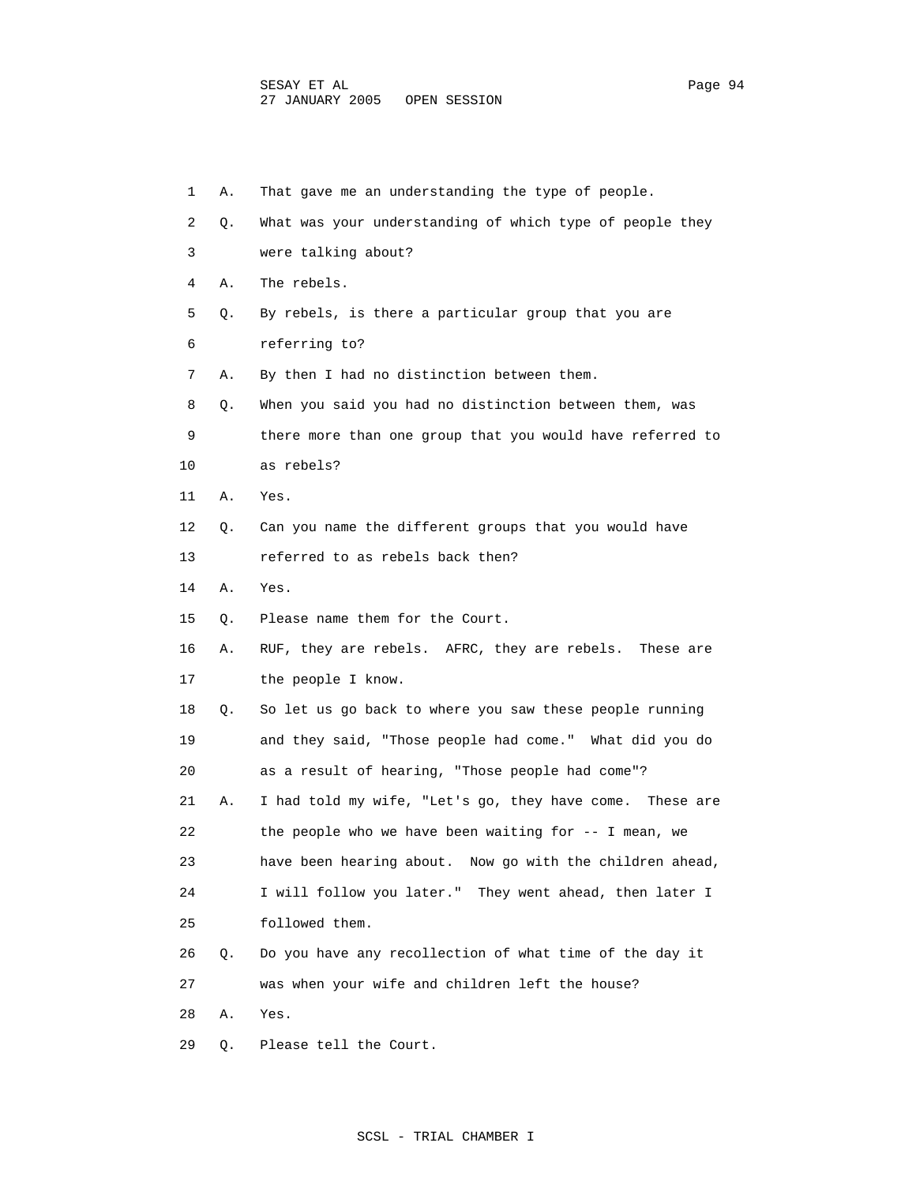1 A. That gave me an understanding the type of people.

2 Q. What was your understanding of which type of people they

3 were talking about?

4 A. The rebels.

5 Q. By rebels, is there a particular group that you are

6 referring to?

7 A. By then I had no distinction between them.

8 Q. When you said you had no distinction between them, was

9 there more than one group that you would have referred to

10 as rebels?

11 A. Yes.

12 Q. Can you name the different groups that you would have

13 referred to as rebels back then?

14 A. Yes.

15 Q. Please name them for the Court.

16 A. RUF, they are rebels. AFRC, they are rebels. These are

17 the people I know.

18 Q. So let us go back to where you saw these people running

19 and they said, "Those people had come." What did you do

20 as a result of hearing, "Those people had come"?

21 A. I had told my wife, "Let's go, they have come. These are

22 the people who we have been waiting for -- I mean, we

23 have been hearing about. Now go with the children ahead,

24 I will follow you later." They went ahead, then later I

25 followed them.

26 Q. Do you have any recollection of what time of the day it

27 was when your wife and children left the house?

28 A. Yes.

29 Q. Please tell the Court.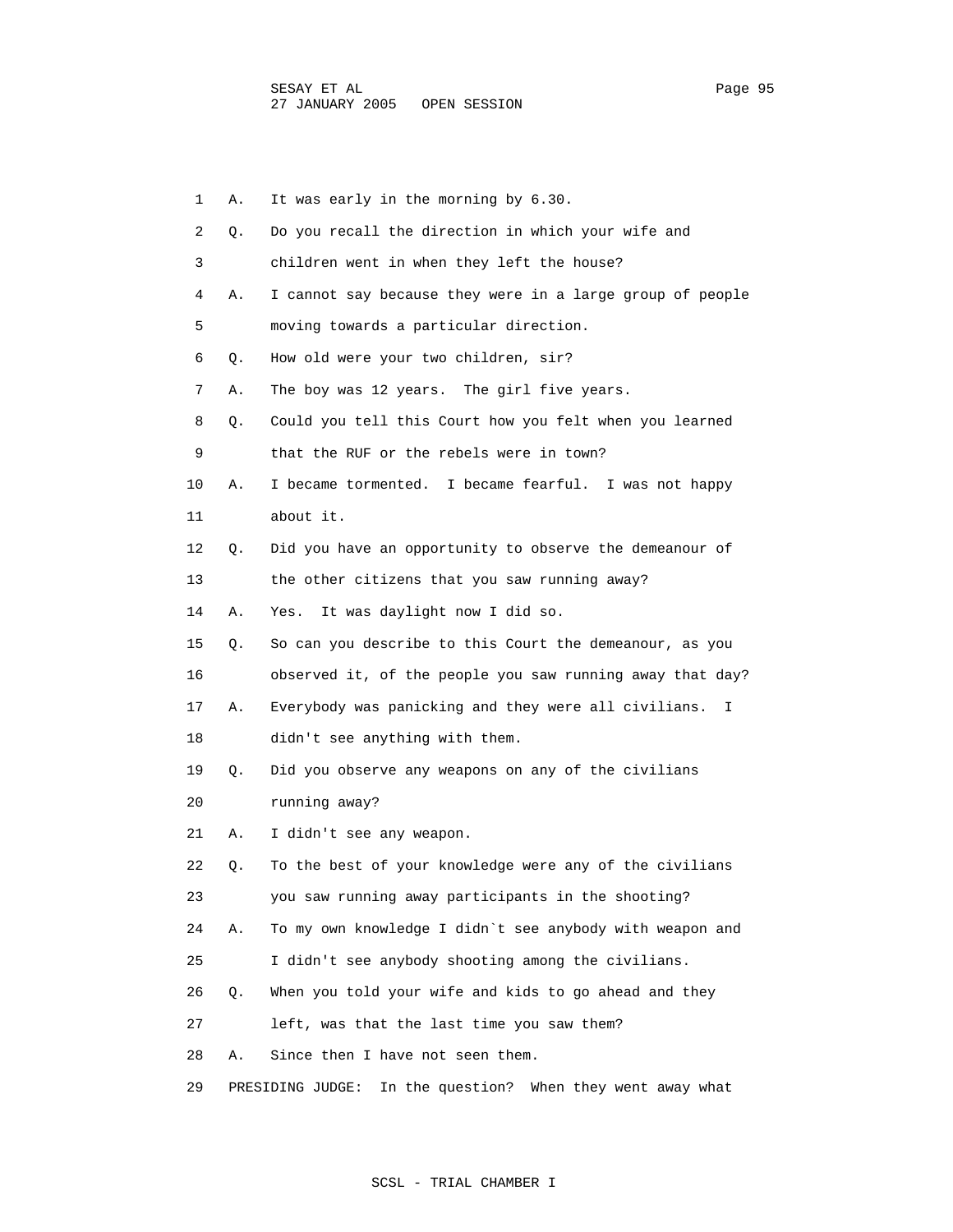1 A. It was early in the morning by 6.30.

2 Q. Do you recall the direction in which your wife and

3 children went in when they left the house?

4 A. I cannot say because they were in a large group of people

5 moving towards a particular direction.

6 Q. How old were your two children, sir?

7 A. The boy was 12 years. The girl five years.

8 Q. Could you tell this Court how you felt when you learned

9 that the RUF or the rebels were in town?

10 A. I became tormented. I became fearful. I was not happy

11 about it.

12 Q. Did you have an opportunity to observe the demeanour of

13 the other citizens that you saw running away?

14 A. Yes. It was daylight now I did so.

15 Q. So can you describe to this Court the demeanour, as you

16 observed it, of the people you saw running away that day?

17 A. Everybody was panicking and they were all civilians. I

18 didn't see anything with them.

19 Q. Did you observe any weapons on any of the civilians

20 running away?

21 A. I didn't see any weapon.

22 Q. To the best of your knowledge were any of the civilians

23 you saw running away participants in the shooting?

24 A. To my own knowledge I didn`t see anybody with weapon and

25 I didn't see anybody shooting among the civilians.

26 Q. When you told your wife and kids to go ahead and they

27 left, was that the last time you saw them?

28 A. Since then I have not seen them.

29 PRESIDING JUDGE: In the question? When they went away what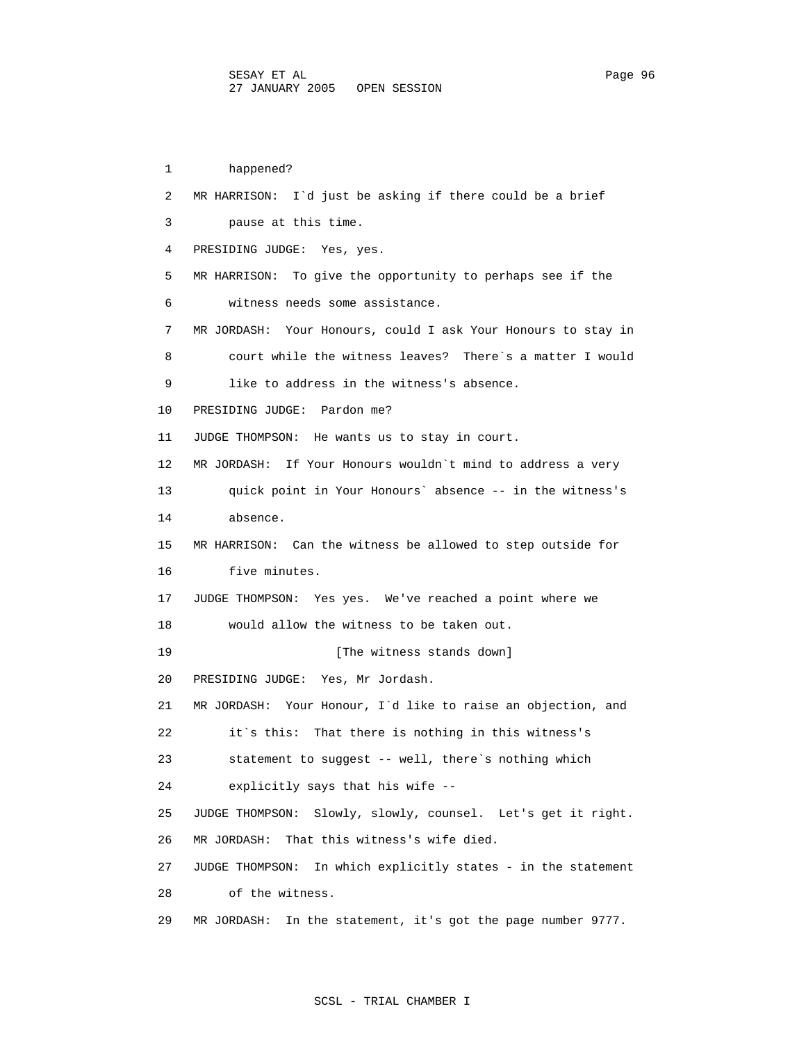1 happened?

2 MR HARRISON: I`d just be asking if there could be a brief

3 pause at this time.

4 PRESIDING JUDGE: Yes, yes.

5 MR HARRISON: To give the opportunity to perhaps see if the

6 witness needs some assistance.

7 MR JORDASH: Your Honours, could I ask Your Honours to stay in

8 court while the witness leaves? There`s a matter I would

9 like to address in the witness's absence.

10 PRESIDING JUDGE: Pardon me?

11 JUDGE THOMPSON: He wants us to stay in court.

12 MR JORDASH: If Your Honours wouldn`t mind to address a very

13 quick point in Your Honours` absence -- in the witness's

14 absence.

15 MR HARRISON: Can the witness be allowed to step outside for

16 five minutes.

17 JUDGE THOMPSON: Yes yes. We've reached a point where we

18 would allow the witness to be taken out.

19 [The witness stands down]

20 PRESIDING JUDGE: Yes, Mr Jordash.

21 MR JORDASH: Your Honour, I`d like to raise an objection, and

22 it`s this: That there is nothing in this witness's

23 statement to suggest -- well, there`s nothing which

24 explicitly says that his wife --

25 JUDGE THOMPSON: Slowly, slowly, counsel. Let's get it right.

26 MR JORDASH: That this witness's wife died.

27 JUDGE THOMPSON: In which explicitly states - in the statement

28 of the witness.

29 MR JORDASH: In the statement, it's got the page number 9777.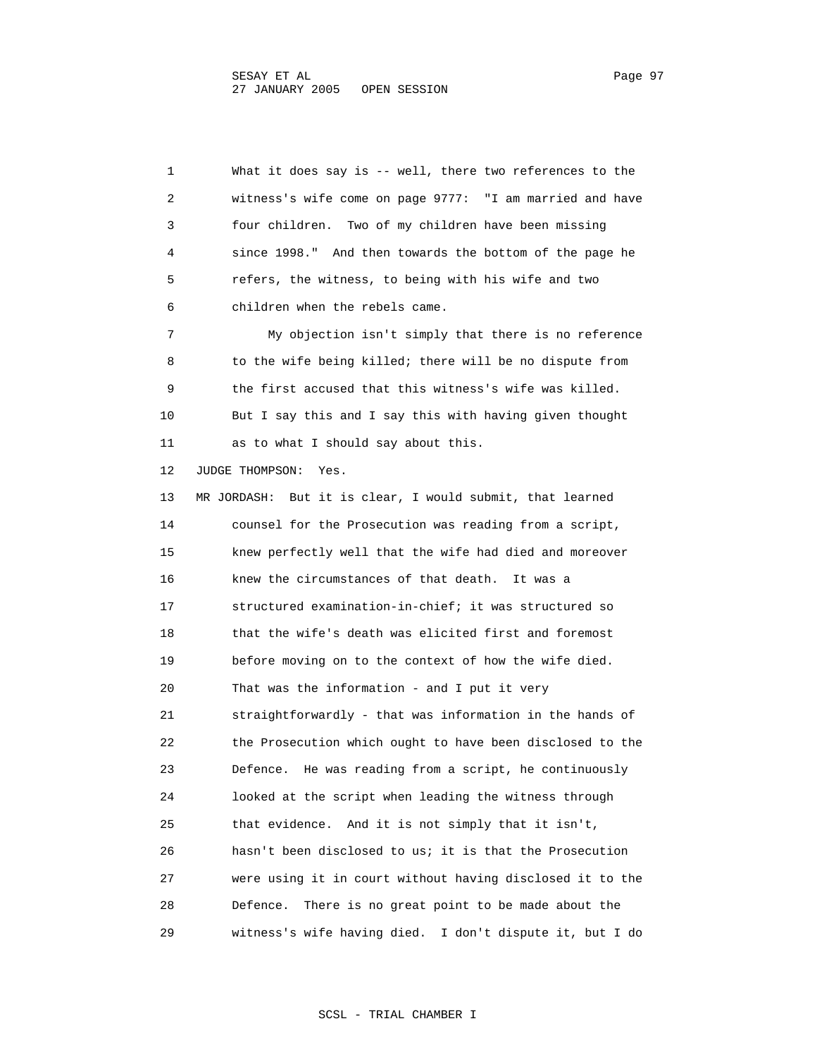What it does say is -- well, there two references to the witness's wife come on page 9777: "I am married and have four children. Two of my children have been missing since 1998." And then towards the bottom of the page he refers, the witness, to being with his wife and two children when the rebels came.

My objection isn't simply that there is no reference to the wife being killed; there will be no dispute from the first accused that this witness's wife was killed. But I say this and I say this with having given thought as to what I should say about this.

JUDGE THOMPSON: Yes.

MR JORDASH: But it is clear, I would submit, that learned counsel for the Prosecution was reading from a script, knew perfectly well that the wife had died and moreover knew the circumstances of that death. It was a structured examination-in-chief; it was structured so that the wife's death was elicited first and foremost before moving on to the context of how the wife died. That was the information - and I put it very straightforwardly - that was information in the hands of the Prosecution which ought to have been disclosed to the Defence. He was reading from a script, he continuously looked at the script when leading the witness through that evidence. And it is not simply that it isn't, hasn't been disclosed to us; it is that the Prosecution were using it in court without having disclosed it to the Defence. There is no great point to be made about the witness's wife having died. I don't dispute it, but I do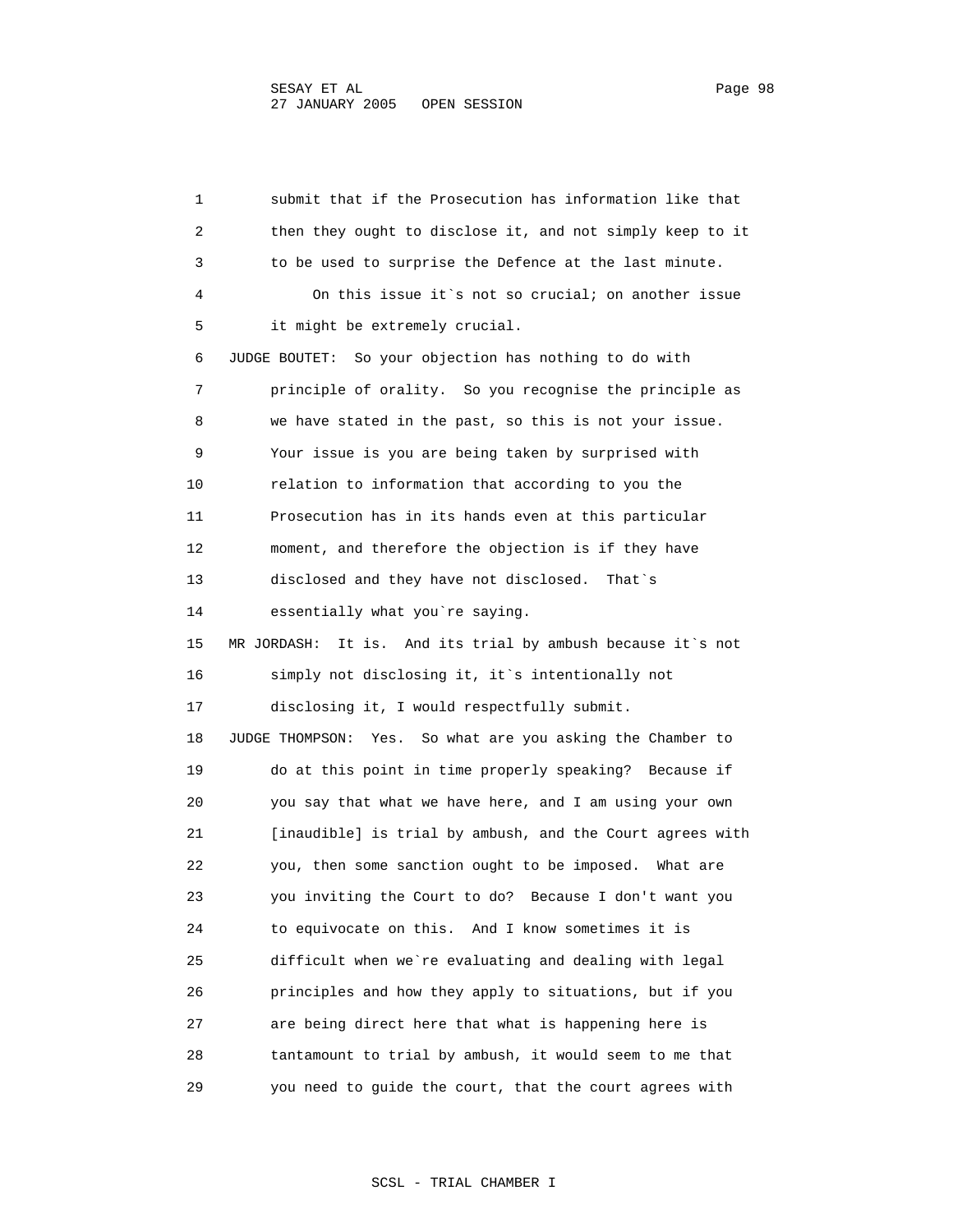1 submit that if the Prosecution has information like that
2 then they ought to disclose it, and not simply keep to it
3 to be used to surprise the Defence at the last minute.
4 On this issue it`s not so crucial; on another issue
5 it might be extremely crucial.
6 JUDGE BOUTET: So your objection has nothing to do with
7 principle of orality. So you recognise the principle as
8 we have stated in the past, so this is not your issue.
9 Your issue is you are being taken by surprised with
10 relation to information that according to you the
11 Prosecution has in its hands even at this particular
12 moment, and therefore the objection is if they have
13 disclosed and they have not disclosed. That`s
14 essentially what you`re saying.
15 MR JORDASH: It is. And its trial by ambush because it`s not
16 simply not disclosing it, it`s intentionally not
17 disclosing it, I would respectfully submit.
18 JUDGE THOMPSON: Yes. So what are you asking the Chamber to
19 do at this point in time properly speaking? Because if
20 you say that what we have here, and I am using your own
21 [inaudible] is trial by ambush, and the Court agrees with
22 you, then some sanction ought to be imposed. What are
23 you inviting the Court to do? Because I don't want you
24 to equivocate on this. And I know sometimes it is
25 difficult when we`re evaluating and dealing with legal
26 principles and how they apply to situations, but if you
27 are being direct here that what is happening here is
28 tantamount to trial by ambush, it would seem to me that
29 you need to guide the court, that the court agrees with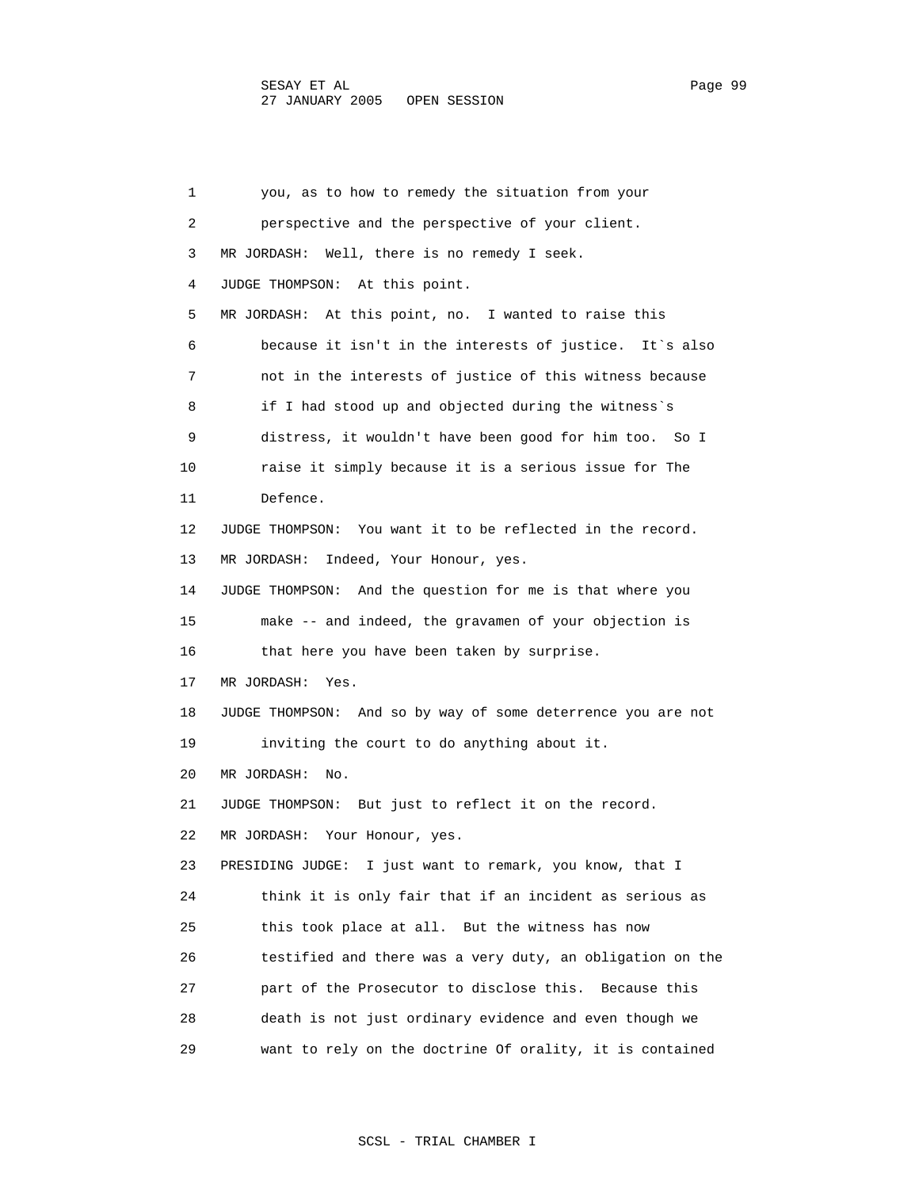you, as to how to remedy the situation from your perspective and the perspective of your client.

MR JORDASH: Well, there is no remedy I seek.

JUDGE THOMPSON: At this point.

MR JORDASH: At this point, no. I wanted to raise this because it isn't in the interests of justice. It`s also not in the interests of justice of this witness because if I had stood up and objected during the witness`s distress, it wouldn't have been good for him too. So I raise it simply because it is a serious issue for The Defence.

JUDGE THOMPSON: You want it to be reflected in the record.

MR JORDASH: Indeed, Your Honour, yes.

JUDGE THOMPSON: And the question for me is that where you make -- and indeed, the gravamen of your objection is that here you have been taken by surprise.

MR JORDASH: Yes.

JUDGE THOMPSON: And so by way of some deterrence you are not inviting the court to do anything about it.

MR JORDASH: No.

JUDGE THOMPSON: But just to reflect it on the record.

MR JORDASH: Your Honour, yes.

PRESIDING JUDGE: I just want to remark, you know, that I think it is only fair that if an incident as serious as this took place at all. But the witness has now testified and there was a very duty, an obligation on the part of the Prosecutor to disclose this. Because this death is not just ordinary evidence and even though we want to rely on the doctrine Of orality, it is contained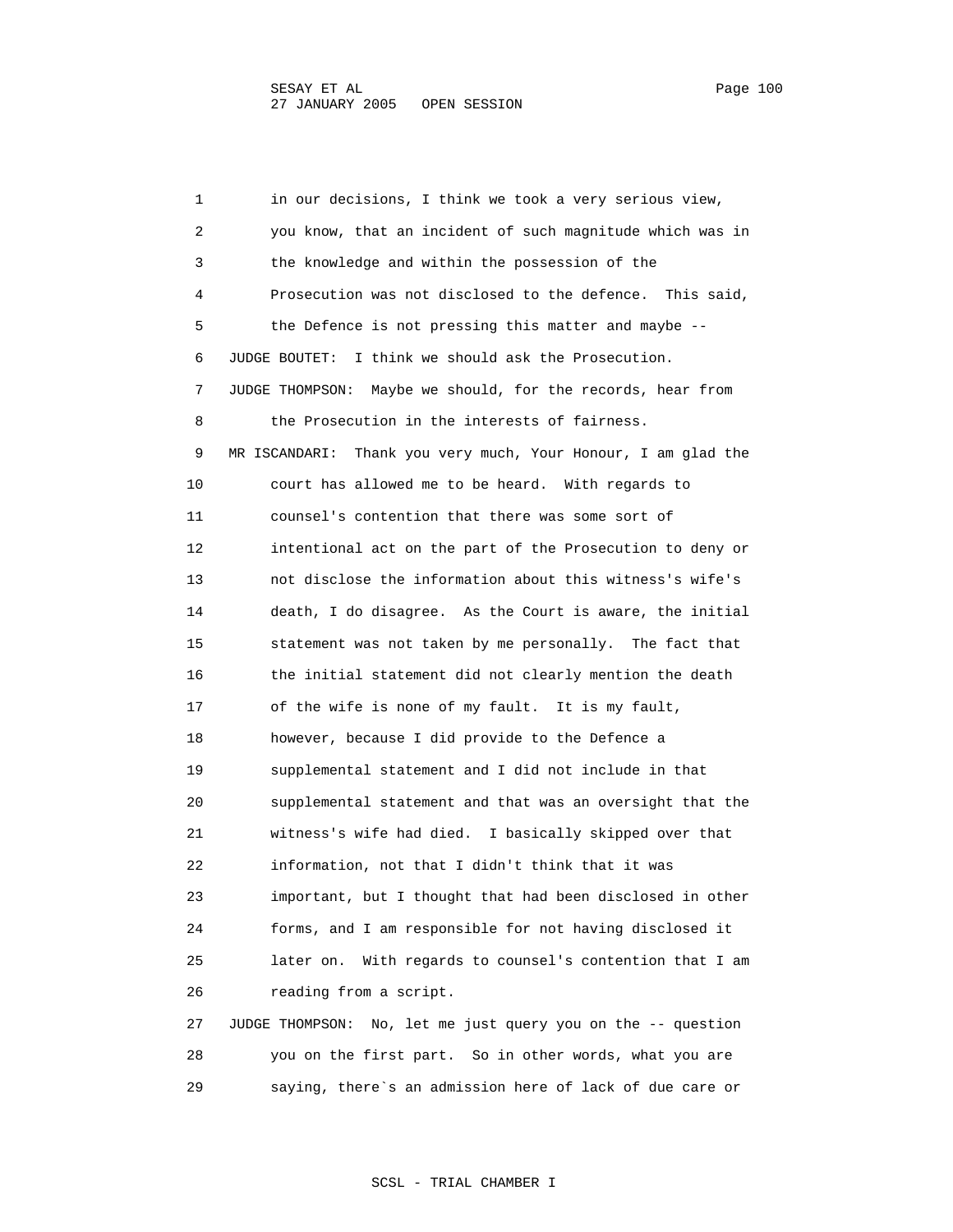in our decisions, I think we took a very serious view, you know, that an incident of such magnitude which was in the knowledge and within the possession of the Prosecution was not disclosed to the defence. This said, the Defence is not pressing this matter and maybe --

JUDGE BOUTET: I think we should ask the Prosecution.

JUDGE THOMPSON: Maybe we should, for the records, hear from the Prosecution in the interests of fairness.

MR ISCANDARI: Thank you very much, Your Honour, I am glad the court has allowed me to be heard. With regards to counsel's contention that there was some sort of intentional act on the part of the Prosecution to deny or not disclose the information about this witness's wife's death, I do disagree. As the Court is aware, the initial statement was not taken by me personally. The fact that the initial statement did not clearly mention the death of the wife is none of my fault. It is my fault, however, because I did provide to the Defence a supplemental statement and I did not include in that supplemental statement and that was an oversight that the witness's wife had died. I basically skipped over that information, not that I didn't think that it was important, but I thought that had been disclosed in other forms, and I am responsible for not having disclosed it later on. With regards to counsel's contention that I am reading from a script.

JUDGE THOMPSON: No, let me just query you on the -- question you on the first part. So in other words, what you are saying, there`s an admission here of lack of due care or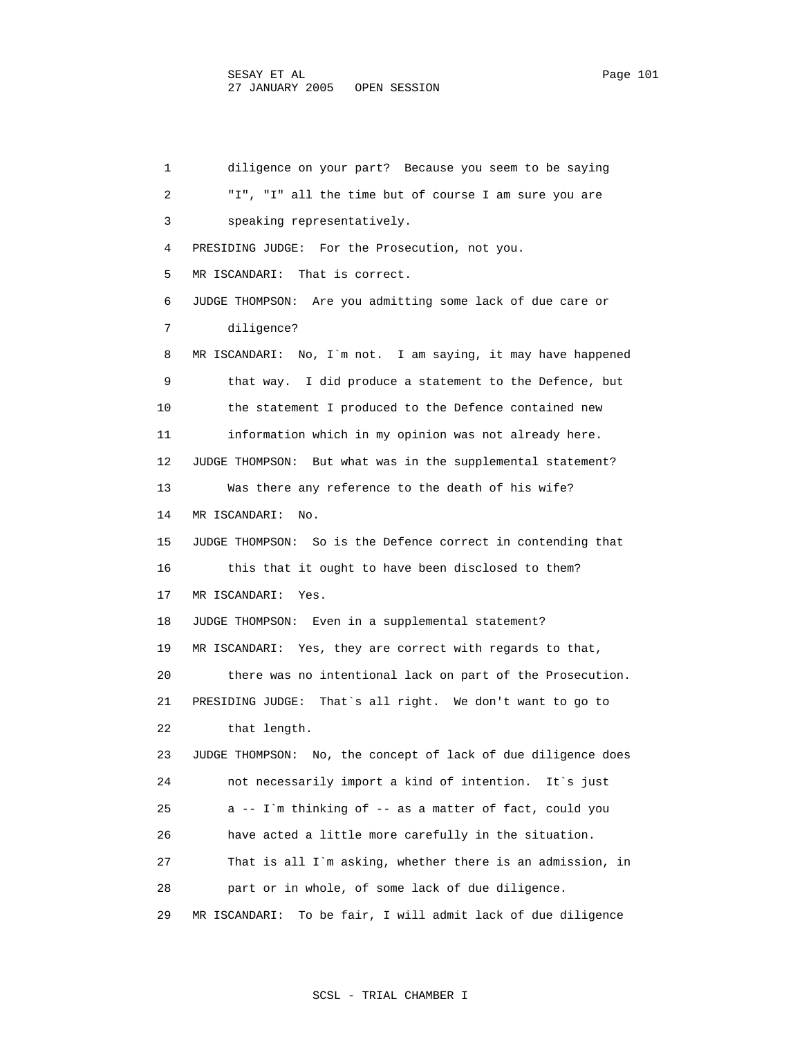1 diligence on your part? Because you seem to be saying
2 "I", "I" all the time but of course I am sure you are
3 speaking representatively.
4 PRESIDING JUDGE: For the Prosecution, not you.
5 MR ISCANDARI: That is correct.
6 JUDGE THOMPSON: Are you admitting some lack of due care or
7 diligence?
8 MR ISCANDARI: No, I`m not. I am saying, it may have happened
9 that way. I did produce a statement to the Defence, but
10 the statement I produced to the Defence contained new
11 information which in my opinion was not already here.
12 JUDGE THOMPSON: But what was in the supplemental statement?
13 Was there any reference to the death of his wife?
14 MR ISCANDARI: No.
15 JUDGE THOMPSON: So is the Defence correct in contending that
16 this that it ought to have been disclosed to them?
17 MR ISCANDARI: Yes.
18 JUDGE THOMPSON: Even in a supplemental statement?
19 MR ISCANDARI: Yes, they are correct with regards to that,
20 there was no intentional lack on part of the Prosecution.
21 PRESIDING JUDGE: That`s all right. We don't want to go to
22 that length.
23 JUDGE THOMPSON: No, the concept of lack of due diligence does
24 not necessarily import a kind of intention. It`s just
25 a -- I`m thinking of -- as a matter of fact, could you
26 have acted a little more carefully in the situation.
27 That is all I`m asking, whether there is an admission, in
28 part or in whole, of some lack of due diligence.
29 MR ISCANDARI: To be fair, I will admit lack of due diligence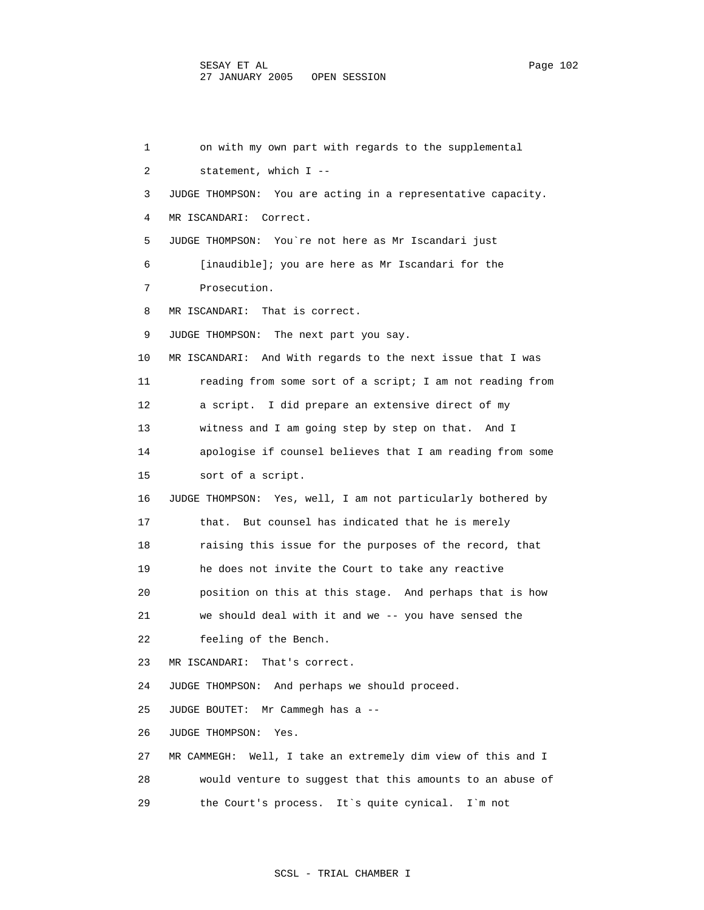on with my own part with regards to the supplemental statement, which I --

JUDGE THOMPSON: You are acting in a representative capacity.

MR ISCANDARI: Correct.

JUDGE THOMPSON: You`re not here as Mr Iscandari just [inaudible]; you are here as Mr Iscandari for the Prosecution.

MR ISCANDARI: That is correct.

JUDGE THOMPSON: The next part you say.

MR ISCANDARI: And With regards to the next issue that I was reading from some sort of a script; I am not reading from a script. I did prepare an extensive direct of my witness and I am going step by step on that. And I apologise if counsel believes that I am reading from some sort of a script.

JUDGE THOMPSON: Yes, well, I am not particularly bothered by that. But counsel has indicated that he is merely raising this issue for the purposes of the record, that he does not invite the Court to take any reactive position on this at this stage. And perhaps that is how we should deal with it and we -- you have sensed the feeling of the Bench.

MR ISCANDARI: That's correct.

JUDGE THOMPSON: And perhaps we should proceed.

JUDGE BOUTET: Mr Cammegh has a --

JUDGE THOMPSON: Yes.

MR CAMMEGH: Well, I take an extremely dim view of this and I would venture to suggest that this amounts to an abuse of the Court's process. It`s quite cynical. I`m not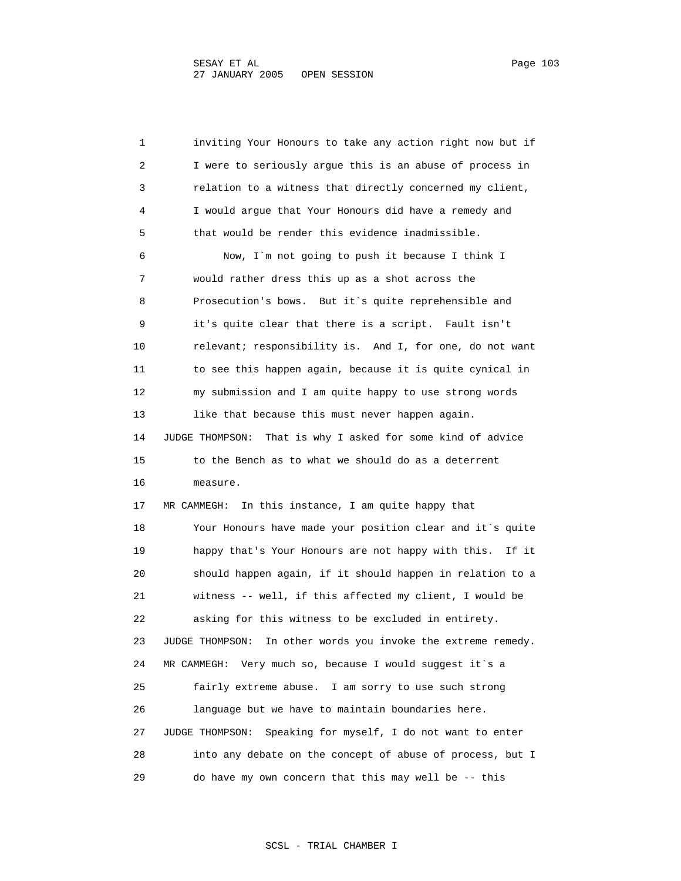inviting Your Honours to take any action right now but if I were to seriously argue this is an abuse of process in relation to a witness that directly concerned my client, I would argue that Your Honours did have a remedy and that would be render this evidence inadmissible.

Now, I`m not going to push it because I think I would rather dress this up as a shot across the Prosecution's bows. But it`s quite reprehensible and it's quite clear that there is a script. Fault isn't relevant; responsibility is. And I, for one, do not want to see this happen again, because it is quite cynical in my submission and I am quite happy to use strong words like that because this must never happen again.

JUDGE THOMPSON: That is why I asked for some kind of advice to the Bench as to what we should do as a deterrent measure.

MR CAMMEGH: In this instance, I am quite happy that Your Honours have made your position clear and it`s quite happy that's Your Honours are not happy with this. If it should happen again, if it should happen in relation to a witness -- well, if this affected my client, I would be asking for this witness to be excluded in entirety.

JUDGE THOMPSON: In other words you invoke the extreme remedy.

MR CAMMEGH: Very much so, because I would suggest it`s a fairly extreme abuse. I am sorry to use such strong language but we have to maintain boundaries here.

JUDGE THOMPSON: Speaking for myself, I do not want to enter into any debate on the concept of abuse of process, but I do have my own concern that this may well be -- this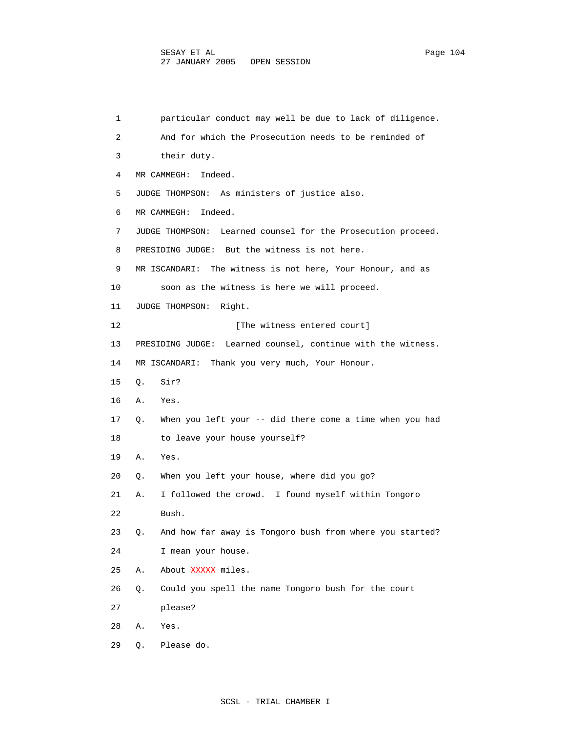1 particular conduct may well be due to lack of diligence.
2 And for which the Prosecution needs to be reminded of
3 their duty.
4 MR CAMMEGH: Indeed.
5 JUDGE THOMPSON: As ministers of justice also.
6 MR CAMMEGH: Indeed.
7 JUDGE THOMPSON: Learned counsel for the Prosecution proceed.
8 PRESIDING JUDGE: But the witness is not here.
9 MR ISCANDARI: The witness is not here, Your Honour, and as
10 soon as the witness is here we will proceed.
11 JUDGE THOMPSON: Right.
12 [The witness entered court]
13 PRESIDING JUDGE: Learned counsel, continue with the witness.
14 MR ISCANDARI: Thank you very much, Your Honour.
15 Q. Sir?
16 A. Yes.
17 Q. When you left your -- did there come a time when you had
18 to leave your house yourself?
19 A. Yes.
20 Q. When you left your house, where did you go?
21 A. I followed the crowd. I found myself within Tongoro
22 Bush.
23 Q. And how far away is Tongoro bush from where you started?
24 I mean your house.
25 A. About XXXXX miles.
26 Q. Could you spell the name Tongoro bush for the court
27 please?
28 A. Yes.
29 Q. Please do.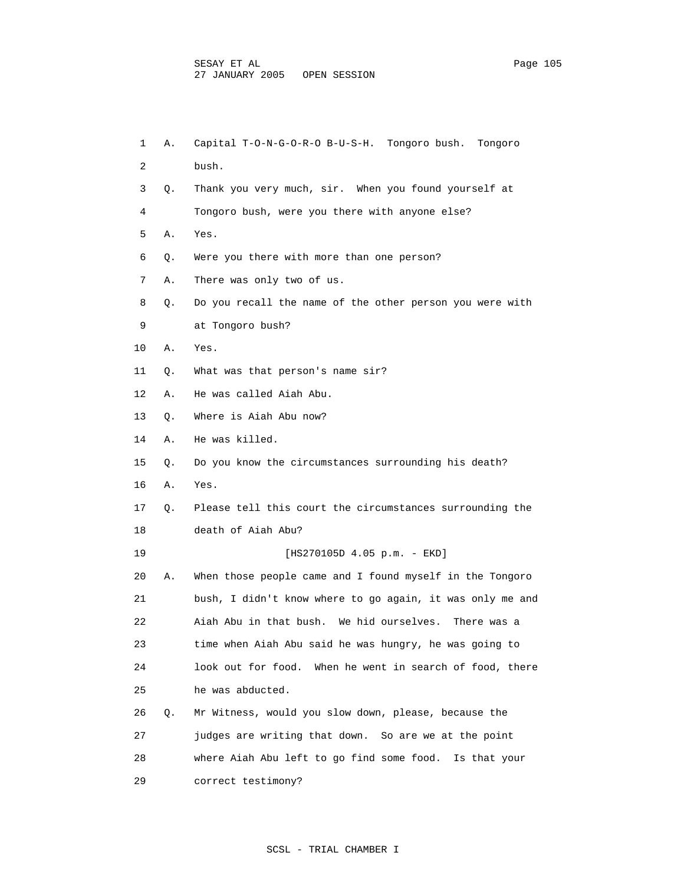A. Capital T-O-N-G-O-R-O B-U-S-H. Tongoro bush. Tongoro bush.

Q. Thank you very much, sir. When you found yourself at Tongoro bush, were you there with anyone else?

A. Yes.

Q. Were you there with more than one person?

A. There was only two of us.

Q. Do you recall the name of the other person you were with at Tongoro bush?

A. Yes.

Q. What was that person's name sir?

A. He was called Aiah Abu.

Q. Where is Aiah Abu now?

A. He was killed.

Q. Do you know the circumstances surrounding his death?

A. Yes.

Q. Please tell this court the circumstances surrounding the death of Aiah Abu?

[HS270105D 4.05 p.m. - EKD]

A. When those people came and I found myself in the Tongoro bush, I didn't know where to go again, it was only me and Aiah Abu in that bush. We hid ourselves. There was a time when Aiah Abu said he was hungry, he was going to look out for food. When he went in search of food, there he was abducted.

Q. Mr Witness, would you slow down, please, because the judges are writing that down. So are we at the point where Aiah Abu left to go find some food. Is that your correct testimony?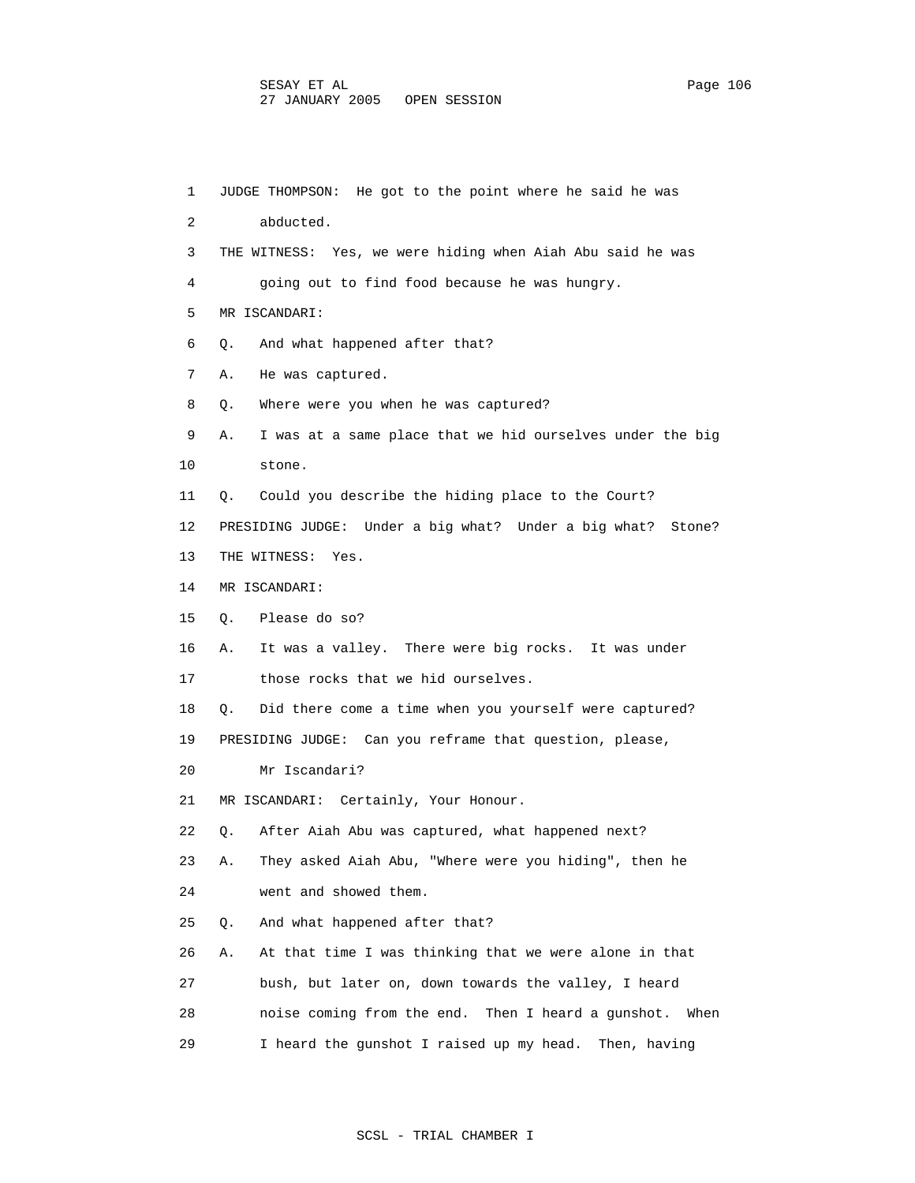JUDGE THOMPSON: He got to the point where he said he was abducted.

THE WITNESS: Yes, we were hiding when Aiah Abu said he was going out to find food because he was hungry.

MR ISCANDARI:

Q. And what happened after that?

A. He was captured.

Q. Where were you when he was captured?

A. I was at a same place that we hid ourselves under the big stone.

Q. Could you describe the hiding place to the Court?

PRESIDING JUDGE: Under a big what? Under a big what? Stone?

THE WITNESS: Yes.

MR ISCANDARI:

Q. Please do so?

A. It was a valley. There were big rocks. It was under those rocks that we hid ourselves.

Q. Did there come a time when you yourself were captured?

PRESIDING JUDGE: Can you reframe that question, please, Mr Iscandari?

MR ISCANDARI: Certainly, Your Honour.

Q. After Aiah Abu was captured, what happened next?

A. They asked Aiah Abu, "Where were you hiding", then he went and showed them.

Q. And what happened after that?

A. At that time I was thinking that we were alone in that bush, but later on, down towards the valley, I heard noise coming from the end. Then I heard a gunshot. When I heard the gunshot I raised up my head. Then, having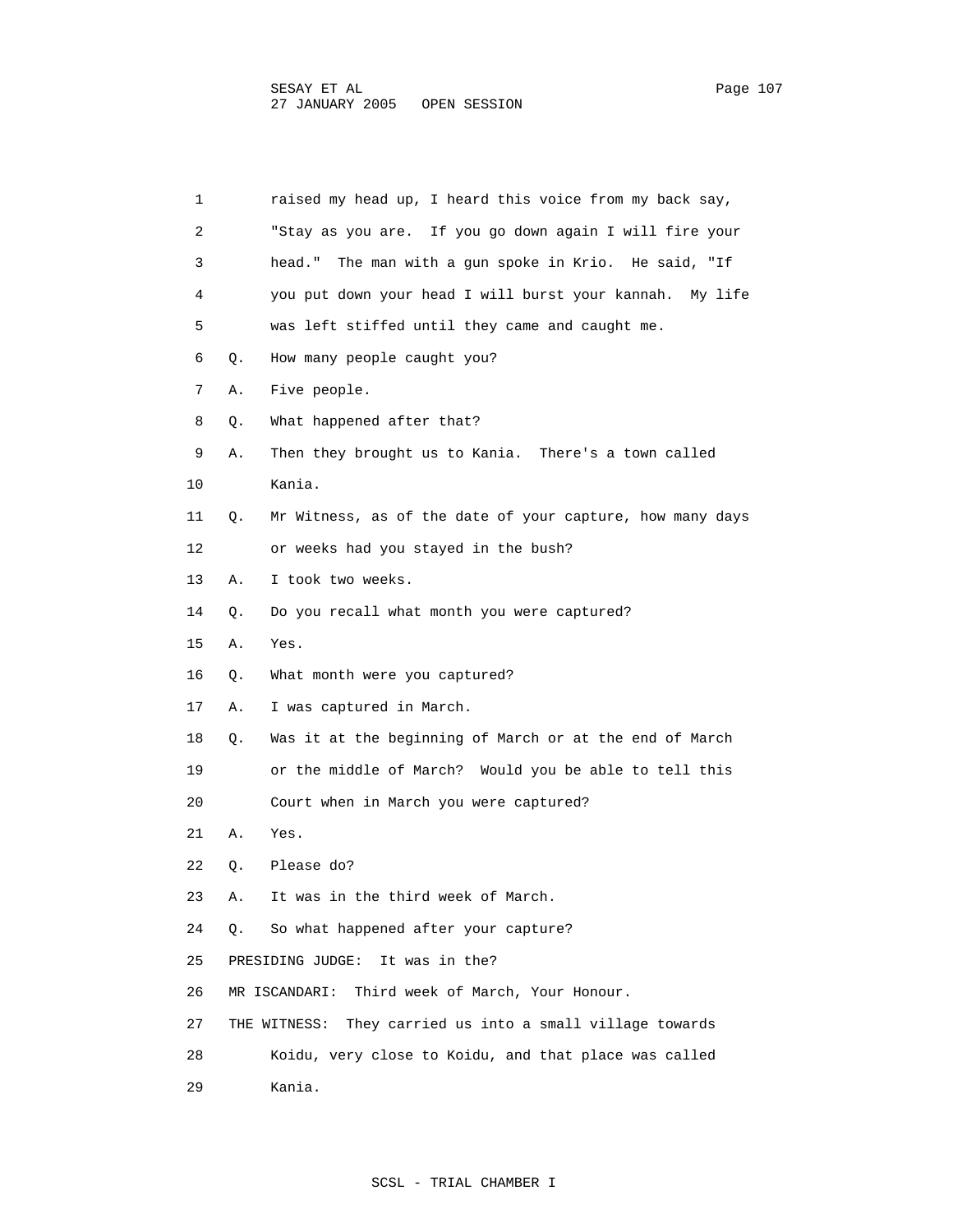raised my head up, I heard this voice from my back say, "Stay as you are. If you go down again I will fire your head." The man with a gun spoke in Krio. He said, "If you put down your head I will burst your kannah. My life was left stiffed until they came and caught me.

Q. How many people caught you?

A. Five people.

Q. What happened after that?

A. Then they brought us to Kania. There's a town called Kania.

Q. Mr Witness, as of the date of your capture, how many days or weeks had you stayed in the bush?

A. I took two weeks.

Q. Do you recall what month you were captured?

A. Yes.

Q. What month were you captured?

A. I was captured in March.

Q. Was it at the beginning of March or at the end of March or the middle of March? Would you be able to tell this Court when in March you were captured?

A. Yes.

Q. Please do?

A. It was in the third week of March.

Q. So what happened after your capture?

PRESIDING JUDGE: It was in the?

MR ISCANDARI: Third week of March, Your Honour.

THE WITNESS: They carried us into a small village towards Koidu, very close to Koidu, and that place was called Kania.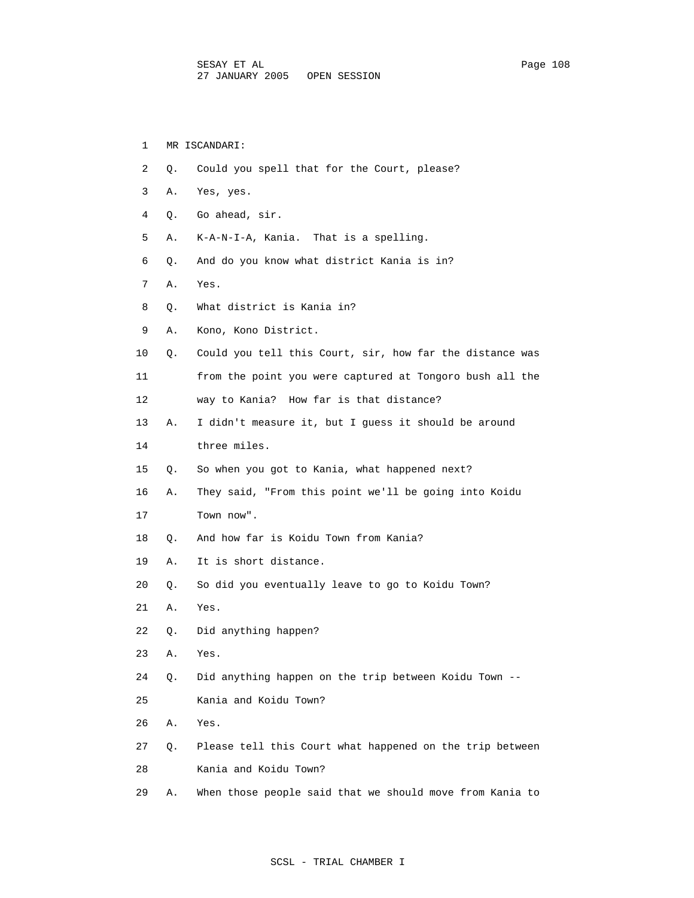1 MR ISCANDARI:

2 Q. Could you spell that for the Court, please?

3 A. Yes, yes.

4 Q. Go ahead, sir.

5 A. K-A-N-I-A, Kania. That is a spelling.

6 Q. And do you know what district Kania is in?

7 A. Yes.

8 Q. What district is Kania in?

9 A. Kono, Kono District.

10 Q. Could you tell this Court, sir, how far the distance was

11 from the point you were captured at Tongoro bush all the

12 way to Kania? How far is that distance?

13 A. I didn't measure it, but I guess it should be around

14 three miles.

15 Q. So when you got to Kania, what happened next?

16 A. They said, "From this point we'll be going into Koidu

17 Town now".

18 Q. And how far is Koidu Town from Kania?

19 A. It is short distance.

20 Q. So did you eventually leave to go to Koidu Town?

21 A. Yes.

22 Q. Did anything happen?

23 A. Yes.

24 Q. Did anything happen on the trip between Koidu Town --

25 Kania and Koidu Town?

26 A. Yes.

27 Q. Please tell this Court what happened on the trip between

28 Kania and Koidu Town?

29 A. When those people said that we should move from Kania to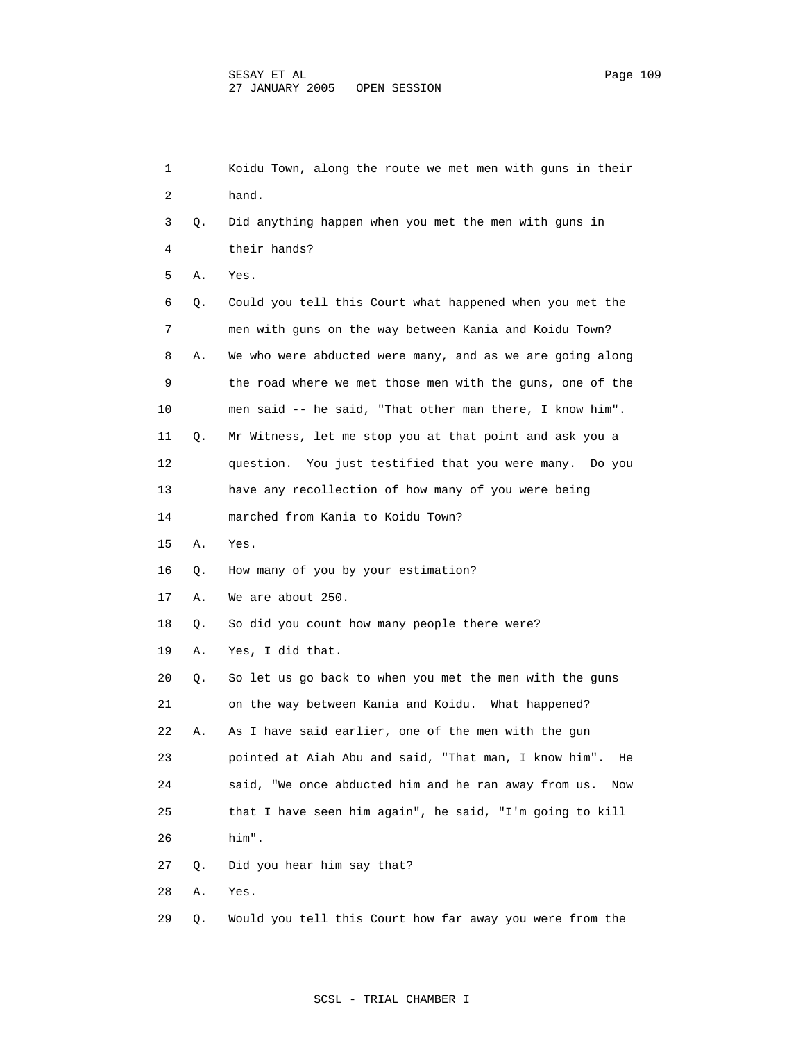1 Koidu Town, along the route we met men with guns in their
2 hand.

3 Q. Did anything happen when you met the men with guns in
4 their hands?

5 A. Yes.

6 Q. Could you tell this Court what happened when you met the
7 men with guns on the way between Kania and Koidu Town?

8 A. We who were abducted were many, and as we are going along
9 the road where we met those men with the guns, one of the
10 men said -- he said, "That other man there, I know him".

11 Q. Mr Witness, let me stop you at that point and ask you a
12 question. You just testified that you were many. Do you
13 have any recollection of how many of you were being
14 marched from Kania to Koidu Town?

15 A. Yes.

16 Q. How many of you by your estimation?

17 A. We are about 250.

18 Q. So did you count how many people there were?

19 A. Yes, I did that.

20 Q. So let us go back to when you met the men with the guns
21 on the way between Kania and Koidu. What happened?

22 A. As I have said earlier, one of the men with the gun
23 pointed at Aiah Abu and said, "That man, I know him". He
24 said, "We once abducted him and he ran away from us. Now
25 that I have seen him again", he said, "I'm going to kill
26 him".

27 Q. Did you hear him say that?

28 A. Yes.

29 Q. Would you tell this Court how far away you were from the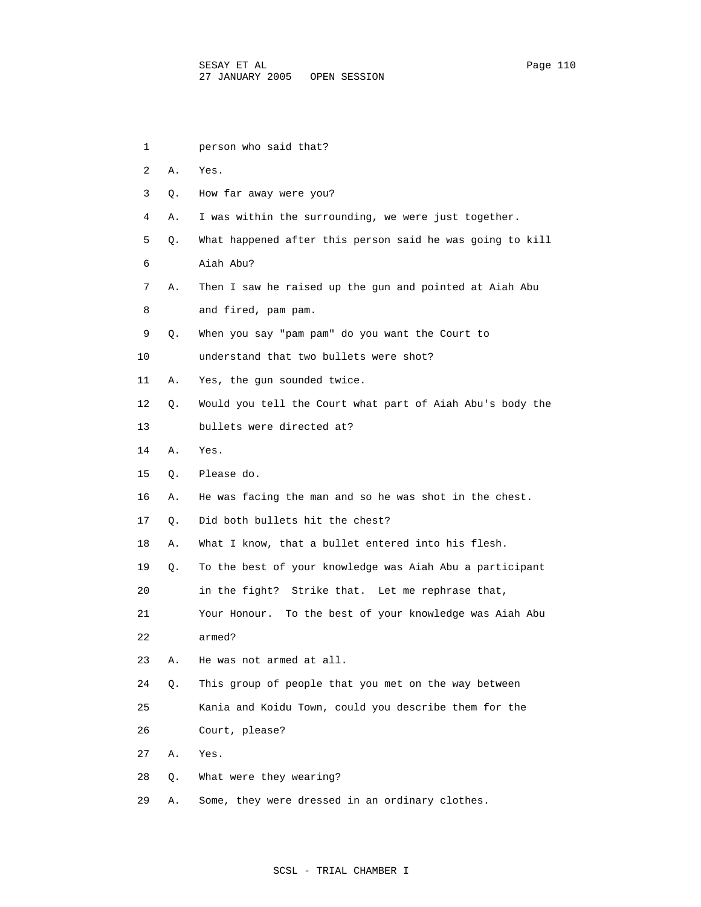1 person who said that?

2 A. Yes.

3 Q. How far away were you?

4 A. I was within the surrounding, we were just together.

5 Q. What happened after this person said he was going to kill

6 Aiah Abu?

7 A. Then I saw he raised up the gun and pointed at Aiah Abu

8 and fired, pam pam.

9 Q. When you say "pam pam" do you want the Court to

10 understand that two bullets were shot?

11 A. Yes, the gun sounded twice.

12 Q. Would you tell the Court what part of Aiah Abu's body the

13 bullets were directed at?

14 A. Yes.

15 Q. Please do.

16 A. He was facing the man and so he was shot in the chest.

17 Q. Did both bullets hit the chest?

18 A. What I know, that a bullet entered into his flesh.

19 Q. To the best of your knowledge was Aiah Abu a participant

20 in the fight? Strike that. Let me rephrase that,

21 Your Honour. To the best of your knowledge was Aiah Abu

22 armed?

23 A. He was not armed at all.

24 Q. This group of people that you met on the way between

25 Kania and Koidu Town, could you describe them for the

26 Court, please?

27 A. Yes.

28 Q. What were they wearing?

29 A. Some, they were dressed in an ordinary clothes.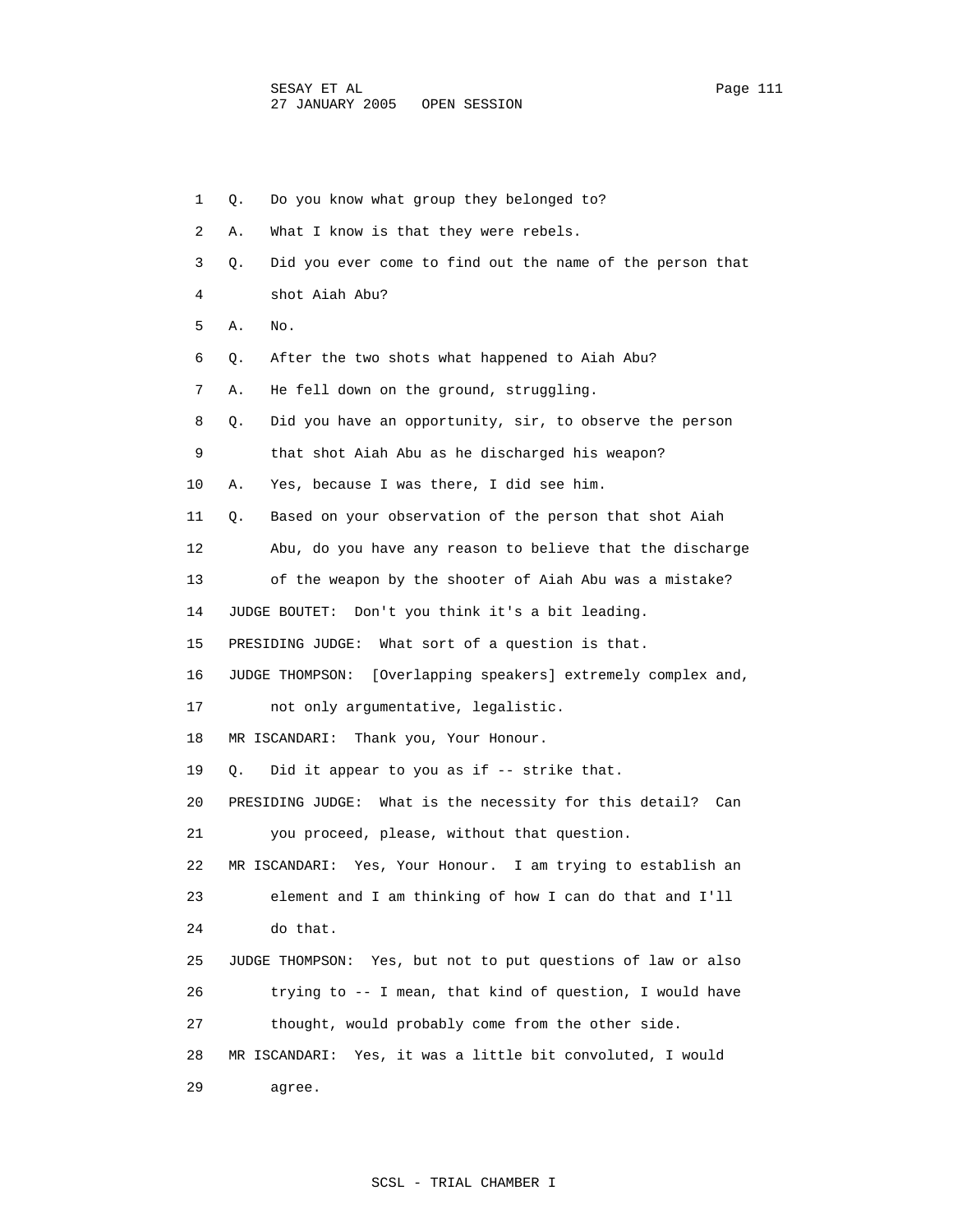1 Q. Do you know what group they belonged to?

2 A. What I know is that they were rebels.

3 Q. Did you ever come to find out the name of the person that

4 shot Aiah Abu?

5 A. No.

6 Q. After the two shots what happened to Aiah Abu?

7 A. He fell down on the ground, struggling.

8 Q. Did you have an opportunity, sir, to observe the person

9 that shot Aiah Abu as he discharged his weapon?

10 A. Yes, because I was there, I did see him.

11 Q. Based on your observation of the person that shot Aiah

12 Abu, do you have any reason to believe that the discharge

13 of the weapon by the shooter of Aiah Abu was a mistake?

14 JUDGE BOUTET: Don't you think it's a bit leading.

15 PRESIDING JUDGE: What sort of a question is that.

16 JUDGE THOMPSON: [Overlapping speakers] extremely complex and,

17 not only argumentative, legalistic.

18 MR ISCANDARI: Thank you, Your Honour.

19 Q. Did it appear to you as if -- strike that.

20 PRESIDING JUDGE: What is the necessity for this detail? Can

21 you proceed, please, without that question.

22 MR ISCANDARI: Yes, Your Honour. I am trying to establish an

23 element and I am thinking of how I can do that and I'll

24 do that.

25 JUDGE THOMPSON: Yes, but not to put questions of law or also

26 trying to -- I mean, that kind of question, I would have

27 thought, would probably come from the other side.

28 MR ISCANDARI: Yes, it was a little bit convoluted, I would

29 agree.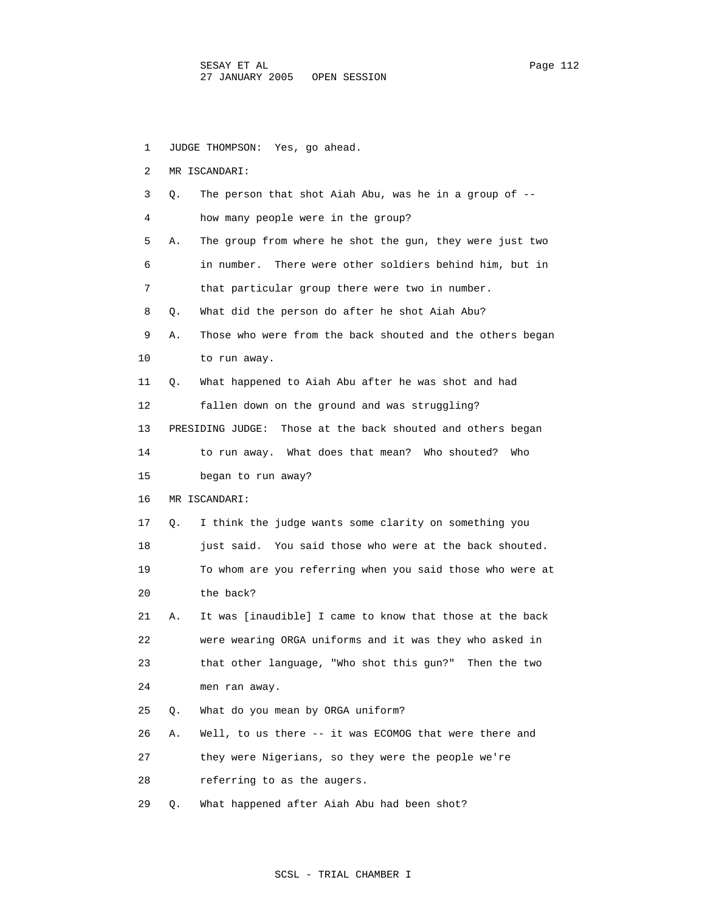1 JUDGE THOMPSON: Yes, go ahead.

2 MR ISCANDARI:

3 Q. The person that shot Aiah Abu, was he in a group of --

4 how many people were in the group?

5 A. The group from where he shot the gun, they were just two

6 in number. There were other soldiers behind him, but in

7 that particular group there were two in number.

8 Q. What did the person do after he shot Aiah Abu?

9 A. Those who were from the back shouted and the others began

10 to run away.

11 Q. What happened to Aiah Abu after he was shot and had

12 fallen down on the ground and was struggling?

13 PRESIDING JUDGE: Those at the back shouted and others began

14 to run away. What does that mean? Who shouted? Who

15 began to run away?

16 MR ISCANDARI:

17 Q. I think the judge wants some clarity on something you

18 just said. You said those who were at the back shouted.

19 To whom are you referring when you said those who were at

20 the back?

21 A. It was [inaudible] I came to know that those at the back

22 were wearing ORGA uniforms and it was they who asked in

23 that other language, "Who shot this gun?" Then the two

24 men ran away.

25 Q. What do you mean by ORGA uniform?

26 A. Well, to us there -- it was ECOMOG that were there and

27 they were Nigerians, so they were the people we're

28 referring to as the augers.

29 Q. What happened after Aiah Abu had been shot?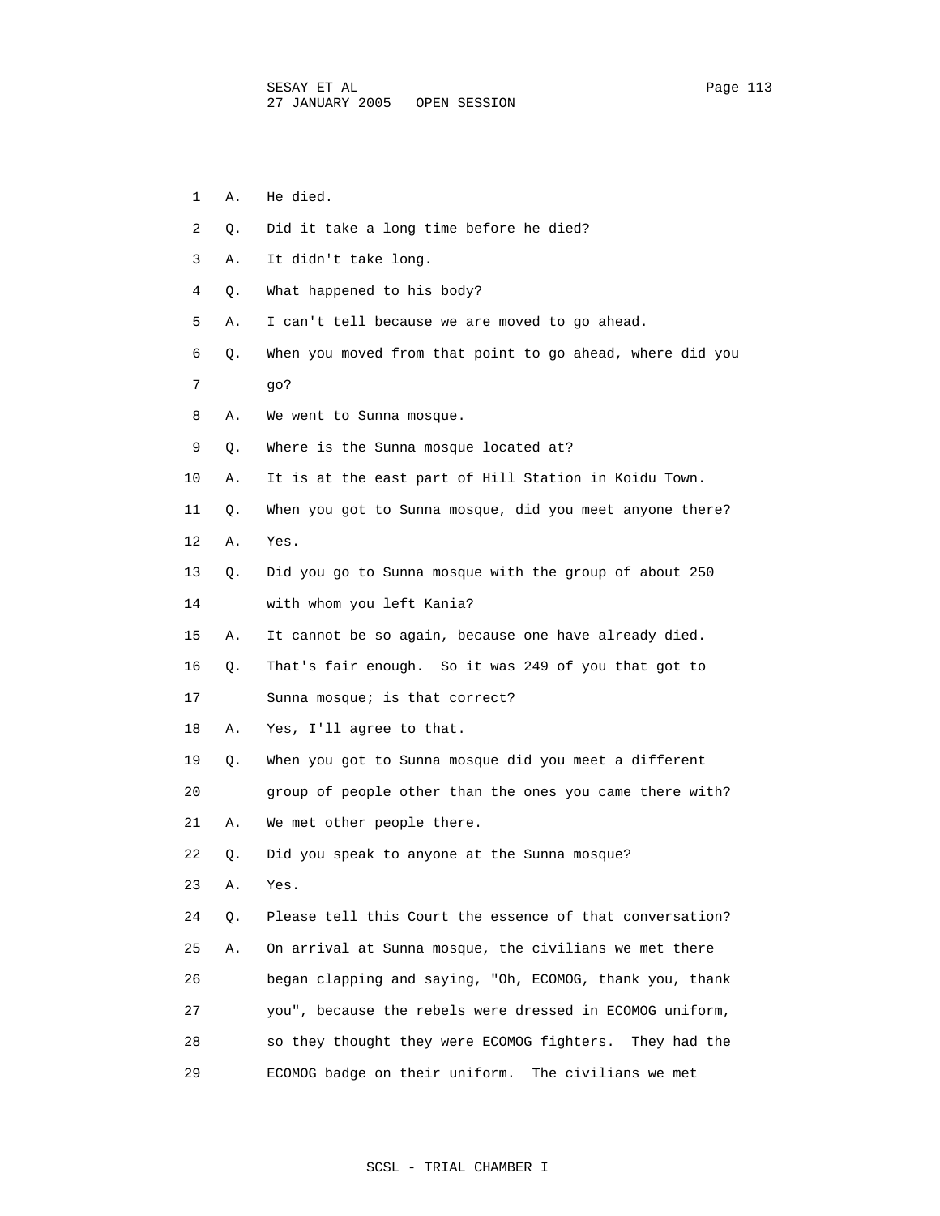1 A. He died.

2 Q. Did it take a long time before he died?

3 A. It didn't take long.

4 Q. What happened to his body?

5 A. I can't tell because we are moved to go ahead.

6 Q. When you moved from that point to go ahead, where did you

7 go?

8 A. We went to Sunna mosque.

9 Q. Where is the Sunna mosque located at?

10 A. It is at the east part of Hill Station in Koidu Town.

11 Q. When you got to Sunna mosque, did you meet anyone there?

12 A. Yes.

13 Q. Did you go to Sunna mosque with the group of about 250

14 with whom you left Kania?

15 A. It cannot be so again, because one have already died.

16 Q. That's fair enough. So it was 249 of you that got to

17 Sunna mosque; is that correct?

18 A. Yes, I'll agree to that.

19 Q. When you got to Sunna mosque did you meet a different

20 group of people other than the ones you came there with?

21 A. We met other people there.

22 Q. Did you speak to anyone at the Sunna mosque?

23 A. Yes.

24 Q. Please tell this Court the essence of that conversation?

25 A. On arrival at Sunna mosque, the civilians we met there

26 began clapping and saying, "Oh, ECOMOG, thank you, thank

27 you", because the rebels were dressed in ECOMOG uniform,

28 so they thought they were ECOMOG fighters. They had the

29 ECOMOG badge on their uniform. The civilians we met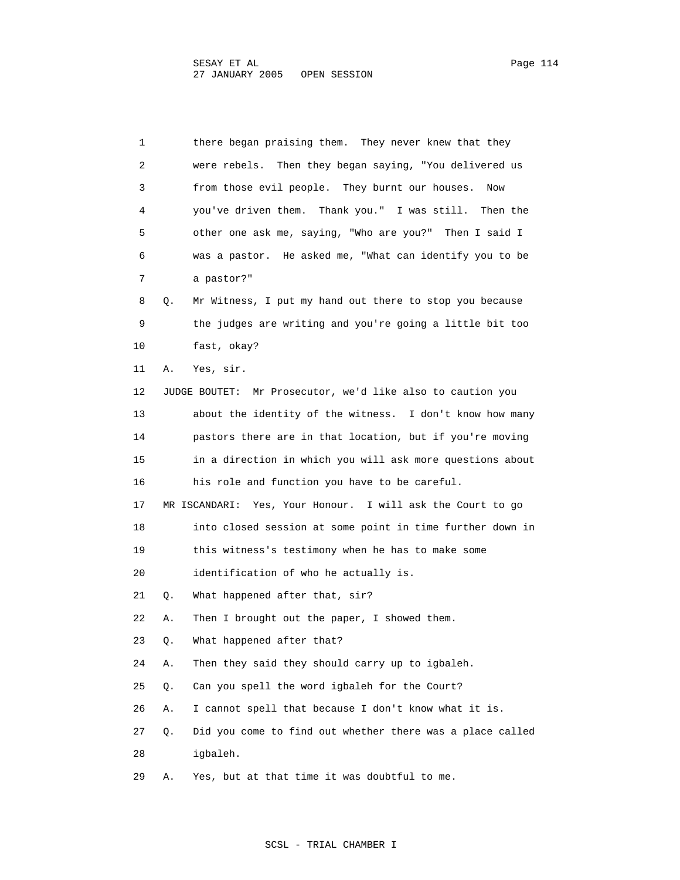1 there began praising them. They never knew that they
2 were rebels. Then they began saying, "You delivered us
3 from those evil people. They burnt our houses. Now
4 you've driven them. Thank you." I was still. Then the
5 other one ask me, saying, "Who are you?" Then I said I
6 was a pastor. He asked me, "What can identify you to be
7 a pastor?"

8 Q. Mr Witness, I put my hand out there to stop you because
9 the judges are writing and you're going a little bit too
10 fast, okay?

11 A. Yes, sir.

12 JUDGE BOUTET: Mr Prosecutor, we'd like also to caution you
13 about the identity of the witness. I don't know how many
14 pastors there are in that location, but if you're moving
15 in a direction in which you will ask more questions about
16 his role and function you have to be careful.

17 MR ISCANDARI: Yes, Your Honour. I will ask the Court to go
18 into closed session at some point in time further down in
19 this witness's testimony when he has to make some
20 identification of who he actually is.

21 Q. What happened after that, sir?

22 A. Then I brought out the paper, I showed them.

23 Q. What happened after that?

24 A. Then they said they should carry up to igbaleh.

25 Q. Can you spell the word igbaleh for the Court?

26 A. I cannot spell that because I don't know what it is.

27 Q. Did you come to find out whether there was a place called
28 igbaleh.

29 A. Yes, but at that time it was doubtful to me.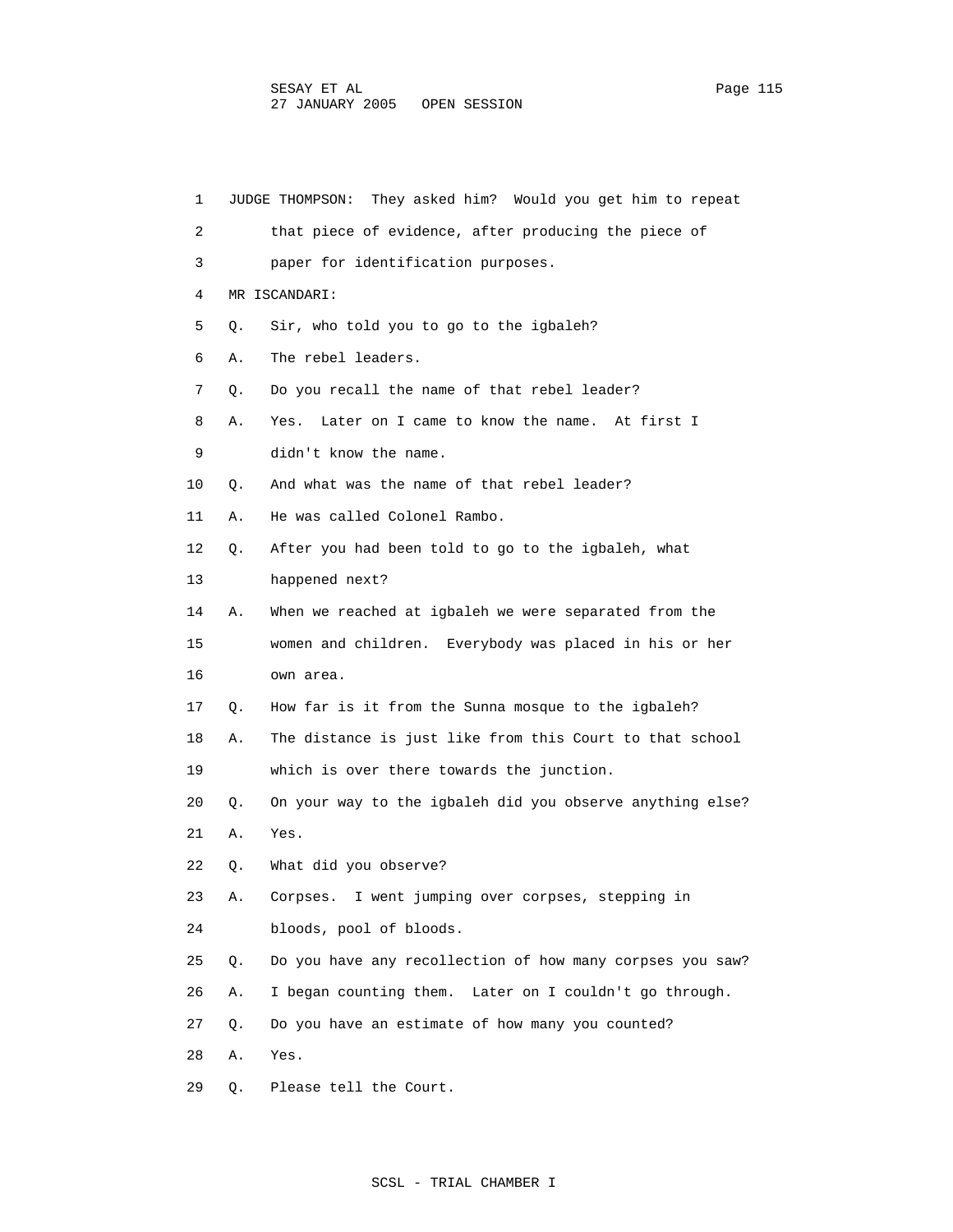JUDGE THOMPSON: They asked him? Would you get him to repeat that piece of evidence, after producing the piece of paper for identification purposes.

MR ISCANDARI:

Q. Sir, who told you to go to the igbaleh?

A. The rebel leaders.

Q. Do you recall the name of that rebel leader?

A. Yes. Later on I came to know the name. At first I didn't know the name.

Q. And what was the name of that rebel leader?

A. He was called Colonel Rambo.

Q. After you had been told to go to the igbaleh, what happened next?

A. When we reached at igbaleh we were separated from the women and children. Everybody was placed in his or her own area.

Q. How far is it from the Sunna mosque to the igbaleh?

A. The distance is just like from this Court to that school which is over there towards the junction.

Q. On your way to the igbaleh did you observe anything else?

A. Yes.

Q. What did you observe?

A. Corpses. I went jumping over corpses, stepping in bloods, pool of bloods.

Q. Do you have any recollection of how many corpses you saw?

A. I began counting them. Later on I couldn't go through.

Q. Do you have an estimate of how many you counted?

A. Yes.

Q. Please tell the Court.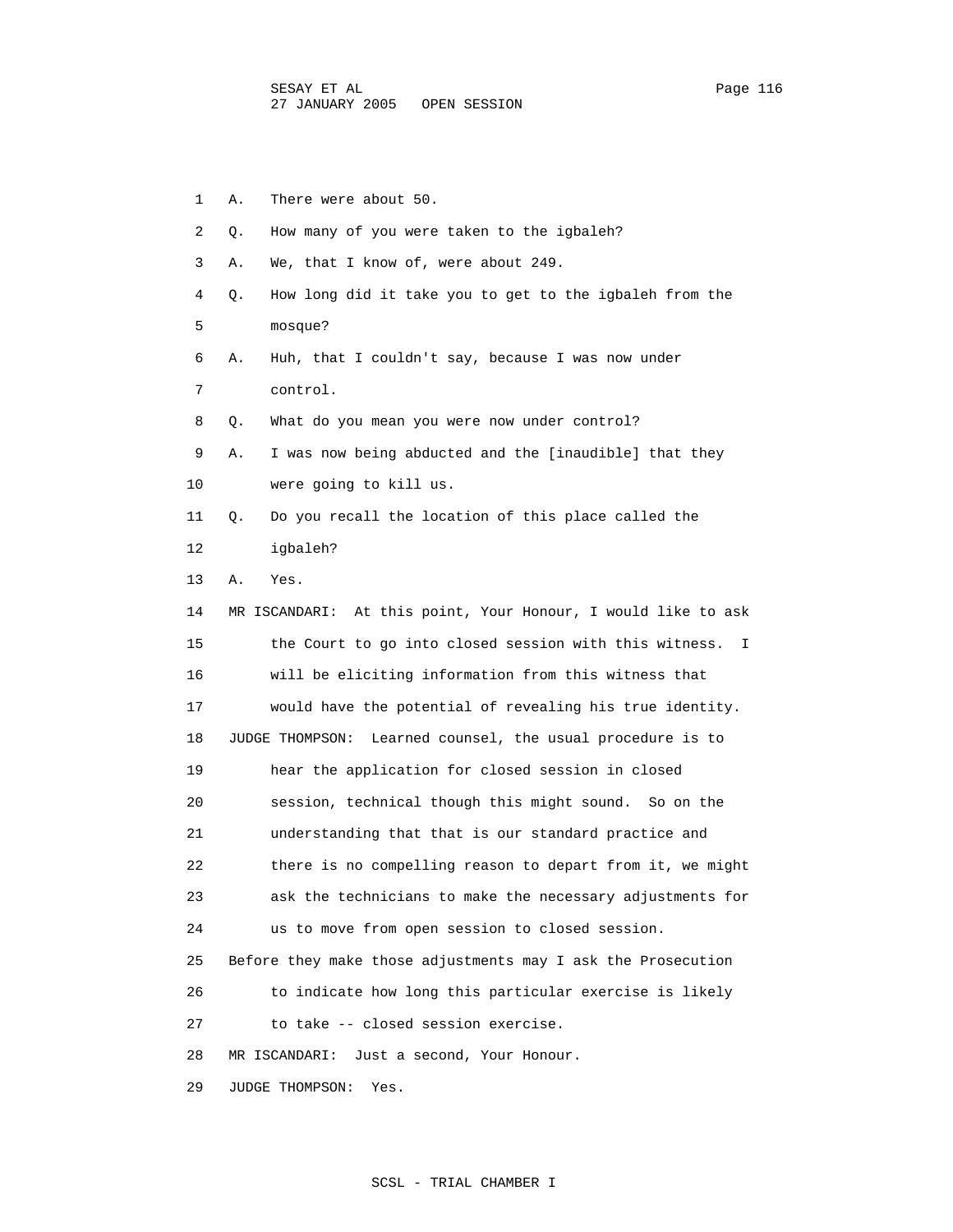1 A. There were about 50.

2 Q. How many of you were taken to the igbaleh?

3 A. We, that I know of, were about 249.

4 Q. How long did it take you to get to the igbaleh from the
5 mosque?

6 A. Huh, that I couldn't say, because I was now under
7 control.

8 Q. What do you mean you were now under control?

9 A. I was now being abducted and the [inaudible] that they
10 were going to kill us.

11 Q. Do you recall the location of this place called the
12 igbaleh?

13 A. Yes.

14 MR ISCANDARI: At this point, Your Honour, I would like to ask
15 the Court to go into closed session with this witness. I
16 will be eliciting information from this witness that
17 would have the potential of revealing his true identity.

18 JUDGE THOMPSON: Learned counsel, the usual procedure is to
19 hear the application for closed session in closed
20 session, technical though this might sound. So on the
21 understanding that that is our standard practice and
22 there is no compelling reason to depart from it, we might
23 ask the technicians to make the necessary adjustments for
24 us to move from open session to closed session.

25 Before they make those adjustments may I ask the Prosecution
26 to indicate how long this particular exercise is likely
27 to take -- closed session exercise.

28 MR ISCANDARI: Just a second, Your Honour.

29 JUDGE THOMPSON: Yes.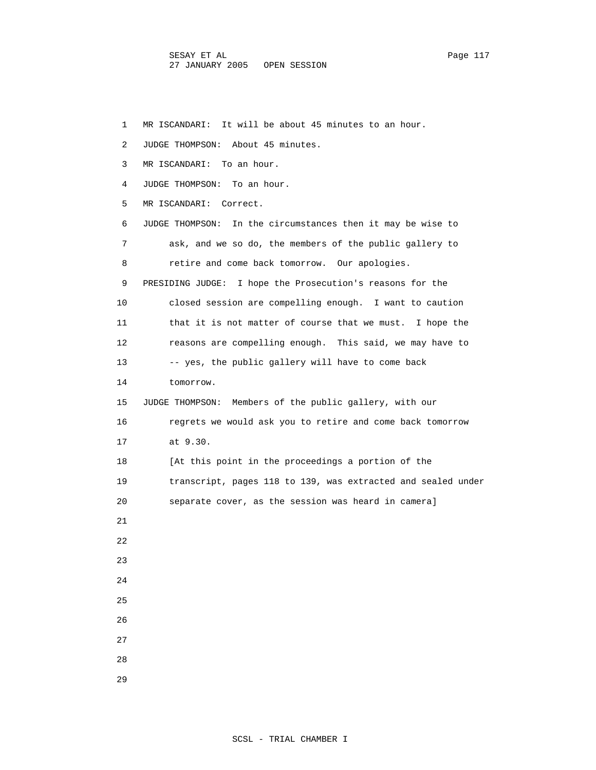MR ISCANDARI: It will be about 45 minutes to an hour.

JUDGE THOMPSON: About 45 minutes.

MR ISCANDARI: To an hour.

JUDGE THOMPSON: To an hour.

MR ISCANDARI: Correct.

JUDGE THOMPSON: In the circumstances then it may be wise to ask, and we so do, the members of the public gallery to retire and come back tomorrow. Our apologies.

PRESIDING JUDGE: I hope the Prosecution's reasons for the closed session are compelling enough. I want to caution that it is not matter of course that we must. I hope the reasons are compelling enough. This said, we may have to -- yes, the public gallery will have to come back tomorrow.

JUDGE THOMPSON: Members of the public gallery, with our regrets we would ask you to retire and come back tomorrow at 9.30.

[At this point in the proceedings a portion of the transcript, pages 118 to 139, was extracted and sealed under separate cover, as the session was heard in camera]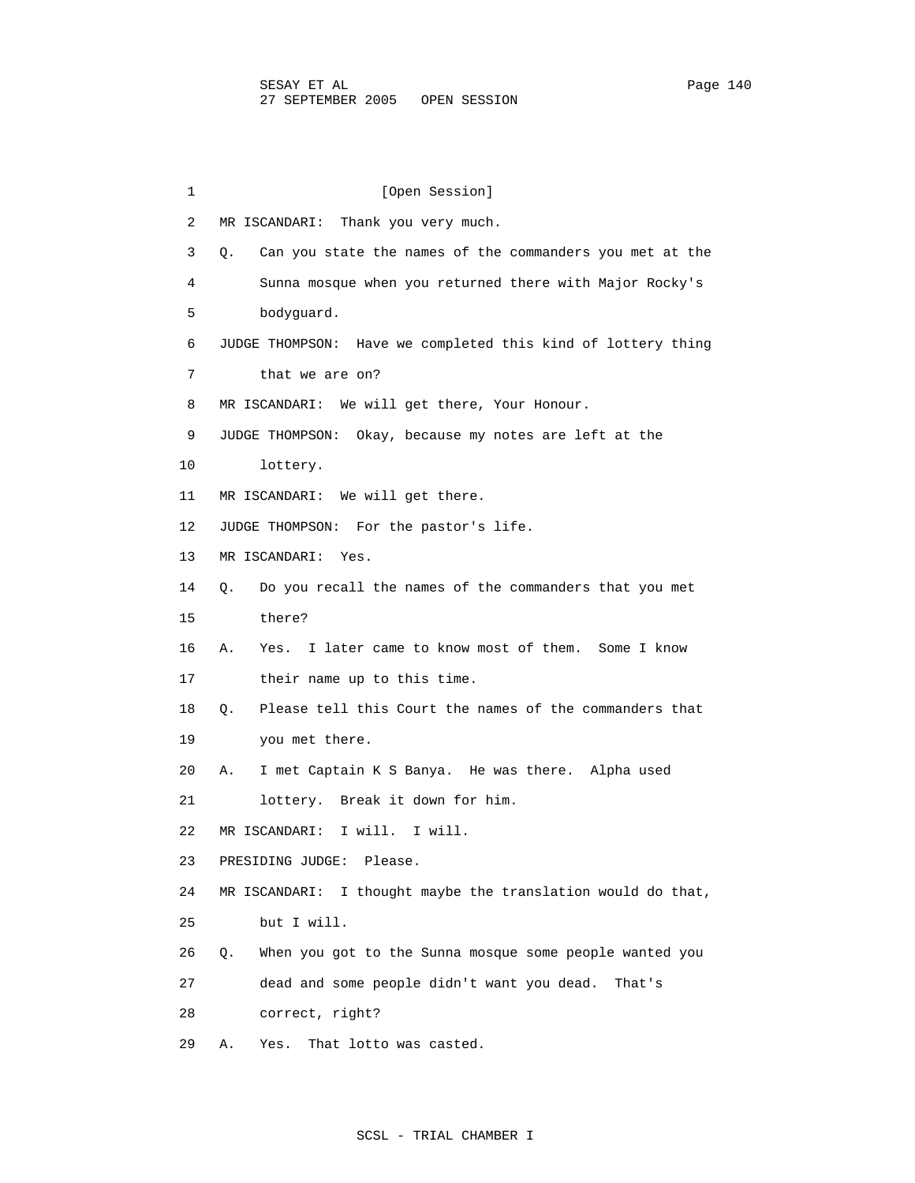[Open Session]

MR ISCANDARI: Thank you very much.

Q. Can you state the names of the commanders you met at the Sunna mosque when you returned there with Major Rocky's bodyguard.

JUDGE THOMPSON: Have we completed this kind of lottery thing that we are on?

MR ISCANDARI: We will get there, Your Honour.

JUDGE THOMPSON: Okay, because my notes are left at the lottery.

MR ISCANDARI: We will get there.

JUDGE THOMPSON: For the pastor's life.

MR ISCANDARI: Yes.

Q. Do you recall the names of the commanders that you met there?

A. Yes. I later came to know most of them. Some I know their name up to this time.

Q. Please tell this Court the names of the commanders that you met there.

A. I met Captain K S Banya. He was there. Alpha used lottery. Break it down for him.

MR ISCANDARI: I will. I will.

PRESIDING JUDGE: Please.

MR ISCANDARI: I thought maybe the translation would do that, but I will.

Q. When you got to the Sunna mosque some people wanted you dead and some people didn't want you dead. That's correct, right?

A. Yes. That lotto was casted.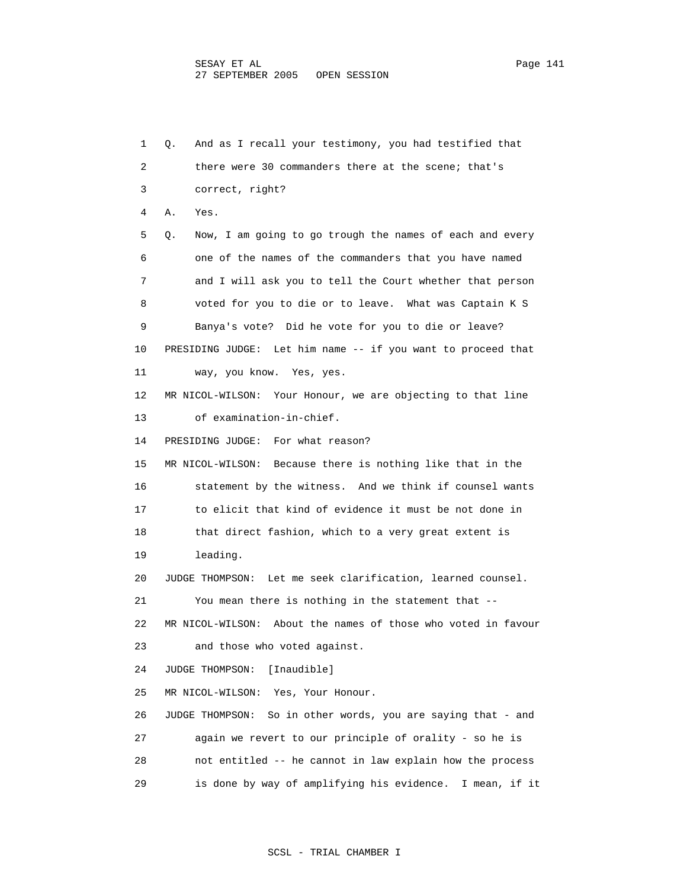Q. And as I recall your testimony, you had testified that there were 30 commanders there at the scene; that's correct, right?

A. Yes.

Q. Now, I am going to go trough the names of each and every one of the names of the commanders that you have named and I will ask you to tell the Court whether that person voted for you to die or to leave. What was Captain K S Banya's vote? Did he vote for you to die or leave?

PRESIDING JUDGE: Let him name -- if you want to proceed that way, you know. Yes, yes.

MR NICOL-WILSON: Your Honour, we are objecting to that line of examination-in-chief.

PRESIDING JUDGE: For what reason?

MR NICOL-WILSON: Because there is nothing like that in the statement by the witness. And we think if counsel wants to elicit that kind of evidence it must be not done in that direct fashion, which to a very great extent is leading.

JUDGE THOMPSON: Let me seek clarification, learned counsel. You mean there is nothing in the statement that --

MR NICOL-WILSON: About the names of those who voted in favour and those who voted against.

JUDGE THOMPSON: [Inaudible]

MR NICOL-WILSON: Yes, Your Honour.

JUDGE THOMPSON: So in other words, you are saying that - and again we revert to our principle of orality - so he is not entitled -- he cannot in law explain how the process is done by way of amplifying his evidence. I mean, if it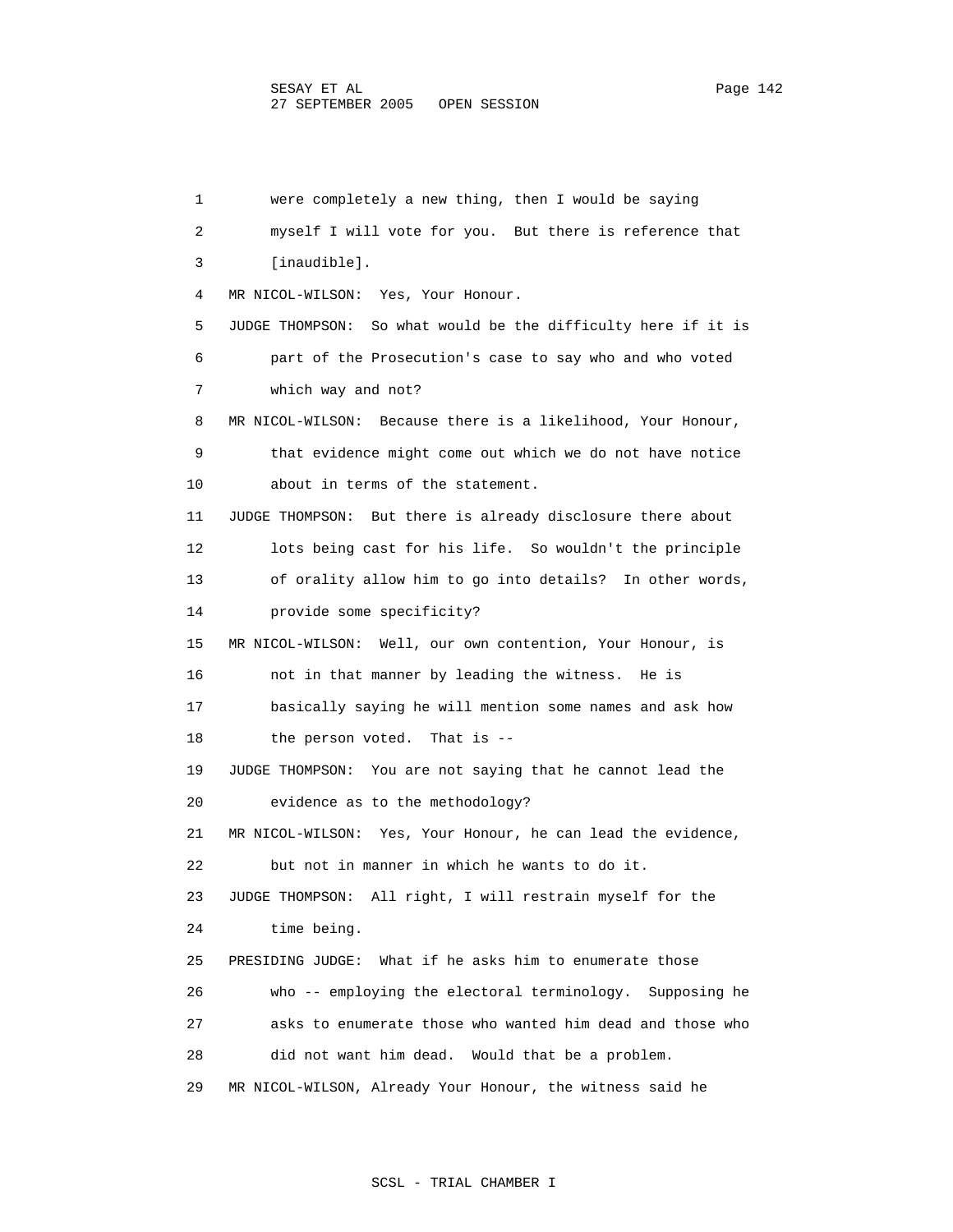were completely a new thing, then I would be saying myself I will vote for you. But there is reference that [inaudible].

MR NICOL-WILSON: Yes, Your Honour.

JUDGE THOMPSON: So what would be the difficulty here if it is part of the Prosecution's case to say who and who voted which way and not?

MR NICOL-WILSON: Because there is a likelihood, Your Honour, that evidence might come out which we do not have notice about in terms of the statement.

JUDGE THOMPSON: But there is already disclosure there about lots being cast for his life. So wouldn't the principle of orality allow him to go into details? In other words, provide some specificity?

MR NICOL-WILSON: Well, our own contention, Your Honour, is not in that manner by leading the witness. He is basically saying he will mention some names and ask how the person voted. That is --

JUDGE THOMPSON: You are not saying that he cannot lead the evidence as to the methodology?

MR NICOL-WILSON: Yes, Your Honour, he can lead the evidence, but not in manner in which he wants to do it.

JUDGE THOMPSON: All right, I will restrain myself for the time being.

PRESIDING JUDGE: What if he asks him to enumerate those who -- employing the electoral terminology. Supposing he asks to enumerate those who wanted him dead and those who did not want him dead. Would that be a problem.

MR NICOL-WILSON, Already Your Honour, the witness said he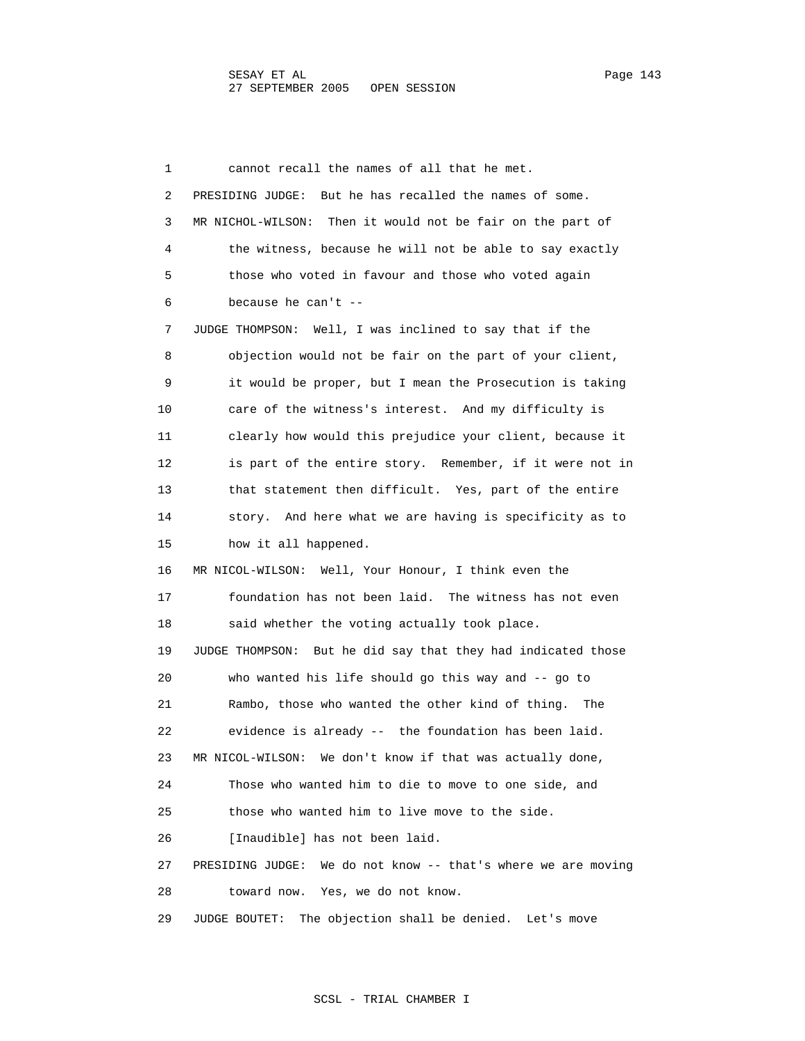1 cannot recall the names of all that he met.

2 PRESIDING JUDGE: But he has recalled the names of some.

3 MR NICHOL-WILSON: Then it would not be fair on the part of

4 the witness, because he will not be able to say exactly

5 those who voted in favour and those who voted again

6 because he can't --

7 JUDGE THOMPSON: Well, I was inclined to say that if the

8 objection would not be fair on the part of your client,

9 it would be proper, but I mean the Prosecution is taking

10 care of the witness's interest. And my difficulty is

11 clearly how would this prejudice your client, because it

12 is part of the entire story. Remember, if it were not in

13 that statement then difficult. Yes, part of the entire

14 story. And here what we are having is specificity as to

15 how it all happened.

16 MR NICOL-WILSON: Well, Your Honour, I think even the

17 foundation has not been laid. The witness has not even

18 said whether the voting actually took place.

19 JUDGE THOMPSON: But he did say that they had indicated those

20 who wanted his life should go this way and -- go to

21 Rambo, those who wanted the other kind of thing. The

22 evidence is already -- the foundation has been laid.

23 MR NICOL-WILSON: We don't know if that was actually done,

24 Those who wanted him to die to move to one side, and

25 those who wanted him to live move to the side.

26 [Inaudible] has not been laid.

27 PRESIDING JUDGE: We do not know -- that's where we are moving

28 toward now. Yes, we do not know.

29 JUDGE BOUTET: The objection shall be denied. Let's move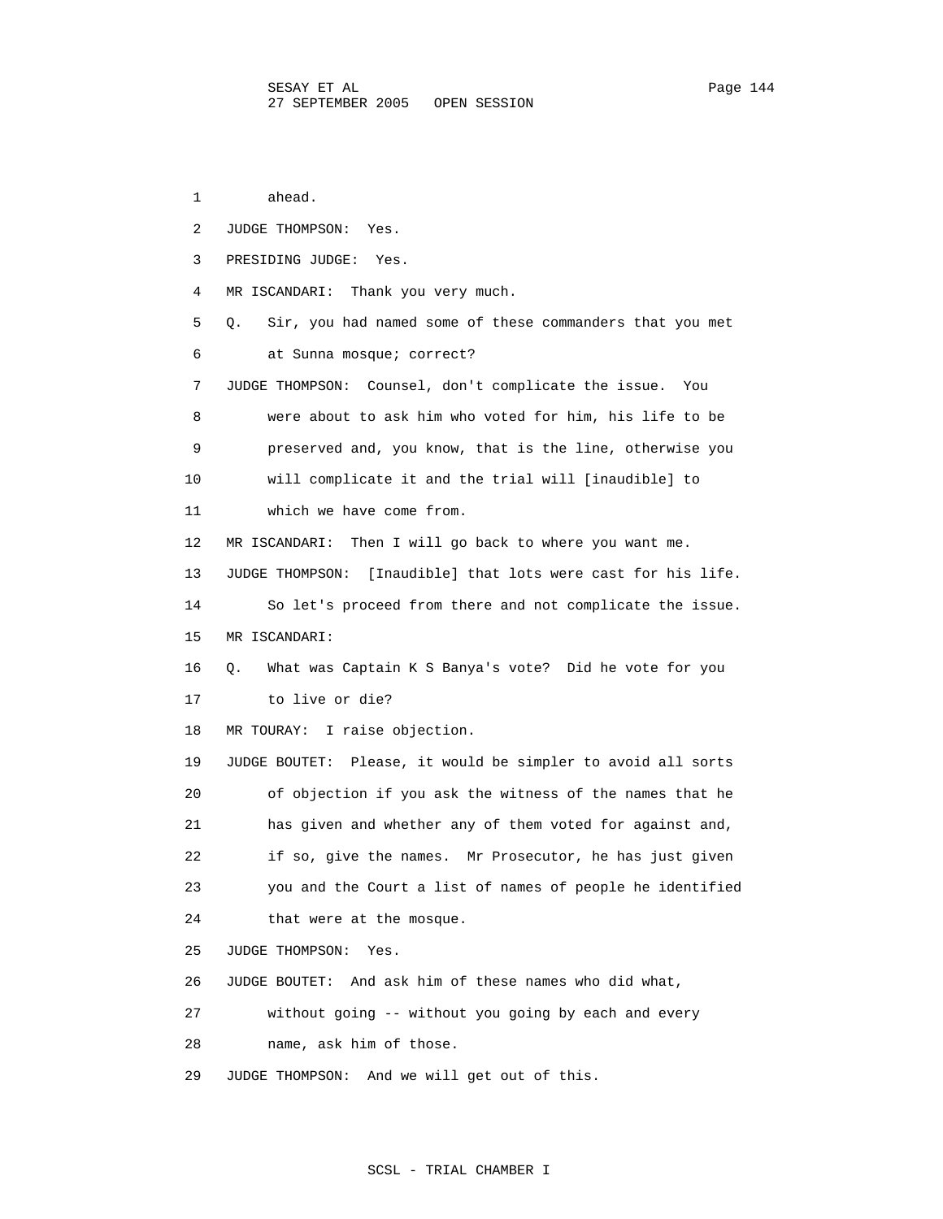1 ahead.

2 JUDGE THOMPSON: Yes.

3 PRESIDING JUDGE: Yes.

4 MR ISCANDARI: Thank you very much.

5 Q. Sir, you had named some of these commanders that you met

6 at Sunna mosque; correct?

7 JUDGE THOMPSON: Counsel, don't complicate the issue. You

8 were about to ask him who voted for him, his life to be

9 preserved and, you know, that is the line, otherwise you

10 will complicate it and the trial will [inaudible] to

11 which we have come from.

12 MR ISCANDARI: Then I will go back to where you want me.

13 JUDGE THOMPSON: [Inaudible] that lots were cast for his life.

14 So let's proceed from there and not complicate the issue.

15 MR ISCANDARI:

16 Q. What was Captain K S Banya's vote? Did he vote for you

17 to live or die?

18 MR TOURAY: I raise objection.

19 JUDGE BOUTET: Please, it would be simpler to avoid all sorts

20 of objection if you ask the witness of the names that he

21 has given and whether any of them voted for against and,

22 if so, give the names. Mr Prosecutor, he has just given

23 you and the Court a list of names of people he identified

24 that were at the mosque.

25 JUDGE THOMPSON: Yes.

26 JUDGE BOUTET: And ask him of these names who did what,

27 without going -- without you going by each and every

28 name, ask him of those.

29 JUDGE THOMPSON: And we will get out of this.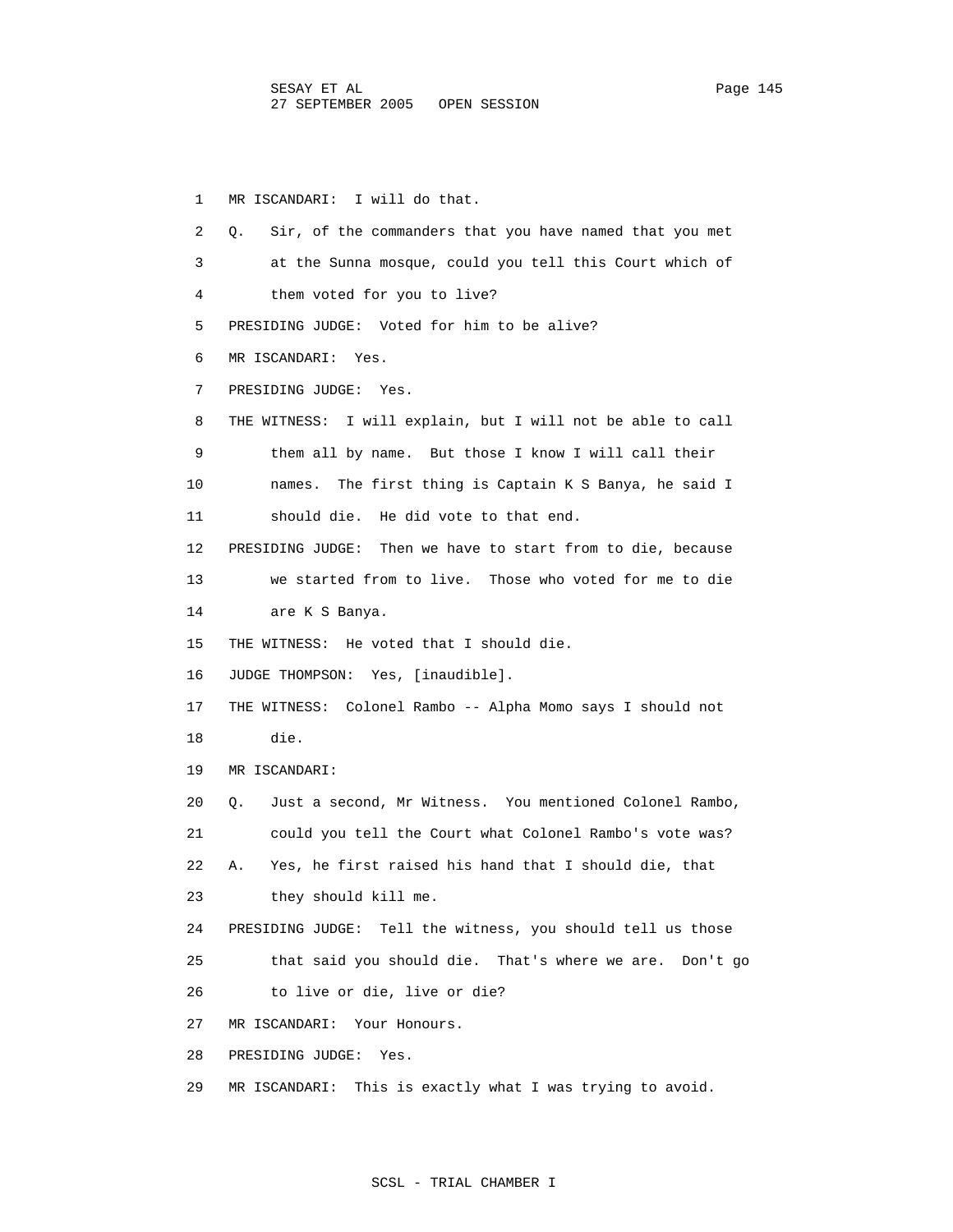1 MR ISCANDARI: I will do that.

2 Q. Sir, of the commanders that you have named that you met

3 at the Sunna mosque, could you tell this Court which of

4 them voted for you to live?

5 PRESIDING JUDGE: Voted for him to be alive?

6 MR ISCANDARI: Yes.

7 PRESIDING JUDGE: Yes.

8 THE WITNESS: I will explain, but I will not be able to call

9 them all by name. But those I know I will call their

10 names. The first thing is Captain K S Banya, he said I

11 should die. He did vote to that end.

12 PRESIDING JUDGE: Then we have to start from to die, because

13 we started from to live. Those who voted for me to die

14 are K S Banya.

15 THE WITNESS: He voted that I should die.

16 JUDGE THOMPSON: Yes, [inaudible].

17 THE WITNESS: Colonel Rambo -- Alpha Momo says I should not

18 die.

19 MR ISCANDARI:

20 Q. Just a second, Mr Witness. You mentioned Colonel Rambo,

21 could you tell the Court what Colonel Rambo's vote was?

22 A. Yes, he first raised his hand that I should die, that

23 they should kill me.

24 PRESIDING JUDGE: Tell the witness, you should tell us those

25 that said you should die. That's where we are. Don't go

26 to live or die, live or die?

27 MR ISCANDARI: Your Honours.

28 PRESIDING JUDGE: Yes.

29 MR ISCANDARI: This is exactly what I was trying to avoid.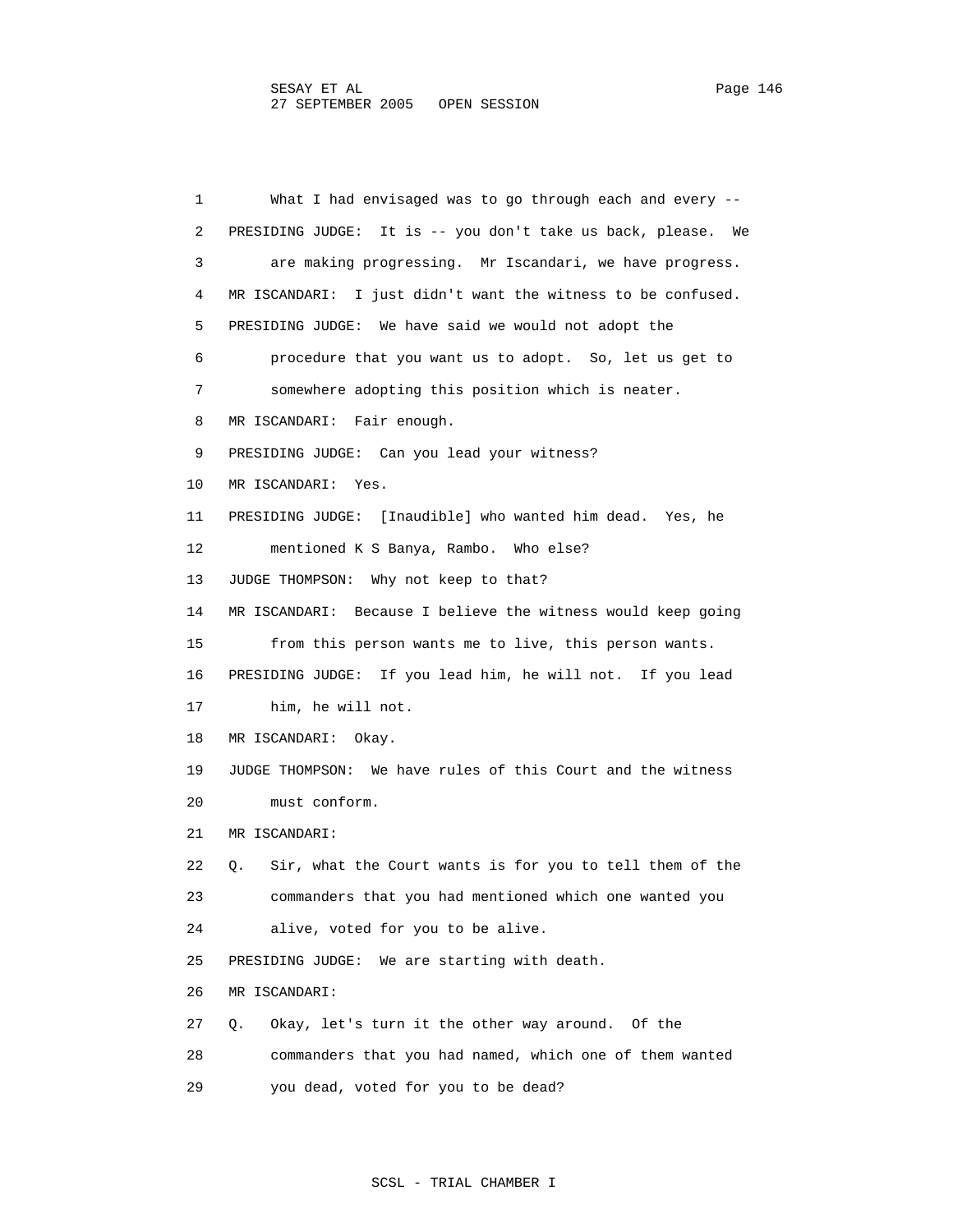What I had envisaged was to go through each and every --

PRESIDING JUDGE: It is -- you don't take us back, please. We are making progressing. Mr Iscandari, we have progress.

MR ISCANDARI: I just didn't want the witness to be confused.

PRESIDING JUDGE: We have said we would not adopt the procedure that you want us to adopt. So, let us get to somewhere adopting this position which is neater.

MR ISCANDARI: Fair enough.

PRESIDING JUDGE: Can you lead your witness?

MR ISCANDARI: Yes.

PRESIDING JUDGE: [Inaudible] who wanted him dead. Yes, he mentioned K S Banya, Rambo. Who else?

JUDGE THOMPSON: Why not keep to that?

MR ISCANDARI: Because I believe the witness would keep going from this person wants me to live, this person wants.

PRESIDING JUDGE: If you lead him, he will not. If you lead him, he will not.

MR ISCANDARI: Okay.

JUDGE THOMPSON: We have rules of this Court and the witness must conform.

MR ISCANDARI:

Q. Sir, what the Court wants is for you to tell them of the commanders that you had mentioned which one wanted you alive, voted for you to be alive.

PRESIDING JUDGE: We are starting with death.

MR ISCANDARI:

Q. Okay, let's turn it the other way around. Of the commanders that you had named, which one of them wanted you dead, voted for you to be dead?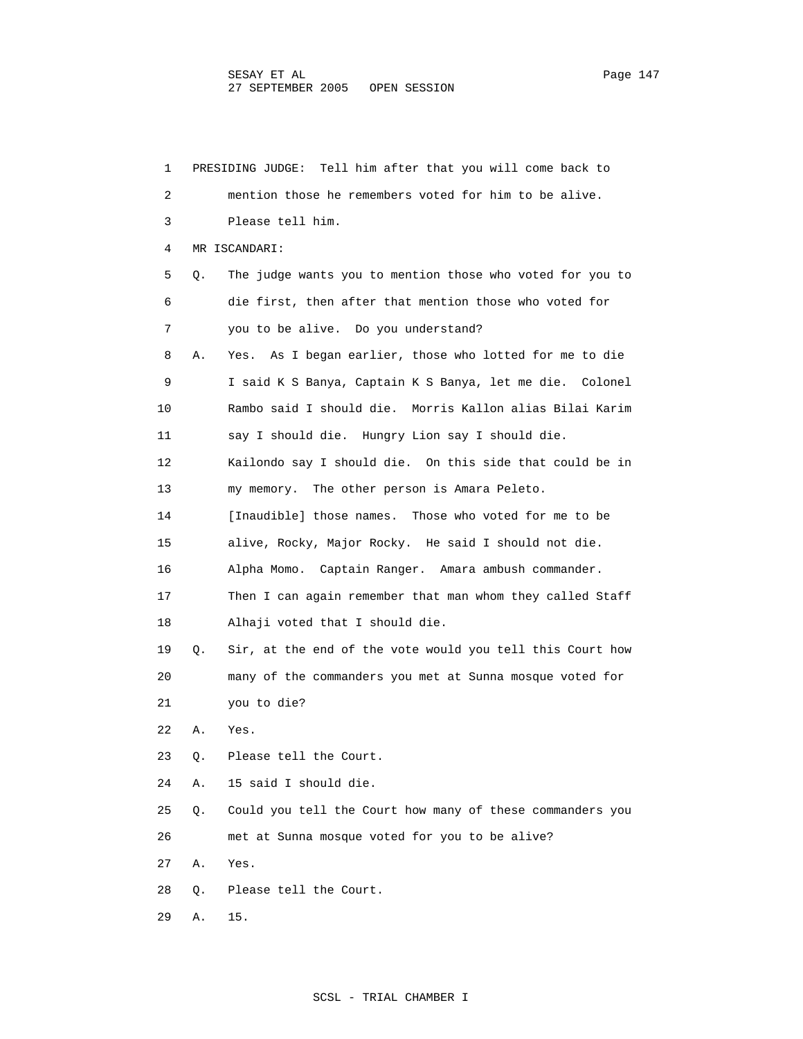PRESIDING JUDGE: Tell him after that you will come back to mention those he remembers voted for him to be alive. Please tell him.

MR ISCANDARI:

Q. The judge wants you to mention those who voted for you to die first, then after that mention those who voted for you to be alive. Do you understand?

A. Yes. As I began earlier, those who lotted for me to die I said K S Banya, Captain K S Banya, let me die. Colonel Rambo said I should die. Morris Kallon alias Bilai Karim say I should die. Hungry Lion say I should die. Kailondo say I should die. On this side that could be in my memory. The other person is Amara Peleto. [Inaudible] those names. Those who voted for me to be alive, Rocky, Major Rocky. He said I should not die. Alpha Momo. Captain Ranger. Amara ambush commander. Then I can again remember that man whom they called Staff Alhaji voted that I should die.

Q. Sir, at the end of the vote would you tell this Court how many of the commanders you met at Sunna mosque voted for you to die?

A. Yes.

Q. Please tell the Court.

A. 15 said I should die.

Q. Could you tell the Court how many of these commanders you met at Sunna mosque voted for you to be alive?

A. Yes.

Q. Please tell the Court.

A. 15.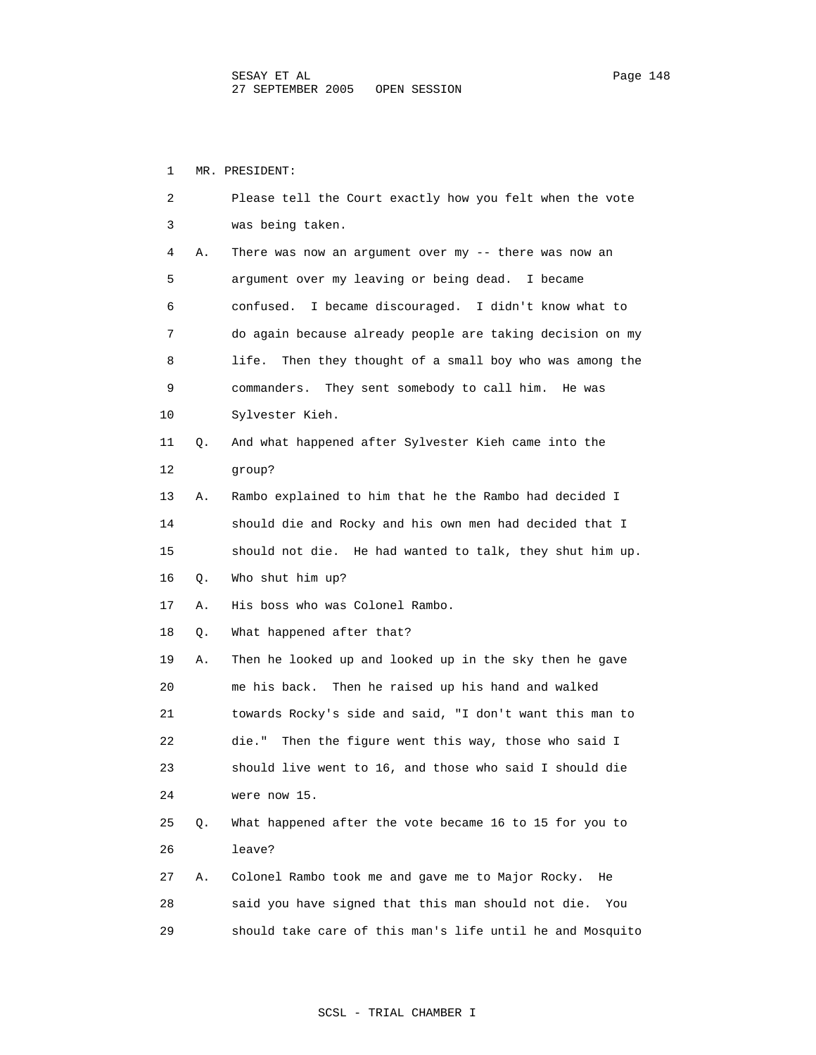MR. PRESIDENT:

Please tell the Court exactly how you felt when the vote was being taken.

A. There was now an argument over my -- there was now an argument over my leaving or being dead. I became confused. I became discouraged. I didn't know what to do again because already people are taking decision on my life. Then they thought of a small boy who was among the commanders. They sent somebody to call him. He was Sylvester Kieh.

Q. And what happened after Sylvester Kieh came into the group?

A. Rambo explained to him that he the Rambo had decided I should die and Rocky and his own men had decided that I should not die. He had wanted to talk, they shut him up.

Q. Who shut him up?

A. His boss who was Colonel Rambo.

Q. What happened after that?

A. Then he looked up and looked up in the sky then he gave me his back. Then he raised up his hand and walked towards Rocky's side and said, "I don't want this man to die." Then the figure went this way, those who said I should live went to 16, and those who said I should die were now 15.

Q. What happened after the vote became 16 to 15 for you to leave?

A. Colonel Rambo took me and gave me to Major Rocky. He said you have signed that this man should not die. You should take care of this man's life until he and Mosquito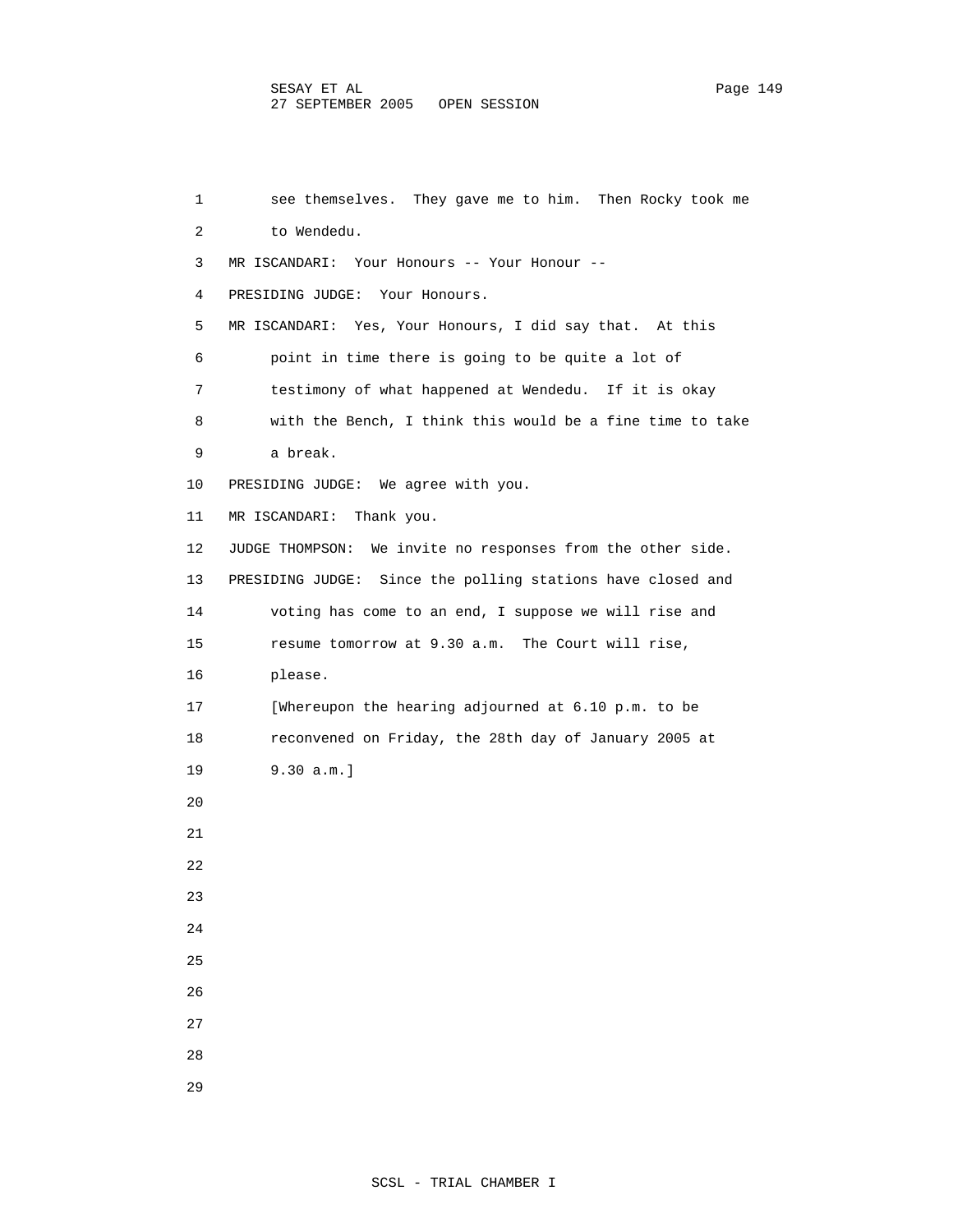see themselves. They gave me to him. Then Rocky took me to Wendedu.

MR ISCANDARI: Your Honours -- Your Honour --

PRESIDING JUDGE: Your Honours.

MR ISCANDARI: Yes, Your Honours, I did say that. At this point in time there is going to be quite a lot of testimony of what happened at Wendedu. If it is okay with the Bench, I think this would be a fine time to take a break.

PRESIDING JUDGE: We agree with you.

MR ISCANDARI: Thank you.

JUDGE THOMPSON: We invite no responses from the other side.

PRESIDING JUDGE: Since the polling stations have closed and voting has come to an end, I suppose we will rise and resume tomorrow at 9.30 a.m. The Court will rise, please.

[Whereupon the hearing adjourned at 6.10 p.m. to be reconvened on Friday, the 28th day of January 2005 at 9.30 a.m.]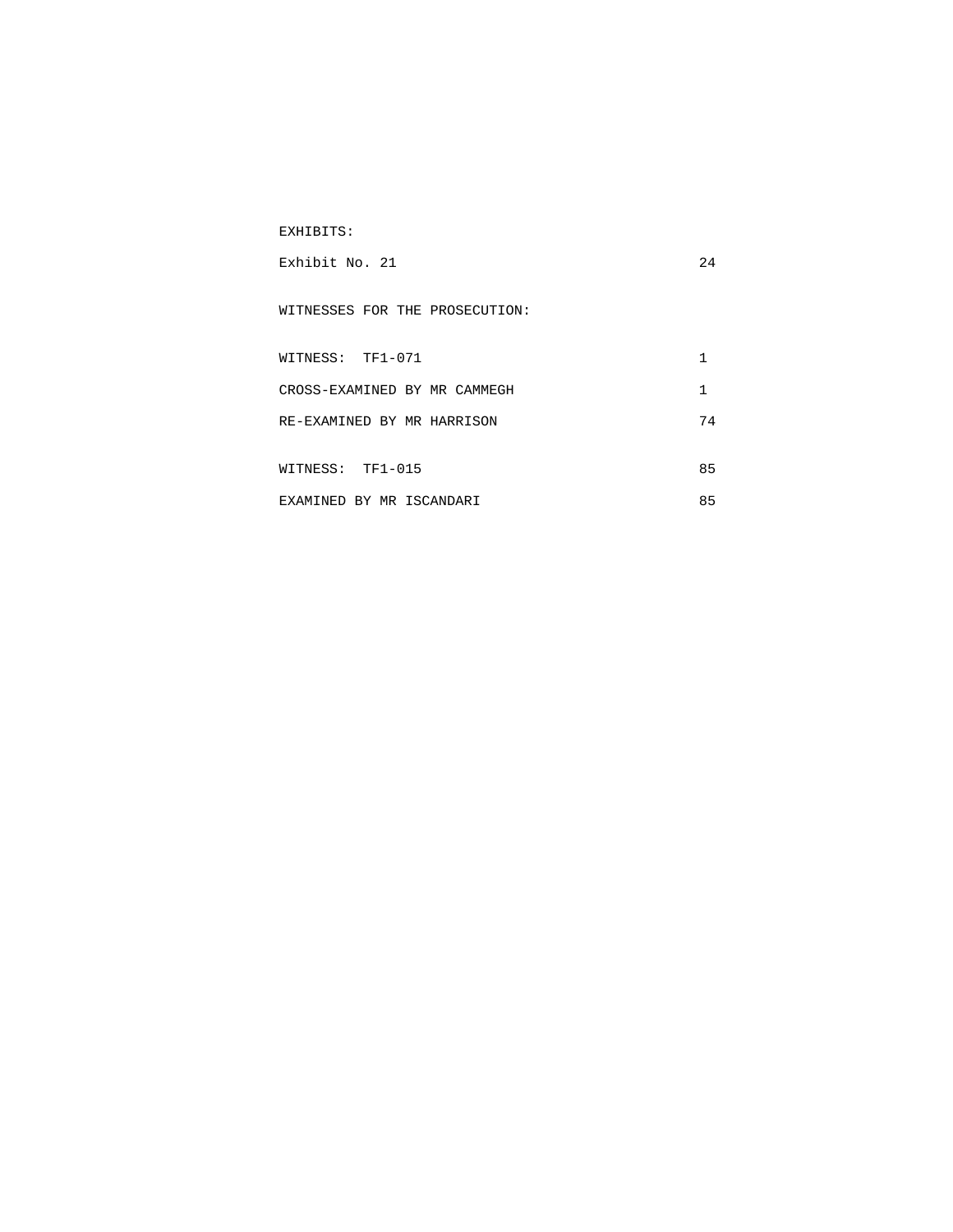EXHIBITS:

| | |
|---|---|
| Exhibit No. 21 | 24 |

WITNESSES FOR THE PROSECUTION:

| | |
|---|---|
| WITNESS: TF1-071 | 1 |
| CROSS-EXAMINED BY MR CAMMEGH | 1 |
| RE-EXAMINED BY MR HARRISON | 74 |
| WITNESS: TF1-015 | 85 |
| EXAMINED BY MR ISCANDARI | 85 |